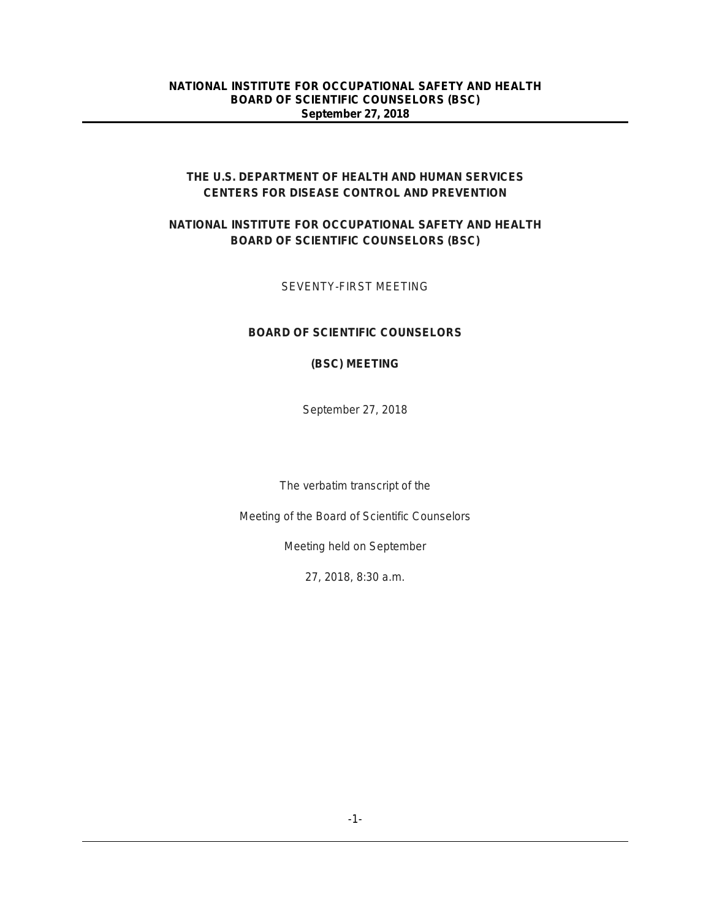**THE U.S. DEPARTMENT OF HEALTH AND HUMAN SERVICES**
**CENTERS FOR DISEASE CONTROL AND PREVENTION**

**NATIONAL INSTITUTE FOR OCCUPATIONAL SAFETY AND HEALTH**
**BOARD OF SCIENTIFIC COUNSELORS (BSC)**

SEVENTY-FIRST MEETING

**BOARD OF SCIENTIFIC COUNSELORS**

**(BSC) MEETING**

September 27, 2018

The verbatim transcript of the

Meeting of the Board of Scientific Counselors

Meeting held on September

27, 2018, 8:30 a.m.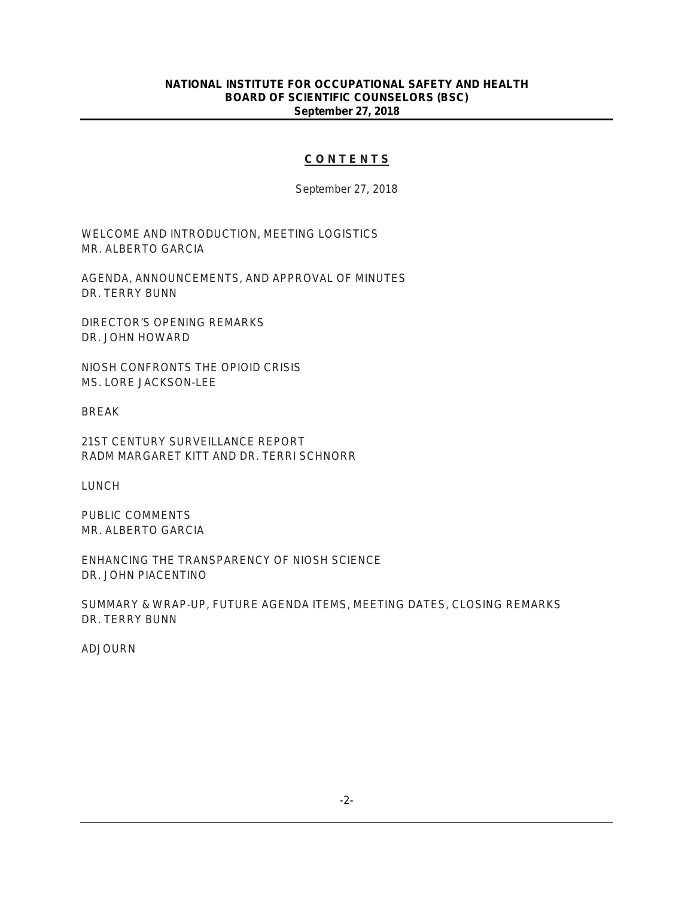**NATIONAL INSTITUTE FOR OCCUPATIONAL SAFETY AND HEALTH**
**BOARD OF SCIENTIFIC COUNSELORS (BSC)**
**September 27, 2018**

## CONTENTS

September 27, 2018

WELCOME AND INTRODUCTION, MEETING LOGISTICS
MR. ALBERTO GARCIA

AGENDA, ANNOUNCEMENTS, AND APPROVAL OF MINUTES
DR. TERRY BUNN

DIRECTOR'S OPENING REMARKS
DR. JOHN HOWARD

NIOSH CONFRONTS THE OPIOID CRISIS
MS. LORE JACKSON-LEE

BREAK

21ST CENTURY SURVEILLANCE REPORT
RADM MARGARET KITT AND DR. TERRI SCHNORR

LUNCH

PUBLIC COMMENTS
MR. ALBERTO GARCIA

ENHANCING THE TRANSPARENCY OF NIOSH SCIENCE
DR. JOHN PIACENTINO

SUMMARY & WRAP-UP, FUTURE AGENDA ITEMS, MEETING DATES, CLOSING REMARKS
DR. TERRY BUNN

ADJOURN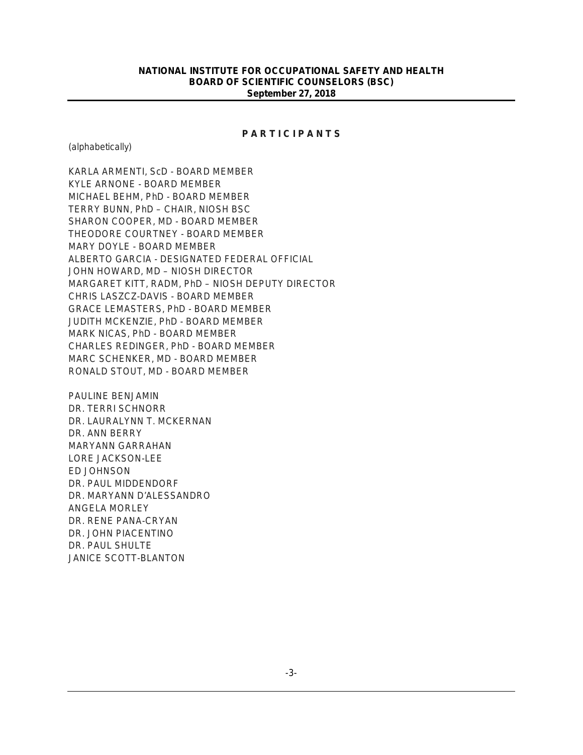**NATIONAL INSTITUTE FOR OCCUPATIONAL SAFETY AND HEALTH**
**BOARD OF SCIENTIFIC COUNSELORS (BSC)**
**September 27, 2018**

## P A R T I C I P A N T S

(alphabetically)

KARLA ARMENTI, ScD - BOARD MEMBER
KYLE ARNONE - BOARD MEMBER
MICHAEL BEHM, PhD - BOARD MEMBER
TERRY BUNN, PhD – CHAIR, NIOSH BSC
SHARON COOPER, MD - BOARD MEMBER
THEODORE COURTNEY - BOARD MEMBER
MARY DOYLE - BOARD MEMBER
ALBERTO GARCIA - DESIGNATED FEDERAL OFFICIAL
JOHN HOWARD, MD – NIOSH DIRECTOR
MARGARET KITT, RADM, PhD – NIOSH DEPUTY DIRECTOR
CHRIS LASZCZ-DAVIS - BOARD MEMBER
GRACE LEMASTERS, PhD - BOARD MEMBER
JUDITH MCKENZIE, PhD - BOARD MEMBER
MARK NICAS, PhD - BOARD MEMBER
CHARLES REDINGER, PhD - BOARD MEMBER
MARC SCHENKER, MD - BOARD MEMBER
RONALD STOUT, MD - BOARD MEMBER

PAULINE BENJAMIN
DR. TERRI SCHNORR
DR. LAURALYNN T. MCKERNAN
DR. ANN BERRY
MARYANN GARRAHAN
LORE JACKSON-LEE
ED JOHNSON
DR. PAUL MIDDENDORF
DR. MARYANN D'ALESSANDRO
ANGELA MORLEY
DR. RENE PANA-CRYAN
DR. JOHN PIACENTINO
DR. PAUL SHULTE
JANICE SCOTT-BLANTON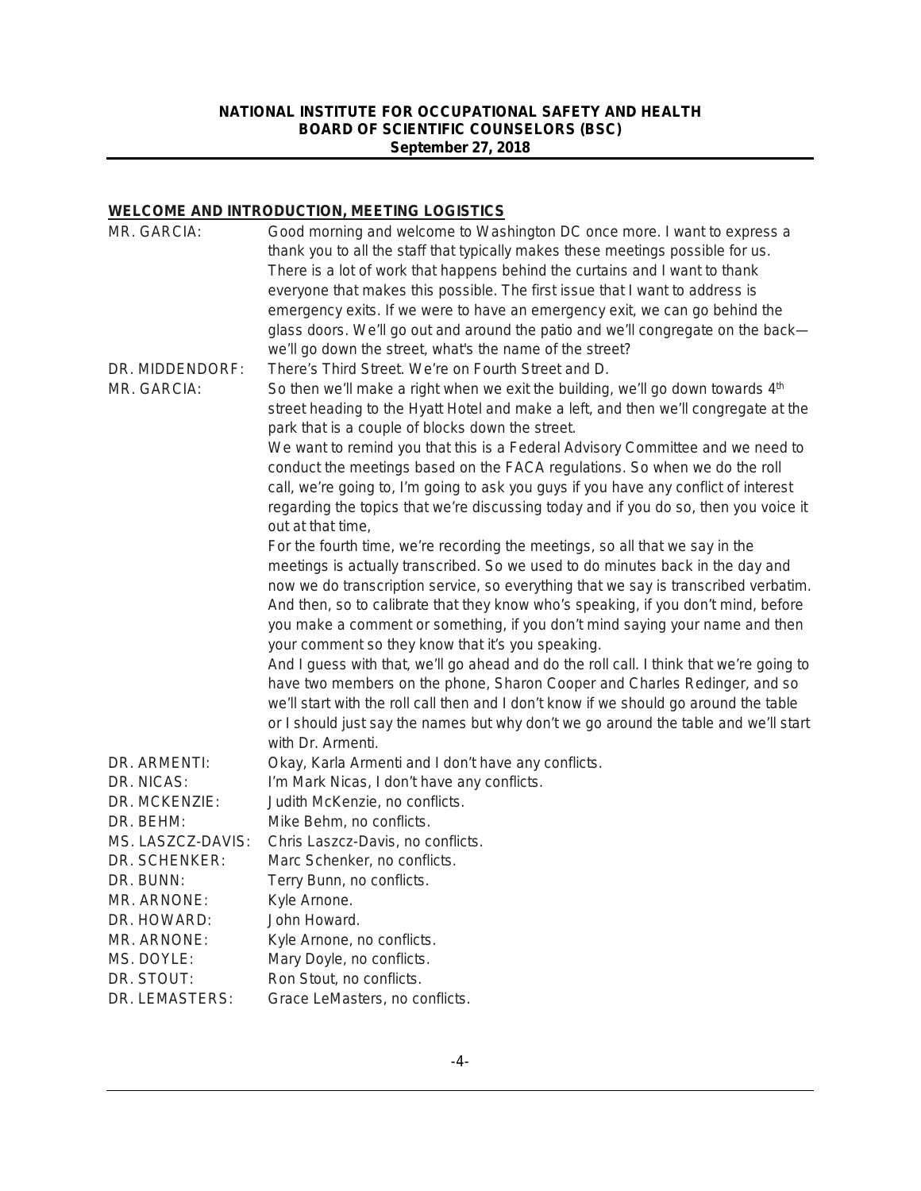**NATIONAL INSTITUTE FOR OCCUPATIONAL SAFETY AND HEALTH**
**BOARD OF SCIENTIFIC COUNSELORS (BSC)**
**September 27, 2018**

## WELCOME AND INTRODUCTION, MEETING LOGISTICS

MR. GARCIA: Good morning and welcome to Washington DC once more. I want to express a thank you to all the staff that typically makes these meetings possible for us. There is a lot of work that happens behind the curtains and I want to thank everyone that makes this possible. The first issue that I want to address is emergency exits. If we were to have an emergency exit, we can go behind the glass doors. We'll go out and around the patio and we'll congregate on the back—we'll go down the street, what's the name of the street?

DR. MIDDENDORF: There's Third Street. We're on Fourth Street and D.

MR. GARCIA: So then we'll make a right when we exit the building, we'll go down towards 4th street heading to the Hyatt Hotel and make a left, and then we'll congregate at the park that is a couple of blocks down the street.

We want to remind you that this is a Federal Advisory Committee and we need to conduct the meetings based on the FACA regulations. So when we do the roll call, we're going to, I'm going to ask you guys if you have any conflict of interest regarding the topics that we're discussing today and if you do so, then you voice it out at that time,

For the fourth time, we're recording the meetings, so all that we say in the meetings is actually transcribed. So we used to do minutes back in the day and now we do transcription service, so everything that we say is transcribed verbatim. And then, so to calibrate that they know who's speaking, if you don't mind, before you make a comment or something, if you don't mind saying your name and then your comment so they know that it's you speaking.

And I guess with that, we'll go ahead and do the roll call. I think that we're going to have two members on the phone, Sharon Cooper and Charles Redinger, and so we'll start with the roll call then and I don't know if we should go around the table or I should just say the names but why don't we go around the table and we'll start with Dr. Armenti.

DR. ARMENTI: Okay, Karla Armenti and I don't have any conflicts.

DR. NICAS: I'm Mark Nicas, I don't have any conflicts.

DR. MCKENZIE: Judith McKenzie, no conflicts.

DR. BEHM: Mike Behm, no conflicts.

MS. LASZCZ-DAVIS: Chris Laszcz-Davis, no conflicts.

DR. SCHENKER: Marc Schenker, no conflicts.

DR. BUNN: Terry Bunn, no conflicts.

MR. ARNONE: Kyle Arnone.

DR. HOWARD: John Howard.

MR. ARNONE: Kyle Arnone, no conflicts.

MS. DOYLE: Mary Doyle, no conflicts.

DR. STOUT: Ron Stout, no conflicts.

DR. LEMASTERS: Grace LeMasters, no conflicts.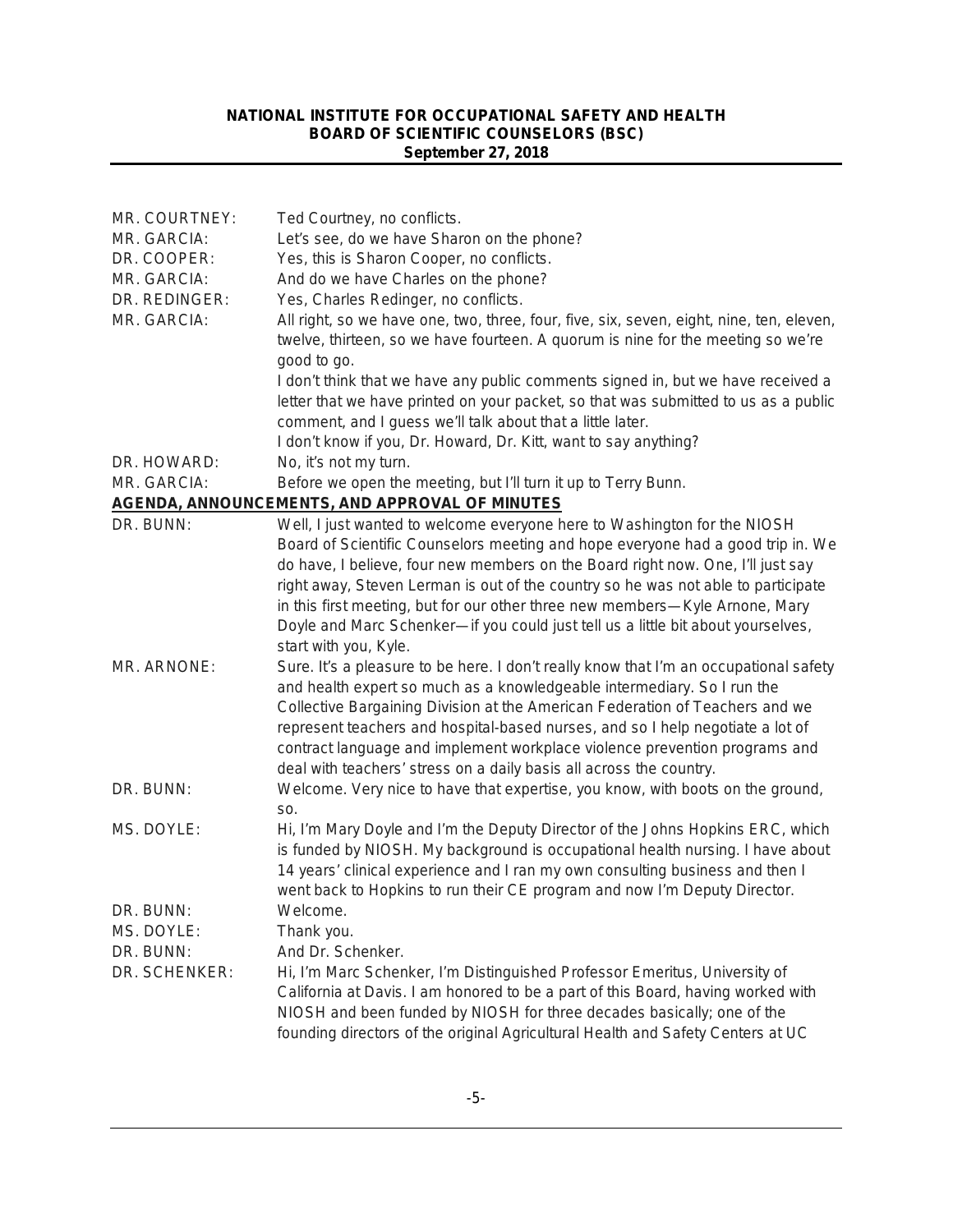| | |
|---|---|
| MR. COURTNEY: | Ted Courtney, no conflicts. |
| MR. GARCIA: | Let's see, do we have Sharon on the phone? |
| DR. COOPER: | Yes, this is Sharon Cooper, no conflicts. |
| MR. GARCIA: | And do we have Charles on the phone? |
| DR. REDINGER: | Yes, Charles Redinger, no conflicts. |
| MR. GARCIA: | All right, so we have one, two, three, four, five, six, seven, eight, nine, ten, eleven, twelve, thirteen, so we have fourteen. A quorum is nine for the meeting so we're good to go.<br>I don't think that we have any public comments signed in, but we have received a letter that we have printed on your packet, so that was submitted to us as a public comment, and I guess we'll talk about that a little later.<br>I don't know if you, Dr. Howard, Dr. Kitt, want to say anything? |
| DR. HOWARD: | No, it's not my turn. |
| MR. GARCIA: | Before we open the meeting, but I'll turn it up to Terry Bunn. |

## AGENDA, ANNOUNCEMENTS, AND APPROVAL OF MINUTES

| | |
|---|---|
| DR. BUNN: | Well, I just wanted to welcome everyone here to Washington for the NIOSH Board of Scientific Counselors meeting and hope everyone had a good trip in. We do have, I believe, four new members on the Board right now. One, I'll just say right away, Steven Lerman is out of the country so he was not able to participate in this first meeting, but for our other three new members—Kyle Arnone, Mary Doyle and Marc Schenker—if you could just tell us a little bit about yourselves, start with you, Kyle. |
| MR. ARNONE: | Sure. It's a pleasure to be here. I don't really know that I'm an occupational safety and health expert so much as a knowledgeable intermediary. So I run the Collective Bargaining Division at the American Federation of Teachers and we represent teachers and hospital-based nurses, and so I help negotiate a lot of contract language and implement workplace violence prevention programs and deal with teachers' stress on a daily basis all across the country. |
| DR. BUNN: | Welcome. Very nice to have that expertise, you know, with boots on the ground, so. |
| MS. DOYLE: | Hi, I'm Mary Doyle and I'm the Deputy Director of the Johns Hopkins ERC, which is funded by NIOSH. My background is occupational health nursing. I have about 14 years' clinical experience and I ran my own consulting business and then I went back to Hopkins to run their CE program and now I'm Deputy Director. |
| DR. BUNN: | Welcome. |
| MS. DOYLE: | Thank you. |
| DR. BUNN: | And Dr. Schenker. |
| DR. SCHENKER: | Hi, I'm Marc Schenker, I'm Distinguished Professor Emeritus, University of California at Davis. I am honored to be a part of this Board, having worked with NIOSH and been funded by NIOSH for three decades basically; one of the founding directors of the original Agricultural Health and Safety Centers at UC |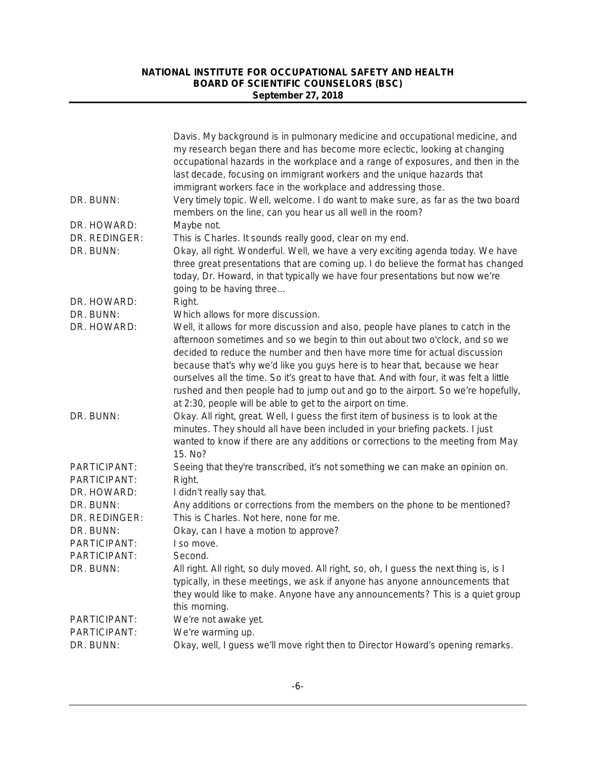| | |
|---|---|
| | Davis. My background is in pulmonary medicine and occupational medicine, and my research began there and has become more eclectic, looking at changing occupational hazards in the workplace and a range of exposures, and then in the last decade, focusing on immigrant workers and the unique hazards that immigrant workers face in the workplace and addressing those. |
| DR. BUNN: | Very timely topic. Well, welcome. I do want to make sure, as far as the two board members on the line, can you hear us all well in the room? |
| DR. HOWARD: | Maybe not. |
| DR. REDINGER: | This is Charles. It sounds really good, clear on my end. |
| DR. BUNN: | Okay, all right. Wonderful. Well, we have a very exciting agenda today. We have three great presentations that are coming up. I do believe the format has changed today, Dr. Howard, in that typically we have four presentations but now we're going to be having three… |
| DR. HOWARD: | Right. |
| DR. BUNN: | Which allows for more discussion. |
| DR. HOWARD: | Well, it allows for more discussion and also, people have planes to catch in the afternoon sometimes and so we begin to thin out about two o'clock, and so we decided to reduce the number and then have more time for actual discussion because that's why we'd like you guys here is to hear that, because we hear ourselves all the time. So it's great to have that. And with four, it was felt a little rushed and then people had to jump out and go to the airport. So we're hopefully, at 2:30, people will be able to get to the airport on time. |
| DR. BUNN: | Okay. All right, great. Well, I guess the first item of business is to look at the minutes. They should all have been included in your briefing packets. I just wanted to know if there are any additions or corrections to the meeting from May 15. No? |
| PARTICIPANT: | Seeing that they're transcribed, it's not something we can make an opinion on. |
| PARTICIPANT: | Right. |
| DR. HOWARD: | I didn't really say that. |
| DR. BUNN: | Any additions or corrections from the members on the phone to be mentioned? |
| DR. REDINGER: | This is Charles. Not here, none for me. |
| DR. BUNN: | Okay, can I have a motion to approve? |
| PARTICIPANT: | I so move. |
| PARTICIPANT: | Second. |
| DR. BUNN: | All right. All right, so duly moved. All right, so, oh, I guess the next thing is, is I typically, in these meetings, we ask if anyone has anyone announcements that they would like to make. Anyone have any announcements? This is a quiet group this morning. |
| PARTICIPANT: | We're not awake yet. |
| PARTICIPANT: | We're warming up. |
| DR. BUNN: | Okay, well, I guess we'll move right then to Director Howard's opening remarks. |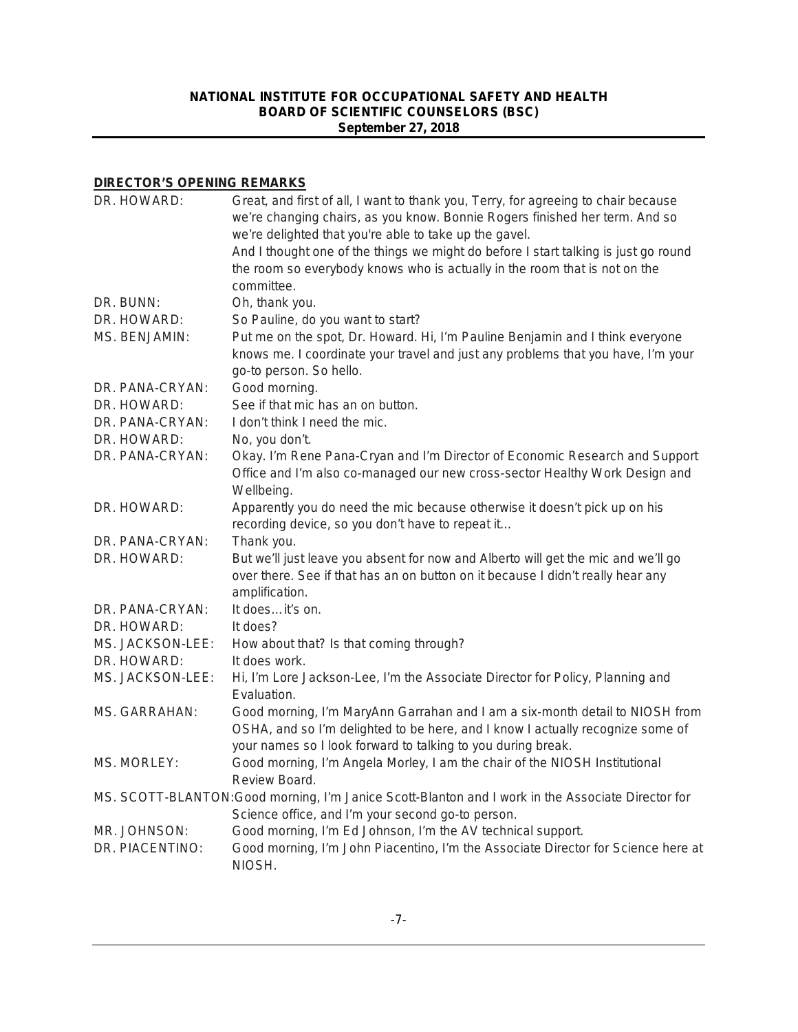## DIRECTOR'S OPENING REMARKS

DR. HOWARD: Great, and first of all, I want to thank you, Terry, for agreeing to chair because we're changing chairs, as you know. Bonnie Rogers finished her term. And so we're delighted that you're able to take up the gavel.
And I thought one of the things we might do before I start talking is just go round the room so everybody knows who is actually in the room that is not on the committee.

DR. BUNN: Oh, thank you.

DR. HOWARD: So Pauline, do you want to start?

MS. BENJAMIN: Put me on the spot, Dr. Howard. Hi, I'm Pauline Benjamin and I think everyone knows me. I coordinate your travel and just any problems that you have, I'm your go-to person. So hello.

DR. PANA-CRYAN: Good morning.

DR. HOWARD: See if that mic has an on button.

DR. PANA-CRYAN: I don't think I need the mic.

DR. HOWARD: No, you don't.

DR. PANA-CRYAN: Okay. I'm Rene Pana-Cryan and I'm Director of Economic Research and Support Office and I'm also co-managed our new cross-sector Healthy Work Design and Wellbeing.

DR. HOWARD: Apparently you do need the mic because otherwise it doesn't pick up on his recording device, so you don't have to repeat it…

DR. PANA-CRYAN: Thank you.

DR. HOWARD: But we'll just leave you absent for now and Alberto will get the mic and we'll go over there. See if that has an on button on it because I didn't really hear any amplification.

DR. PANA-CRYAN: It does… it's on.

DR. HOWARD: It does?

MS. JACKSON-LEE: How about that? Is that coming through?

DR. HOWARD: It does work.

MS. JACKSON-LEE: Hi, I'm Lore Jackson-Lee, I'm the Associate Director for Policy, Planning and Evaluation.

MS. GARRAHAN: Good morning, I'm MaryAnn Garrahan and I am a six-month detail to NIOSH from OSHA, and so I'm delighted to be here, and I know I actually recognize some of your names so I look forward to talking to you during break.

MS. MORLEY: Good morning, I'm Angela Morley, I am the chair of the NIOSH Institutional Review Board.

MS. SCOTT-BLANTON: Good morning, I'm Janice Scott-Blanton and I work in the Associate Director for Science office, and I'm your second go-to person.

MR. JOHNSON: Good morning, I'm Ed Johnson, I'm the AV technical support.

DR. PIACENTINO: Good morning, I'm John Piacentino, I'm the Associate Director for Science here at NIOSH.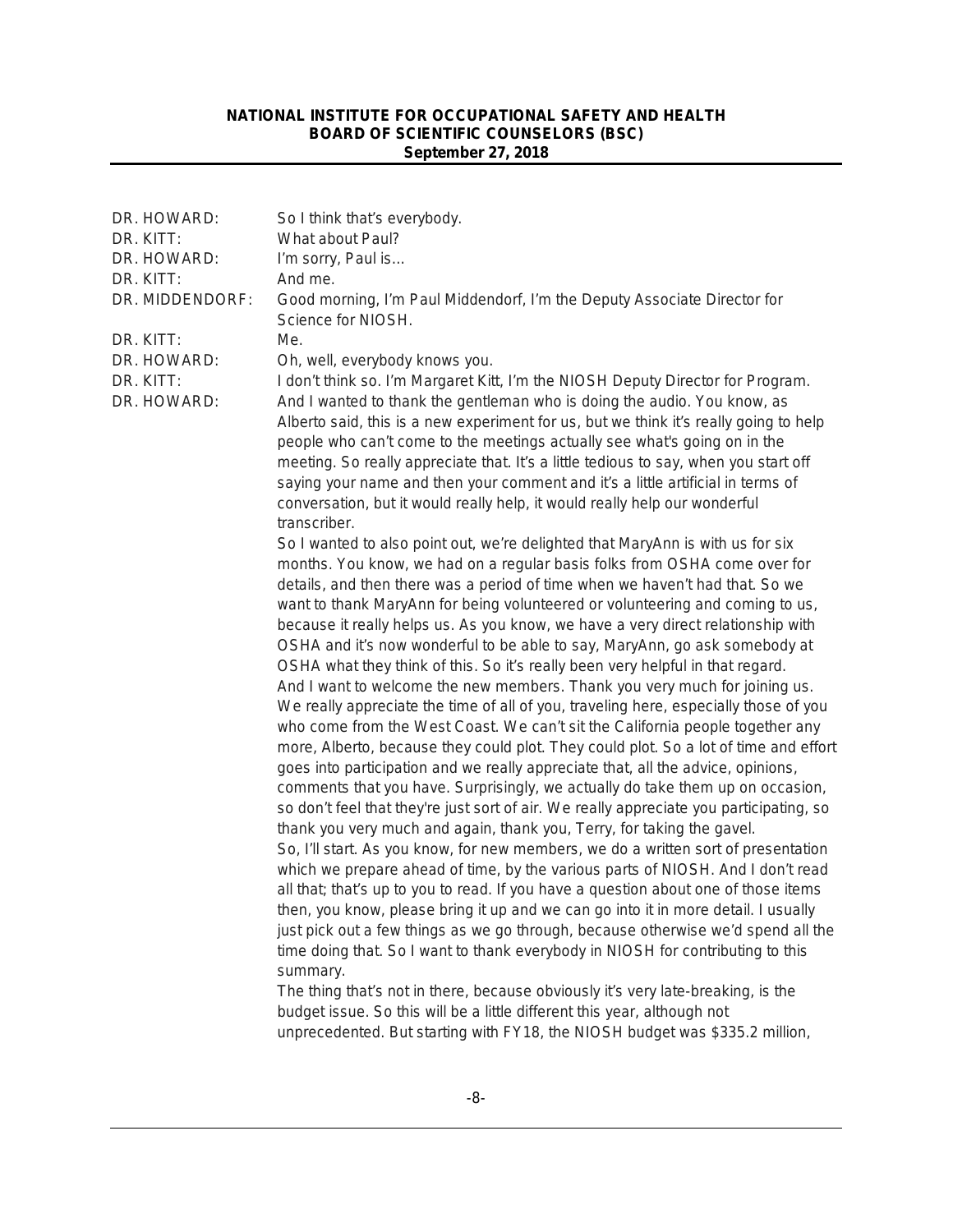DR. HOWARD: So I think that's everybody.

DR. KITT: What about Paul?

DR. HOWARD: I'm sorry, Paul is…

DR. KITT: And me.

DR. MIDDENDORF: Good morning, I'm Paul Middendorf, I'm the Deputy Associate Director for Science for NIOSH.

DR. KITT: Me.

DR. HOWARD: Oh, well, everybody knows you.

DR. KITT: I don't think so. I'm Margaret Kitt, I'm the NIOSH Deputy Director for Program.

DR. HOWARD: And I wanted to thank the gentleman who is doing the audio. You know, as Alberto said, this is a new experiment for us, but we think it's really going to help people who can't come to the meetings actually see what's going on in the meeting. So really appreciate that. It's a little tedious to say, when you start off saying your name and then your comment and it's a little artificial in terms of conversation, but it would really help, it would really help our wonderful transcriber.

So I wanted to also point out, we're delighted that MaryAnn is with us for six months. You know, we had on a regular basis folks from OSHA come over for details, and then there was a period of time when we haven't had that. So we want to thank MaryAnn for being volunteered or volunteering and coming to us, because it really helps us. As you know, we have a very direct relationship with OSHA and it's now wonderful to be able to say, MaryAnn, go ask somebody at OSHA what they think of this. So it's really been very helpful in that regard.

And I want to welcome the new members. Thank you very much for joining us. We really appreciate the time of all of you, traveling here, especially those of you who come from the West Coast. We can't sit the California people together any more, Alberto, because they could plot. They could plot. So a lot of time and effort goes into participation and we really appreciate that, all the advice, opinions, comments that you have. Surprisingly, we actually do take them up on occasion, so don't feel that they're just sort of air. We really appreciate you participating, so thank you very much and again, thank you, Terry, for taking the gavel.

So, I'll start. As you know, for new members, we do a written sort of presentation which we prepare ahead of time, by the various parts of NIOSH. And I don't read all that; that's up to you to read. If you have a question about one of those items then, you know, please bring it up and we can go into it in more detail. I usually just pick out a few things as we go through, because otherwise we'd spend all the time doing that. So I want to thank everybody in NIOSH for contributing to this summary.

The thing that's not in there, because obviously it's very late-breaking, is the budget issue. So this will be a little different this year, although not unprecedented. But starting with FY18, the NIOSH budget was $335.2 million,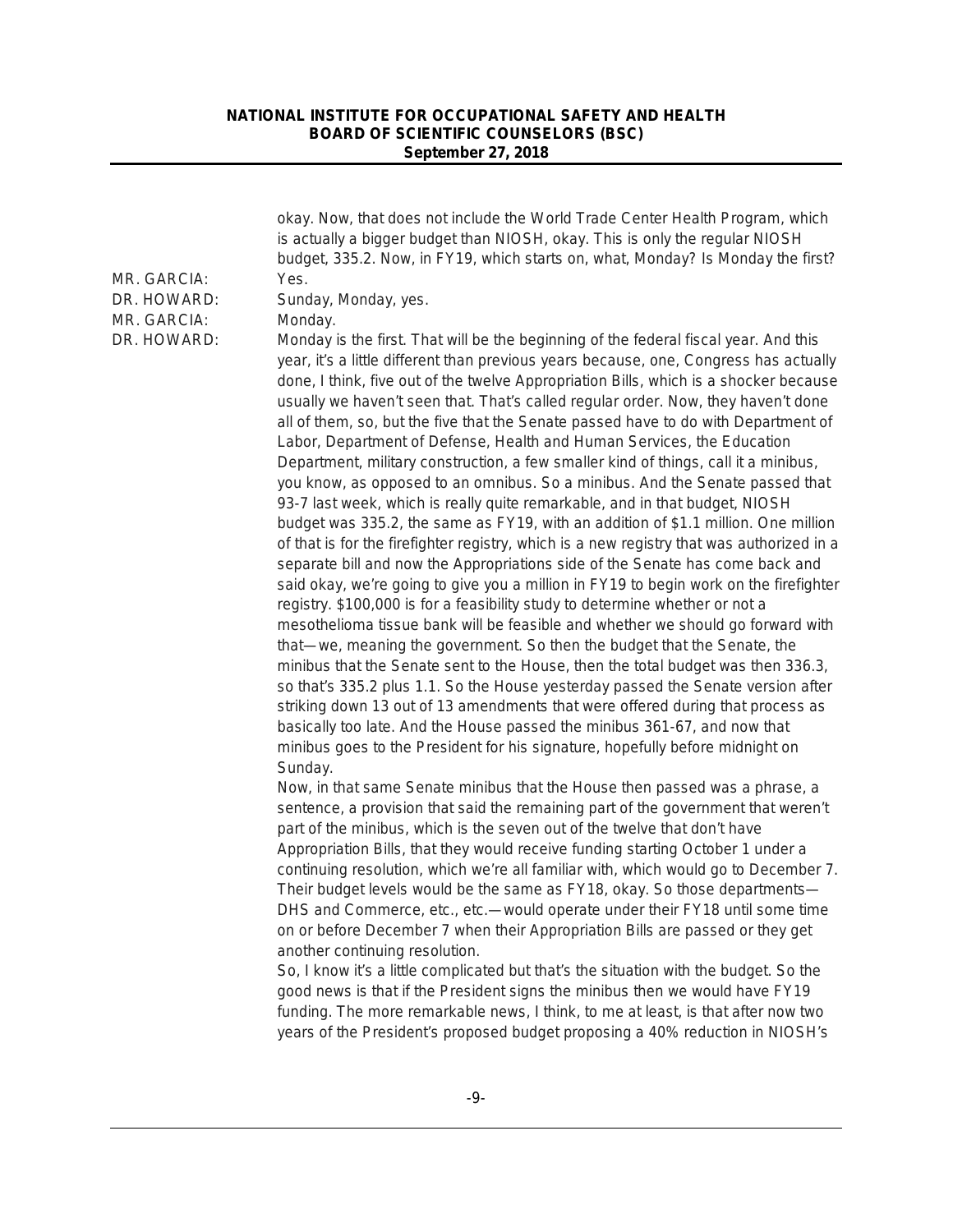okay. Now, that does not include the World Trade Center Health Program, which is actually a bigger budget than NIOSH, okay. This is only the regular NIOSH budget, 335.2. Now, in FY19, which starts on, what, Monday? Is Monday the first?

MR. GARCIA: Yes.

DR. HOWARD: Sunday, Monday, yes.

MR. GARCIA: Monday.

DR. HOWARD: Monday is the first. That will be the beginning of the federal fiscal year. And this year, it's a little different than previous years because, one, Congress has actually done, I think, five out of the twelve Appropriation Bills, which is a shocker because usually we haven't seen that. That's called regular order. Now, they haven't done all of them, so, but the five that the Senate passed have to do with Department of Labor, Department of Defense, Health and Human Services, the Education Department, military construction, a few smaller kind of things, call it a minibus, you know, as opposed to an omnibus. So a minibus. And the Senate passed that 93-7 last week, which is really quite remarkable, and in that budget, NIOSH budget was 335.2, the same as FY19, with an addition of $1.1 million. One million of that is for the firefighter registry, which is a new registry that was authorized in a separate bill and now the Appropriations side of the Senate has come back and said okay, we're going to give you a million in FY19 to begin work on the firefighter registry. $100,000 is for a feasibility study to determine whether or not a mesothelioma tissue bank will be feasible and whether we should go forward with that—we, meaning the government. So then the budget that the Senate, the minibus that the Senate sent to the House, then the total budget was then 336.3, so that's 335.2 plus 1.1. So the House yesterday passed the Senate version after striking down 13 out of 13 amendments that were offered during that process as basically too late. And the House passed the minibus 361-67, and now that minibus goes to the President for his signature, hopefully before midnight on Sunday.

Now, in that same Senate minibus that the House then passed was a phrase, a sentence, a provision that said the remaining part of the government that weren't part of the minibus, which is the seven out of the twelve that don't have Appropriation Bills, that they would receive funding starting October 1 under a continuing resolution, which we're all familiar with, which would go to December 7. Their budget levels would be the same as FY18, okay. So those departments—DHS and Commerce, etc., etc.—would operate under their FY18 until some time on or before December 7 when their Appropriation Bills are passed or they get another continuing resolution.

So, I know it's a little complicated but that's the situation with the budget. So the good news is that if the President signs the minibus then we would have FY19 funding. The more remarkable news, I think, to me at least, is that after now two years of the President's proposed budget proposing a 40% reduction in NIOSH's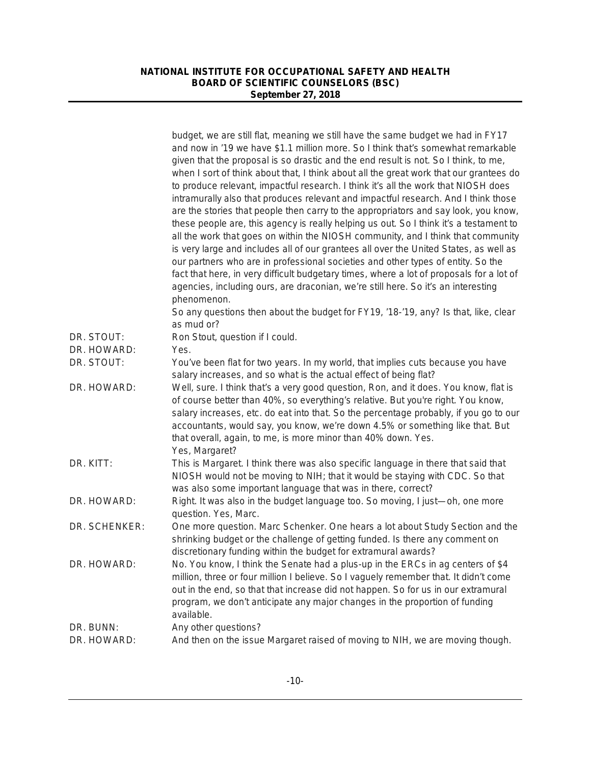budget, we are still flat, meaning we still have the same budget we had in FY17 and now in '19 we have $1.1 million more. So I think that's somewhat remarkable given that the proposal is so drastic and the end result is not. So I think, to me, when I sort of think about that, I think about all the great work that our grantees do to produce relevant, impactful research. I think it's all the work that NIOSH does intramurally also that produces relevant and impactful research. And I think those are the stories that people then carry to the appropriators and say look, you know, these people are, this agency is really helping us out. So I think it's a testament to all the work that goes on within the NIOSH community, and I think that community is very large and includes all of our grantees all over the United States, as well as our partners who are in professional societies and other types of entity. So the fact that here, in very difficult budgetary times, where a lot of proposals for a lot of agencies, including ours, are draconian, we're still here. So it's an interesting phenomenon.

So any questions then about the budget for FY19, '18-'19, any? Is that, like, clear as mud or?

DR. STOUT: Ron Stout, question if I could.

DR. HOWARD: Yes.

DR. STOUT: You've been flat for two years. In my world, that implies cuts because you have salary increases, and so what is the actual effect of being flat?

DR. HOWARD: Well, sure. I think that's a very good question, Ron, and it does. You know, flat is of course better than 40%, so everything's relative. But you're right. You know, salary increases, etc. do eat into that. So the percentage probably, if you go to our accountants, would say, you know, we're down 4.5% or something like that. But that overall, again, to me, is more minor than 40% down. Yes.

Yes, Margaret?

DR. KITT: This is Margaret. I think there was also specific language in there that said that NIOSH would not be moving to NIH; that it would be staying with CDC. So that was also some important language that was in there, correct?

DR. HOWARD: Right. It was also in the budget language too. So moving, I just—oh, one more question. Yes, Marc.

DR. SCHENKER: One more question. Marc Schenker. One hears a lot about Study Section and the shrinking budget or the challenge of getting funded. Is there any comment on discretionary funding within the budget for extramural awards?

DR. HOWARD: No. You know, I think the Senate had a plus-up in the ERCs in ag centers of $4 million, three or four million I believe. So I vaguely remember that. It didn't come out in the end, so that that increase did not happen. So for us in our extramural program, we don't anticipate any major changes in the proportion of funding available.

DR. BUNN: Any other questions?

DR. HOWARD: And then on the issue Margaret raised of moving to NIH, we are moving though.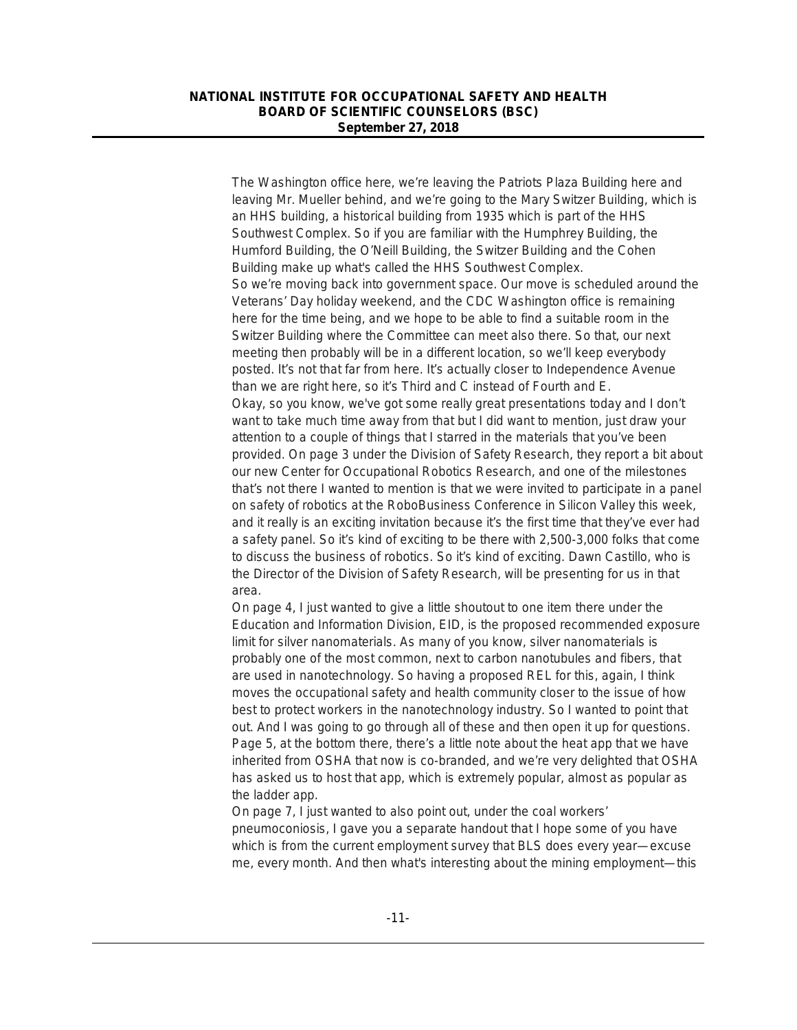The Washington office here, we're leaving the Patriots Plaza Building here and leaving Mr. Mueller behind, and we're going to the Mary Switzer Building, which is an HHS building, a historical building from 1935 which is part of the HHS Southwest Complex. So if you are familiar with the Humphrey Building, the Humford Building, the O'Neill Building, the Switzer Building and the Cohen Building make up what's called the HHS Southwest Complex.

So we're moving back into government space. Our move is scheduled around the Veterans' Day holiday weekend, and the CDC Washington office is remaining here for the time being, and we hope to be able to find a suitable room in the Switzer Building where the Committee can meet also there. So that, our next meeting then probably will be in a different location, so we'll keep everybody posted. It's not that far from here. It's actually closer to Independence Avenue than we are right here, so it's Third and C instead of Fourth and E.

Okay, so you know, we've got some really great presentations today and I don't want to take much time away from that but I did want to mention, just draw your attention to a couple of things that I starred in the materials that you've been provided. On page 3 under the Division of Safety Research, they report a bit about our new Center for Occupational Robotics Research, and one of the milestones that's not there I wanted to mention is that we were invited to participate in a panel on safety of robotics at the RoboBusiness Conference in Silicon Valley this week, and it really is an exciting invitation because it's the first time that they've ever had a safety panel. So it's kind of exciting to be there with 2,500-3,000 folks that come to discuss the business of robotics. So it's kind of exciting. Dawn Castillo, who is the Director of the Division of Safety Research, will be presenting for us in that area.

On page 4, I just wanted to give a little shoutout to one item there under the Education and Information Division, EID, is the proposed recommended exposure limit for silver nanomaterials. As many of you know, silver nanomaterials is probably one of the most common, next to carbon nanotubules and fibers, that are used in nanotechnology. So having a proposed REL for this, again, I think moves the occupational safety and health community closer to the issue of how best to protect workers in the nanotechnology industry. So I wanted to point that out. And I was going to go through all of these and then open it up for questions.

Page 5, at the bottom there, there's a little note about the heat app that we have inherited from OSHA that now is co-branded, and we're very delighted that OSHA has asked us to host that app, which is extremely popular, almost as popular as the ladder app.

On page 7, I just wanted to also point out, under the coal workers' pneumoconiosis, I gave you a separate handout that I hope some of you have which is from the current employment survey that BLS does every year—excuse me, every month. And then what's interesting about the mining employment—this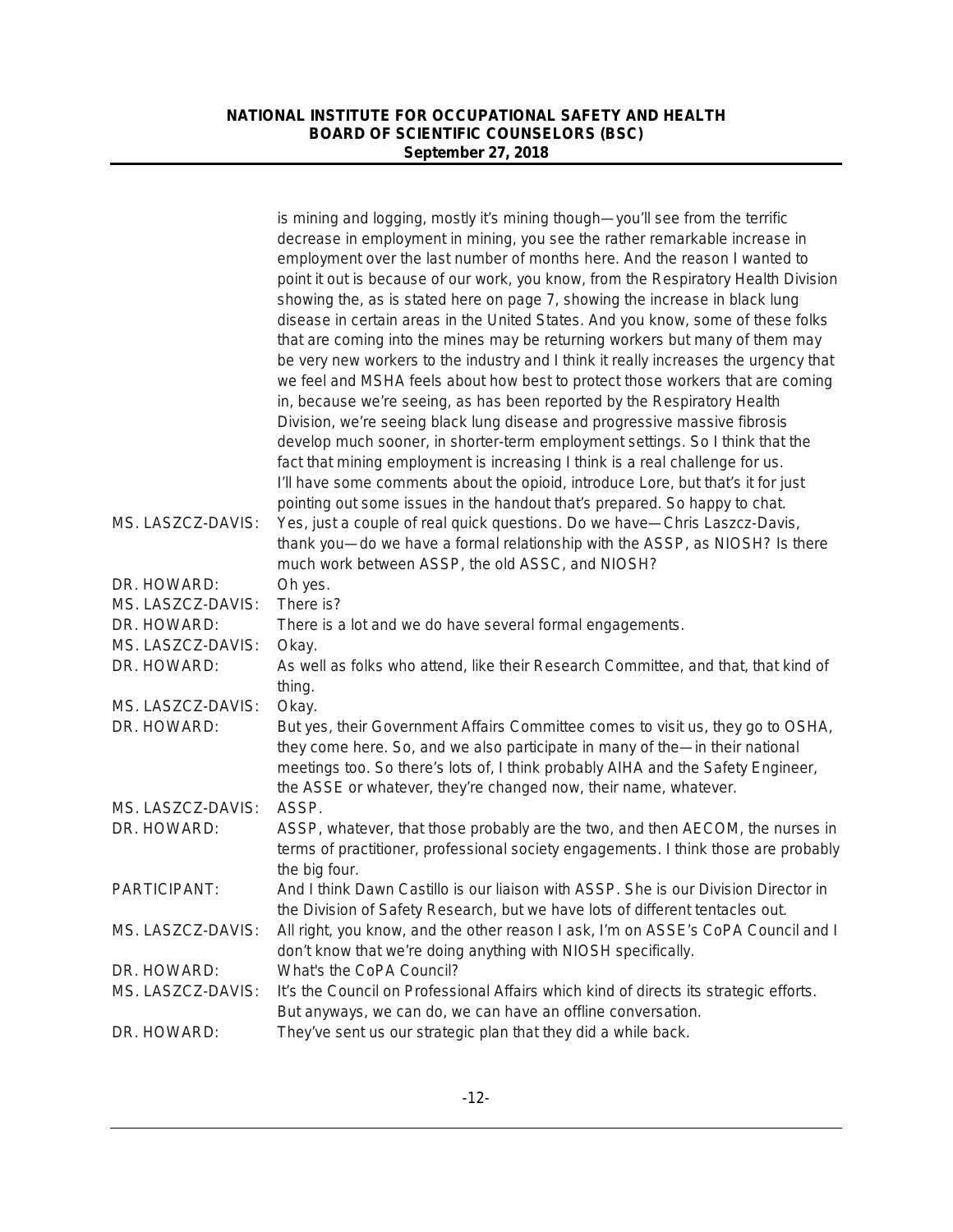is mining and logging, mostly it's mining though—you'll see from the terrific decrease in employment in mining, you see the rather remarkable increase in employment over the last number of months here. And the reason I wanted to point it out is because of our work, you know, from the Respiratory Health Division showing the, as is stated here on page 7, showing the increase in black lung disease in certain areas in the United States. And you know, some of these folks that are coming into the mines may be returning workers but many of them may be very new workers to the industry and I think it really increases the urgency that we feel and MSHA feels about how best to protect those workers that are coming in, because we're seeing, as has been reported by the Respiratory Health Division, we're seeing black lung disease and progressive massive fibrosis develop much sooner, in shorter-term employment settings. So I think that the fact that mining employment is increasing I think is a real challenge for us. I'll have some comments about the opioid, introduce Lore, but that's it for just pointing out some issues in the handout that's prepared. So happy to chat.

MS. LASZCZ-DAVIS: Yes, just a couple of real quick questions. Do we have—Chris Laszcz-Davis, thank you—do we have a formal relationship with the ASSP, as NIOSH? Is there much work between ASSP, the old ASSC, and NIOSH?

DR. HOWARD: Oh yes.

MS. LASZCZ-DAVIS: There is?

DR. HOWARD: There is a lot and we do have several formal engagements.

MS. LASZCZ-DAVIS: Okay.

DR. HOWARD: As well as folks who attend, like their Research Committee, and that, that kind of thing.

MS. LASZCZ-DAVIS: Okay.

DR. HOWARD: But yes, their Government Affairs Committee comes to visit us, they go to OSHA, they come here. So, and we also participate in many of the—in their national meetings too. So there's lots of, I think probably AIHA and the Safety Engineer, the ASSE or whatever, they're changed now, their name, whatever.

MS. LASZCZ-DAVIS: ASSP.

DR. HOWARD: ASSP, whatever, that those probably are the two, and then AECOM, the nurses in terms of practitioner, professional society engagements. I think those are probably the big four.

PARTICIPANT: And I think Dawn Castillo is our liaison with ASSP. She is our Division Director in the Division of Safety Research, but we have lots of different tentacles out.

MS. LASZCZ-DAVIS: All right, you know, and the other reason I ask, I'm on ASSE's CoPA Council and I don't know that we're doing anything with NIOSH specifically.

DR. HOWARD: What's the CoPA Council?

MS. LASZCZ-DAVIS: It's the Council on Professional Affairs which kind of directs its strategic efforts. But anyways, we can do, we can have an offline conversation.

DR. HOWARD: They've sent us our strategic plan that they did a while back.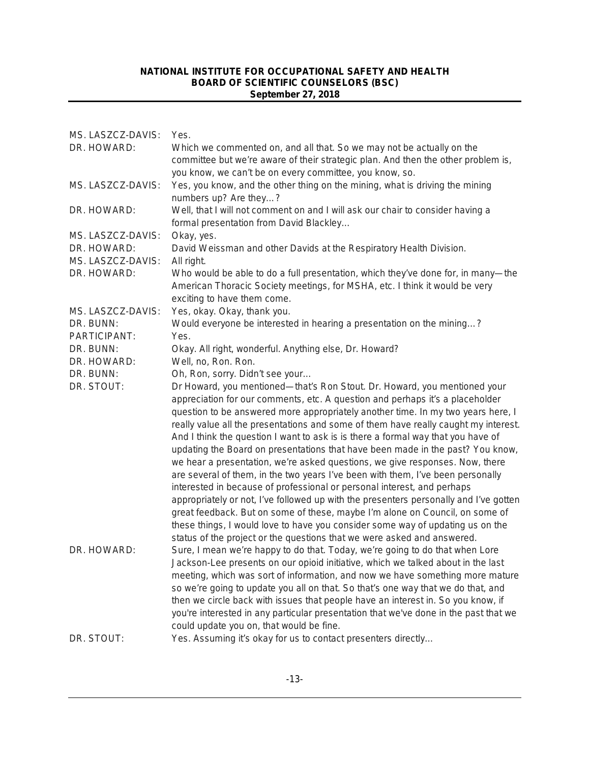MS. LASZCZ-DAVIS: Yes.

DR. HOWARD: Which we commented on, and all that. So we may not be actually on the committee but we're aware of their strategic plan. And then the other problem is, you know, we can't be on every committee, you know, so.

MS. LASZCZ-DAVIS: Yes, you know, and the other thing on the mining, what is driving the mining numbers up? Are they…?

DR. HOWARD: Well, that I will not comment on and I will ask our chair to consider having a formal presentation from David Blackley…

MS. LASZCZ-DAVIS: Okay, yes.

DR. HOWARD: David Weissman and other Davids at the Respiratory Health Division.

MS. LASZCZ-DAVIS: All right.

DR. HOWARD: Who would be able to do a full presentation, which they've done for, in many—the American Thoracic Society meetings, for MSHA, etc. I think it would be very exciting to have them come.

MS. LASZCZ-DAVIS: Yes, okay. Okay, thank you.

DR. BUNN: Would everyone be interested in hearing a presentation on the mining…?

PARTICIPANT: Yes.

DR. BUNN: Okay. All right, wonderful. Anything else, Dr. Howard?

DR. HOWARD: Well, no, Ron. Ron.

DR. BUNN: Oh, Ron, sorry. Didn't see your…

DR. STOUT: Dr Howard, you mentioned—that's Ron Stout. Dr. Howard, you mentioned your appreciation for our comments, etc. A question and perhaps it's a placeholder question to be answered more appropriately another time. In my two years here, I really value all the presentations and some of them have really caught my interest. And I think the question I want to ask is is there a formal way that you have of updating the Board on presentations that have been made in the past? You know, we hear a presentation, we're asked questions, we give responses. Now, there are several of them, in the two years I've been with them, I've been personally interested in because of professional or personal interest, and perhaps appropriately or not, I've followed up with the presenters personally and I've gotten great feedback. But on some of these, maybe I'm alone on Council, on some of these things, I would love to have you consider some way of updating us on the status of the project or the questions that we were asked and answered.

DR. HOWARD: Sure, I mean we're happy to do that. Today, we're going to do that when Lore Jackson-Lee presents on our opioid initiative, which we talked about in the last meeting, which was sort of information, and now we have something more mature so we're going to update you all on that. So that's one way that we do that, and then we circle back with issues that people have an interest in. So you know, if you're interested in any particular presentation that we've done in the past that we could update you on, that would be fine.

DR. STOUT: Yes. Assuming it's okay for us to contact presenters directly…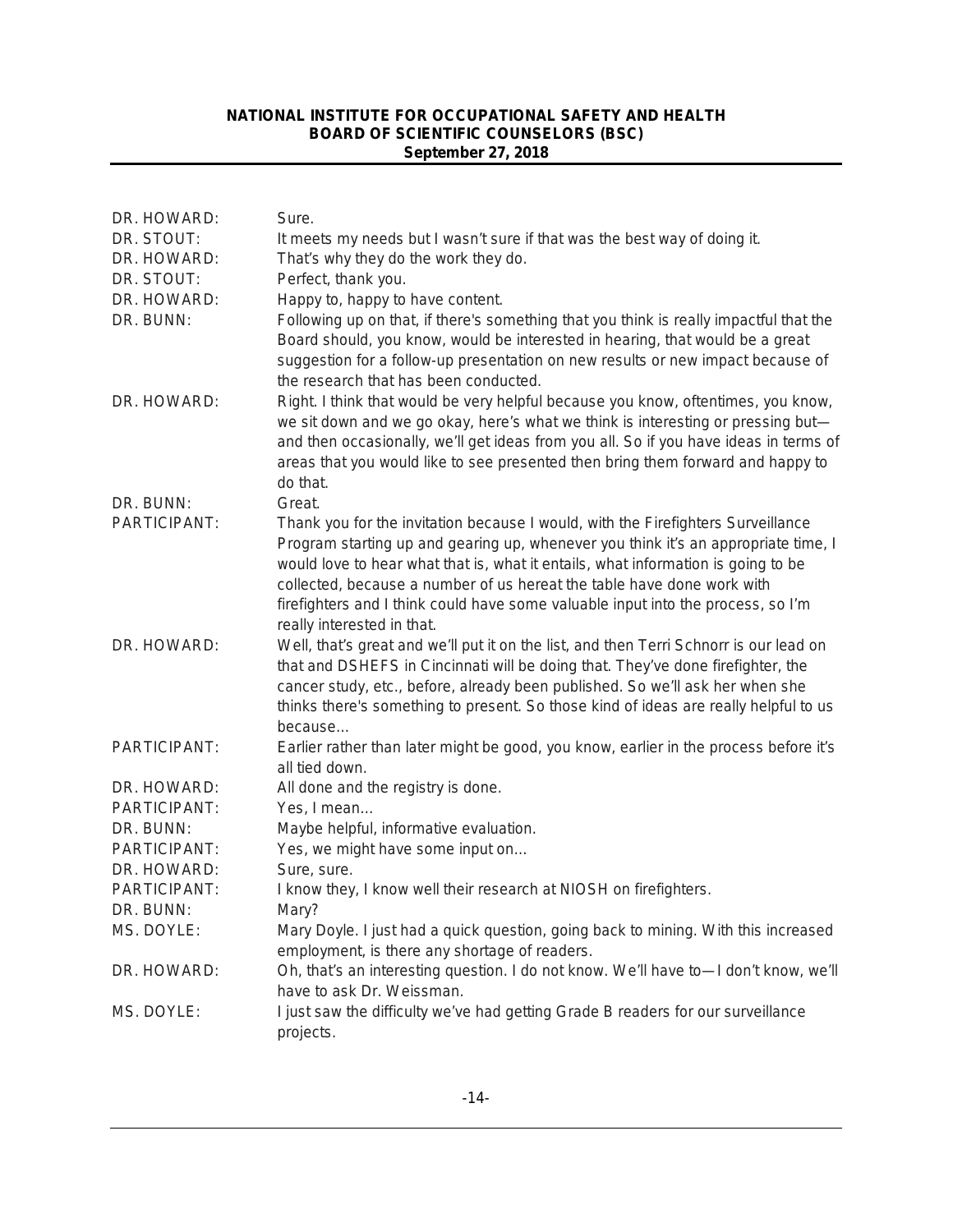DR. HOWARD: Sure.

DR. STOUT: It meets my needs but I wasn't sure if that was the best way of doing it.

DR. HOWARD: That's why they do the work they do.

DR. STOUT: Perfect, thank you.

DR. HOWARD: Happy to, happy to have content.

DR. BUNN: Following up on that, if there's something that you think is really impactful that the Board should, you know, would be interested in hearing, that would be a great suggestion for a follow-up presentation on new results or new impact because of the research that has been conducted.

DR. HOWARD: Right. I think that would be very helpful because you know, oftentimes, you know, we sit down and we go okay, here's what we think is interesting or pressing but—and then occasionally, we'll get ideas from you all. So if you have ideas in terms of areas that you would like to see presented then bring them forward and happy to do that.

DR. BUNN: Great.

PARTICIPANT: Thank you for the invitation because I would, with the Firefighters Surveillance Program starting up and gearing up, whenever you think it's an appropriate time, I would love to hear what that is, what it entails, what information is going to be collected, because a number of us hereat the table have done work with firefighters and I think could have some valuable input into the process, so I'm really interested in that.

DR. HOWARD: Well, that's great and we'll put it on the list, and then Terri Schnorr is our lead on that and DSHEFS in Cincinnati will be doing that. They've done firefighter, the cancer study, etc., before, already been published. So we'll ask her when she thinks there's something to present. So those kind of ideas are really helpful to us because…

PARTICIPANT: Earlier rather than later might be good, you know, earlier in the process before it's all tied down.

DR. HOWARD: All done and the registry is done.

PARTICIPANT: Yes, I mean…

DR. BUNN: Maybe helpful, informative evaluation.

PARTICIPANT: Yes, we might have some input on…

DR. HOWARD: Sure, sure.

PARTICIPANT: I know they, I know well their research at NIOSH on firefighters.

DR. BUNN: Mary?

MS. DOYLE: Mary Doyle. I just had a quick question, going back to mining. With this increased employment, is there any shortage of readers.

DR. HOWARD: Oh, that's an interesting question. I do not know. We'll have to—I don't know, we'll have to ask Dr. Weissman.

MS. DOYLE: I just saw the difficulty we've had getting Grade B readers for our surveillance projects.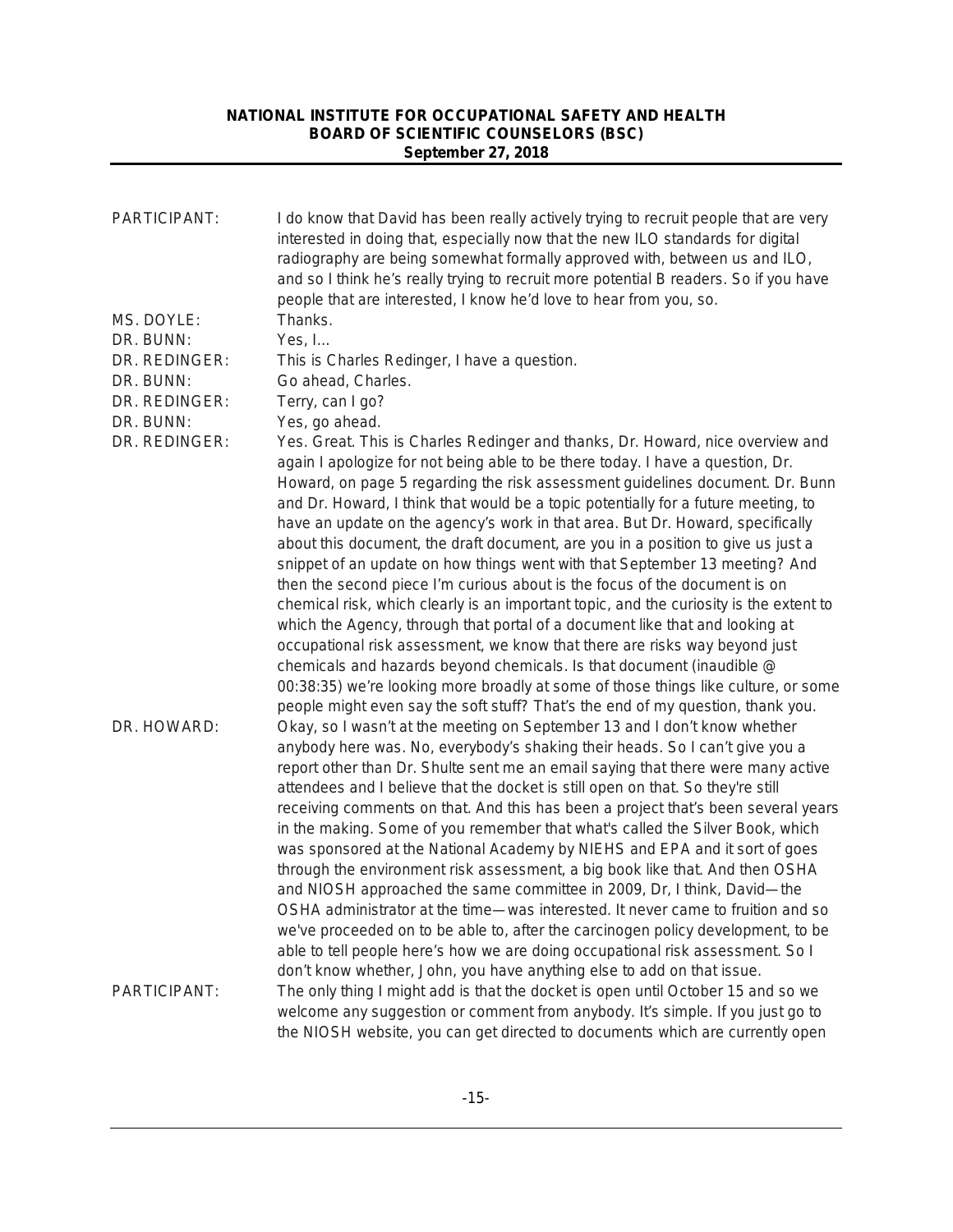| | |
|---|---|
| PARTICIPANT: | I do know that David has been really actively trying to recruit people that are very interested in doing that, especially now that the new ILO standards for digital radiography are being somewhat formally approved with, between us and ILO, and so I think he's really trying to recruit more potential B readers. So if you have people that are interested, I know he'd love to hear from you, so. |
| MS. DOYLE: | Thanks. |
| DR. BUNN: | Yes, I… |
| DR. REDINGER: | This is Charles Redinger, I have a question. |
| DR. BUNN: | Go ahead, Charles. |
| DR. REDINGER: | Terry, can I go? |
| DR. BUNN: | Yes, go ahead. |
| DR. REDINGER: | Yes. Great. This is Charles Redinger and thanks, Dr. Howard, nice overview and again I apologize for not being able to be there today. I have a question, Dr. Howard, on page 5 regarding the risk assessment guidelines document. Dr. Bunn and Dr. Howard, I think that would be a topic potentially for a future meeting, to have an update on the agency's work in that area. But Dr. Howard, specifically about this document, the draft document, are you in a position to give us just a snippet of an update on how things went with that September 13 meeting? And then the second piece I'm curious about is the focus of the document is on chemical risk, which clearly is an important topic, and the curiosity is the extent to which the Agency, through that portal of a document like that and looking at occupational risk assessment, we know that there are risks way beyond just chemicals and hazards beyond chemicals. Is that document (inaudible @ 00:38:35) we're looking more broadly at some of those things like culture, or some people might even say the soft stuff? That's the end of my question, thank you. |
| DR. HOWARD: | Okay, so I wasn't at the meeting on September 13 and I don't know whether anybody here was. No, everybody's shaking their heads. So I can't give you a report other than Dr. Shulte sent me an email saying that there were many active attendees and I believe that the docket is still open on that. So they're still receiving comments on that. And this has been a project that's been several years in the making. Some of you remember that what's called the Silver Book, which was sponsored at the National Academy by NIEHS and EPA and it sort of goes through the environment risk assessment, a big book like that. And then OSHA and NIOSH approached the same committee in 2009, Dr, I think, David—the OSHA administrator at the time—was interested. It never came to fruition and so we've proceeded on to be able to, after the carcinogen policy development, to be able to tell people here's how we are doing occupational risk assessment. So I don't know whether, John, you have anything else to add on that issue. |
| PARTICIPANT: | The only thing I might add is that the docket is open until October 15 and so we welcome any suggestion or comment from anybody. It's simple. If you just go to the NIOSH website, you can get directed to documents which are currently open |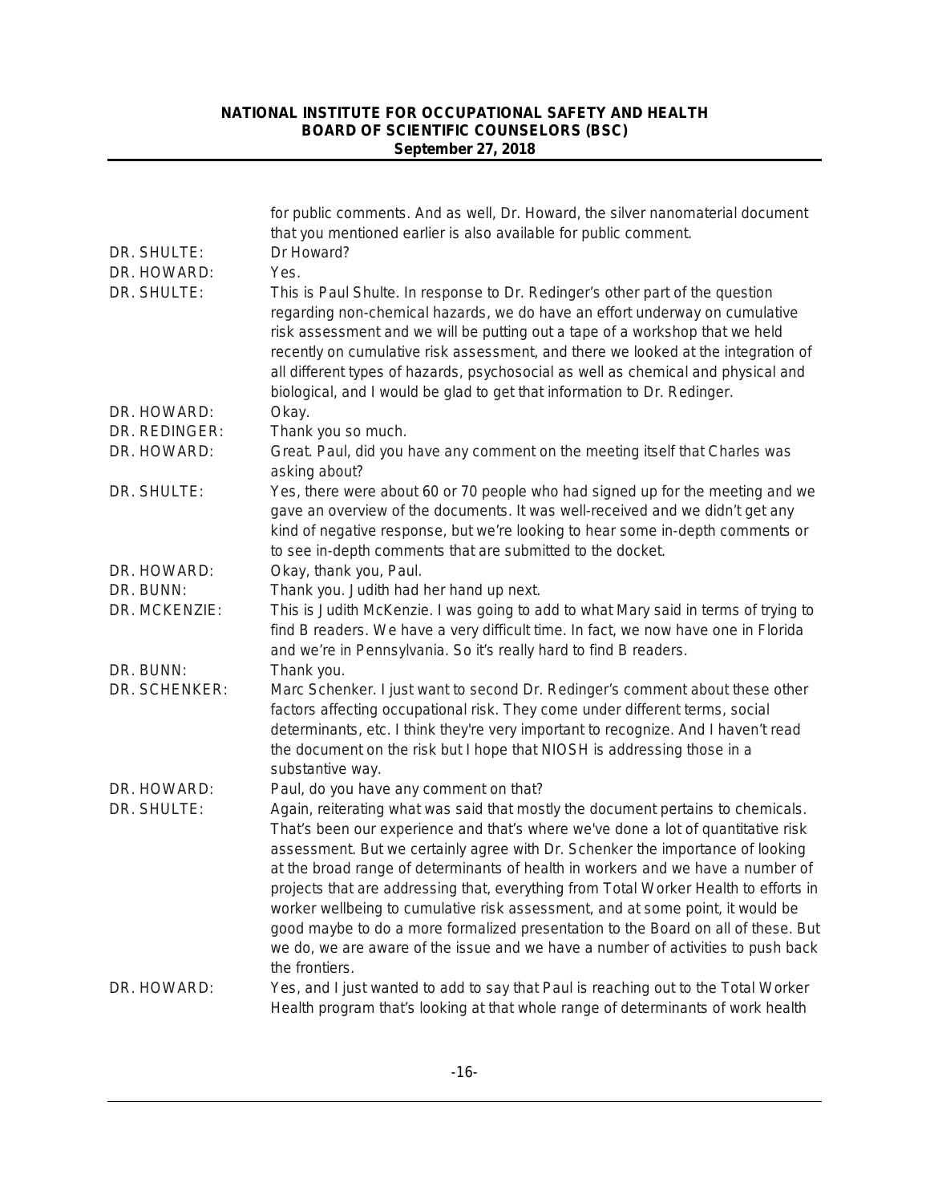for public comments. And as well, Dr. Howard, the silver nanomaterial document that you mentioned earlier is also available for public comment.

DR. SHULTE: Dr Howard?

DR. HOWARD: Yes.

DR. SHULTE: This is Paul Shulte. In response to Dr. Redinger's other part of the question regarding non-chemical hazards, we do have an effort underway on cumulative risk assessment and we will be putting out a tape of a workshop that we held recently on cumulative risk assessment, and there we looked at the integration of all different types of hazards, psychosocial as well as chemical and physical and biological, and I would be glad to get that information to Dr. Redinger.

DR. HOWARD: Okay.

DR. REDINGER: Thank you so much.

DR. HOWARD: Great. Paul, did you have any comment on the meeting itself that Charles was asking about?

DR. SHULTE: Yes, there were about 60 or 70 people who had signed up for the meeting and we gave an overview of the documents. It was well-received and we didn't get any kind of negative response, but we're looking to hear some in-depth comments or to see in-depth comments that are submitted to the docket.

DR. HOWARD: Okay, thank you, Paul.

DR. BUNN: Thank you. Judith had her hand up next.

DR. MCKENZIE: This is Judith McKenzie. I was going to add to what Mary said in terms of trying to find B readers. We have a very difficult time. In fact, we now have one in Florida and we're in Pennsylvania. So it's really hard to find B readers.

DR. BUNN: Thank you.

DR. SCHENKER: Marc Schenker. I just want to second Dr. Redinger's comment about these other factors affecting occupational risk. They come under different terms, social determinants, etc. I think they're very important to recognize. And I haven't read the document on the risk but I hope that NIOSH is addressing those in a substantive way.

DR. HOWARD: Paul, do you have any comment on that?

DR. SHULTE: Again, reiterating what was said that mostly the document pertains to chemicals. That's been our experience and that's where we've done a lot of quantitative risk assessment. But we certainly agree with Dr. Schenker the importance of looking at the broad range of determinants of health in workers and we have a number of projects that are addressing that, everything from Total Worker Health to efforts in worker wellbeing to cumulative risk assessment, and at some point, it would be good maybe to do a more formalized presentation to the Board on all of these. But we do, we are aware of the issue and we have a number of activities to push back the frontiers.

DR. HOWARD: Yes, and I just wanted to add to say that Paul is reaching out to the Total Worker Health program that's looking at that whole range of determinants of work health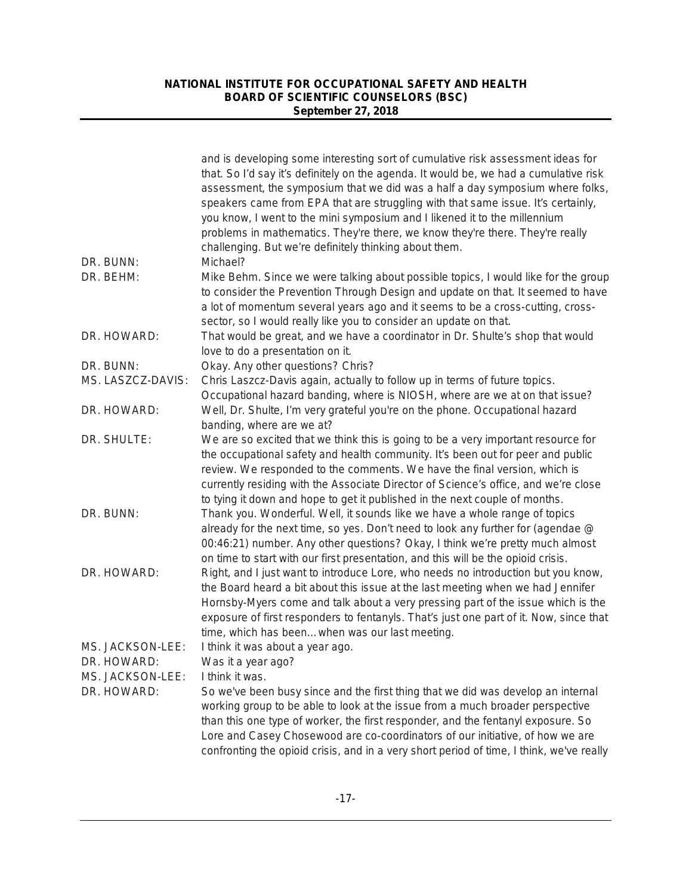| | |
|---|---|
| | and is developing some interesting sort of cumulative risk assessment ideas for that. So I'd say it's definitely on the agenda. It would be, we had a cumulative risk assessment, the symposium that we did was a half a day symposium where folks, speakers came from EPA that are struggling with that same issue. It's certainly, you know, I went to the mini symposium and I likened it to the millennium problems in mathematics. They're there, we know they're there. They're really challenging. But we're definitely thinking about them. |
| DR. BUNN: | Michael? |
| DR. BEHM: | Mike Behm. Since we were talking about possible topics, I would like for the group to consider the Prevention Through Design and update on that. It seemed to have a lot of momentum several years ago and it seems to be a cross-cutting, cross-sector, so I would really like you to consider an update on that. |
| DR. HOWARD: | That would be great, and we have a coordinator in Dr. Shulte's shop that would love to do a presentation on it. |
| DR. BUNN: | Okay. Any other questions? Chris? |
| MS. LASZCZ-DAVIS: | Chris Laszcz-Davis again, actually to follow up in terms of future topics. Occupational hazard banding, where is NIOSH, where are we at on that issue? |
| DR. HOWARD: | Well, Dr. Shulte, I'm very grateful you're on the phone. Occupational hazard banding, where are we at? |
| DR. SHULTE: | We are so excited that we think this is going to be a very important resource for the occupational safety and health community. It's been out for peer and public review. We responded to the comments. We have the final version, which is currently residing with the Associate Director of Science's office, and we're close to tying it down and hope to get it published in the next couple of months. |
| DR. BUNN: | Thank you. Wonderful. Well, it sounds like we have a whole range of topics already for the next time, so yes. Don't need to look any further for (agendae @ 00:46:21) number. Any other questions? Okay, I think we're pretty much almost on time to start with our first presentation, and this will be the opioid crisis. |
| DR. HOWARD: | Right, and I just want to introduce Lore, who needs no introduction but you know, the Board heard a bit about this issue at the last meeting when we had Jennifer Hornsby-Myers come and talk about a very pressing part of the issue which is the exposure of first responders to fentanyls. That's just one part of it. Now, since that time, which has been… when was our last meeting. |
| MS. JACKSON-LEE: | I think it was about a year ago. |
| DR. HOWARD: | Was it a year ago? |
| MS. JACKSON-LEE: | I think it was. |
| DR. HOWARD: | So we've been busy since and the first thing that we did was develop an internal working group to be able to look at the issue from a much broader perspective than this one type of worker, the first responder, and the fentanyl exposure. So Lore and Casey Chosewood are co-coordinators of our initiative, of how we are confronting the opioid crisis, and in a very short period of time, I think, we've really |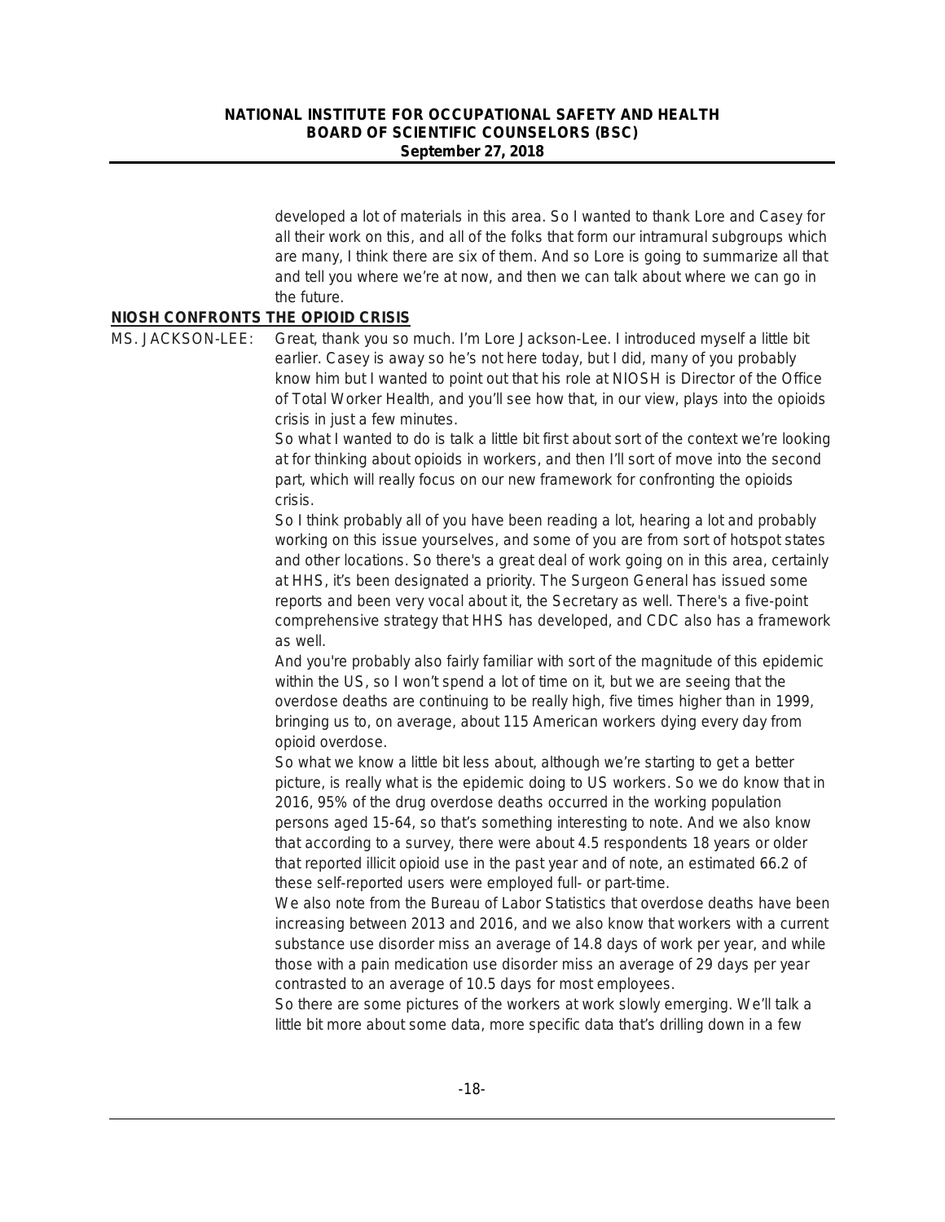developed a lot of materials in this area. So I wanted to thank Lore and Casey for all their work on this, and all of the folks that form our intramural subgroups which are many, I think there are six of them. And so Lore is going to summarize all that and tell you where we're at now, and then we can talk about where we can go in the future.

**NIOSH CONFRONTS THE OPIOID CRISIS**

MS. JACKSON-LEE: Great, thank you so much. I'm Lore Jackson-Lee. I introduced myself a little bit earlier. Casey is away so he's not here today, but I did, many of you probably know him but I wanted to point out that his role at NIOSH is Director of the Office of Total Worker Health, and you'll see how that, in our view, plays into the opioids crisis in just a few minutes.

So what I wanted to do is talk a little bit first about sort of the context we're looking at for thinking about opioids in workers, and then I'll sort of move into the second part, which will really focus on our new framework for confronting the opioids crisis.

So I think probably all of you have been reading a lot, hearing a lot and probably working on this issue yourselves, and some of you are from sort of hotspot states and other locations. So there's a great deal of work going on in this area, certainly at HHS, it's been designated a priority. The Surgeon General has issued some reports and been very vocal about it, the Secretary as well. There's a five-point comprehensive strategy that HHS has developed, and CDC also has a framework as well.

And you're probably also fairly familiar with sort of the magnitude of this epidemic within the US, so I won't spend a lot of time on it, but we are seeing that the overdose deaths are continuing to be really high, five times higher than in 1999, bringing us to, on average, about 115 American workers dying every day from opioid overdose.

So what we know a little bit less about, although we're starting to get a better picture, is really what is the epidemic doing to US workers. So we do know that in 2016, 95% of the drug overdose deaths occurred in the working population persons aged 15-64, so that's something interesting to note. And we also know that according to a survey, there were about 4.5 respondents 18 years or older that reported illicit opioid use in the past year and of note, an estimated 66.2 of these self-reported users were employed full- or part-time.

We also note from the Bureau of Labor Statistics that overdose deaths have been increasing between 2013 and 2016, and we also know that workers with a current substance use disorder miss an average of 14.8 days of work per year, and while those with a pain medication use disorder miss an average of 29 days per year contrasted to an average of 10.5 days for most employees.

So there are some pictures of the workers at work slowly emerging. We'll talk a little bit more about some data, more specific data that's drilling down in a few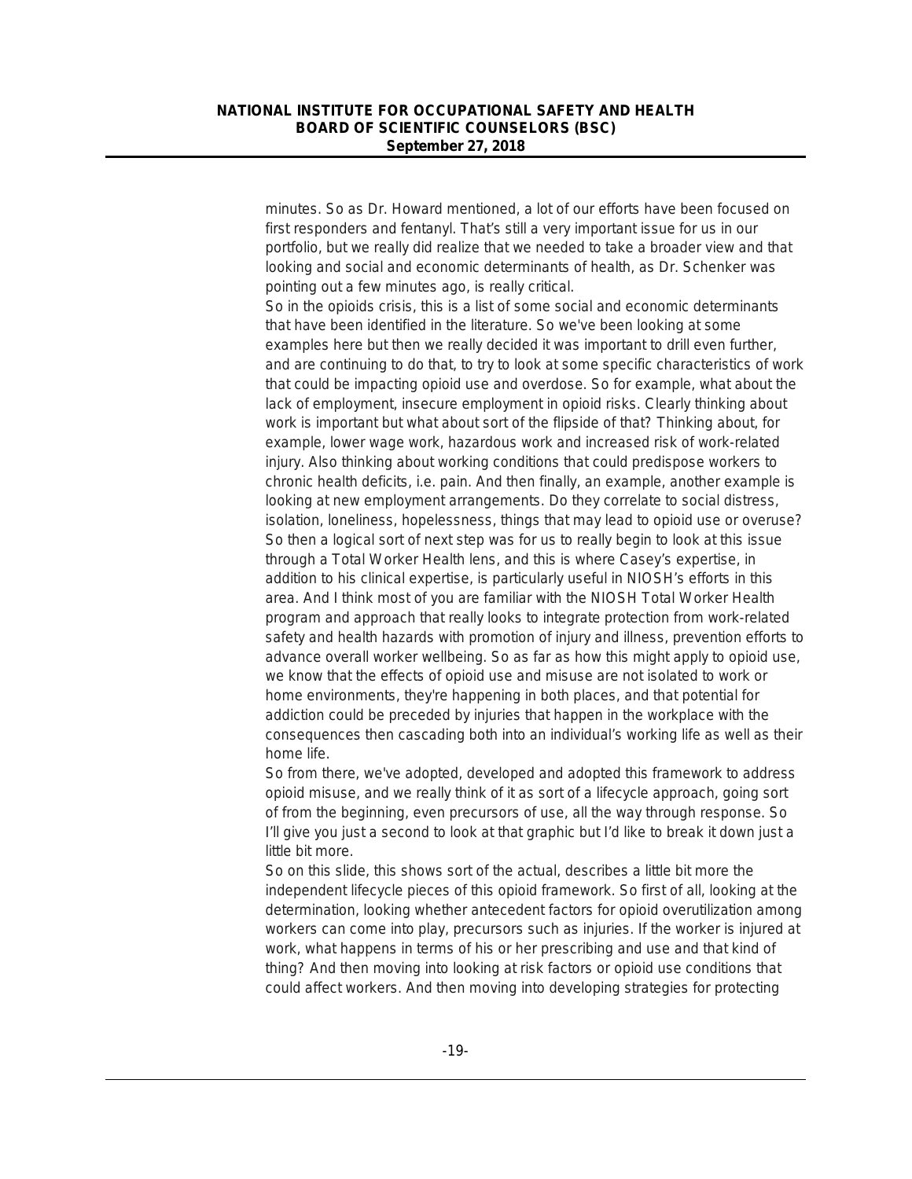minutes. So as Dr. Howard mentioned, a lot of our efforts have been focused on first responders and fentanyl. That's still a very important issue for us in our portfolio, but we really did realize that we needed to take a broader view and that looking and social and economic determinants of health, as Dr. Schenker was pointing out a few minutes ago, is really critical.

So in the opioids crisis, this is a list of some social and economic determinants that have been identified in the literature. So we've been looking at some examples here but then we really decided it was important to drill even further, and are continuing to do that, to try to look at some specific characteristics of work that could be impacting opioid use and overdose. So for example, what about the lack of employment, insecure employment in opioid risks. Clearly thinking about work is important but what about sort of the flipside of that? Thinking about, for example, lower wage work, hazardous work and increased risk of work-related injury. Also thinking about working conditions that could predispose workers to chronic health deficits, i.e. pain. And then finally, an example, another example is looking at new employment arrangements. Do they correlate to social distress, isolation, loneliness, hopelessness, things that may lead to opioid use or overuse?

So then a logical sort of next step was for us to really begin to look at this issue through a Total Worker Health lens, and this is where Casey's expertise, in addition to his clinical expertise, is particularly useful in NIOSH's efforts in this area. And I think most of you are familiar with the NIOSH Total Worker Health program and approach that really looks to integrate protection from work-related safety and health hazards with promotion of injury and illness, prevention efforts to advance overall worker wellbeing. So as far as how this might apply to opioid use, we know that the effects of opioid use and misuse are not isolated to work or home environments, they're happening in both places, and that potential for addiction could be preceded by injuries that happen in the workplace with the consequences then cascading both into an individual's working life as well as their home life.

So from there, we've adopted, developed and adopted this framework to address opioid misuse, and we really think of it as sort of a lifecycle approach, going sort of from the beginning, even precursors of use, all the way through response. So I'll give you just a second to look at that graphic but I'd like to break it down just a little bit more.

So on this slide, this shows sort of the actual, describes a little bit more the independent lifecycle pieces of this opioid framework. So first of all, looking at the determination, looking whether antecedent factors for opioid overutilization among workers can come into play, precursors such as injuries. If the worker is injured at work, what happens in terms of his or her prescribing and use and that kind of thing? And then moving into looking at risk factors or opioid use conditions that could affect workers. And then moving into developing strategies for protecting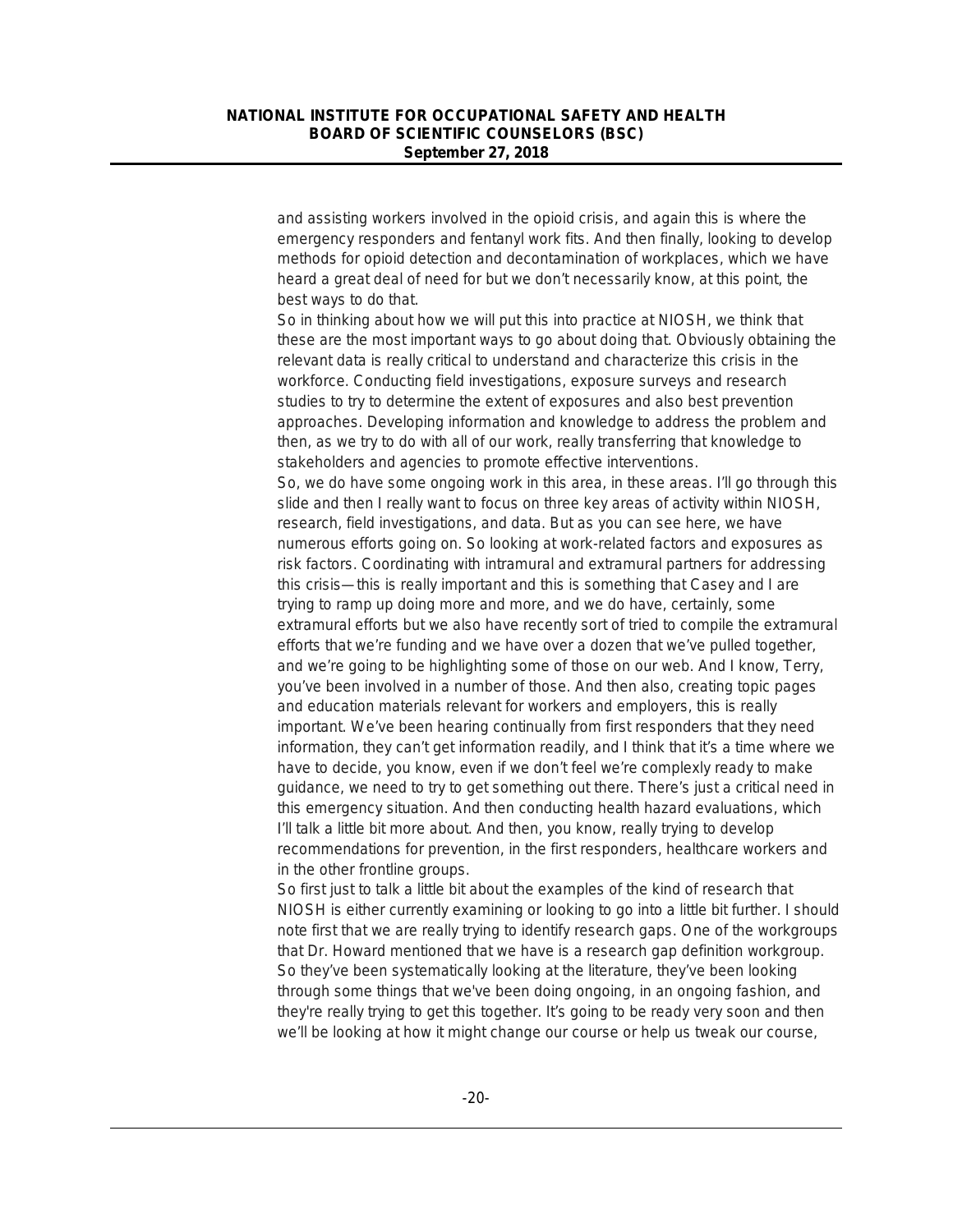and assisting workers involved in the opioid crisis, and again this is where the emergency responders and fentanyl work fits. And then finally, looking to develop methods for opioid detection and decontamination of workplaces, which we have heard a great deal of need for but we don't necessarily know, at this point, the best ways to do that.

So in thinking about how we will put this into practice at NIOSH, we think that these are the most important ways to go about doing that. Obviously obtaining the relevant data is really critical to understand and characterize this crisis in the workforce. Conducting field investigations, exposure surveys and research studies to try to determine the extent of exposures and also best prevention approaches. Developing information and knowledge to address the problem and then, as we try to do with all of our work, really transferring that knowledge to stakeholders and agencies to promote effective interventions.

So, we do have some ongoing work in this area, in these areas. I'll go through this slide and then I really want to focus on three key areas of activity within NIOSH, research, field investigations, and data. But as you can see here, we have numerous efforts going on. So looking at work-related factors and exposures as risk factors. Coordinating with intramural and extramural partners for addressing this crisis—this is really important and this is something that Casey and I are trying to ramp up doing more and more, and we do have, certainly, some extramural efforts but we also have recently sort of tried to compile the extramural efforts that we're funding and we have over a dozen that we've pulled together, and we're going to be highlighting some of those on our web. And I know, Terry, you've been involved in a number of those. And then also, creating topic pages and education materials relevant for workers and employers, this is really important. We've been hearing continually from first responders that they need information, they can't get information readily, and I think that it's a time where we have to decide, you know, even if we don't feel we're complexly ready to make guidance, we need to try to get something out there. There's just a critical need in this emergency situation. And then conducting health hazard evaluations, which I'll talk a little bit more about. And then, you know, really trying to develop recommendations for prevention, in the first responders, healthcare workers and in the other frontline groups.

So first just to talk a little bit about the examples of the kind of research that NIOSH is either currently examining or looking to go into a little bit further. I should note first that we are really trying to identify research gaps. One of the workgroups that Dr. Howard mentioned that we have is a research gap definition workgroup. So they've been systematically looking at the literature, they've been looking through some things that we've been doing ongoing, in an ongoing fashion, and they're really trying to get this together. It's going to be ready very soon and then we'll be looking at how it might change our course or help us tweak our course,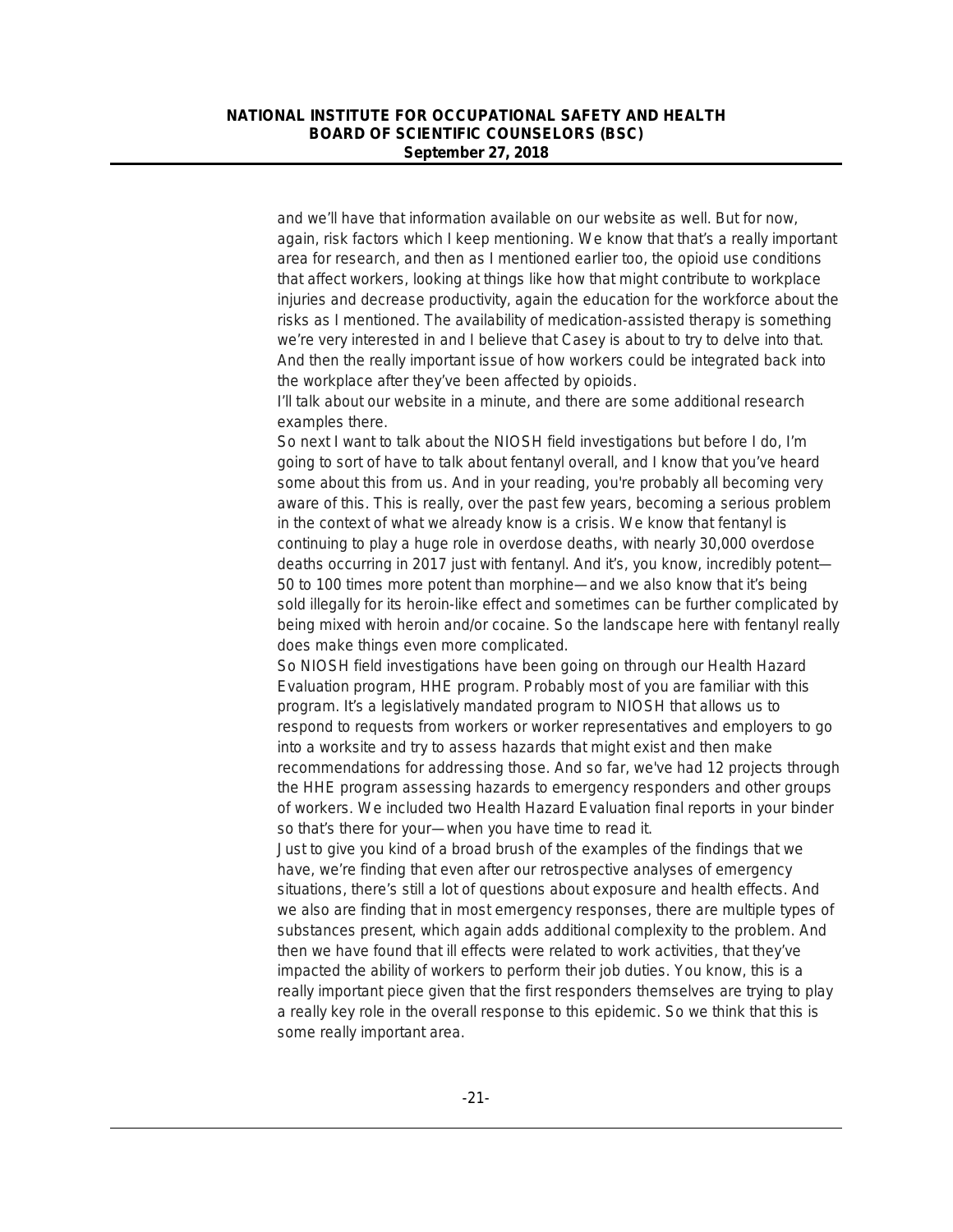and we'll have that information available on our website as well. But for now, again, risk factors which I keep mentioning. We know that that's a really important area for research, and then as I mentioned earlier too, the opioid use conditions that affect workers, looking at things like how that might contribute to workplace injuries and decrease productivity, again the education for the workforce about the risks as I mentioned. The availability of medication-assisted therapy is something we're very interested in and I believe that Casey is about to try to delve into that. And then the really important issue of how workers could be integrated back into the workplace after they've been affected by opioids.

I'll talk about our website in a minute, and there are some additional research examples there.

So next I want to talk about the NIOSH field investigations but before I do, I'm going to sort of have to talk about fentanyl overall, and I know that you've heard some about this from us. And in your reading, you're probably all becoming very aware of this. This is really, over the past few years, becoming a serious problem in the context of what we already know is a crisis. We know that fentanyl is continuing to play a huge role in overdose deaths, with nearly 30,000 overdose deaths occurring in 2017 just with fentanyl. And it's, you know, incredibly potent—50 to 100 times more potent than morphine—and we also know that it's being sold illegally for its heroin-like effect and sometimes can be further complicated by being mixed with heroin and/or cocaine. So the landscape here with fentanyl really does make things even more complicated.

So NIOSH field investigations have been going on through our Health Hazard Evaluation program, HHE program. Probably most of you are familiar with this program. It's a legislatively mandated program to NIOSH that allows us to respond to requests from workers or worker representatives and employers to go into a worksite and try to assess hazards that might exist and then make recommendations for addressing those. And so far, we've had 12 projects through the HHE program assessing hazards to emergency responders and other groups of workers. We included two Health Hazard Evaluation final reports in your binder so that's there for your—when you have time to read it.

Just to give you kind of a broad brush of the examples of the findings that we have, we're finding that even after our retrospective analyses of emergency situations, there's still a lot of questions about exposure and health effects. And we also are finding that in most emergency responses, there are multiple types of substances present, which again adds additional complexity to the problem. And then we have found that ill effects were related to work activities, that they've impacted the ability of workers to perform their job duties. You know, this is a really important piece given that the first responders themselves are trying to play a really key role in the overall response to this epidemic. So we think that this is some really important area.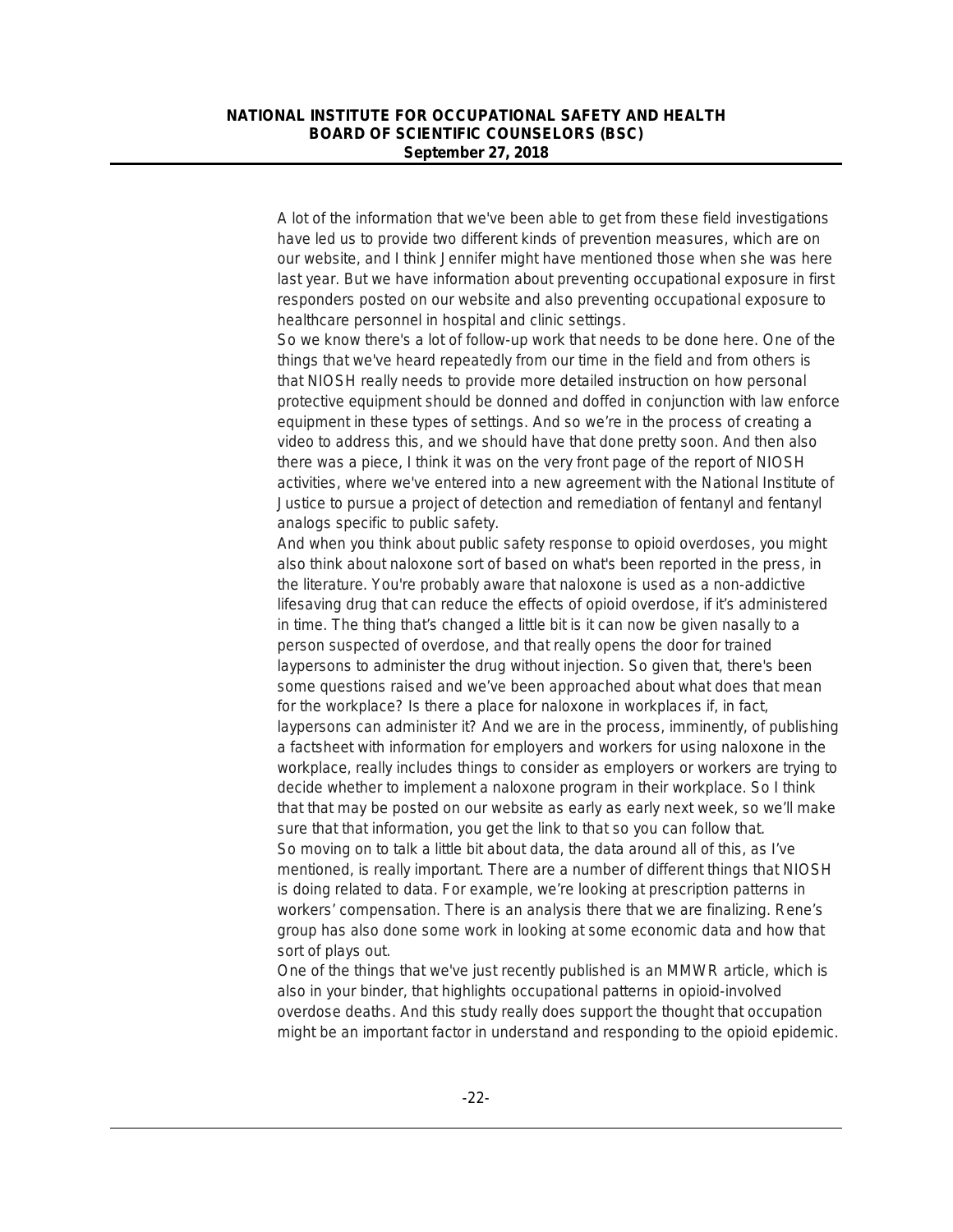A lot of the information that we've been able to get from these field investigations have led us to provide two different kinds of prevention measures, which are on our website, and I think Jennifer might have mentioned those when she was here last year. But we have information about preventing occupational exposure in first responders posted on our website and also preventing occupational exposure to healthcare personnel in hospital and clinic settings.

So we know there's a lot of follow-up work that needs to be done here. One of the things that we've heard repeatedly from our time in the field and from others is that NIOSH really needs to provide more detailed instruction on how personal protective equipment should be donned and doffed in conjunction with law enforce equipment in these types of settings. And so we're in the process of creating a video to address this, and we should have that done pretty soon. And then also there was a piece, I think it was on the very front page of the report of NIOSH activities, where we've entered into a new agreement with the National Institute of Justice to pursue a project of detection and remediation of fentanyl and fentanyl analogs specific to public safety.

And when you think about public safety response to opioid overdoses, you might also think about naloxone sort of based on what's been reported in the press, in the literature. You're probably aware that naloxone is used as a non-addictive lifesaving drug that can reduce the effects of opioid overdose, if it's administered in time. The thing that's changed a little bit is it can now be given nasally to a person suspected of overdose, and that really opens the door for trained laypersons to administer the drug without injection. So given that, there's been some questions raised and we've been approached about what does that mean for the workplace? Is there a place for naloxone in workplaces if, in fact, laypersons can administer it? And we are in the process, imminently, of publishing a factsheet with information for employers and workers for using naloxone in the workplace, really includes things to consider as employers or workers are trying to decide whether to implement a naloxone program in their workplace. So I think that that may be posted on our website as early as early next week, so we'll make sure that that information, you get the link to that so you can follow that.

So moving on to talk a little bit about data, the data around all of this, as I've mentioned, is really important. There are a number of different things that NIOSH is doing related to data. For example, we're looking at prescription patterns in workers' compensation. There is an analysis there that we are finalizing. Rene's group has also done some work in looking at some economic data and how that sort of plays out.

One of the things that we've just recently published is an MMWR article, which is also in your binder, that highlights occupational patterns in opioid-involved overdose deaths. And this study really does support the thought that occupation might be an important factor in understand and responding to the opioid epidemic.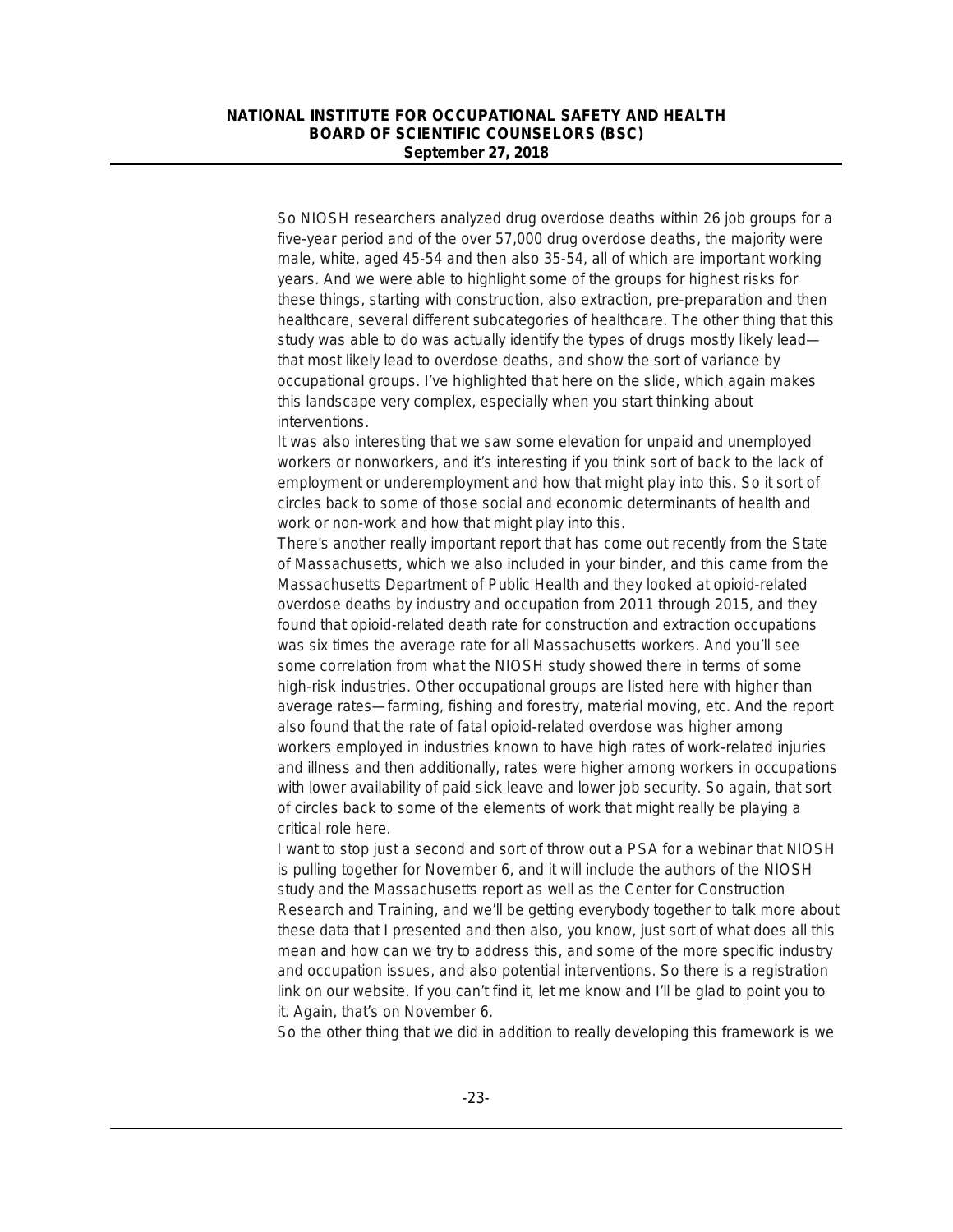So NIOSH researchers analyzed drug overdose deaths within 26 job groups for a five-year period and of the over 57,000 drug overdose deaths, the majority were male, white, aged 45-54 and then also 35-54, all of which are important working years. And we were able to highlight some of the groups for highest risks for these things, starting with construction, also extraction, pre-preparation and then healthcare, several different subcategories of healthcare. The other thing that this study was able to do was actually identify the types of drugs mostly likely lead—that most likely lead to overdose deaths, and show the sort of variance by occupational groups. I've highlighted that here on the slide, which again makes this landscape very complex, especially when you start thinking about interventions.

It was also interesting that we saw some elevation for unpaid and unemployed workers or nonworkers, and it's interesting if you think sort of back to the lack of employment or underemployment and how that might play into this. So it sort of circles back to some of those social and economic determinants of health and work or non-work and how that might play into this.

There's another really important report that has come out recently from the State of Massachusetts, which we also included in your binder, and this came from the Massachusetts Department of Public Health and they looked at opioid-related overdose deaths by industry and occupation from 2011 through 2015, and they found that opioid-related death rate for construction and extraction occupations was six times the average rate for all Massachusetts workers. And you'll see some correlation from what the NIOSH study showed there in terms of some high-risk industries. Other occupational groups are listed here with higher than average rates—farming, fishing and forestry, material moving, etc. And the report also found that the rate of fatal opioid-related overdose was higher among workers employed in industries known to have high rates of work-related injuries and illness and then additionally, rates were higher among workers in occupations with lower availability of paid sick leave and lower job security. So again, that sort of circles back to some of the elements of work that might really be playing a critical role here.

I want to stop just a second and sort of throw out a PSA for a webinar that NIOSH is pulling together for November 6, and it will include the authors of the NIOSH study and the Massachusetts report as well as the Center for Construction Research and Training, and we'll be getting everybody together to talk more about these data that I presented and then also, you know, just sort of what does all this mean and how can we try to address this, and some of the more specific industry and occupation issues, and also potential interventions. So there is a registration link on our website. If you can't find it, let me know and I'll be glad to point you to it. Again, that's on November 6.

So the other thing that we did in addition to really developing this framework is we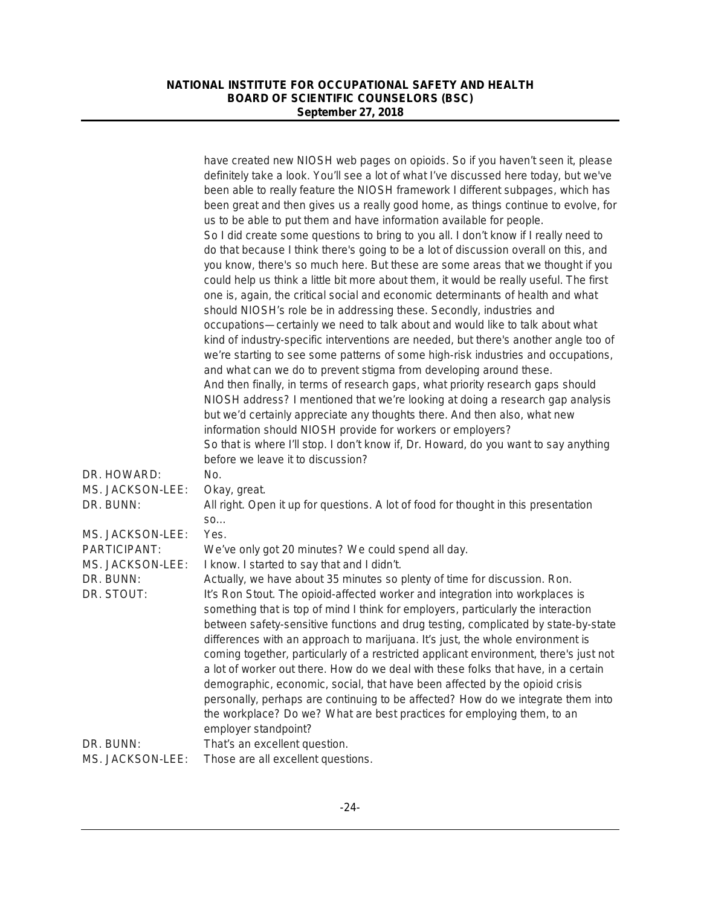have created new NIOSH web pages on opioids. So if you haven't seen it, please definitely take a look. You'll see a lot of what I've discussed here today, but we've been able to really feature the NIOSH framework I different subpages, which has been great and then gives us a really good home, as things continue to evolve, for us to be able to put them and have information available for people.

So I did create some questions to bring to you all. I don't know if I really need to do that because I think there's going to be a lot of discussion overall on this, and you know, there's so much here. But these are some areas that we thought if you could help us think a little bit more about them, it would be really useful. The first one is, again, the critical social and economic determinants of health and what should NIOSH's role be in addressing these. Secondly, industries and occupations—certainly we need to talk about and would like to talk about what kind of industry-specific interventions are needed, but there's another angle too of we're starting to see some patterns of some high-risk industries and occupations, and what can we do to prevent stigma from developing around these.

And then finally, in terms of research gaps, what priority research gaps should NIOSH address? I mentioned that we're looking at doing a research gap analysis but we'd certainly appreciate any thoughts there. And then also, what new information should NIOSH provide for workers or employers?

So that is where I'll stop. I don't know if, Dr. Howard, do you want to say anything before we leave it to discussion?

DR. HOWARD: No.

MS. JACKSON-LEE: Okay, great.

DR. BUNN: All right. Open it up for questions. A lot of food for thought in this presentation so…

MS. JACKSON-LEE: Yes.

PARTICIPANT: We've only got 20 minutes? We could spend all day.

MS. JACKSON-LEE: I know. I started to say that and I didn't.

DR. BUNN: Actually, we have about 35 minutes so plenty of time for discussion. Ron.

DR. STOUT: It's Ron Stout. The opioid-affected worker and integration into workplaces is something that is top of mind I think for employers, particularly the interaction between safety-sensitive functions and drug testing, complicated by state-by-state differences with an approach to marijuana. It's just, the whole environment is coming together, particularly of a restricted applicant environment, there's just not a lot of worker out there. How do we deal with these folks that have, in a certain demographic, economic, social, that have been affected by the opioid crisis personally, perhaps are continuing to be affected? How do we integrate them into the workplace? Do we? What are best practices for employing them, to an employer standpoint?

DR. BUNN: That's an excellent question.

MS. JACKSON-LEE: Those are all excellent questions.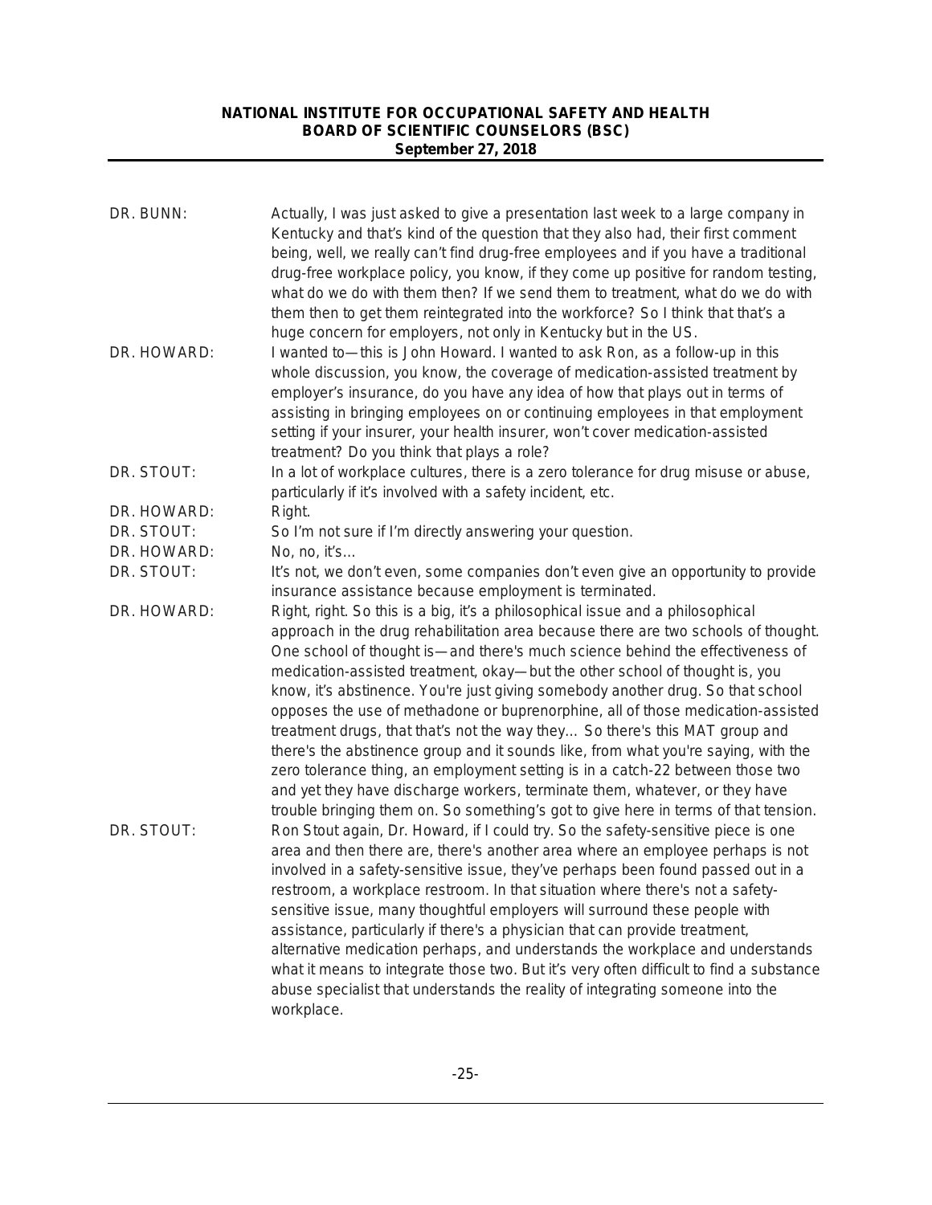**DR. BUNN:** Actually, I was just asked to give a presentation last week to a large company in Kentucky and that's kind of the question that they also had, their first comment being, well, we really can't find drug-free employees and if you have a traditional drug-free workplace policy, you know, if they come up positive for random testing, what do we do with them then? If we send them to treatment, what do we do with them then to get them reintegrated into the workforce? So I think that that's a huge concern for employers, not only in Kentucky but in the US.

**DR. HOWARD:** I wanted to—this is John Howard. I wanted to ask Ron, as a follow-up in this whole discussion, you know, the coverage of medication-assisted treatment by employer's insurance, do you have any idea of how that plays out in terms of assisting in bringing employees on or continuing employees in that employment setting if your insurer, your health insurer, won't cover medication-assisted treatment? Do you think that plays a role?

**DR. STOUT:** In a lot of workplace cultures, there is a zero tolerance for drug misuse or abuse, particularly if it's involved with a safety incident, etc.

**DR. HOWARD:** Right.

**DR. STOUT:** So I'm not sure if I'm directly answering your question.

**DR. HOWARD:** No, no, it's…

**DR. STOUT:** It's not, we don't even, some companies don't even give an opportunity to provide insurance assistance because employment is terminated.

**DR. HOWARD:** Right, right. So this is a big, it's a philosophical issue and a philosophical approach in the drug rehabilitation area because there are two schools of thought. One school of thought is—and there's much science behind the effectiveness of medication-assisted treatment, okay—but the other school of thought is, you know, it's abstinence. You're just giving somebody another drug. So that school opposes the use of methadone or buprenorphine, all of those medication-assisted treatment drugs, that that's not the way they… So there's this MAT group and there's the abstinence group and it sounds like, from what you're saying, with the zero tolerance thing, an employment setting is in a catch-22 between those two and yet they have discharge workers, terminate them, whatever, or they have trouble bringing them on. So something's got to give here in terms of that tension.

**DR. STOUT:** Ron Stout again, Dr. Howard, if I could try. So the safety-sensitive piece is one area and then there are, there's another area where an employee perhaps is not involved in a safety-sensitive issue, they've perhaps been found passed out in a restroom, a workplace restroom. In that situation where there's not a safety-sensitive issue, many thoughtful employers will surround these people with assistance, particularly if there's a physician that can provide treatment, alternative medication perhaps, and understands the workplace and understands what it means to integrate those two. But it's very often difficult to find a substance abuse specialist that understands the reality of integrating someone into the workplace.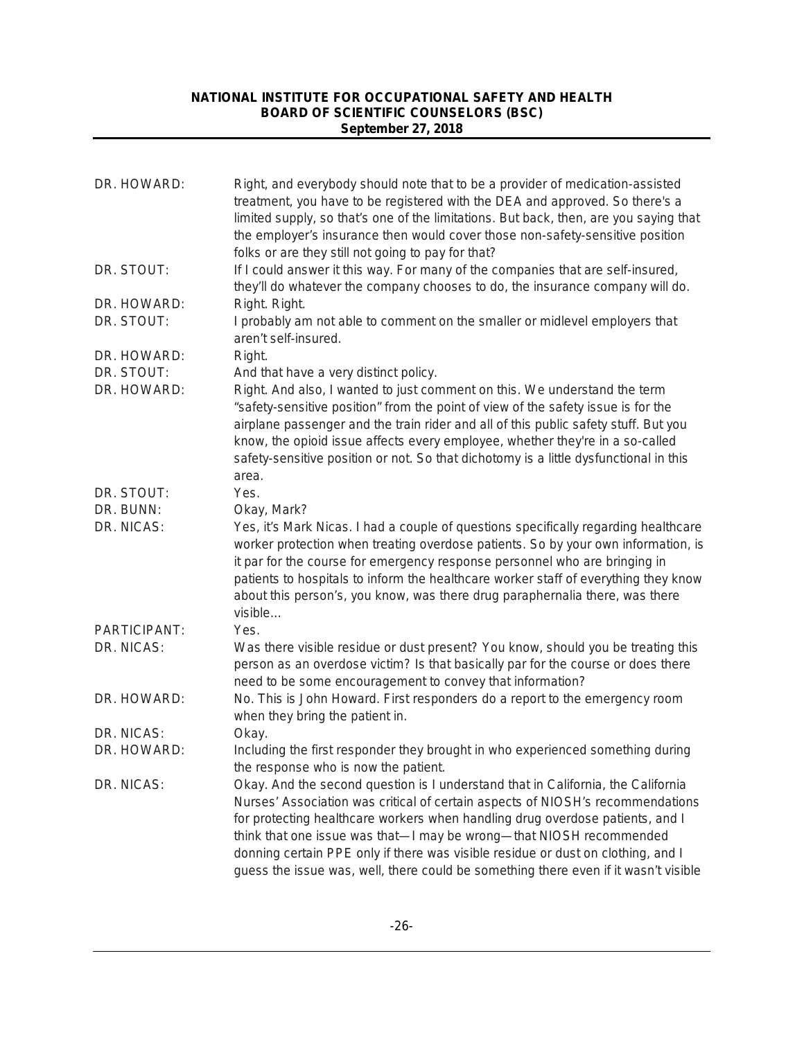| | |
|---|---|
| DR. HOWARD: | Right, and everybody should note that to be a provider of medication-assisted treatment, you have to be registered with the DEA and approved. So there's a limited supply, so that's one of the limitations. But back, then, are you saying that the employer's insurance then would cover those non-safety-sensitive position folks or are they still not going to pay for that? |
| DR. STOUT: | If I could answer it this way. For many of the companies that are self-insured, they'll do whatever the company chooses to do, the insurance company will do. |
| DR. HOWARD: | Right. Right. |
| DR. STOUT: | I probably am not able to comment on the smaller or midlevel employers that aren't self-insured. |
| DR. HOWARD: | Right. |
| DR. STOUT: | And that have a very distinct policy. |
| DR. HOWARD: | Right. And also, I wanted to just comment on this. We understand the term "safety-sensitive position" from the point of view of the safety issue is for the airplane passenger and the train rider and all of this public safety stuff. But you know, the opioid issue affects every employee, whether they're in a so-called safety-sensitive position or not. So that dichotomy is a little dysfunctional in this area. |
| DR. STOUT: | Yes. |
| DR. BUNN: | Okay, Mark? |
| DR. NICAS: | Yes, it's Mark Nicas. I had a couple of questions specifically regarding healthcare worker protection when treating overdose patients. So by your own information, is it par for the course for emergency response personnel who are bringing in patients to hospitals to inform the healthcare worker staff of everything they know about this person's, you know, was there drug paraphernalia there, was there visible… |
| PARTICIPANT: | Yes. |
| DR. NICAS: | Was there visible residue or dust present? You know, should you be treating this person as an overdose victim? Is that basically par for the course or does there need to be some encouragement to convey that information? |
| DR. HOWARD: | No. This is John Howard. First responders do a report to the emergency room when they bring the patient in. |
| DR. NICAS: | Okay. |
| DR. HOWARD: | Including the first responder they brought in who experienced something during the response who is now the patient. |
| DR. NICAS: | Okay. And the second question is I understand that in California, the California Nurses' Association was critical of certain aspects of NIOSH's recommendations for protecting healthcare workers when handling drug overdose patients, and I think that one issue was that—I may be wrong—that NIOSH recommended donning certain PPE only if there was visible residue or dust on clothing, and I guess the issue was, well, there could be something there even if it wasn't visible |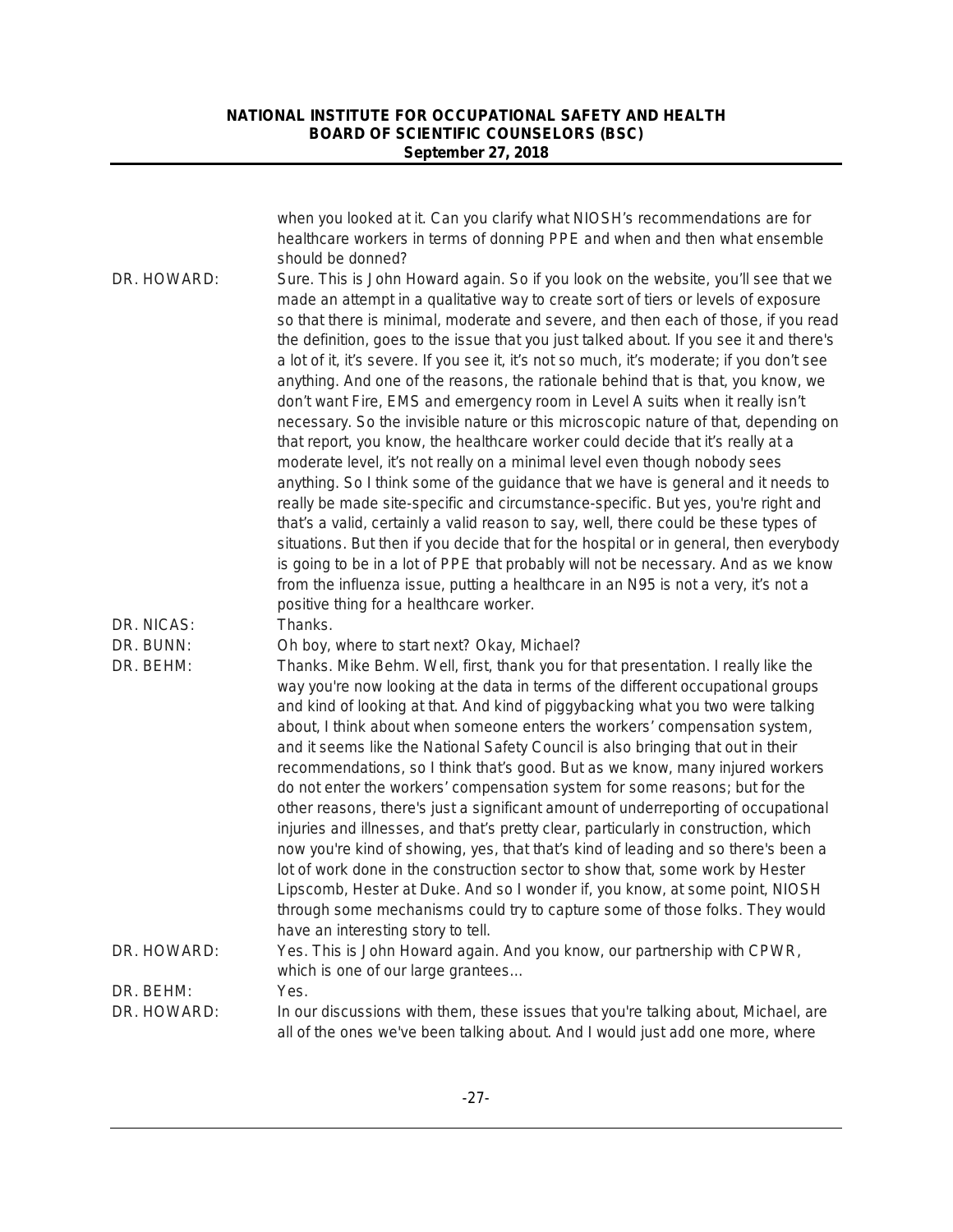when you looked at it. Can you clarify what NIOSH's recommendations are for healthcare workers in terms of donning PPE and when and then what ensemble should be donned?

DR. HOWARD: Sure. This is John Howard again. So if you look on the website, you'll see that we made an attempt in a qualitative way to create sort of tiers or levels of exposure so that there is minimal, moderate and severe, and then each of those, if you read the definition, goes to the issue that you just talked about. If you see it and there's a lot of it, it's severe. If you see it, it's not so much, it's moderate; if you don't see anything. And one of the reasons, the rationale behind that is that, you know, we don't want Fire, EMS and emergency room in Level A suits when it really isn't necessary. So the invisible nature or this microscopic nature of that, depending on that report, you know, the healthcare worker could decide that it's really at a moderate level, it's not really on a minimal level even though nobody sees anything. So I think some of the guidance that we have is general and it needs to really be made site-specific and circumstance-specific. But yes, you're right and that's a valid, certainly a valid reason to say, well, there could be these types of situations. But then if you decide that for the hospital or in general, then everybody is going to be in a lot of PPE that probably will not be necessary. And as we know from the influenza issue, putting a healthcare in an N95 is not a very, it's not a positive thing for a healthcare worker.

DR. NICAS: Thanks.

DR. BUNN: Oh boy, where to start next? Okay, Michael?

DR. BEHM: Thanks. Mike Behm. Well, first, thank you for that presentation. I really like the way you're now looking at the data in terms of the different occupational groups and kind of looking at that. And kind of piggybacking what you two were talking about, I think about when someone enters the workers' compensation system, and it seems like the National Safety Council is also bringing that out in their recommendations, so I think that's good. But as we know, many injured workers do not enter the workers' compensation system for some reasons; but for the other reasons, there's just a significant amount of underreporting of occupational injuries and illnesses, and that's pretty clear, particularly in construction, which now you're kind of showing, yes, that that's kind of leading and so there's been a lot of work done in the construction sector to show that, some work by Hester Lipscomb, Hester at Duke. And so I wonder if, you know, at some point, NIOSH through some mechanisms could try to capture some of those folks. They would have an interesting story to tell.

DR. HOWARD: Yes. This is John Howard again. And you know, our partnership with CPWR, which is one of our large grantees…

DR. BEHM: Yes.

DR. HOWARD: In our discussions with them, these issues that you're talking about, Michael, are all of the ones we've been talking about. And I would just add one more, where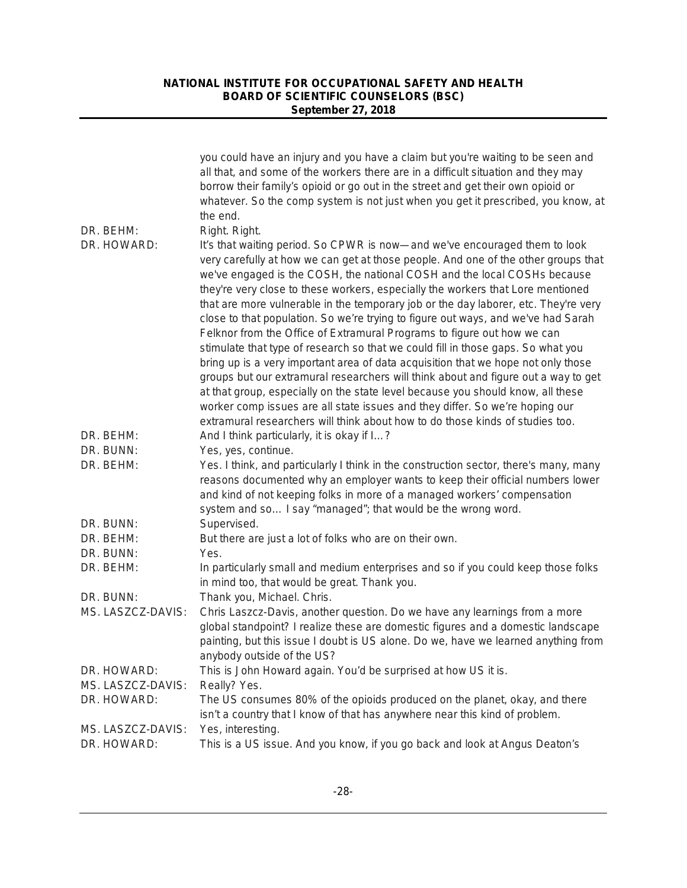you could have an injury and you have a claim but you're waiting to be seen and all that, and some of the workers there are in a difficult situation and they may borrow their family's opioid or go out in the street and get their own opioid or whatever. So the comp system is not just when you get it prescribed, you know, at the end.

DR. BEHM: Right. Right.

DR. HOWARD: It's that waiting period. So CPWR is now—and we've encouraged them to look very carefully at how we can get at those people. And one of the other groups that we've engaged is the COSH, the national COSH and the local COSHs because they're very close to these workers, especially the workers that Lore mentioned that are more vulnerable in the temporary job or the day laborer, etc. They're very close to that population. So we're trying to figure out ways, and we've had Sarah Felknor from the Office of Extramural Programs to figure out how we can stimulate that type of research so that we could fill in those gaps. So what you bring up is a very important area of data acquisition that we hope not only those groups but our extramural researchers will think about and figure out a way to get at that group, especially on the state level because you should know, all these worker comp issues are all state issues and they differ. So we're hoping our extramural researchers will think about how to do those kinds of studies too.

DR. BEHM: And I think particularly, it is okay if I…?

DR. BUNN: Yes, yes, continue.

DR. BEHM: Yes. I think, and particularly I think in the construction sector, there's many, many reasons documented why an employer wants to keep their official numbers lower and kind of not keeping folks in more of a managed workers' compensation system and so… I say "managed"; that would be the wrong word.

DR. BUNN: Supervised.

DR. BEHM: But there are just a lot of folks who are on their own.

DR. BUNN: Yes.

DR. BEHM: In particularly small and medium enterprises and so if you could keep those folks in mind too, that would be great. Thank you.

DR. BUNN: Thank you, Michael. Chris.

MS. LASZCZ-DAVIS: Chris Laszcz-Davis, another question. Do we have any learnings from a more global standpoint? I realize these are domestic figures and a domestic landscape painting, but this issue I doubt is US alone. Do we, have we learned anything from anybody outside of the US?

DR. HOWARD: This is John Howard again. You'd be surprised at how US it is.

MS. LASZCZ-DAVIS: Really? Yes.

DR. HOWARD: The US consumes 80% of the opioids produced on the planet, okay, and there isn't a country that I know of that has anywhere near this kind of problem.

MS. LASZCZ-DAVIS: Yes, interesting.

DR. HOWARD: This is a US issue. And you know, if you go back and look at Angus Deaton's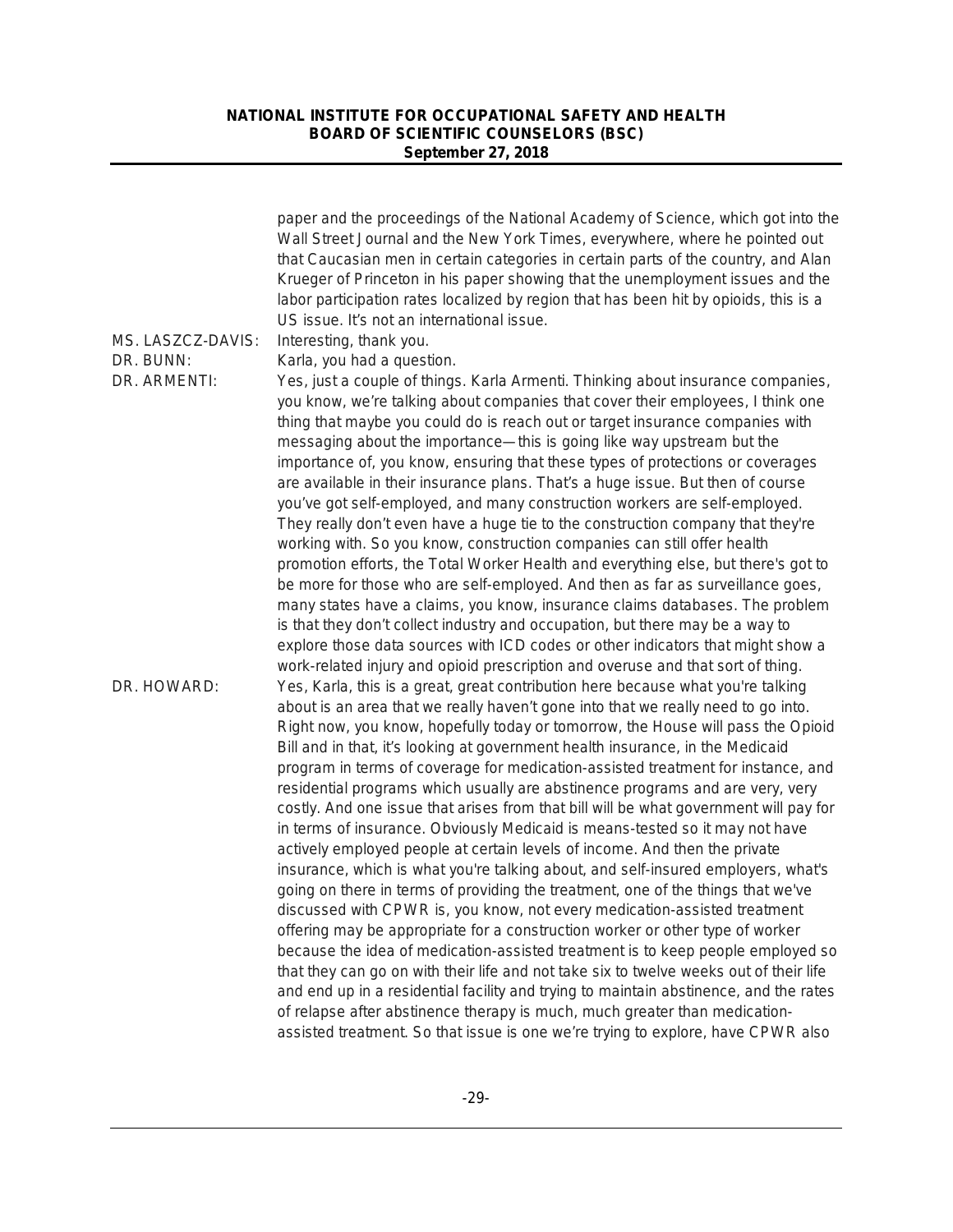paper and the proceedings of the National Academy of Science, which got into the Wall Street Journal and the New York Times, everywhere, where he pointed out that Caucasian men in certain categories in certain parts of the country, and Alan Krueger of Princeton in his paper showing that the unemployment issues and the labor participation rates localized by region that has been hit by opioids, this is a US issue. It's not an international issue.

MS. LASZCZ-DAVIS: Interesting, thank you.

DR. BUNN: Karla, you had a question.

DR. ARMENTI: Yes, just a couple of things. Karla Armenti. Thinking about insurance companies, you know, we're talking about companies that cover their employees, I think one thing that maybe you could do is reach out or target insurance companies with messaging about the importance—this is going like way upstream but the importance of, you know, ensuring that these types of protections or coverages are available in their insurance plans. That's a huge issue. But then of course you've got self-employed, and many construction workers are self-employed. They really don't even have a huge tie to the construction company that they're working with. So you know, construction companies can still offer health promotion efforts, the Total Worker Health and everything else, but there's got to be more for those who are self-employed. And then as far as surveillance goes, many states have a claims, you know, insurance claims databases. The problem is that they don't collect industry and occupation, but there may be a way to explore those data sources with ICD codes or other indicators that might show a work-related injury and opioid prescription and overuse and that sort of thing.

DR. HOWARD: Yes, Karla, this is a great, great contribution here because what you're talking about is an area that we really haven't gone into that we really need to go into. Right now, you know, hopefully today or tomorrow, the House will pass the Opioid Bill and in that, it's looking at government health insurance, in the Medicaid program in terms of coverage for medication-assisted treatment for instance, and residential programs which usually are abstinence programs and are very, very costly. And one issue that arises from that bill will be what government will pay for in terms of insurance. Obviously Medicaid is means-tested so it may not have actively employed people at certain levels of income. And then the private insurance, which is what you're talking about, and self-insured employers, what's going on there in terms of providing the treatment, one of the things that we've discussed with CPWR is, you know, not every medication-assisted treatment offering may be appropriate for a construction worker or other type of worker because the idea of medication-assisted treatment is to keep people employed so that they can go on with their life and not take six to twelve weeks out of their life and end up in a residential facility and trying to maintain abstinence, and the rates of relapse after abstinence therapy is much, much greater than medication-assisted treatment. So that issue is one we're trying to explore, have CPWR also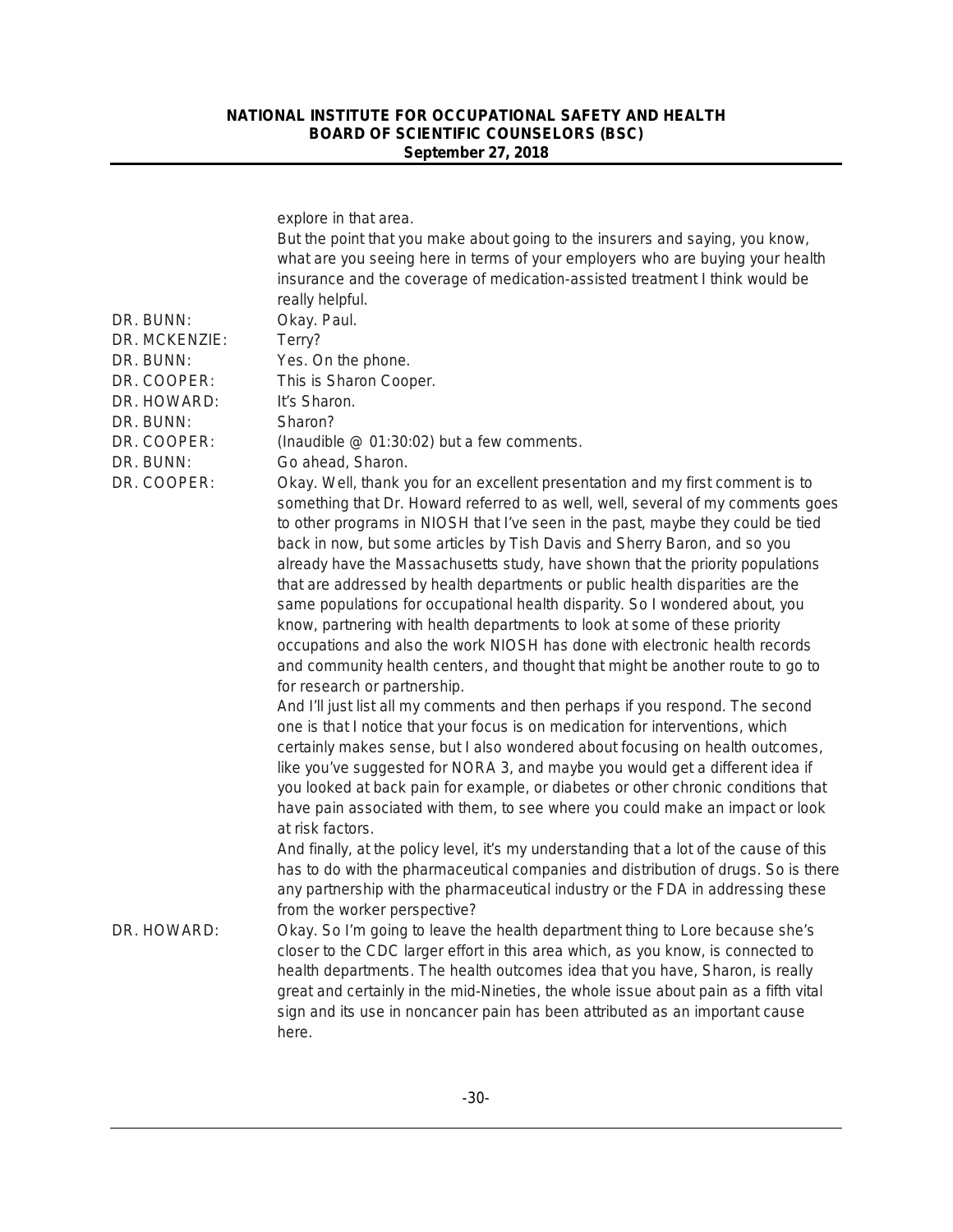explore in that area.

But the point that you make about going to the insurers and saying, you know, what are you seeing here in terms of your employers who are buying your health insurance and the coverage of medication-assisted treatment I think would be really helpful.

DR. BUNN: Okay. Paul.

DR. MCKENZIE: Terry?

DR. BUNN: Yes. On the phone.

DR. COOPER: This is Sharon Cooper.

DR. HOWARD: It's Sharon.

DR. BUNN: Sharon?

DR. COOPER: (Inaudible @ 01:30:02) but a few comments.

DR. BUNN: Go ahead, Sharon.

DR. COOPER: Okay. Well, thank you for an excellent presentation and my first comment is to something that Dr. Howard referred to as well, well, several of my comments goes to other programs in NIOSH that I've seen in the past, maybe they could be tied back in now, but some articles by Tish Davis and Sherry Baron, and so you already have the Massachusetts study, have shown that the priority populations that are addressed by health departments or public health disparities are the same populations for occupational health disparity. So I wondered about, you know, partnering with health departments to look at some of these priority occupations and also the work NIOSH has done with electronic health records and community health centers, and thought that might be another route to go to for research or partnership.

And I'll just list all my comments and then perhaps if you respond. The second one is that I notice that your focus is on medication for interventions, which certainly makes sense, but I also wondered about focusing on health outcomes, like you've suggested for NORA 3, and maybe you would get a different idea if you looked at back pain for example, or diabetes or other chronic conditions that have pain associated with them, to see where you could make an impact or look at risk factors.

And finally, at the policy level, it's my understanding that a lot of the cause of this has to do with the pharmaceutical companies and distribution of drugs. So is there any partnership with the pharmaceutical industry or the FDA in addressing these from the worker perspective?

DR. HOWARD: Okay. So I'm going to leave the health department thing to Lore because she's closer to the CDC larger effort in this area which, as you know, is connected to health departments. The health outcomes idea that you have, Sharon, is really great and certainly in the mid-Nineties, the whole issue about pain as a fifth vital sign and its use in noncancer pain has been attributed as an important cause here.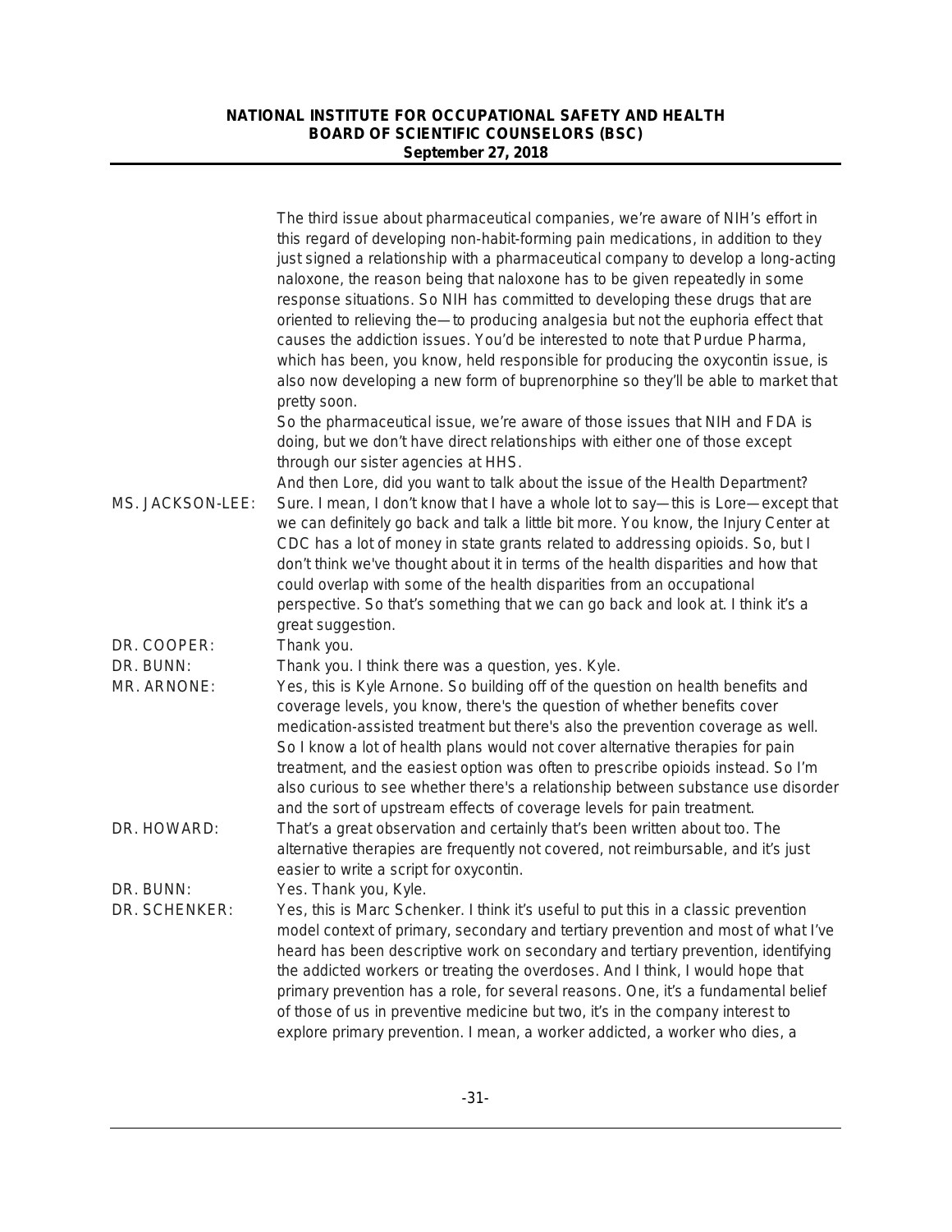The third issue about pharmaceutical companies, we're aware of NIH's effort in this regard of developing non-habit-forming pain medications, in addition to they just signed a relationship with a pharmaceutical company to develop a long-acting naloxone, the reason being that naloxone has to be given repeatedly in some response situations. So NIH has committed to developing these drugs that are oriented to relieving the—to producing analgesia but not the euphoria effect that causes the addiction issues. You'd be interested to note that Purdue Pharma, which has been, you know, held responsible for producing the oxycontin issue, is also now developing a new form of buprenorphine so they'll be able to market that pretty soon.

So the pharmaceutical issue, we're aware of those issues that NIH and FDA is doing, but we don't have direct relationships with either one of those except through our sister agencies at HHS.

And then Lore, did you want to talk about the issue of the Health Department?

MS. JACKSON-LEE: Sure. I mean, I don't know that I have a whole lot to say—this is Lore—except that we can definitely go back and talk a little bit more. You know, the Injury Center at CDC has a lot of money in state grants related to addressing opioids. So, but I don't think we've thought about it in terms of the health disparities and how that could overlap with some of the health disparities from an occupational perspective. So that's something that we can go back and look at. I think it's a great suggestion.

DR. COOPER: Thank you.

DR. BUNN: Thank you. I think there was a question, yes. Kyle.

MR. ARNONE: Yes, this is Kyle Arnone. So building off of the question on health benefits and coverage levels, you know, there's the question of whether benefits cover medication-assisted treatment but there's also the prevention coverage as well. So I know a lot of health plans would not cover alternative therapies for pain treatment, and the easiest option was often to prescribe opioids instead. So I'm also curious to see whether there's a relationship between substance use disorder and the sort of upstream effects of coverage levels for pain treatment.

DR. HOWARD: That's a great observation and certainly that's been written about too. The alternative therapies are frequently not covered, not reimbursable, and it's just easier to write a script for oxycontin.

DR. BUNN: Yes. Thank you, Kyle.

DR. SCHENKER: Yes, this is Marc Schenker. I think it's useful to put this in a classic prevention model context of primary, secondary and tertiary prevention and most of what I've heard has been descriptive work on secondary and tertiary prevention, identifying the addicted workers or treating the overdoses. And I think, I would hope that primary prevention has a role, for several reasons. One, it's a fundamental belief of those of us in preventive medicine but two, it's in the company interest to explore primary prevention. I mean, a worker addicted, a worker who dies, a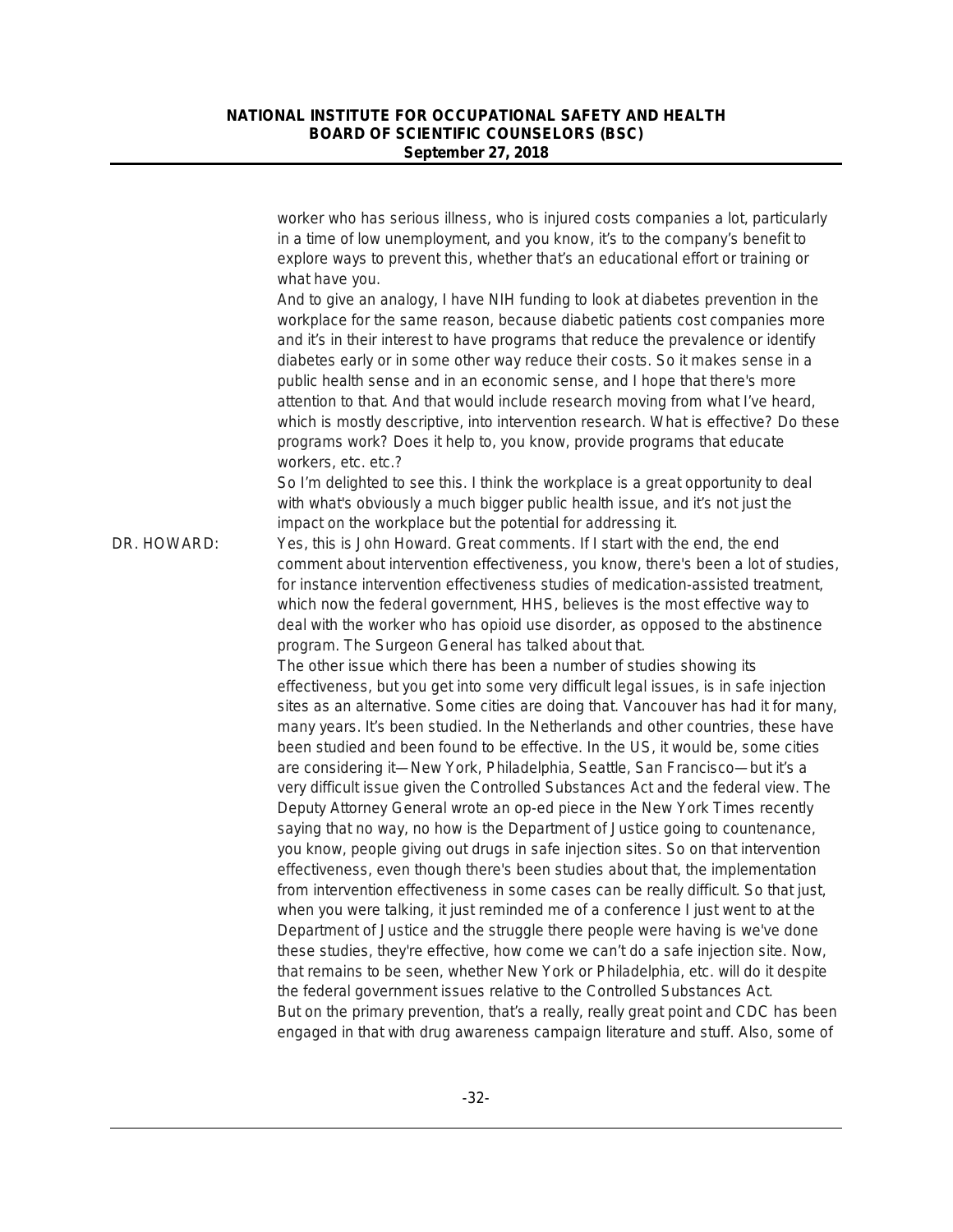worker who has serious illness, who is injured costs companies a lot, particularly in a time of low unemployment, and you know, it's to the company's benefit to explore ways to prevent this, whether that's an educational effort or training or what have you.

And to give an analogy, I have NIH funding to look at diabetes prevention in the workplace for the same reason, because diabetic patients cost companies more and it's in their interest to have programs that reduce the prevalence or identify diabetes early or in some other way reduce their costs. So it makes sense in a public health sense and in an economic sense, and I hope that there's more attention to that. And that would include research moving from what I've heard, which is mostly descriptive, into intervention research. What is effective? Do these programs work? Does it help to, you know, provide programs that educate workers, etc. etc.?

So I'm delighted to see this. I think the workplace is a great opportunity to deal with what's obviously a much bigger public health issue, and it's not just the impact on the workplace but the potential for addressing it.

DR. HOWARD: Yes, this is John Howard. Great comments. If I start with the end, the end comment about intervention effectiveness, you know, there's been a lot of studies, for instance intervention effectiveness studies of medication-assisted treatment, which now the federal government, HHS, believes is the most effective way to deal with the worker who has opioid use disorder, as opposed to the abstinence program. The Surgeon General has talked about that.

The other issue which there has been a number of studies showing its effectiveness, but you get into some very difficult legal issues, is in safe injection sites as an alternative. Some cities are doing that. Vancouver has had it for many, many years. It's been studied. In the Netherlands and other countries, these have been studied and been found to be effective. In the US, it would be, some cities are considering it—New York, Philadelphia, Seattle, San Francisco—but it's a very difficult issue given the Controlled Substances Act and the federal view. The Deputy Attorney General wrote an op-ed piece in the New York Times recently saying that no way, no how is the Department of Justice going to countenance, you know, people giving out drugs in safe injection sites. So on that intervention effectiveness, even though there's been studies about that, the implementation from intervention effectiveness in some cases can be really difficult. So that just, when you were talking, it just reminded me of a conference I just went to at the Department of Justice and the struggle there people were having is we've done these studies, they're effective, how come we can't do a safe injection site. Now, that remains to be seen, whether New York or Philadelphia, etc. will do it despite the federal government issues relative to the Controlled Substances Act.

But on the primary prevention, that's a really, really great point and CDC has been engaged in that with drug awareness campaign literature and stuff. Also, some of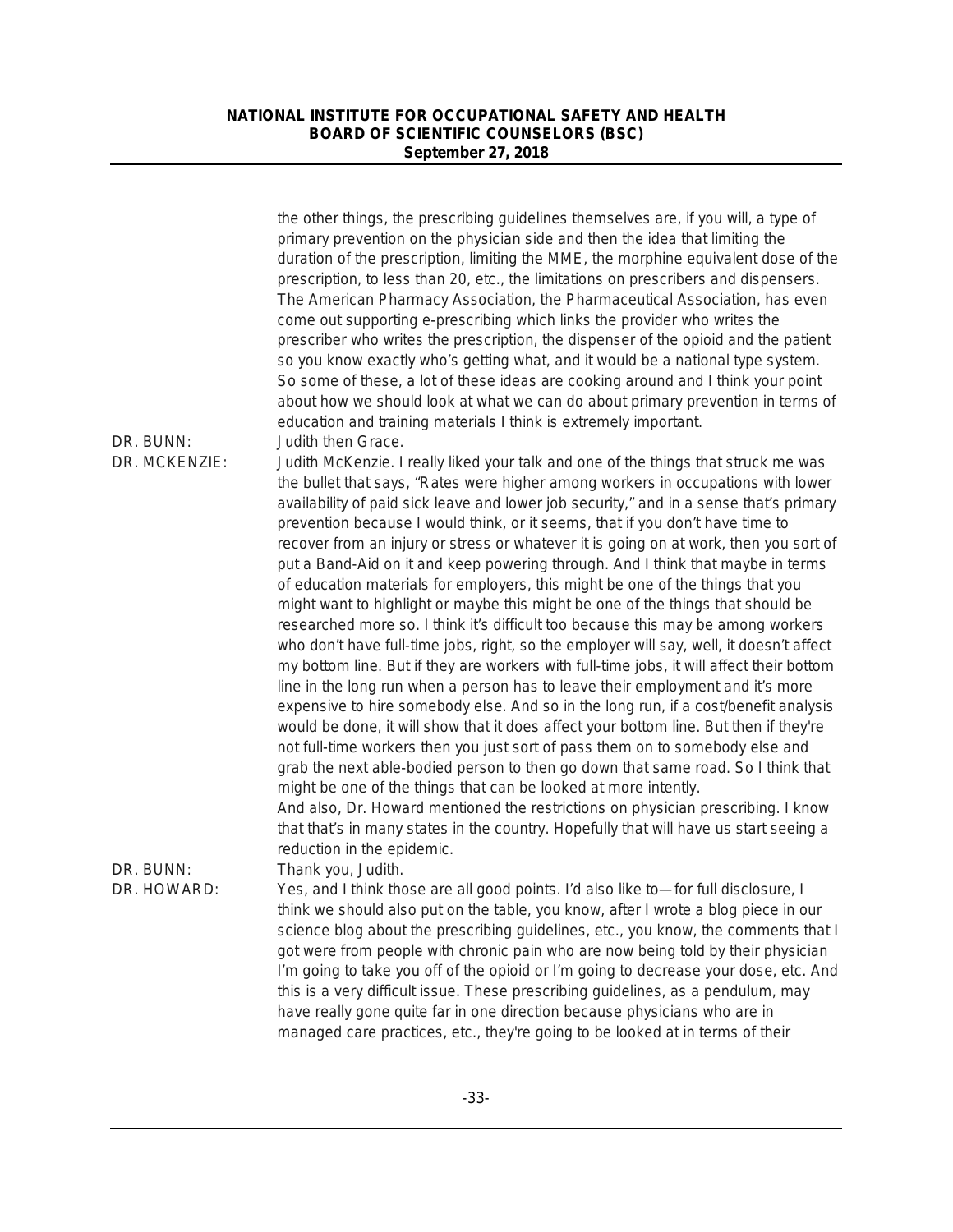the other things, the prescribing guidelines themselves are, if you will, a type of primary prevention on the physician side and then the idea that limiting the duration of the prescription, limiting the MME, the morphine equivalent dose of the prescription, to less than 20, etc., the limitations on prescribers and dispensers. The American Pharmacy Association, the Pharmaceutical Association, has even come out supporting e-prescribing which links the provider who writes the prescriber who writes the prescription, the dispenser of the opioid and the patient so you know exactly who's getting what, and it would be a national type system. So some of these, a lot of these ideas are cooking around and I think your point about how we should look at what we can do about primary prevention in terms of education and training materials I think is extremely important.

DR. BUNN: Judith then Grace.

DR. MCKENZIE: Judith McKenzie. I really liked your talk and one of the things that struck me was the bullet that says, "Rates were higher among workers in occupations with lower availability of paid sick leave and lower job security," and in a sense that's primary prevention because I would think, or it seems, that if you don't have time to recover from an injury or stress or whatever it is going on at work, then you sort of put a Band-Aid on it and keep powering through. And I think that maybe in terms of education materials for employers, this might be one of the things that you might want to highlight or maybe this might be one of the things that should be researched more so. I think it's difficult too because this may be among workers who don't have full-time jobs, right, so the employer will say, well, it doesn't affect my bottom line. But if they are workers with full-time jobs, it will affect their bottom line in the long run when a person has to leave their employment and it's more expensive to hire somebody else. And so in the long run, if a cost/benefit analysis would be done, it will show that it does affect your bottom line. But then if they're not full-time workers then you just sort of pass them on to somebody else and grab the next able-bodied person to then go down that same road. So I think that might be one of the things that can be looked at more intently.

And also, Dr. Howard mentioned the restrictions on physician prescribing. I know that that's in many states in the country. Hopefully that will have us start seeing a reduction in the epidemic.

DR. BUNN: Thank you, Judith.

DR. HOWARD: Yes, and I think those are all good points. I'd also like to—for full disclosure, I think we should also put on the table, you know, after I wrote a blog piece in our science blog about the prescribing guidelines, etc., you know, the comments that I got were from people with chronic pain who are now being told by their physician I'm going to take you off of the opioid or I'm going to decrease your dose, etc. And this is a very difficult issue. These prescribing guidelines, as a pendulum, may have really gone quite far in one direction because physicians who are in managed care practices, etc., they're going to be looked at in terms of their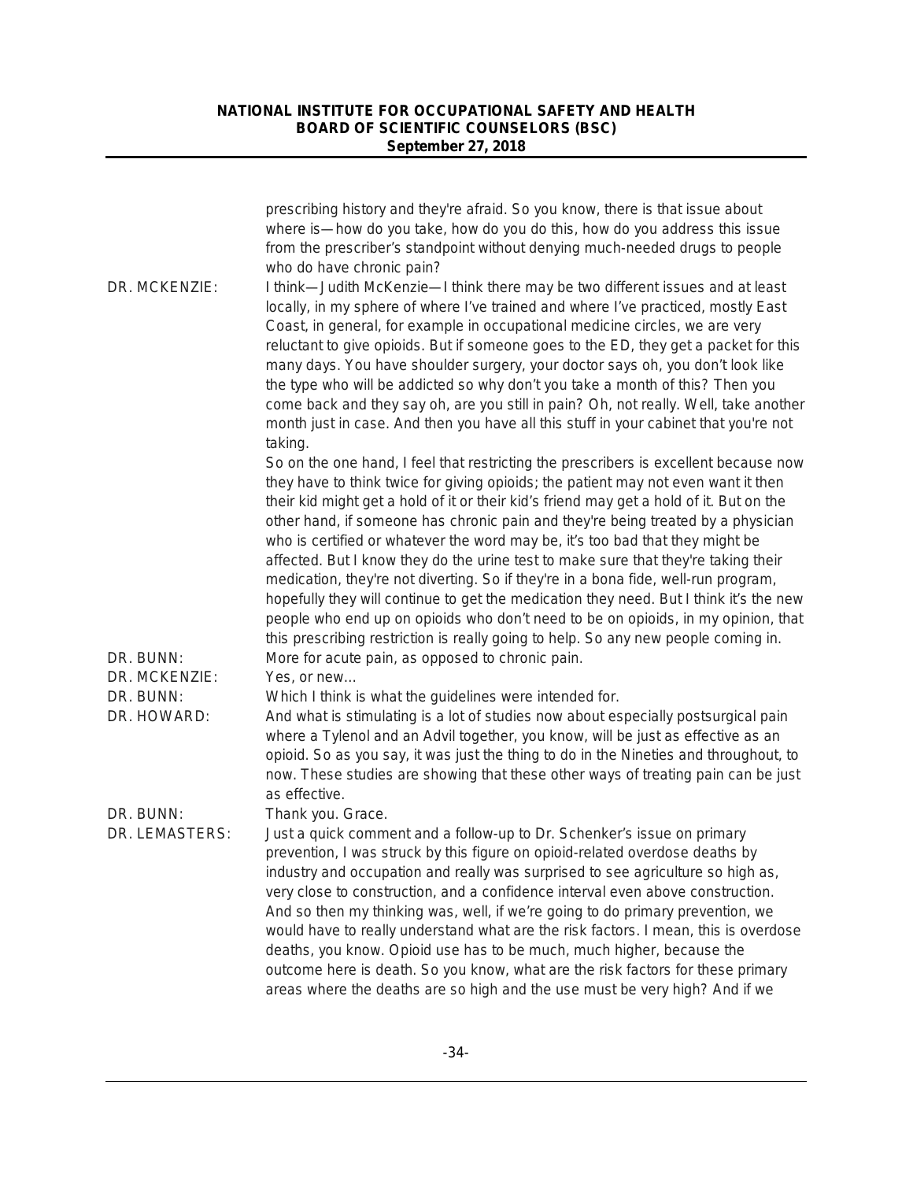prescribing history and they're afraid. So you know, there is that issue about where is—how do you take, how do you do this, how do you address this issue from the prescriber's standpoint without denying much-needed drugs to people who do have chronic pain?

DR. MCKENZIE: I think—Judith McKenzie—I think there may be two different issues and at least locally, in my sphere of where I've trained and where I've practiced, mostly East Coast, in general, for example in occupational medicine circles, we are very reluctant to give opioids. But if someone goes to the ED, they get a packet for this many days. You have shoulder surgery, your doctor says oh, you don't look like the type who will be addicted so why don't you take a month of this? Then you come back and they say oh, are you still in pain? Oh, not really. Well, take another month just in case. And then you have all this stuff in your cabinet that you're not taking.

So on the one hand, I feel that restricting the prescribers is excellent because now they have to think twice for giving opioids; the patient may not even want it then their kid might get a hold of it or their kid's friend may get a hold of it. But on the other hand, if someone has chronic pain and they're being treated by a physician who is certified or whatever the word may be, it's too bad that they might be affected. But I know they do the urine test to make sure that they're taking their medication, they're not diverting. So if they're in a bona fide, well-run program, hopefully they will continue to get the medication they need. But I think it's the new people who end up on opioids who don't need to be on opioids, in my opinion, that this prescribing restriction is really going to help. So any new people coming in.

DR. BUNN: More for acute pain, as opposed to chronic pain.

DR. MCKENZIE: Yes, or new…

DR. BUNN: Which I think is what the guidelines were intended for.

DR. HOWARD: And what is stimulating is a lot of studies now about especially postsurgical pain where a Tylenol and an Advil together, you know, will be just as effective as an opioid. So as you say, it was just the thing to do in the Nineties and throughout, to now. These studies are showing that these other ways of treating pain can be just as effective.

DR. BUNN: Thank you. Grace.

DR. LEMASTERS: Just a quick comment and a follow-up to Dr. Schenker's issue on primary prevention, I was struck by this figure on opioid-related overdose deaths by industry and occupation and really was surprised to see agriculture so high as, very close to construction, and a confidence interval even above construction. And so then my thinking was, well, if we're going to do primary prevention, we would have to really understand what are the risk factors. I mean, this is overdose deaths, you know. Opioid use has to be much, much higher, because the outcome here is death. So you know, what are the risk factors for these primary areas where the deaths are so high and the use must be very high? And if we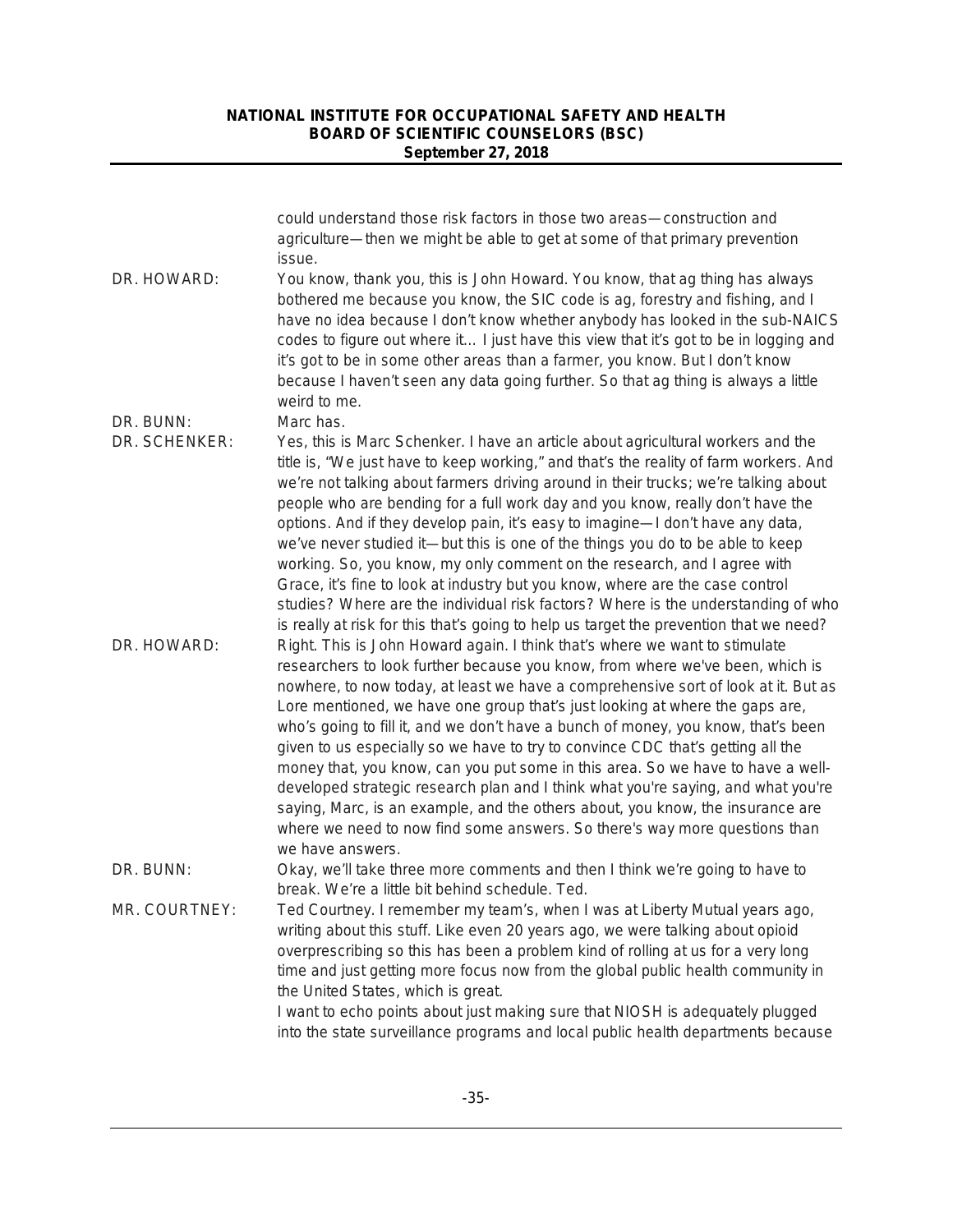could understand those risk factors in those two areas—construction and agriculture—then we might be able to get at some of that primary prevention issue.

**DR. HOWARD:** You know, thank you, this is John Howard. You know, that ag thing has always bothered me because you know, the SIC code is ag, forestry and fishing, and I have no idea because I don't know whether anybody has looked in the sub-NAICS codes to figure out where it… I just have this view that it's got to be in logging and it's got to be in some other areas than a farmer, you know. But I don't know because I haven't seen any data going further. So that ag thing is always a little weird to me.

**DR. BUNN:** Marc has.

**DR. SCHENKER:** Yes, this is Marc Schenker. I have an article about agricultural workers and the title is, "We just have to keep working," and that's the reality of farm workers. And we're not talking about farmers driving around in their trucks; we're talking about people who are bending for a full work day and you know, really don't have the options. And if they develop pain, it's easy to imagine—I don't have any data, we've never studied it—but this is one of the things you do to be able to keep working. So, you know, my only comment on the research, and I agree with Grace, it's fine to look at industry but you know, where are the case control studies? Where are the individual risk factors? Where is the understanding of who is really at risk for this that's going to help us target the prevention that we need?

**DR. HOWARD:** Right. This is John Howard again. I think that's where we want to stimulate researchers to look further because you know, from where we've been, which is nowhere, to now today, at least we have a comprehensive sort of look at it. But as Lore mentioned, we have one group that's just looking at where the gaps are, who's going to fill it, and we don't have a bunch of money, you know, that's been given to us especially so we have to try to convince CDC that's getting all the money that, you know, can you put some in this area. So we have to have a well-developed strategic research plan and I think what you're saying, and what you're saying, Marc, is an example, and the others about, you know, the insurance are where we need to now find some answers. So there's way more questions than we have answers.

**DR. BUNN:** Okay, we'll take three more comments and then I think we're going to have to break. We're a little bit behind schedule. Ted.

**MR. COURTNEY:** Ted Courtney. I remember my team's, when I was at Liberty Mutual years ago, writing about this stuff. Like even 20 years ago, we were talking about opioid overprescribing so this has been a problem kind of rolling at us for a very long time and just getting more focus now from the global public health community in the United States, which is great.

I want to echo points about just making sure that NIOSH is adequately plugged into the state surveillance programs and local public health departments because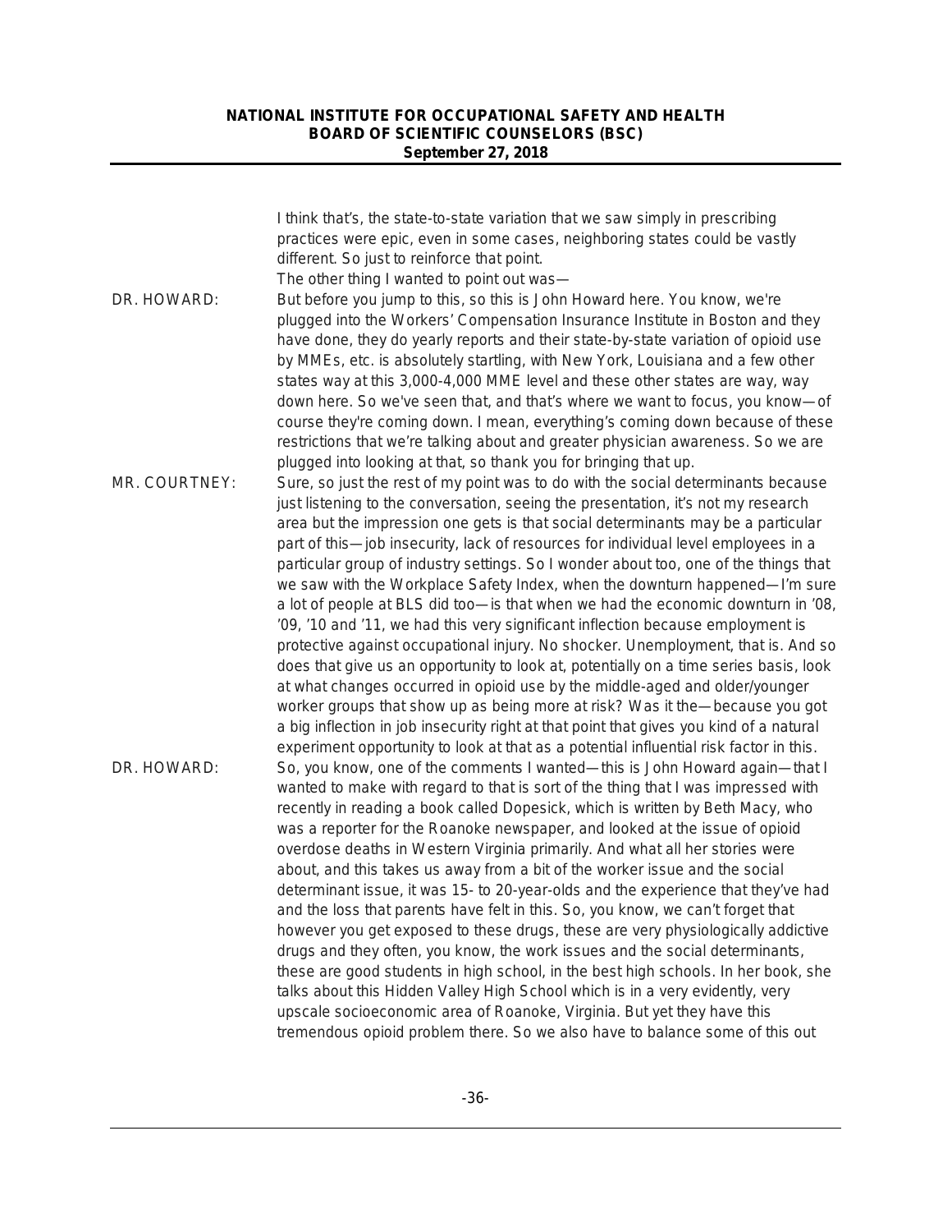I think that's, the state-to-state variation that we saw simply in prescribing practices were epic, even in some cases, neighboring states could be vastly different. So just to reinforce that point.

The other thing I wanted to point out was—

DR. HOWARD: But before you jump to this, so this is John Howard here. You know, we're plugged into the Workers' Compensation Insurance Institute in Boston and they have done, they do yearly reports and their state-by-state variation of opioid use by MMEs, etc. is absolutely startling, with New York, Louisiana and a few other states way at this 3,000-4,000 MME level and these other states are way, way down here. So we've seen that, and that's where we want to focus, you know—of course they're coming down. I mean, everything's coming down because of these restrictions that we're talking about and greater physician awareness. So we are plugged into looking at that, so thank you for bringing that up.

MR. COURTNEY: Sure, so just the rest of my point was to do with the social determinants because just listening to the conversation, seeing the presentation, it's not my research area but the impression one gets is that social determinants may be a particular part of this—job insecurity, lack of resources for individual level employees in a particular group of industry settings. So I wonder about too, one of the things that we saw with the Workplace Safety Index, when the downturn happened—I'm sure a lot of people at BLS did too—is that when we had the economic downturn in '08, '09, '10 and '11, we had this very significant inflection because employment is protective against occupational injury. No shocker. Unemployment, that is. And so does that give us an opportunity to look at, potentially on a time series basis, look at what changes occurred in opioid use by the middle-aged and older/younger worker groups that show up as being more at risk? Was it the—because you got a big inflection in job insecurity right at that point that gives you kind of a natural experiment opportunity to look at that as a potential influential risk factor in this.

DR. HOWARD: So, you know, one of the comments I wanted—this is John Howard again—that I wanted to make with regard to that is sort of the thing that I was impressed with recently in reading a book called Dopesick, which is written by Beth Macy, who was a reporter for the Roanoke newspaper, and looked at the issue of opioid overdose deaths in Western Virginia primarily. And what all her stories were about, and this takes us away from a bit of the worker issue and the social determinant issue, it was 15- to 20-year-olds and the experience that they've had and the loss that parents have felt in this. So, you know, we can't forget that however you get exposed to these drugs, these are very physiologically addictive drugs and they often, you know, the work issues and the social determinants, these are good students in high school, in the best high schools. In her book, she talks about this Hidden Valley High School which is in a very evidently, very upscale socioeconomic area of Roanoke, Virginia. But yet they have this tremendous opioid problem there. So we also have to balance some of this out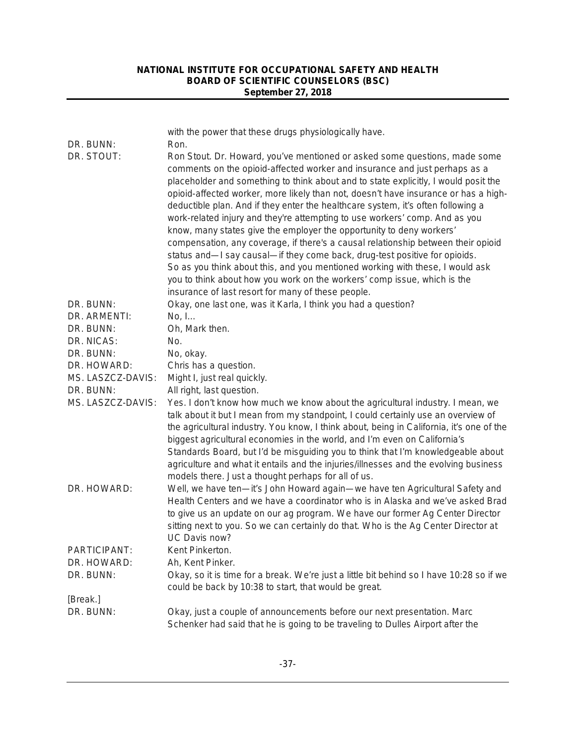| | |
|---|---|
| | with the power that these drugs physiologically have. |
| DR. BUNN: | Ron. |
| DR. STOUT: | Ron Stout. Dr. Howard, you've mentioned or asked some questions, made some comments on the opioid-affected worker and insurance and just perhaps as a placeholder and something to think about and to state explicitly, I would posit the opioid-affected worker, more likely than not, doesn't have insurance or has a high-deductible plan. And if they enter the healthcare system, it's often following a work-related injury and they're attempting to use workers' comp. And as you know, many states give the employer the opportunity to deny workers' compensation, any coverage, if there's a causal relationship between their opioid status and—I say causal—if they come back, drug-test positive for opioids. So as you think about this, and you mentioned working with these, I would ask you to think about how you work on the workers' comp issue, which is the insurance of last resort for many of these people. |
| DR. BUNN: | Okay, one last one, was it Karla, I think you had a question? |
| DR. ARMENTI: | No, I… |
| DR. BUNN: | Oh, Mark then. |
| DR. NICAS: | No. |
| DR. BUNN: | No, okay. |
| DR. HOWARD: | Chris has a question. |
| MS. LASZCZ-DAVIS: | Might I, just real quickly. |
| DR. BUNN: | All right, last question. |
| MS. LASZCZ-DAVIS: | Yes. I don't know how much we know about the agricultural industry. I mean, we talk about it but I mean from my standpoint, I could certainly use an overview of the agricultural industry. You know, I think about, being in California, it's one of the biggest agricultural economies in the world, and I'm even on California's Standards Board, but I'd be misguiding you to think that I'm knowledgeable about agriculture and what it entails and the injuries/illnesses and the evolving business models there. Just a thought perhaps for all of us. |
| DR. HOWARD: | Well, we have ten—it's John Howard again—we have ten Agricultural Safety and Health Centers and we have a coordinator who is in Alaska and we've asked Brad to give us an update on our ag program. We have our former Ag Center Director sitting next to you. So we can certainly do that. Who is the Ag Center Director at UC Davis now? |
| PARTICIPANT: | Kent Pinkerton. |
| DR. HOWARD: | Ah, Kent Pinker. |
| DR. BUNN: | Okay, so it is time for a break. We're just a little bit behind so I have 10:28 so if we could be back by 10:38 to start, that would be great. |
| [Break.] | |
| DR. BUNN: | Okay, just a couple of announcements before our next presentation. Marc Schenker had said that he is going to be traveling to Dulles Airport after the |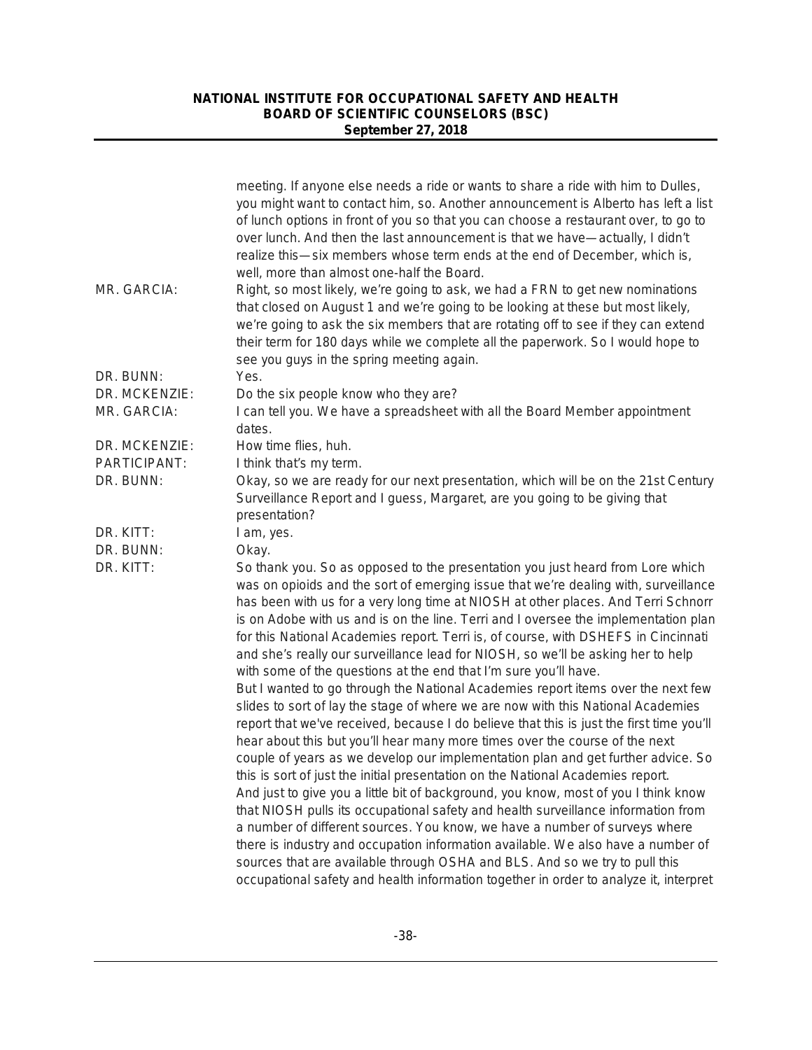meeting. If anyone else needs a ride or wants to share a ride with him to Dulles, you might want to contact him, so. Another announcement is Alberto has left a list of lunch options in front of you so that you can choose a restaurant over, to go to over lunch. And then the last announcement is that we have—actually, I didn't realize this—six members whose term ends at the end of December, which is, well, more than almost one-half the Board.

**MR. GARCIA:** Right, so most likely, we're going to ask, we had a FRN to get new nominations that closed on August 1 and we're going to be looking at these but most likely, we're going to ask the six members that are rotating off to see if they can extend their term for 180 days while we complete all the paperwork. So I would hope to see you guys in the spring meeting again.

**DR. BUNN:** Yes.

**DR. MCKENZIE:** Do the six people know who they are?

**MR. GARCIA:** I can tell you. We have a spreadsheet with all the Board Member appointment dates.

**DR. MCKENZIE:** How time flies, huh.

**PARTICIPANT:** I think that's my term.

**DR. BUNN:** Okay, so we are ready for our next presentation, which will be on the 21st Century Surveillance Report and I guess, Margaret, are you going to be giving that presentation?

**DR. KITT:** I am, yes.

**DR. BUNN:** Okay.

**DR. KITT:** So thank you. So as opposed to the presentation you just heard from Lore which was on opioids and the sort of emerging issue that we're dealing with, surveillance has been with us for a very long time at NIOSH at other places. And Terri Schnorr is on Adobe with us and is on the line. Terri and I oversee the implementation plan for this National Academies report. Terri is, of course, with DSHEFS in Cincinnati and she's really our surveillance lead for NIOSH, so we'll be asking her to help with some of the questions at the end that I'm sure you'll have.

But I wanted to go through the National Academies report items over the next few slides to sort of lay the stage of where we are now with this National Academies report that we've received, because I do believe that this is just the first time you'll hear about this but you'll hear many more times over the course of the next couple of years as we develop our implementation plan and get further advice. So this is sort of just the initial presentation on the National Academies report.

And just to give you a little bit of background, you know, most of you I think know that NIOSH pulls its occupational safety and health surveillance information from a number of different sources. You know, we have a number of surveys where there is industry and occupation information available. We also have a number of sources that are available through OSHA and BLS. And so we try to pull this occupational safety and health information together in order to analyze it, interpret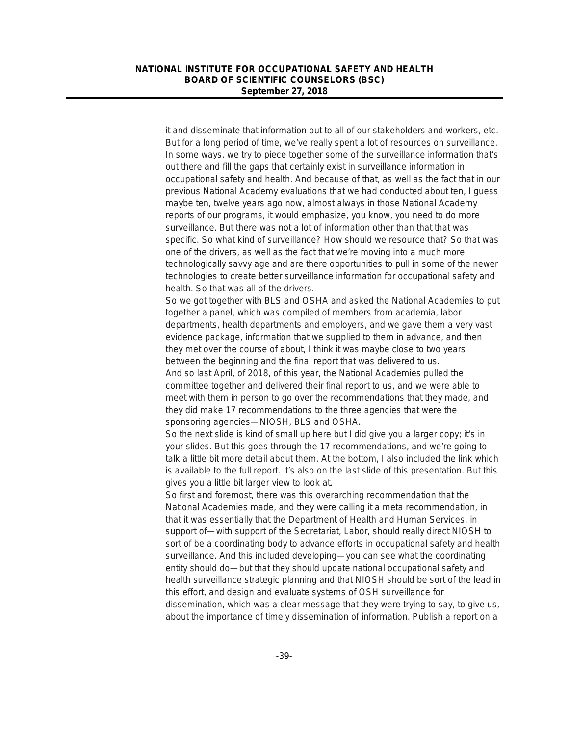it and disseminate that information out to all of our stakeholders and workers, etc. But for a long period of time, we've really spent a lot of resources on surveillance. In some ways, we try to piece together some of the surveillance information that's out there and fill the gaps that certainly exist in surveillance information in occupational safety and health. And because of that, as well as the fact that in our previous National Academy evaluations that we had conducted about ten, I guess maybe ten, twelve years ago now, almost always in those National Academy reports of our programs, it would emphasize, you know, you need to do more surveillance. But there was not a lot of information other than that that was specific. So what kind of surveillance? How should we resource that? So that was one of the drivers, as well as the fact that we're moving into a much more technologically savvy age and are there opportunities to pull in some of the newer technologies to create better surveillance information for occupational safety and health. So that was all of the drivers.

So we got together with BLS and OSHA and asked the National Academies to put together a panel, which was compiled of members from academia, labor departments, health departments and employers, and we gave them a very vast evidence package, information that we supplied to them in advance, and then they met over the course of about, I think it was maybe close to two years between the beginning and the final report that was delivered to us.

And so last April, of 2018, of this year, the National Academies pulled the committee together and delivered their final report to us, and we were able to meet with them in person to go over the recommendations that they made, and they did make 17 recommendations to the three agencies that were the sponsoring agencies—NIOSH, BLS and OSHA.

So the next slide is kind of small up here but I did give you a larger copy; it's in your slides. But this goes through the 17 recommendations, and we're going to talk a little bit more detail about them. At the bottom, I also included the link which is available to the full report. It's also on the last slide of this presentation. But this gives you a little bit larger view to look at.

So first and foremost, there was this overarching recommendation that the National Academies made, and they were calling it a meta recommendation, in that it was essentially that the Department of Health and Human Services, in support of—with support of the Secretariat, Labor, should really direct NIOSH to sort of be a coordinating body to advance efforts in occupational safety and health surveillance. And this included developing—you can see what the coordinating entity should do—but that they should update national occupational safety and health surveillance strategic planning and that NIOSH should be sort of the lead in this effort, and design and evaluate systems of OSH surveillance for dissemination, which was a clear message that they were trying to say, to give us, about the importance of timely dissemination of information. Publish a report on a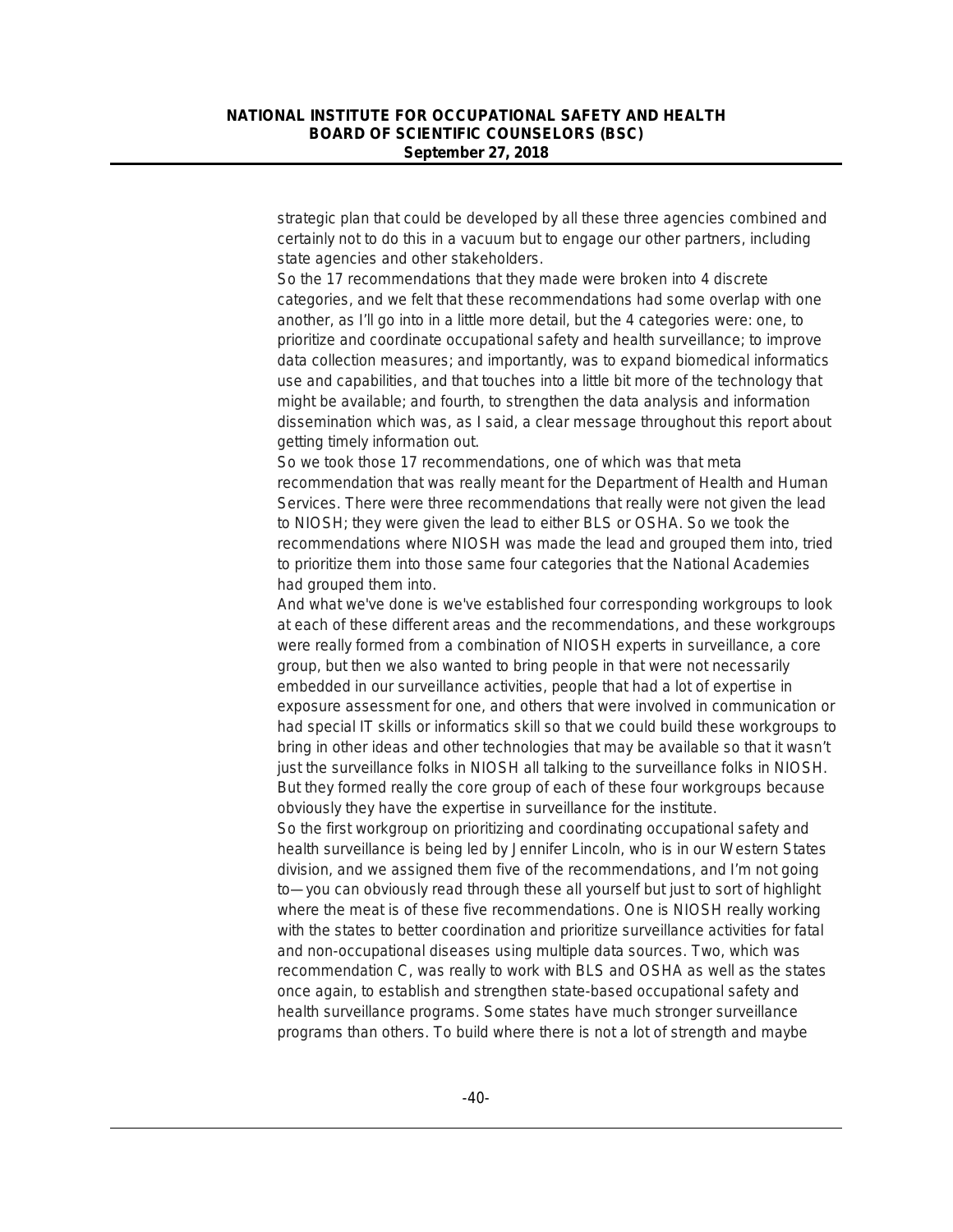strategic plan that could be developed by all these three agencies combined and certainly not to do this in a vacuum but to engage our other partners, including state agencies and other stakeholders.

So the 17 recommendations that they made were broken into 4 discrete categories, and we felt that these recommendations had some overlap with one another, as I'll go into in a little more detail, but the 4 categories were: one, to prioritize and coordinate occupational safety and health surveillance; to improve data collection measures; and importantly, was to expand biomedical informatics use and capabilities, and that touches into a little bit more of the technology that might be available; and fourth, to strengthen the data analysis and information dissemination which was, as I said, a clear message throughout this report about getting timely information out.

So we took those 17 recommendations, one of which was that meta recommendation that was really meant for the Department of Health and Human Services. There were three recommendations that really were not given the lead to NIOSH; they were given the lead to either BLS or OSHA. So we took the recommendations where NIOSH was made the lead and grouped them into, tried to prioritize them into those same four categories that the National Academies had grouped them into.

And what we've done is we've established four corresponding workgroups to look at each of these different areas and the recommendations, and these workgroups were really formed from a combination of NIOSH experts in surveillance, a core group, but then we also wanted to bring people in that were not necessarily embedded in our surveillance activities, people that had a lot of expertise in exposure assessment for one, and others that were involved in communication or had special IT skills or informatics skill so that we could build these workgroups to bring in other ideas and other technologies that may be available so that it wasn't just the surveillance folks in NIOSH all talking to the surveillance folks in NIOSH. But they formed really the core group of each of these four workgroups because obviously they have the expertise in surveillance for the institute.

So the first workgroup on prioritizing and coordinating occupational safety and health surveillance is being led by Jennifer Lincoln, who is in our Western States division, and we assigned them five of the recommendations, and I'm not going to—you can obviously read through these all yourself but just to sort of highlight where the meat is of these five recommendations. One is NIOSH really working with the states to better coordination and prioritize surveillance activities for fatal and non-occupational diseases using multiple data sources. Two, which was recommendation C, was really to work with BLS and OSHA as well as the states once again, to establish and strengthen state-based occupational safety and health surveillance programs. Some states have much stronger surveillance programs than others. To build where there is not a lot of strength and maybe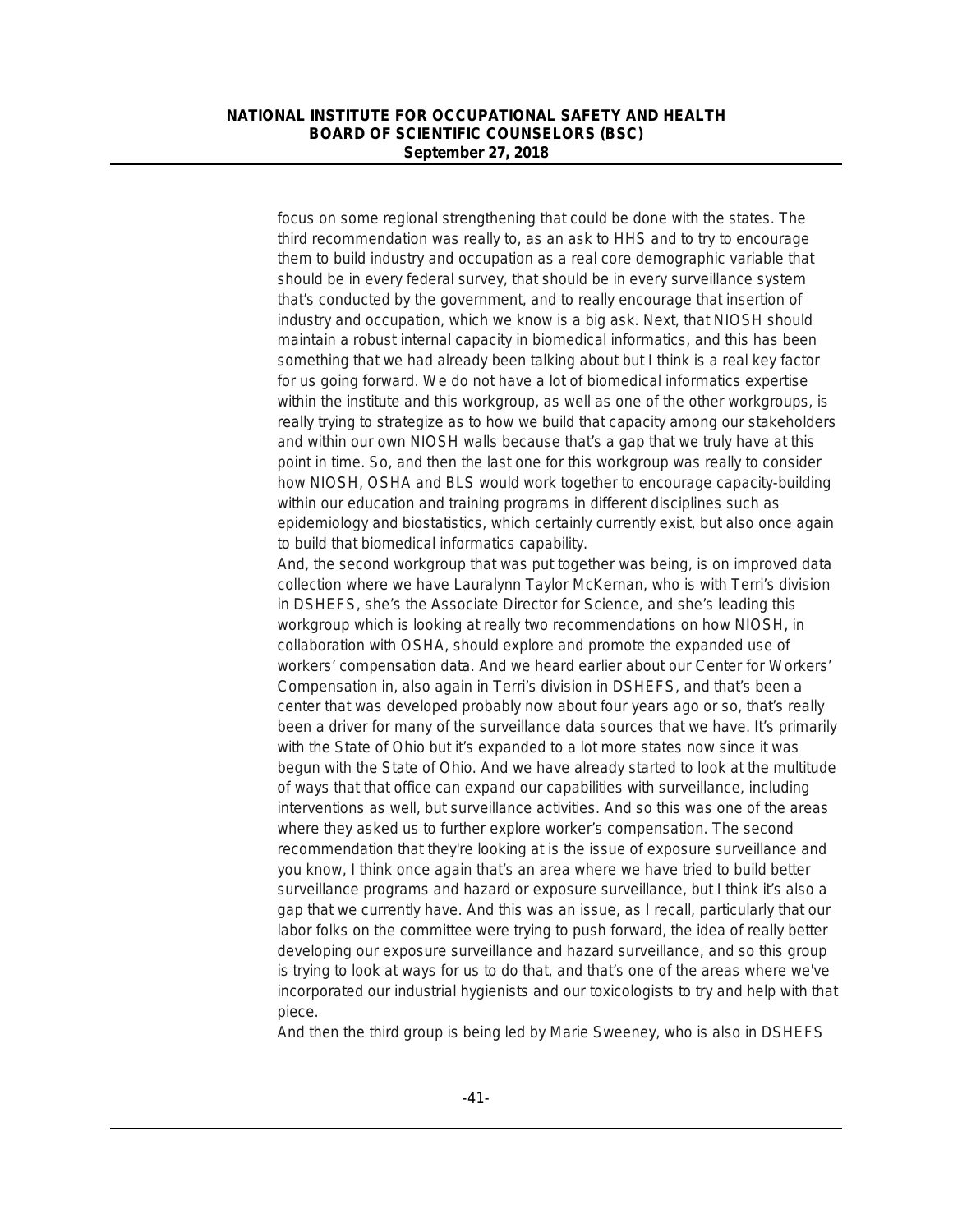focus on some regional strengthening that could be done with the states. The third recommendation was really to, as an ask to HHS and to try to encourage them to build industry and occupation as a real core demographic variable that should be in every federal survey, that should be in every surveillance system that's conducted by the government, and to really encourage that insertion of industry and occupation, which we know is a big ask. Next, that NIOSH should maintain a robust internal capacity in biomedical informatics, and this has been something that we had already been talking about but I think is a real key factor for us going forward. We do not have a lot of biomedical informatics expertise within the institute and this workgroup, as well as one of the other workgroups, is really trying to strategize as to how we build that capacity among our stakeholders and within our own NIOSH walls because that's a gap that we truly have at this point in time. So, and then the last one for this workgroup was really to consider how NIOSH, OSHA and BLS would work together to encourage capacity-building within our education and training programs in different disciplines such as epidemiology and biostatistics, which certainly currently exist, but also once again to build that biomedical informatics capability.

And, the second workgroup that was put together was being, is on improved data collection where we have Lauralynn Taylor McKernan, who is with Terri's division in DSHEFS, she's the Associate Director for Science, and she's leading this workgroup which is looking at really two recommendations on how NIOSH, in collaboration with OSHA, should explore and promote the expanded use of workers' compensation data. And we heard earlier about our Center for Workers' Compensation in, also again in Terri's division in DSHEFS, and that's been a center that was developed probably now about four years ago or so, that's really been a driver for many of the surveillance data sources that we have. It's primarily with the State of Ohio but it's expanded to a lot more states now since it was begun with the State of Ohio. And we have already started to look at the multitude of ways that that office can expand our capabilities with surveillance, including interventions as well, but surveillance activities. And so this was one of the areas where they asked us to further explore worker's compensation. The second recommendation that they're looking at is the issue of exposure surveillance and you know, I think once again that's an area where we have tried to build better surveillance programs and hazard or exposure surveillance, but I think it's also a gap that we currently have. And this was an issue, as I recall, particularly that our labor folks on the committee were trying to push forward, the idea of really better developing our exposure surveillance and hazard surveillance, and so this group is trying to look at ways for us to do that, and that's one of the areas where we've incorporated our industrial hygienists and our toxicologists to try and help with that piece.

And then the third group is being led by Marie Sweeney, who is also in DSHEFS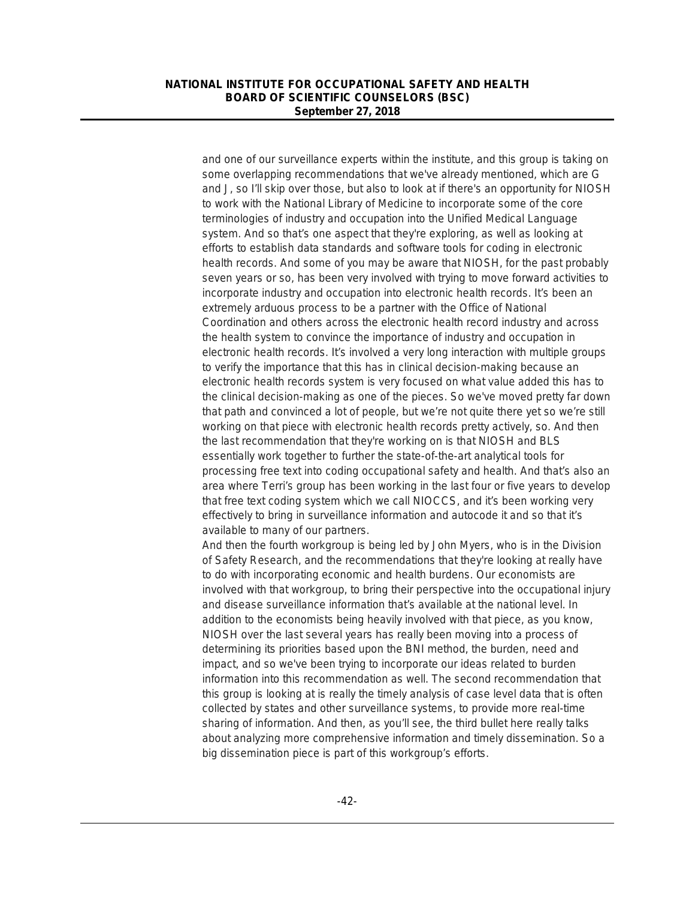and one of our surveillance experts within the institute, and this group is taking on some overlapping recommendations that we've already mentioned, which are G and J, so I'll skip over those, but also to look at if there's an opportunity for NIOSH to work with the National Library of Medicine to incorporate some of the core terminologies of industry and occupation into the Unified Medical Language system. And so that's one aspect that they're exploring, as well as looking at efforts to establish data standards and software tools for coding in electronic health records. And some of you may be aware that NIOSH, for the past probably seven years or so, has been very involved with trying to move forward activities to incorporate industry and occupation into electronic health records. It's been an extremely arduous process to be a partner with the Office of National Coordination and others across the electronic health record industry and across the health system to convince the importance of industry and occupation in electronic health records. It's involved a very long interaction with multiple groups to verify the importance that this has in clinical decision-making because an electronic health records system is very focused on what value added this has to the clinical decision-making as one of the pieces. So we've moved pretty far down that path and convinced a lot of people, but we're not quite there yet so we're still working on that piece with electronic health records pretty actively, so. And then the last recommendation that they're working on is that NIOSH and BLS essentially work together to further the state-of-the-art analytical tools for processing free text into coding occupational safety and health. And that's also an area where Terri's group has been working in the last four or five years to develop that free text coding system which we call NIOCCS, and it's been working very effectively to bring in surveillance information and autocode it and so that it's available to many of our partners.

And then the fourth workgroup is being led by John Myers, who is in the Division of Safety Research, and the recommendations that they're looking at really have to do with incorporating economic and health burdens. Our economists are involved with that workgroup, to bring their perspective into the occupational injury and disease surveillance information that's available at the national level. In addition to the economists being heavily involved with that piece, as you know, NIOSH over the last several years has really been moving into a process of determining its priorities based upon the BNI method, the burden, need and impact, and so we've been trying to incorporate our ideas related to burden information into this recommendation as well. The second recommendation that this group is looking at is really the timely analysis of case level data that is often collected by states and other surveillance systems, to provide more real-time sharing of information. And then, as you'll see, the third bullet here really talks about analyzing more comprehensive information and timely dissemination. So a big dissemination piece is part of this workgroup's efforts.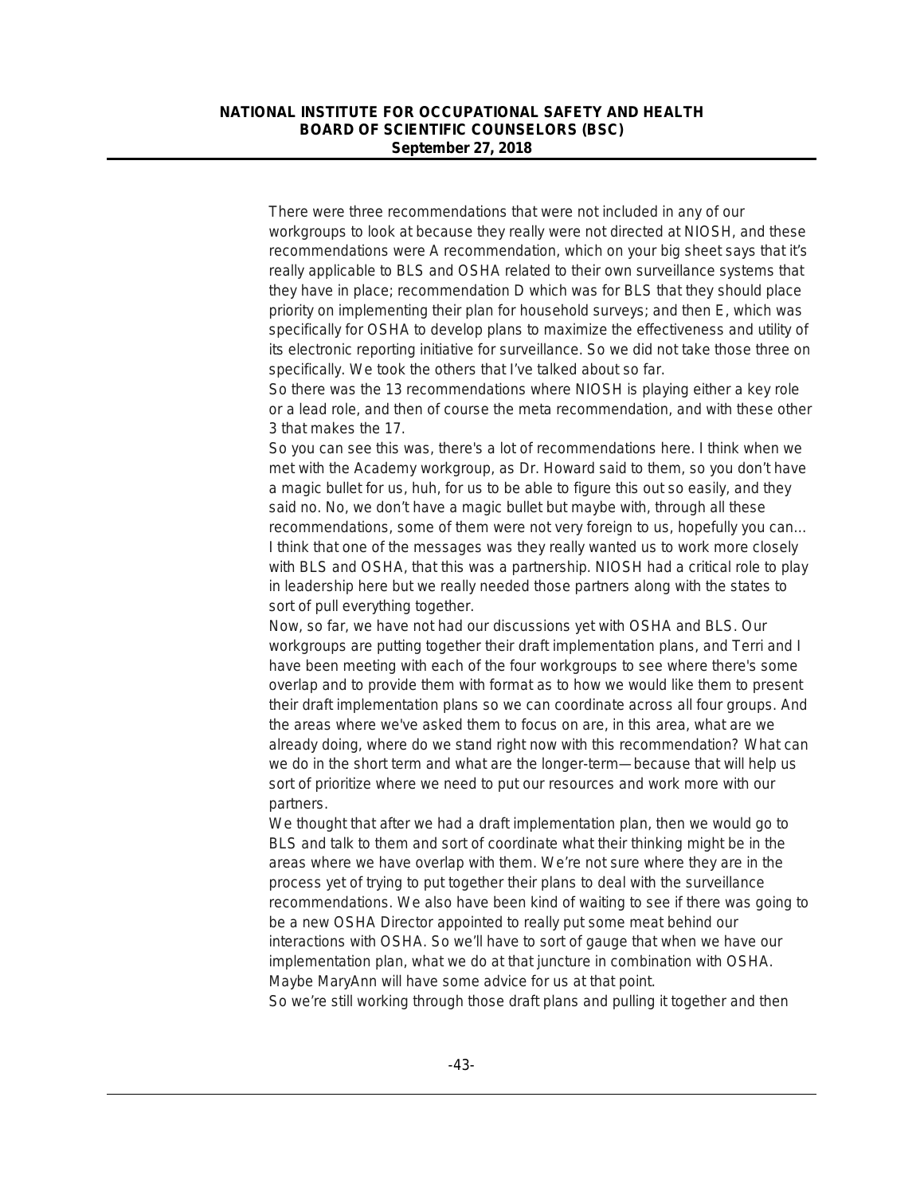There were three recommendations that were not included in any of our workgroups to look at because they really were not directed at NIOSH, and these recommendations were A recommendation, which on your big sheet says that it's really applicable to BLS and OSHA related to their own surveillance systems that they have in place; recommendation D which was for BLS that they should place priority on implementing their plan for household surveys; and then E, which was specifically for OSHA to develop plans to maximize the effectiveness and utility of its electronic reporting initiative for surveillance. So we did not take those three on specifically. We took the others that I've talked about so far.

So there was the 13 recommendations where NIOSH is playing either a key role or a lead role, and then of course the meta recommendation, and with these other 3 that makes the 17.

So you can see this was, there's a lot of recommendations here. I think when we met with the Academy workgroup, as Dr. Howard said to them, so you don't have a magic bullet for us, huh, for us to be able to figure this out so easily, and they said no. No, we don't have a magic bullet but maybe with, through all these recommendations, some of them were not very foreign to us, hopefully you can… I think that one of the messages was they really wanted us to work more closely with BLS and OSHA, that this was a partnership. NIOSH had a critical role to play in leadership here but we really needed those partners along with the states to sort of pull everything together.

Now, so far, we have not had our discussions yet with OSHA and BLS. Our workgroups are putting together their draft implementation plans, and Terri and I have been meeting with each of the four workgroups to see where there's some overlap and to provide them with format as to how we would like them to present their draft implementation plans so we can coordinate across all four groups. And the areas where we've asked them to focus on are, in this area, what are we already doing, where do we stand right now with this recommendation? What can we do in the short term and what are the longer-term—because that will help us sort of prioritize where we need to put our resources and work more with our partners.

We thought that after we had a draft implementation plan, then we would go to BLS and talk to them and sort of coordinate what their thinking might be in the areas where we have overlap with them. We're not sure where they are in the process yet of trying to put together their plans to deal with the surveillance recommendations. We also have been kind of waiting to see if there was going to be a new OSHA Director appointed to really put some meat behind our interactions with OSHA. So we'll have to sort of gauge that when we have our implementation plan, what we do at that juncture in combination with OSHA. Maybe MaryAnn will have some advice for us at that point.

So we're still working through those draft plans and pulling it together and then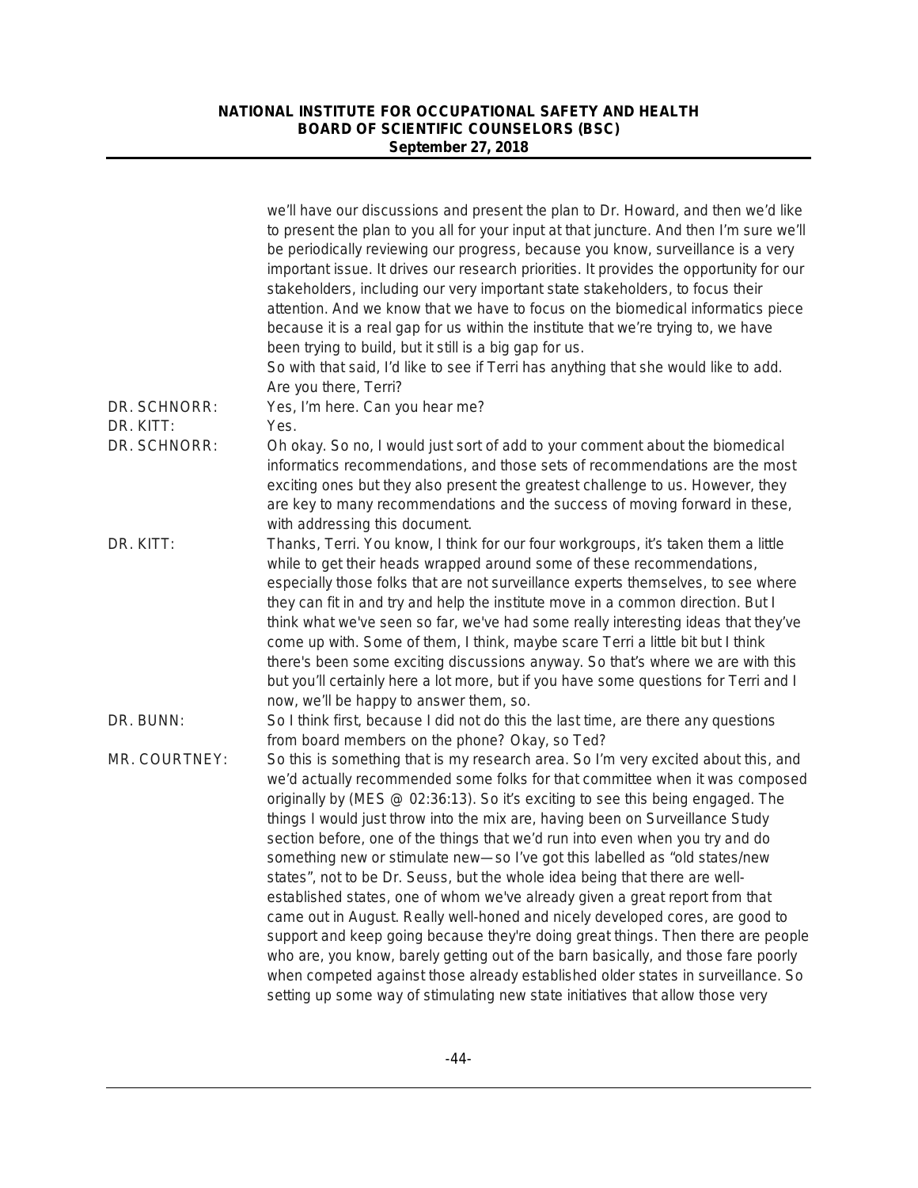we'll have our discussions and present the plan to Dr. Howard, and then we'd like to present the plan to you all for your input at that juncture. And then I'm sure we'll be periodically reviewing our progress, because you know, surveillance is a very important issue. It drives our research priorities. It provides the opportunity for our stakeholders, including our very important state stakeholders, to focus their attention. And we know that we have to focus on the biomedical informatics piece because it is a real gap for us within the institute that we're trying to, we have been trying to build, but it still is a big gap for us.
So with that said, I'd like to see if Terri has anything that she would like to add. Are you there, Terri?

**DR. SCHNORR:** Yes, I'm here. Can you hear me?

**DR. KITT:** Yes.

**DR. SCHNORR:** Oh okay. So no, I would just sort of add to your comment about the biomedical informatics recommendations, and those sets of recommendations are the most exciting ones but they also present the greatest challenge to us. However, they are key to many recommendations and the success of moving forward in these, with addressing this document.

**DR. KITT:** Thanks, Terri. You know, I think for our four workgroups, it's taken them a little while to get their heads wrapped around some of these recommendations, especially those folks that are not surveillance experts themselves, to see where they can fit in and try and help the institute move in a common direction. But I think what we've seen so far, we've had some really interesting ideas that they've come up with. Some of them, I think, maybe scare Terri a little bit but I think there's been some exciting discussions anyway. So that's where we are with this but you'll certainly here a lot more, but if you have some questions for Terri and I now, we'll be happy to answer them, so.

**DR. BUNN:** So I think first, because I did not do this the last time, are there any questions from board members on the phone? Okay, so Ted?

**MR. COURTNEY:** So this is something that is my research area. So I'm very excited about this, and we'd actually recommended some folks for that committee when it was composed originally by (MES @ 02:36:13). So it's exciting to see this being engaged. The things I would just throw into the mix are, having been on Surveillance Study section before, one of the things that we'd run into even when you try and do something new or stimulate new—so I've got this labelled as "old states/new states", not to be Dr. Seuss, but the whole idea being that there are well-established states, one of whom we've already given a great report from that came out in August. Really well-honed and nicely developed cores, are good to support and keep going because they're doing great things. Then there are people who are, you know, barely getting out of the barn basically, and those fare poorly when competed against those already established older states in surveillance. So setting up some way of stimulating new state initiatives that allow those very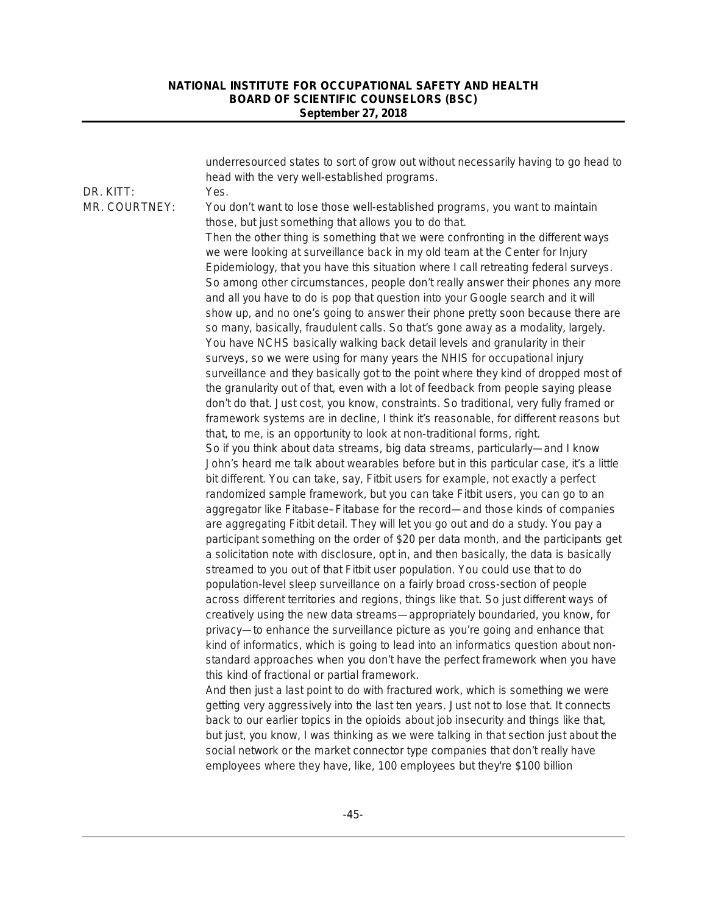underresourced states to sort of grow out without necessarily having to go head to head with the very well-established programs.

DR. KITT: Yes.

MR. COURTNEY: You don't want to lose those well-established programs, you want to maintain those, but just something that allows you to do that.

Then the other thing is something that we were confronting in the different ways we were looking at surveillance back in my old team at the Center for Injury Epidemiology, that you have this situation where I call retreating federal surveys. So among other circumstances, people don't really answer their phones any more and all you have to do is pop that question into your Google search and it will show up, and no one's going to answer their phone pretty soon because there are so many, basically, fraudulent calls. So that's gone away as a modality, largely. You have NCHS basically walking back detail levels and granularity in their surveys, so we were using for many years the NHIS for occupational injury surveillance and they basically got to the point where they kind of dropped most of the granularity out of that, even with a lot of feedback from people saying please don't do that. Just cost, you know, constraints. So traditional, very fully framed or framework systems are in decline, I think it's reasonable, for different reasons but that, to me, is an opportunity to look at non-traditional forms, right.

So if you think about data streams, big data streams, particularly—and I know John's heard me talk about wearables before but in this particular case, it's a little bit different. You can take, say, Fitbit users for example, not exactly a perfect randomized sample framework, but you can take Fitbit users, you can go to an aggregator like Fitabase–Fitabase for the record—and those kinds of companies are aggregating Fitbit detail. They will let you go out and do a study. You pay a participant something on the order of $20 per data month, and the participants get a solicitation note with disclosure, opt in, and then basically, the data is basically streamed to you out of that Fitbit user population. You could use that to do population-level sleep surveillance on a fairly broad cross-section of people across different territories and regions, things like that. So just different ways of creatively using the new data streams—appropriately boundaried, you know, for privacy—to enhance the surveillance picture as you're going and enhance that kind of informatics, which is going to lead into an informatics question about non-standard approaches when you don't have the perfect framework when you have this kind of fractional or partial framework.

And then just a last point to do with fractured work, which is something we were getting very aggressively into the last ten years. Just not to lose that. It connects back to our earlier topics in the opioids about job insecurity and things like that, but just, you know, I was thinking as we were talking in that section just about the social network or the market connector type companies that don't really have employees where they have, like, 100 employees but they're $100 billion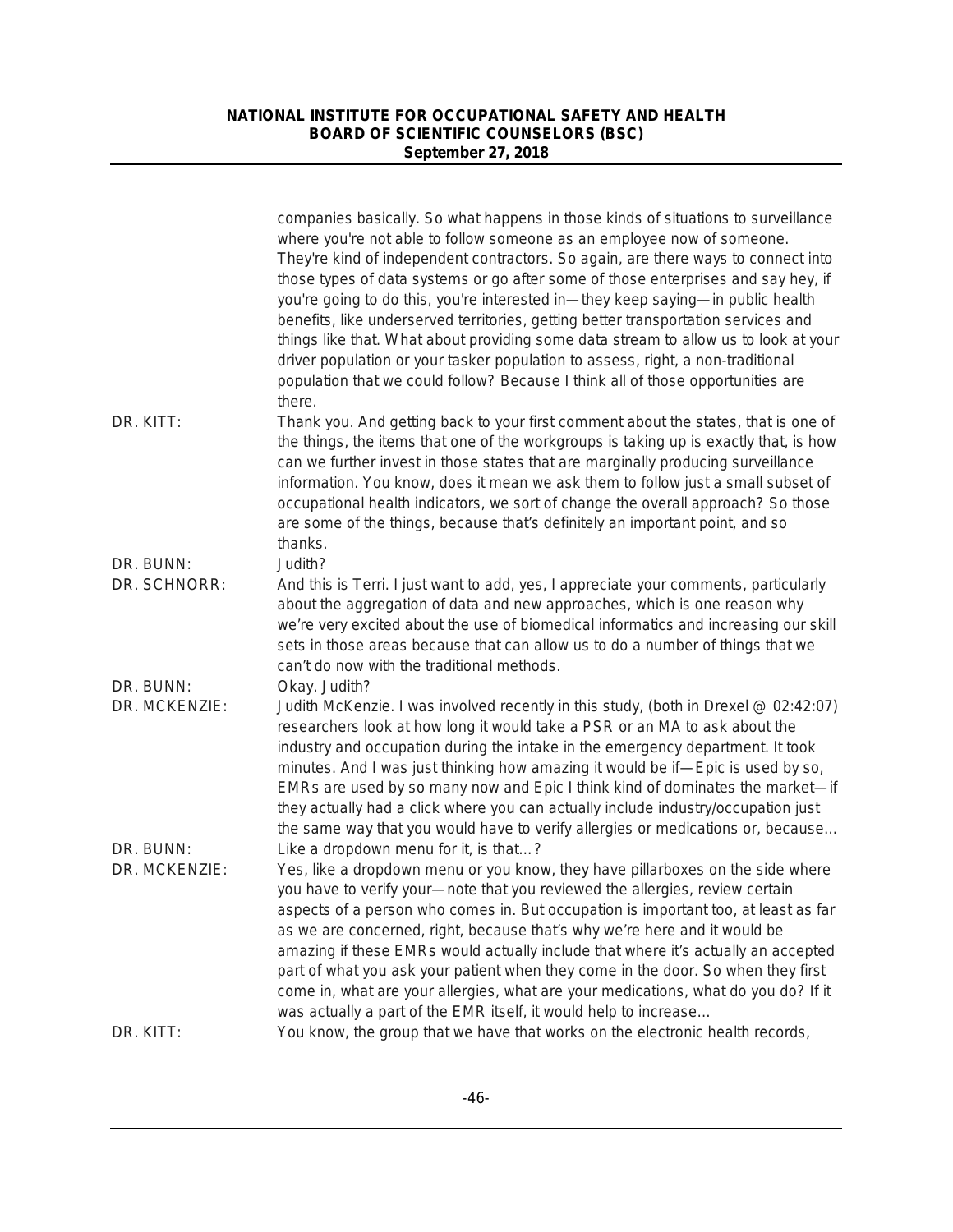companies basically. So what happens in those kinds of situations to surveillance where you're not able to follow someone as an employee now of someone. They're kind of independent contractors. So again, are there ways to connect into those types of data systems or go after some of those enterprises and say hey, if you're going to do this, you're interested in—they keep saying—in public health benefits, like underserved territories, getting better transportation services and things like that. What about providing some data stream to allow us to look at your driver population or your tasker population to assess, right, a non-traditional population that we could follow? Because I think all of those opportunities are there.

**DR. KITT:** Thank you. And getting back to your first comment about the states, that is one of the things, the items that one of the workgroups is taking up is exactly that, is how can we further invest in those states that are marginally producing surveillance information. You know, does it mean we ask them to follow just a small subset of occupational health indicators, we sort of change the overall approach? So those are some of the things, because that's definitely an important point, and so thanks.

**DR. BUNN:** Judith?

**DR. SCHNORR:** And this is Terri. I just want to add, yes, I appreciate your comments, particularly about the aggregation of data and new approaches, which is one reason why we're very excited about the use of biomedical informatics and increasing our skill sets in those areas because that can allow us to do a number of things that we can't do now with the traditional methods.

**DR. BUNN:** Okay. Judith?

**DR. MCKENZIE:** Judith McKenzie. I was involved recently in this study, (both in Drexel @ 02:42:07) researchers look at how long it would take a PSR or an MA to ask about the industry and occupation during the intake in the emergency department. It took minutes. And I was just thinking how amazing it would be if—Epic is used by so, EMRs are used by so many now and Epic I think kind of dominates the market—if they actually had a click where you can actually include industry/occupation just the same way that you would have to verify allergies or medications or, because…

**DR. BUNN:** Like a dropdown menu for it, is that…?

**DR. MCKENZIE:** Yes, like a dropdown menu or you know, they have pillarboxes on the side where you have to verify your—note that you reviewed the allergies, review certain aspects of a person who comes in. But occupation is important too, at least as far as we are concerned, right, because that's why we're here and it would be amazing if these EMRs would actually include that where it's actually an accepted part of what you ask your patient when they come in the door. So when they first come in, what are your allergies, what are your medications, what do you do? If it was actually a part of the EMR itself, it would help to increase…

**DR. KITT:** You know, the group that we have that works on the electronic health records,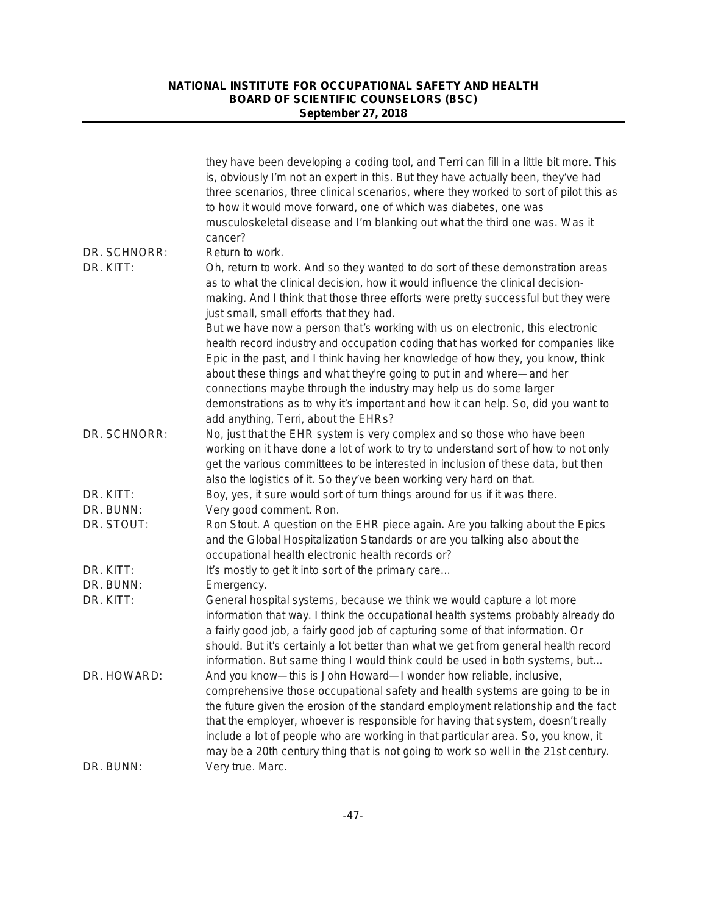they have been developing a coding tool, and Terri can fill in a little bit more. This is, obviously I'm not an expert in this. But they have actually been, they've had three scenarios, three clinical scenarios, where they worked to sort of pilot this as to how it would move forward, one of which was diabetes, one was musculoskeletal disease and I'm blanking out what the third one was. Was it cancer?

DR. SCHNORR: Return to work.

DR. KITT: Oh, return to work. And so they wanted to do sort of these demonstration areas as to what the clinical decision, how it would influence the clinical decision-making. And I think that those three efforts were pretty successful but they were just small, small efforts that they had.

But we have now a person that's working with us on electronic, this electronic health record industry and occupation coding that has worked for companies like Epic in the past, and I think having her knowledge of how they, you know, think about these things and what they're going to put in and where—and her connections maybe through the industry may help us do some larger demonstrations as to why it's important and how it can help. So, did you want to add anything, Terri, about the EHRs?

DR. SCHNORR: No, just that the EHR system is very complex and so those who have been working on it have done a lot of work to try to understand sort of how to not only get the various committees to be interested in inclusion of these data, but then also the logistics of it. So they've been working very hard on that.

DR. KITT: Boy, yes, it sure would sort of turn things around for us if it was there.

DR. BUNN: Very good comment. Ron.

DR. STOUT: Ron Stout. A question on the EHR piece again. Are you talking about the Epics and the Global Hospitalization Standards or are you talking also about the occupational health electronic health records or?

DR. KITT: It's mostly to get it into sort of the primary care…

DR. BUNN: Emergency.

DR. KITT: General hospital systems, because we think we would capture a lot more information that way. I think the occupational health systems probably already do a fairly good job, a fairly good job of capturing some of that information. Or should. But it's certainly a lot better than what we get from general health record information. But same thing I would think could be used in both systems, but…

DR. HOWARD: And you know—this is John Howard—I wonder how reliable, inclusive, comprehensive those occupational safety and health systems are going to be in the future given the erosion of the standard employment relationship and the fact that the employer, whoever is responsible for having that system, doesn't really include a lot of people who are working in that particular area. So, you know, it may be a 20th century thing that is not going to work so well in the 21st century.

DR. BUNN: Very true. Marc.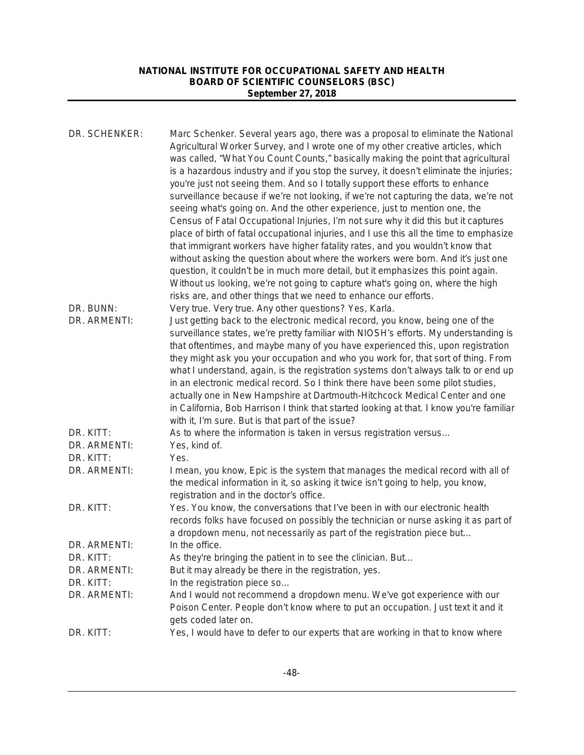DR. SCHENKER: Marc Schenker. Several years ago, there was a proposal to eliminate the National Agricultural Worker Survey, and I wrote one of my other creative articles, which was called, "What You Count Counts," basically making the point that agricultural is a hazardous industry and if you stop the survey, it doesn't eliminate the injuries; you're just not seeing them. And so I totally support these efforts to enhance surveillance because if we're not looking, if we're not capturing the data, we're not seeing what's going on. And the other experience, just to mention one, the Census of Fatal Occupational Injuries, I'm not sure why it did this but it captures place of birth of fatal occupational injuries, and I use this all the time to emphasize that immigrant workers have higher fatality rates, and you wouldn't know that without asking the question about where the workers were born. And it's just one question, it couldn't be in much more detail, but it emphasizes this point again. Without us looking, we're not going to capture what's going on, where the high risks are, and other things that we need to enhance our efforts.

DR. BUNN: Very true. Very true. Any other questions? Yes, Karla.

DR. ARMENTI: Just getting back to the electronic medical record, you know, being one of the surveillance states, we're pretty familiar with NIOSH's efforts. My understanding is that oftentimes, and maybe many of you have experienced this, upon registration they might ask you your occupation and who you work for, that sort of thing. From what I understand, again, is the registration systems don't always talk to or end up in an electronic medical record. So I think there have been some pilot studies, actually one in New Hampshire at Dartmouth-Hitchcock Medical Center and one in California, Bob Harrison I think that started looking at that. I know you're familiar with it, I'm sure. But is that part of the issue?

DR. KITT: As to where the information is taken in versus registration versus…

DR. ARMENTI: Yes, kind of.

DR. KITT: Yes.

DR. ARMENTI: I mean, you know, Epic is the system that manages the medical record with all of the medical information in it, so asking it twice isn't going to help, you know, registration and in the doctor's office.

DR. KITT: Yes. You know, the conversations that I've been in with our electronic health records folks have focused on possibly the technician or nurse asking it as part of a dropdown menu, not necessarily as part of the registration piece but…

DR. ARMENTI: In the office.

DR. KITT: As they're bringing the patient in to see the clinician. But…

DR. ARMENTI: But it may already be there in the registration, yes.

DR. KITT: In the registration piece so…

DR. ARMENTI: And I would not recommend a dropdown menu. We've got experience with our Poison Center. People don't know where to put an occupation. Just text it and it gets coded later on.

DR. KITT: Yes, I would have to defer to our experts that are working in that to know where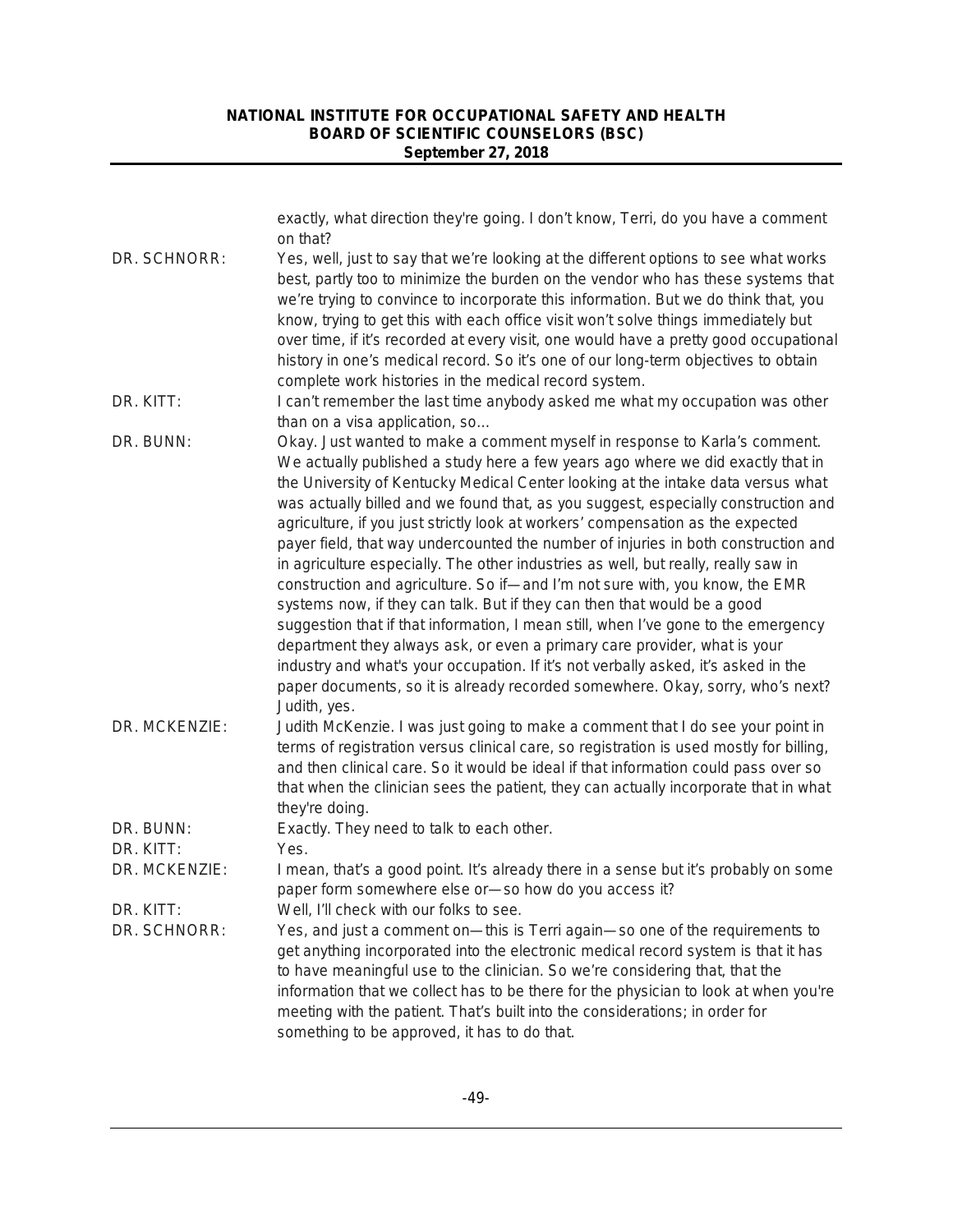exactly, what direction they're going. I don't know, Terri, do you have a comment on that?

DR. SCHNORR: Yes, well, just to say that we're looking at the different options to see what works best, partly too to minimize the burden on the vendor who has these systems that we're trying to convince to incorporate this information. But we do think that, you know, trying to get this with each office visit won't solve things immediately but over time, if it's recorded at every visit, one would have a pretty good occupational history in one's medical record. So it's one of our long-term objectives to obtain complete work histories in the medical record system.

DR. KITT: I can't remember the last time anybody asked me what my occupation was other than on a visa application, so…

DR. BUNN: Okay. Just wanted to make a comment myself in response to Karla's comment. We actually published a study here a few years ago where we did exactly that in the University of Kentucky Medical Center looking at the intake data versus what was actually billed and we found that, as you suggest, especially construction and agriculture, if you just strictly look at workers' compensation as the expected payer field, that way undercounted the number of injuries in both construction and in agriculture especially. The other industries as well, but really, really saw in construction and agriculture. So if—and I'm not sure with, you know, the EMR systems now, if they can talk. But if they can then that would be a good suggestion that if that information, I mean still, when I've gone to the emergency department they always ask, or even a primary care provider, what is your industry and what's your occupation. If it's not verbally asked, it's asked in the paper documents, so it is already recorded somewhere. Okay, sorry, who's next? Judith, yes.

DR. MCKENZIE: Judith McKenzie. I was just going to make a comment that I do see your point in terms of registration versus clinical care, so registration is used mostly for billing, and then clinical care. So it would be ideal if that information could pass over so that when the clinician sees the patient, they can actually incorporate that in what they're doing.

DR. BUNN: Exactly. They need to talk to each other.

DR. KITT: Yes.

DR. MCKENZIE: I mean, that's a good point. It's already there in a sense but it's probably on some paper form somewhere else or—so how do you access it?

DR. KITT: Well, I'll check with our folks to see.

DR. SCHNORR: Yes, and just a comment on—this is Terri again—so one of the requirements to get anything incorporated into the electronic medical record system is that it has to have meaningful use to the clinician. So we're considering that, that the information that we collect has to be there for the physician to look at when you're meeting with the patient. That's built into the considerations; in order for something to be approved, it has to do that.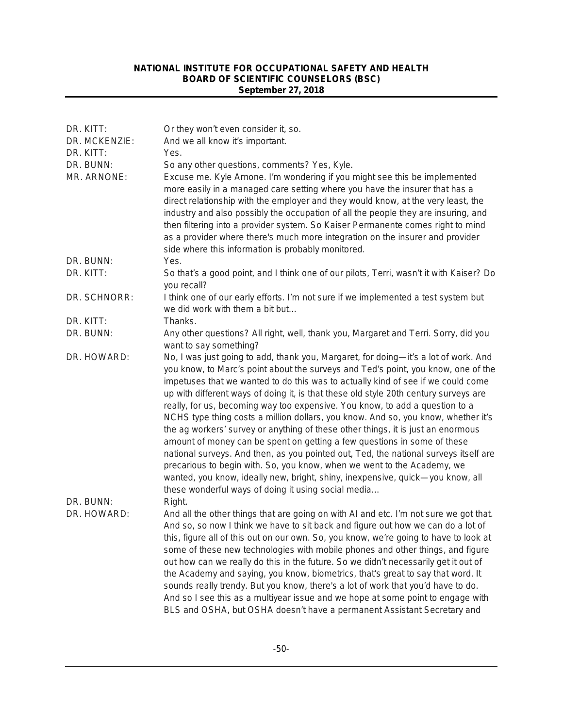DR. KITT: Or they won't even consider it, so.

DR. MCKENZIE: And we all know it's important.

DR. KITT: Yes.

DR. BUNN: So any other questions, comments? Yes, Kyle.

MR. ARNONE: Excuse me. Kyle Arnone. I'm wondering if you might see this be implemented more easily in a managed care setting where you have the insurer that has a direct relationship with the employer and they would know, at the very least, the industry and also possibly the occupation of all the people they are insuring, and then filtering into a provider system. So Kaiser Permanente comes right to mind as a provider where there's much more integration on the insurer and provider side where this information is probably monitored.

DR. BUNN: Yes.

DR. KITT: So that's a good point, and I think one of our pilots, Terri, wasn't it with Kaiser? Do you recall?

DR. SCHNORR: I think one of our early efforts. I'm not sure if we implemented a test system but we did work with them a bit but…

DR. KITT: Thanks.

DR. BUNN: Any other questions? All right, well, thank you, Margaret and Terri. Sorry, did you want to say something?

DR. HOWARD: No, I was just going to add, thank you, Margaret, for doing—it's a lot of work. And you know, to Marc's point about the surveys and Ted's point, you know, one of the impetuses that we wanted to do this was to actually kind of see if we could come up with different ways of doing it, is that these old style 20th century surveys are really, for us, becoming way too expensive. You know, to add a question to a NCHS type thing costs a million dollars, you know. And so, you know, whether it's the ag workers' survey or anything of these other things, it is just an enormous amount of money can be spent on getting a few questions in some of these national surveys. And then, as you pointed out, Ted, the national surveys itself are precarious to begin with. So, you know, when we went to the Academy, we wanted, you know, ideally new, bright, shiny, inexpensive, quick—you know, all these wonderful ways of doing it using social media…

DR. BUNN: Right.

DR. HOWARD: And all the other things that are going on with AI and etc. I'm not sure we got that. And so, so now I think we have to sit back and figure out how we can do a lot of this, figure all of this out on our own. So, you know, we're going to have to look at some of these new technologies with mobile phones and other things, and figure out how can we really do this in the future. So we didn't necessarily get it out of the Academy and saying, you know, biometrics, that's great to say that word. It sounds really trendy. But you know, there's a lot of work that you'd have to do. And so I see this as a multiyear issue and we hope at some point to engage with BLS and OSHA, but OSHA doesn't have a permanent Assistant Secretary and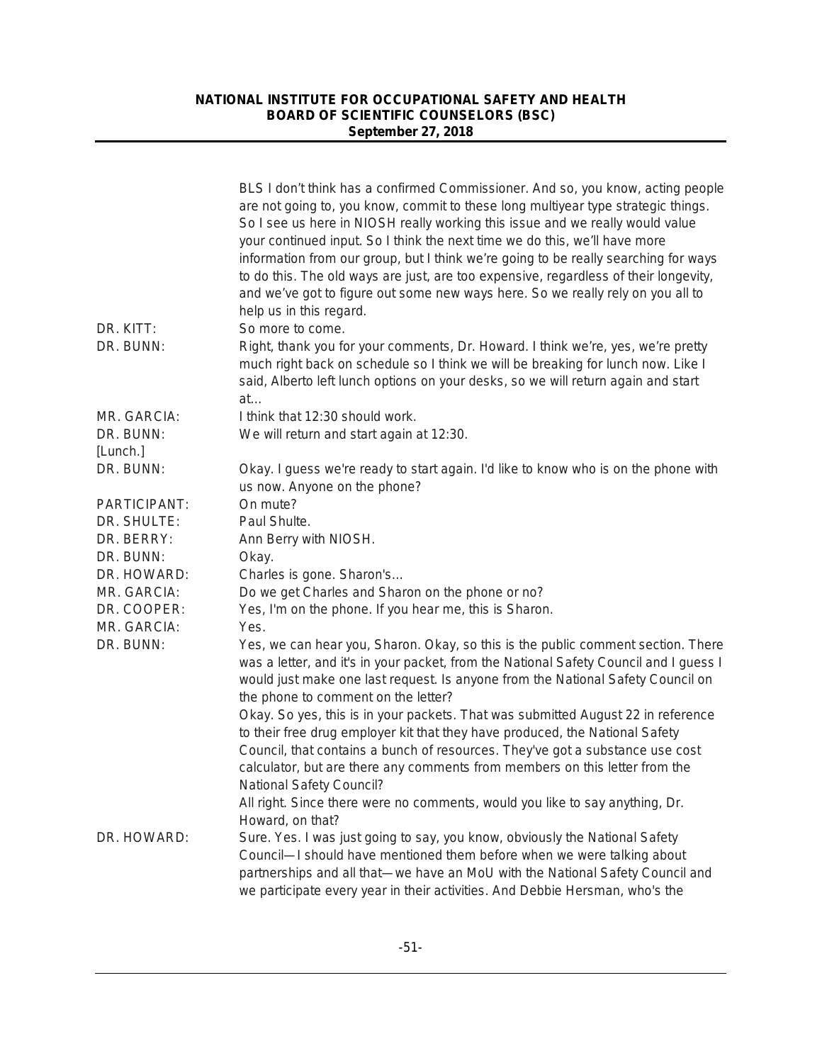| | |
|---|---|
| | BLS I don't think has a confirmed Commissioner. And so, you know, acting people are not going to, you know, commit to these long multiyear type strategic things. So I see us here in NIOSH really working this issue and we really would value your continued input. So I think the next time we do this, we'll have more information from our group, but I think we're going to be really searching for ways to do this. The old ways are just, are too expensive, regardless of their longevity, and we've got to figure out some new ways here. So we really rely on you all to help us in this regard. |
| DR. KITT: | So more to come. |
| DR. BUNN: | Right, thank you for your comments, Dr. Howard. I think we're, yes, we're pretty much right back on schedule so I think we will be breaking for lunch now. Like I said, Alberto left lunch options on your desks, so we will return again and start at… |
| MR. GARCIA: | I think that 12:30 should work. |
| DR. BUNN: | We will return and start again at 12:30. |
| [Lunch.] | |
| DR. BUNN: | Okay. I guess we're ready to start again. I'd like to know who is on the phone with us now. Anyone on the phone? |
| PARTICIPANT: | On mute? |
| DR. SHULTE: | Paul Shulte. |
| DR. BERRY: | Ann Berry with NIOSH. |
| DR. BUNN: | Okay. |
| DR. HOWARD: | Charles is gone. Sharon's… |
| MR. GARCIA: | Do we get Charles and Sharon on the phone or no? |
| DR. COOPER: | Yes, I'm on the phone. If you hear me, this is Sharon. |
| MR. GARCIA: | Yes. |
| DR. BUNN: | Yes, we can hear you, Sharon. Okay, so this is the public comment section. There was a letter, and it's in your packet, from the National Safety Council and I guess I would just make one last request. Is anyone from the National Safety Council on the phone to comment on the letter?<br>Okay. So yes, this is in your packets. That was submitted August 22 in reference to their free drug employer kit that they have produced, the National Safety Council, that contains a bunch of resources. They've got a substance use cost calculator, but are there any comments from members on this letter from the National Safety Council?<br>All right. Since there were no comments, would you like to say anything, Dr. Howard, on that? |
| DR. HOWARD: | Sure. Yes. I was just going to say, you know, obviously the National Safety Council—I should have mentioned them before when we were talking about partnerships and all that—we have an MoU with the National Safety Council and we participate every year in their activities. And Debbie Hersman, who's the |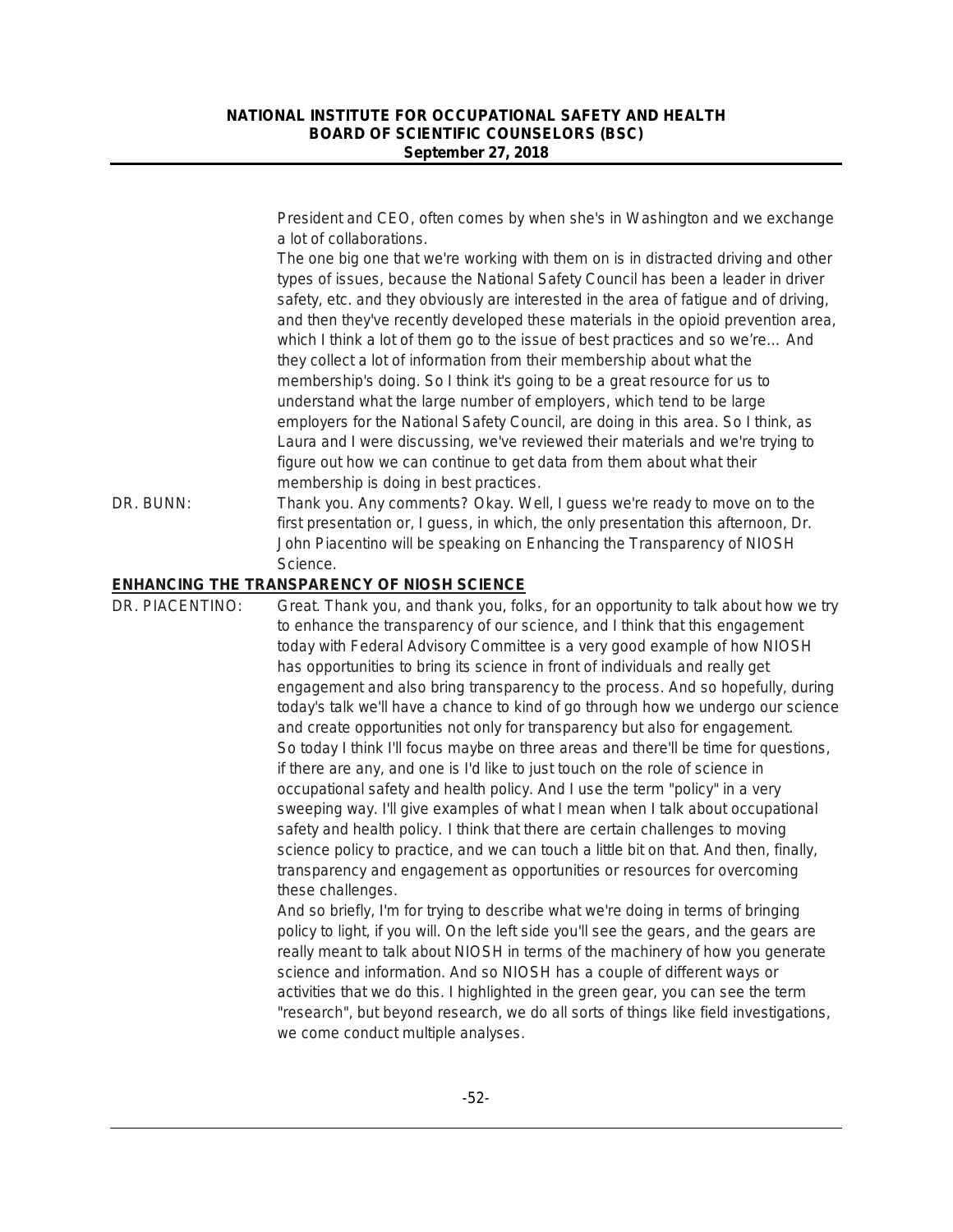President and CEO, often comes by when she's in Washington and we exchange a lot of collaborations.

The one big one that we're working with them on is in distracted driving and other types of issues, because the National Safety Council has been a leader in driver safety, etc. and they obviously are interested in the area of fatigue and of driving, and then they've recently developed these materials in the opioid prevention area, which I think a lot of them go to the issue of best practices and so we're… And they collect a lot of information from their membership about what the membership's doing. So I think it's going to be a great resource for us to understand what the large number of employers, which tend to be large employers for the National Safety Council, are doing in this area. So I think, as Laura and I were discussing, we've reviewed their materials and we're trying to figure out how we can continue to get data from them about what their membership is doing in best practices.

DR. BUNN: Thank you. Any comments? Okay. Well, I guess we're ready to move on to the first presentation or, I guess, in which, the only presentation this afternoon, Dr. John Piacentino will be speaking on Enhancing the Transparency of NIOSH Science.

## ENHANCING THE TRANSPARENCY OF NIOSH SCIENCE

DR. PIACENTINO: Great. Thank you, and thank you, folks, for an opportunity to talk about how we try to enhance the transparency of our science, and I think that this engagement today with Federal Advisory Committee is a very good example of how NIOSH has opportunities to bring its science in front of individuals and really get engagement and also bring transparency to the process. And so hopefully, during today's talk we'll have a chance to kind of go through how we undergo our science and create opportunities not only for transparency but also for engagement.

So today I think I'll focus maybe on three areas and there'll be time for questions, if there are any, and one is I'd like to just touch on the role of science in occupational safety and health policy. And I use the term "policy" in a very sweeping way. I'll give examples of what I mean when I talk about occupational safety and health policy. I think that there are certain challenges to moving science policy to practice, and we can touch a little bit on that. And then, finally, transparency and engagement as opportunities or resources for overcoming these challenges.

And so briefly, I'm for trying to describe what we're doing in terms of bringing policy to light, if you will. On the left side you'll see the gears, and the gears are really meant to talk about NIOSH in terms of the machinery of how you generate science and information. And so NIOSH has a couple of different ways or activities that we do this. I highlighted in the green gear, you can see the term "research", but beyond research, we do all sorts of things like field investigations, we come conduct multiple analyses.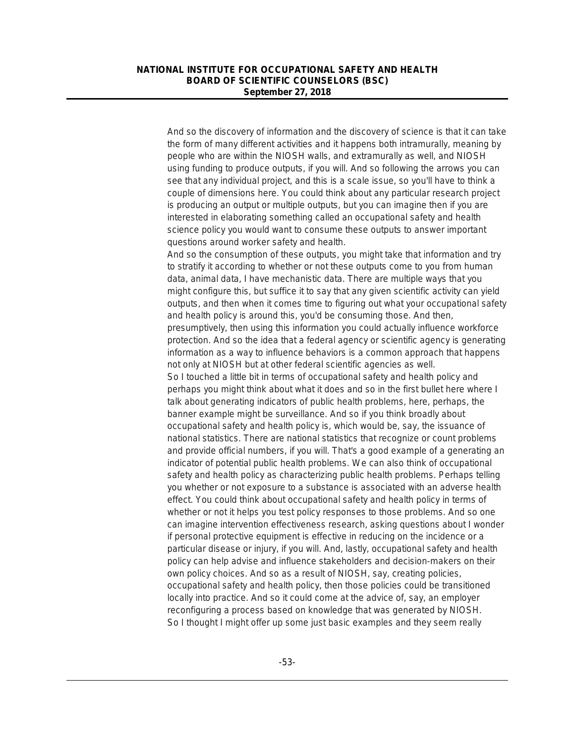And so the discovery of information and the discovery of science is that it can take the form of many different activities and it happens both intramurally, meaning by people who are within the NIOSH walls, and extramurally as well, and NIOSH using funding to produce outputs, if you will. And so following the arrows you can see that any individual project, and this is a scale issue, so you'll have to think a couple of dimensions here. You could think about any particular research project is producing an output or multiple outputs, but you can imagine then if you are interested in elaborating something called an occupational safety and health science policy you would want to consume these outputs to answer important questions around worker safety and health.

And so the consumption of these outputs, you might take that information and try to stratify it according to whether or not these outputs come to you from human data, animal data, I have mechanistic data. There are multiple ways that you might configure this, but suffice it to say that any given scientific activity can yield outputs, and then when it comes time to figuring out what your occupational safety and health policy is around this, you'd be consuming those. And then, presumptively, then using this information you could actually influence workforce protection. And so the idea that a federal agency or scientific agency is generating information as a way to influence behaviors is a common approach that happens not only at NIOSH but at other federal scientific agencies as well.

So I touched a little bit in terms of occupational safety and health policy and perhaps you might think about what it does and so in the first bullet here where I talk about generating indicators of public health problems, here, perhaps, the banner example might be surveillance. And so if you think broadly about occupational safety and health policy is, which would be, say, the issuance of national statistics. There are national statistics that recognize or count problems and provide official numbers, if you will. That's a good example of a generating an indicator of potential public health problems. We can also think of occupational safety and health policy as characterizing public health problems. Perhaps telling you whether or not exposure to a substance is associated with an adverse health effect. You could think about occupational safety and health policy in terms of whether or not it helps you test policy responses to those problems. And so one can imagine intervention effectiveness research, asking questions about I wonder if personal protective equipment is effective in reducing on the incidence or a particular disease or injury, if you will. And, lastly, occupational safety and health policy can help advise and influence stakeholders and decision-makers on their own policy choices. And so as a result of NIOSH, say, creating policies, occupational safety and health policy, then those policies could be transitioned locally into practice. And so it could come at the advice of, say, an employer reconfiguring a process based on knowledge that was generated by NIOSH.

So I thought I might offer up some just basic examples and they seem really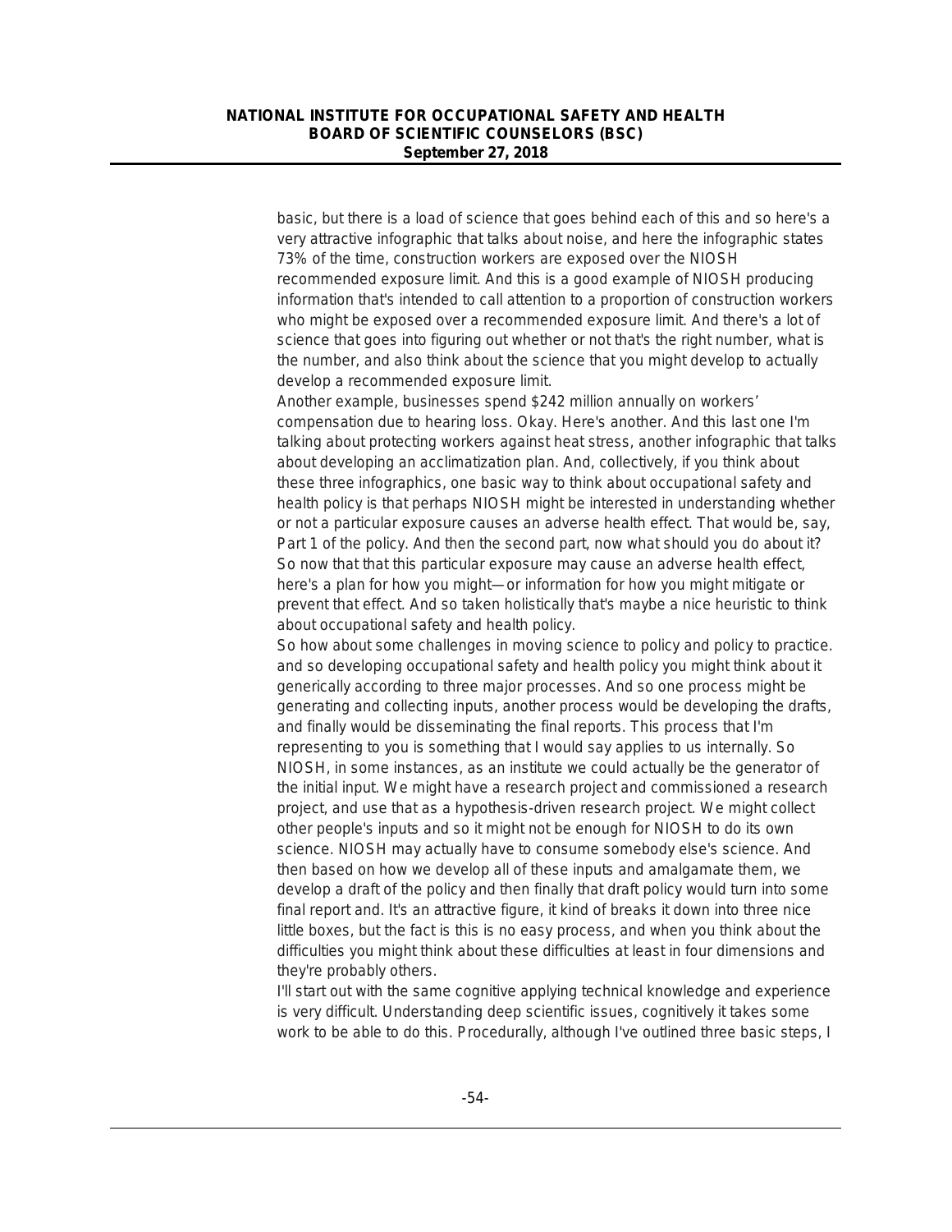basic, but there is a load of science that goes behind each of this and so here's a very attractive infographic that talks about noise, and here the infographic states 73% of the time, construction workers are exposed over the NIOSH recommended exposure limit. And this is a good example of NIOSH producing information that's intended to call attention to a proportion of construction workers who might be exposed over a recommended exposure limit. And there's a lot of science that goes into figuring out whether or not that's the right number, what is the number, and also think about the science that you might develop to actually develop a recommended exposure limit.

Another example, businesses spend $242 million annually on workers' compensation due to hearing loss. Okay. Here's another. And this last one I'm talking about protecting workers against heat stress, another infographic that talks about developing an acclimatization plan. And, collectively, if you think about these three infographics, one basic way to think about occupational safety and health policy is that perhaps NIOSH might be interested in understanding whether or not a particular exposure causes an adverse health effect. That would be, say, Part 1 of the policy. And then the second part, now what should you do about it? So now that that this particular exposure may cause an adverse health effect, here's a plan for how you might—or information for how you might mitigate or prevent that effect. And so taken holistically that's maybe a nice heuristic to think about occupational safety and health policy.

So how about some challenges in moving science to policy and policy to practice. and so developing occupational safety and health policy you might think about it generically according to three major processes. And so one process might be generating and collecting inputs, another process would be developing the drafts, and finally would be disseminating the final reports. This process that I'm representing to you is something that I would say applies to us internally. So NIOSH, in some instances, as an institute we could actually be the generator of the initial input. We might have a research project and commissioned a research project, and use that as a hypothesis-driven research project. We might collect other people's inputs and so it might not be enough for NIOSH to do its own science. NIOSH may actually have to consume somebody else's science. And then based on how we develop all of these inputs and amalgamate them, we develop a draft of the policy and then finally that draft policy would turn into some final report and. It's an attractive figure, it kind of breaks it down into three nice little boxes, but the fact is this is no easy process, and when you think about the difficulties you might think about these difficulties at least in four dimensions and they're probably others.

I'll start out with the same cognitive applying technical knowledge and experience is very difficult. Understanding deep scientific issues, cognitively it takes some work to be able to do this. Procedurally, although I've outlined three basic steps, I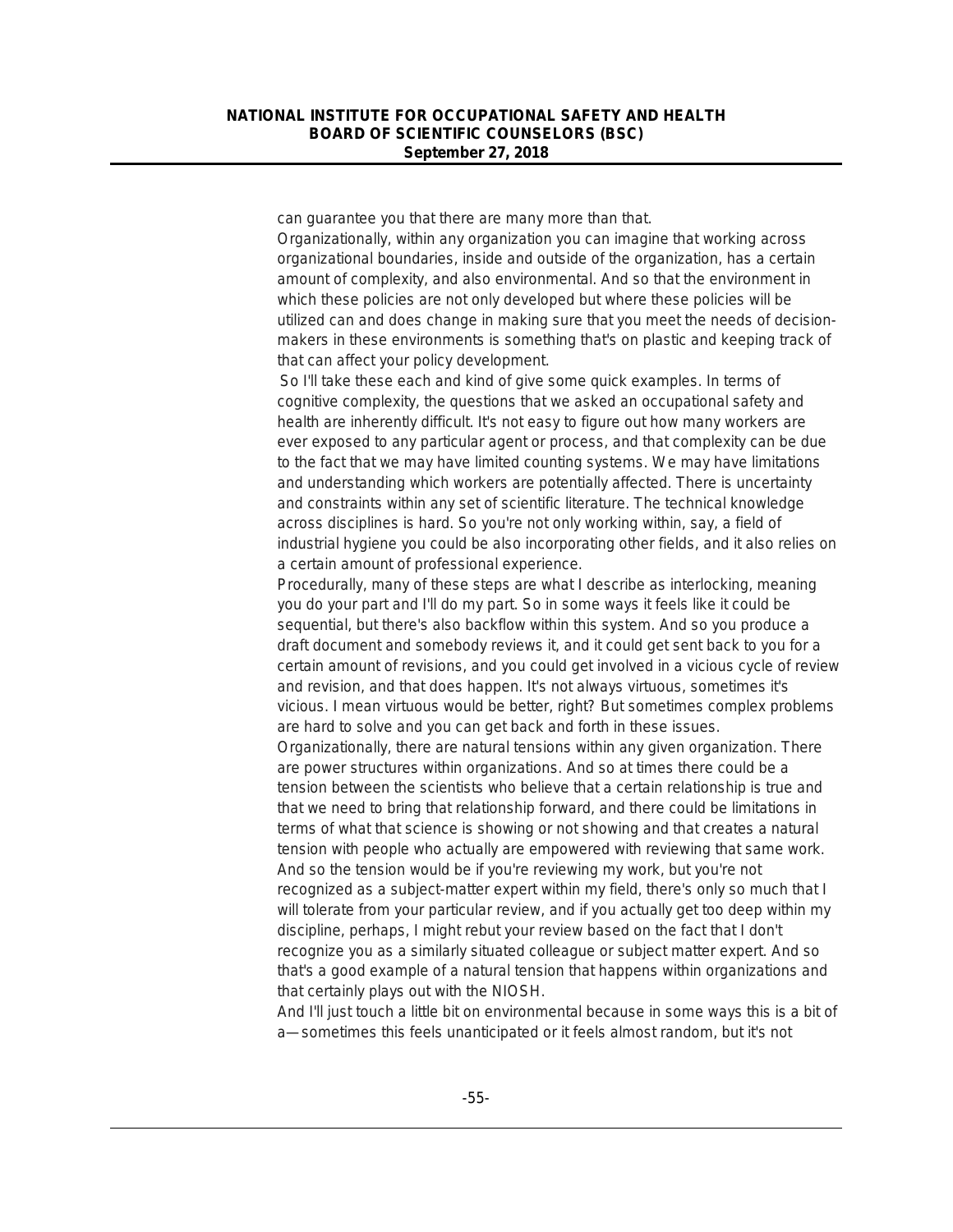can guarantee you that there are many more than that.

Organizationally, within any organization you can imagine that working across organizational boundaries, inside and outside of the organization, has a certain amount of complexity, and also environmental. And so that the environment in which these policies are not only developed but where these policies will be utilized can and does change in making sure that you meet the needs of decision-makers in these environments is something that's on plastic and keeping track of that can affect your policy development.

So I'll take these each and kind of give some quick examples. In terms of cognitive complexity, the questions that we asked an occupational safety and health are inherently difficult. It's not easy to figure out how many workers are ever exposed to any particular agent or process, and that complexity can be due to the fact that we may have limited counting systems. We may have limitations and understanding which workers are potentially affected. There is uncertainty and constraints within any set of scientific literature. The technical knowledge across disciplines is hard. So you're not only working within, say, a field of industrial hygiene you could be also incorporating other fields, and it also relies on a certain amount of professional experience.

Procedurally, many of these steps are what I describe as interlocking, meaning you do your part and I'll do my part. So in some ways it feels like it could be sequential, but there's also backflow within this system. And so you produce a draft document and somebody reviews it, and it could get sent back to you for a certain amount of revisions, and you could get involved in a vicious cycle of review and revision, and that does happen. It's not always virtuous, sometimes it's vicious. I mean virtuous would be better, right? But sometimes complex problems are hard to solve and you can get back and forth in these issues.

Organizationally, there are natural tensions within any given organization. There are power structures within organizations. And so at times there could be a tension between the scientists who believe that a certain relationship is true and that we need to bring that relationship forward, and there could be limitations in terms of what that science is showing or not showing and that creates a natural tension with people who actually are empowered with reviewing that same work. And so the tension would be if you're reviewing my work, but you're not recognized as a subject-matter expert within my field, there's only so much that I will tolerate from your particular review, and if you actually get too deep within my discipline, perhaps, I might rebut your review based on the fact that I don't recognize you as a similarly situated colleague or subject matter expert. And so that's a good example of a natural tension that happens within organizations and that certainly plays out with the NIOSH.

And I'll just touch a little bit on environmental because in some ways this is a bit of a—sometimes this feels unanticipated or it feels almost random, but it's not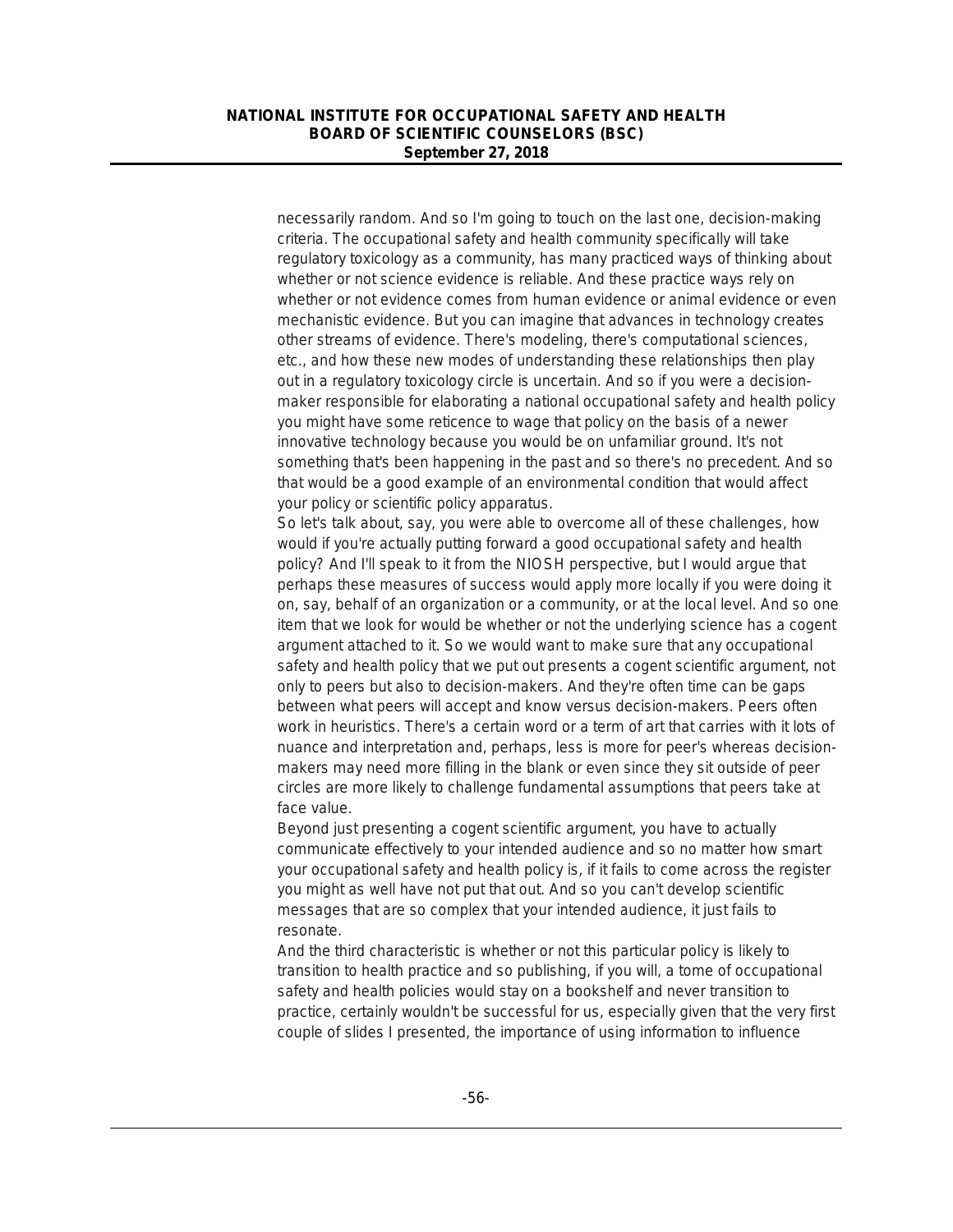necessarily random. And so I'm going to touch on the last one, decision-making criteria. The occupational safety and health community specifically will take regulatory toxicology as a community, has many practiced ways of thinking about whether or not science evidence is reliable. And these practice ways rely on whether or not evidence comes from human evidence or animal evidence or even mechanistic evidence. But you can imagine that advances in technology creates other streams of evidence. There's modeling, there's computational sciences, etc., and how these new modes of understanding these relationships then play out in a regulatory toxicology circle is uncertain. And so if you were a decision-maker responsible for elaborating a national occupational safety and health policy you might have some reticence to wage that policy on the basis of a newer innovative technology because you would be on unfamiliar ground. It's not something that's been happening in the past and so there's no precedent. And so that would be a good example of an environmental condition that would affect your policy or scientific policy apparatus.

So let's talk about, say, you were able to overcome all of these challenges, how would if you're actually putting forward a good occupational safety and health policy? And I'll speak to it from the NIOSH perspective, but I would argue that perhaps these measures of success would apply more locally if you were doing it on, say, behalf of an organization or a community, or at the local level. And so one item that we look for would be whether or not the underlying science has a cogent argument attached to it. So we would want to make sure that any occupational safety and health policy that we put out presents a cogent scientific argument, not only to peers but also to decision-makers. And they're often time can be gaps between what peers will accept and know versus decision-makers. Peers often work in heuristics. There's a certain word or a term of art that carries with it lots of nuance and interpretation and, perhaps, less is more for peer's whereas decision-makers may need more filling in the blank or even since they sit outside of peer circles are more likely to challenge fundamental assumptions that peers take at face value.

Beyond just presenting a cogent scientific argument, you have to actually communicate effectively to your intended audience and so no matter how smart your occupational safety and health policy is, if it fails to come across the register you might as well have not put that out. And so you can't develop scientific messages that are so complex that your intended audience, it just fails to resonate.

And the third characteristic is whether or not this particular policy is likely to transition to health practice and so publishing, if you will, a tome of occupational safety and health policies would stay on a bookshelf and never transition to practice, certainly wouldn't be successful for us, especially given that the very first couple of slides I presented, the importance of using information to influence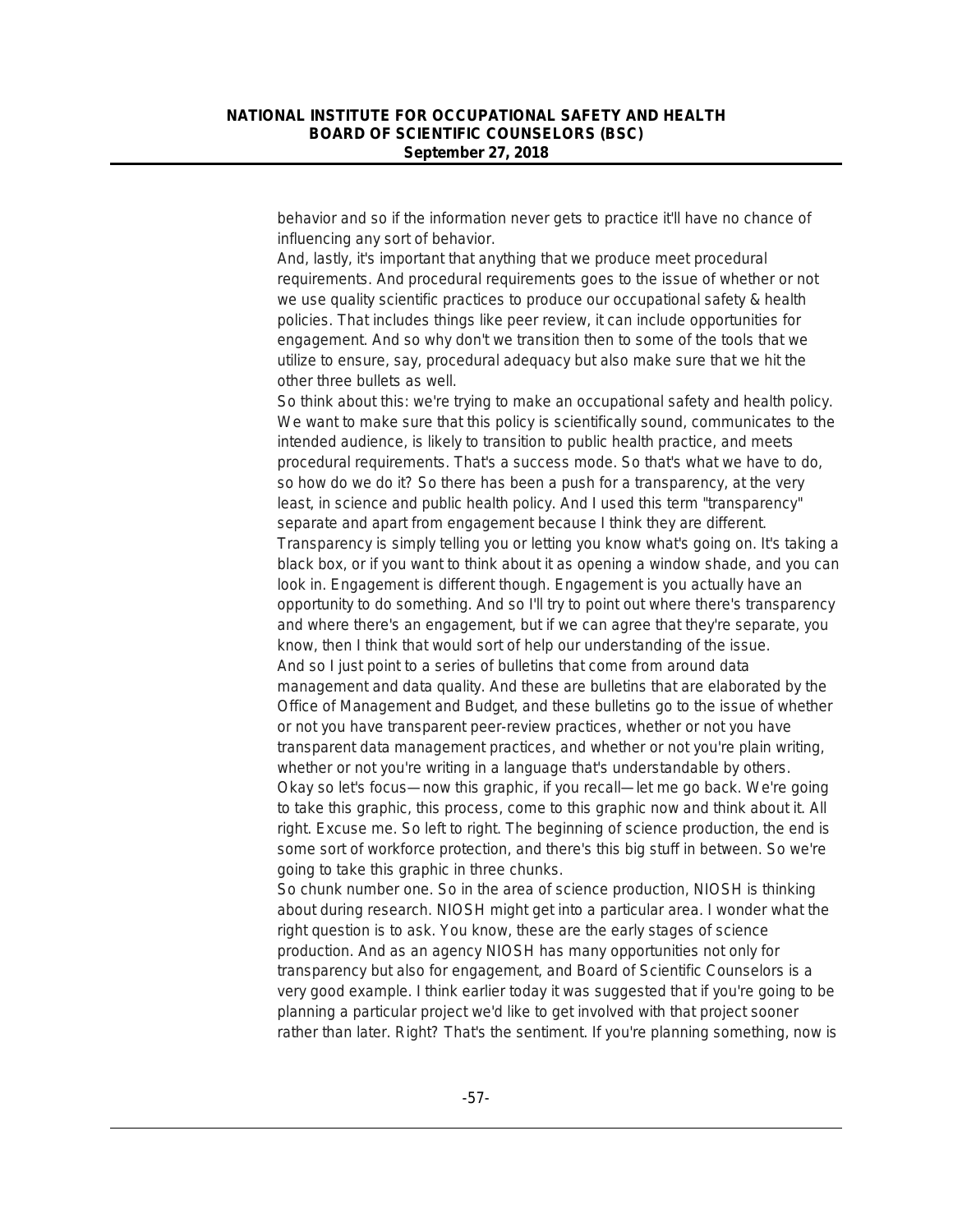behavior and so if the information never gets to practice it'll have no chance of influencing any sort of behavior.

And, lastly, it's important that anything that we produce meet procedural requirements. And procedural requirements goes to the issue of whether or not we use quality scientific practices to produce our occupational safety & health policies. That includes things like peer review, it can include opportunities for engagement. And so why don't we transition then to some of the tools that we utilize to ensure, say, procedural adequacy but also make sure that we hit the other three bullets as well.

So think about this: we're trying to make an occupational safety and health policy. We want to make sure that this policy is scientifically sound, communicates to the intended audience, is likely to transition to public health practice, and meets procedural requirements. That's a success mode. So that's what we have to do, so how do we do it? So there has been a push for a transparency, at the very least, in science and public health policy. And I used this term "transparency" separate and apart from engagement because I think they are different. Transparency is simply telling you or letting you know what's going on. It's taking a black box, or if you want to think about it as opening a window shade, and you can look in. Engagement is different though. Engagement is you actually have an opportunity to do something. And so I'll try to point out where there's transparency and where there's an engagement, but if we can agree that they're separate, you know, then I think that would sort of help our understanding of the issue.

And so I just point to a series of bulletins that come from around data management and data quality. And these are bulletins that are elaborated by the Office of Management and Budget, and these bulletins go to the issue of whether or not you have transparent peer-review practices, whether or not you have transparent data management practices, and whether or not you're plain writing, whether or not you're writing in a language that's understandable by others.

Okay so let's focus—now this graphic, if you recall—let me go back. We're going to take this graphic, this process, come to this graphic now and think about it. All right. Excuse me. So left to right. The beginning of science production, the end is some sort of workforce protection, and there's this big stuff in between. So we're going to take this graphic in three chunks.

So chunk number one. So in the area of science production, NIOSH is thinking about during research. NIOSH might get into a particular area. I wonder what the right question is to ask. You know, these are the early stages of science production. And as an agency NIOSH has many opportunities not only for transparency but also for engagement, and Board of Scientific Counselors is a very good example. I think earlier today it was suggested that if you're going to be planning a particular project we'd like to get involved with that project sooner rather than later. Right? That's the sentiment. If you're planning something, now is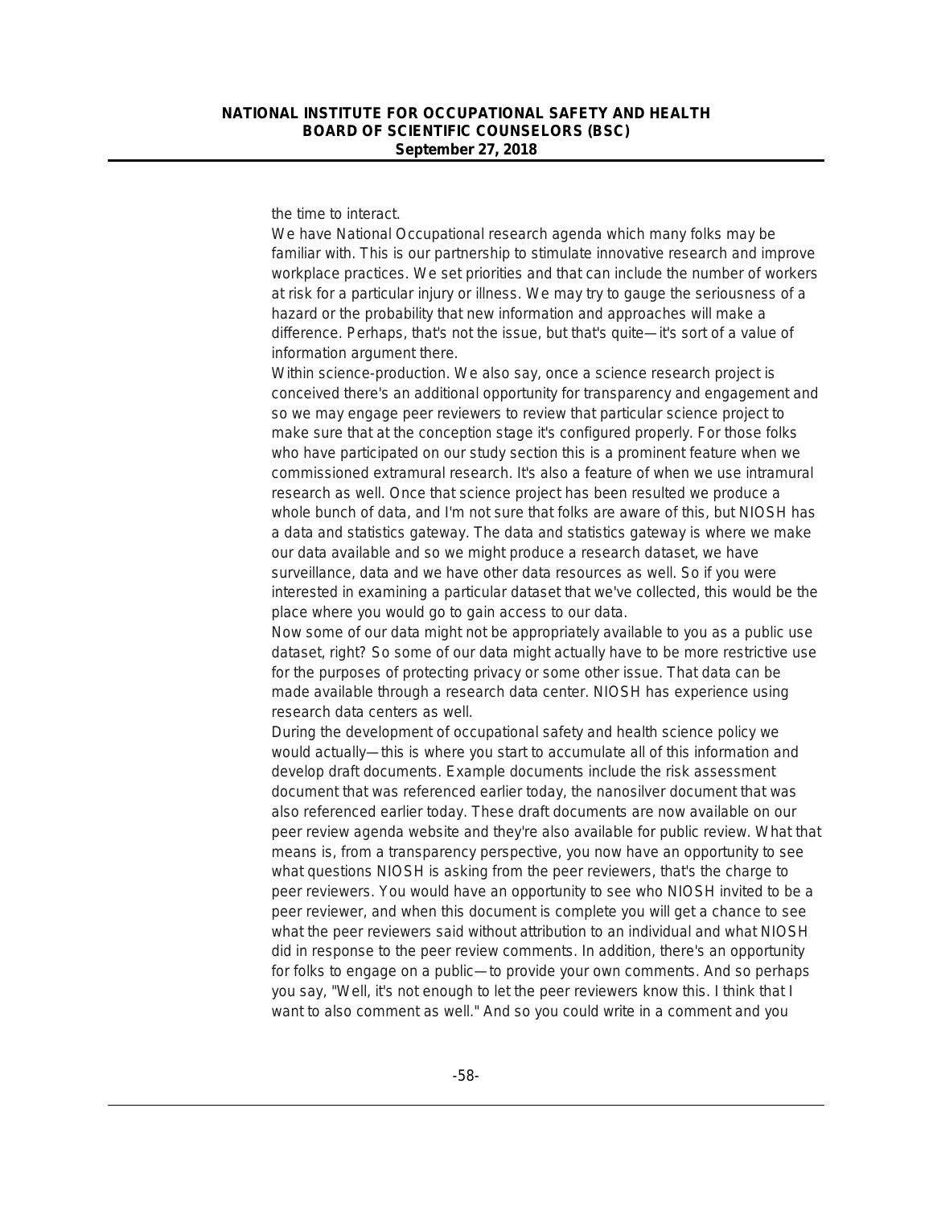the time to interact.

We have National Occupational research agenda which many folks may be familiar with. This is our partnership to stimulate innovative research and improve workplace practices. We set priorities and that can include the number of workers at risk for a particular injury or illness. We may try to gauge the seriousness of a hazard or the probability that new information and approaches will make a difference. Perhaps, that's not the issue, but that's quite—it's sort of a value of information argument there.

Within science-production. We also say, once a science research project is conceived there's an additional opportunity for transparency and engagement and so we may engage peer reviewers to review that particular science project to make sure that at the conception stage it's configured properly. For those folks who have participated on our study section this is a prominent feature when we commissioned extramural research. It's also a feature of when we use intramural research as well. Once that science project has been resulted we produce a whole bunch of data, and I'm not sure that folks are aware of this, but NIOSH has a data and statistics gateway. The data and statistics gateway is where we make our data available and so we might produce a research dataset, we have surveillance, data and we have other data resources as well. So if you were interested in examining a particular dataset that we've collected, this would be the place where you would go to gain access to our data.

Now some of our data might not be appropriately available to you as a public use dataset, right? So some of our data might actually have to be more restrictive use for the purposes of protecting privacy or some other issue. That data can be made available through a research data center. NIOSH has experience using research data centers as well.

During the development of occupational safety and health science policy we would actually—this is where you start to accumulate all of this information and develop draft documents. Example documents include the risk assessment document that was referenced earlier today, the nanosilver document that was also referenced earlier today. These draft documents are now available on our peer review agenda website and they're also available for public review. What that means is, from a transparency perspective, you now have an opportunity to see what questions NIOSH is asking from the peer reviewers, that's the charge to peer reviewers. You would have an opportunity to see who NIOSH invited to be a peer reviewer, and when this document is complete you will get a chance to see what the peer reviewers said without attribution to an individual and what NIOSH did in response to the peer review comments. In addition, there's an opportunity for folks to engage on a public—to provide your own comments. And so perhaps you say, "Well, it's not enough to let the peer reviewers know this. I think that I want to also comment as well." And so you could write in a comment and you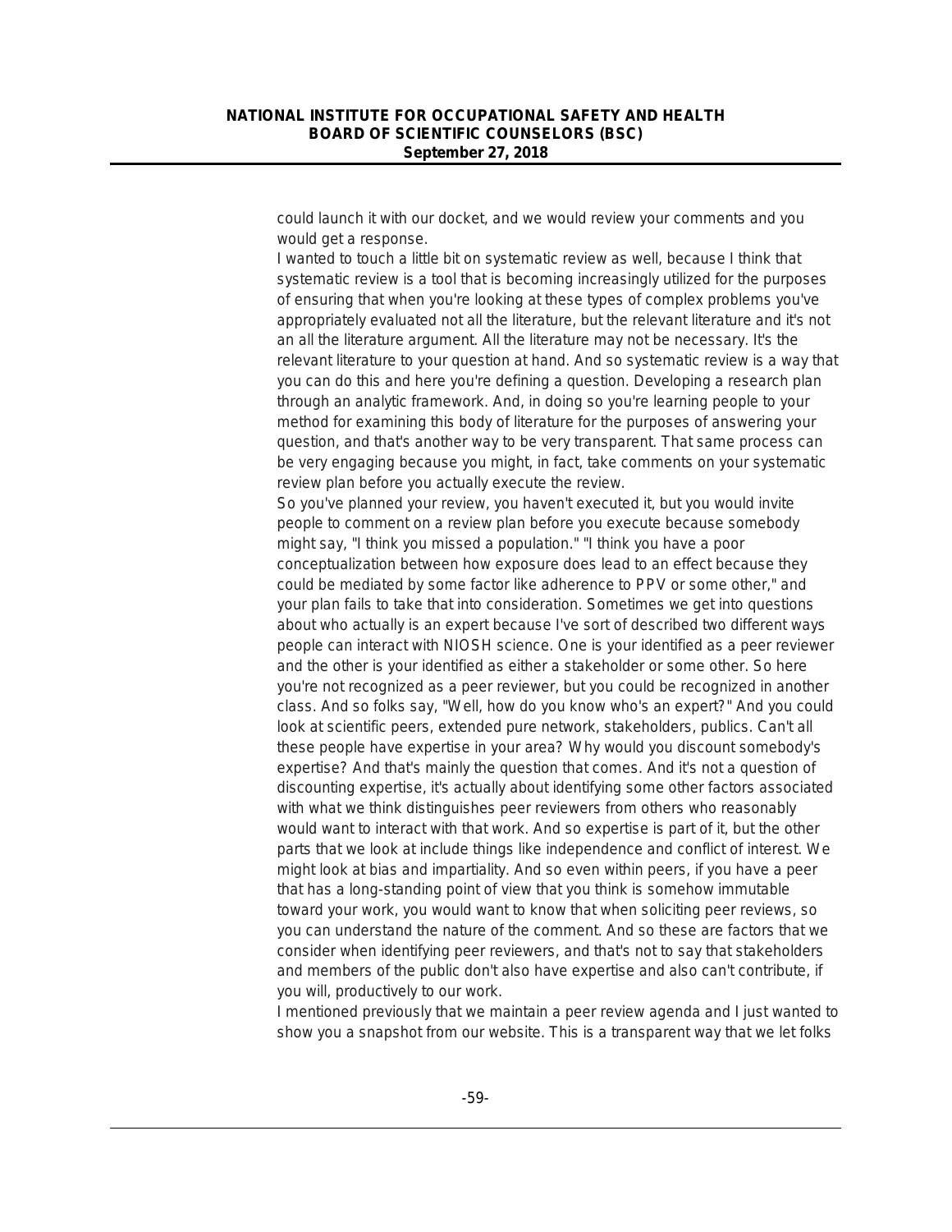could launch it with our docket, and we would review your comments and you would get a response.

I wanted to touch a little bit on systematic review as well, because I think that systematic review is a tool that is becoming increasingly utilized for the purposes of ensuring that when you're looking at these types of complex problems you've appropriately evaluated not all the literature, but the relevant literature and it's not an all the literature argument. All the literature may not be necessary. It's the relevant literature to your question at hand. And so systematic review is a way that you can do this and here you're defining a question. Developing a research plan through an analytic framework. And, in doing so you're learning people to your method for examining this body of literature for the purposes of answering your question, and that's another way to be very transparent. That same process can be very engaging because you might, in fact, take comments on your systematic review plan before you actually execute the review.

So you've planned your review, you haven't executed it, but you would invite people to comment on a review plan before you execute because somebody might say, "I think you missed a population." "I think you have a poor conceptualization between how exposure does lead to an effect because they could be mediated by some factor like adherence to PPV or some other," and your plan fails to take that into consideration. Sometimes we get into questions about who actually is an expert because I've sort of described two different ways people can interact with NIOSH science. One is your identified as a peer reviewer and the other is your identified as either a stakeholder or some other. So here you're not recognized as a peer reviewer, but you could be recognized in another class. And so folks say, "Well, how do you know who's an expert?" And you could look at scientific peers, extended pure network, stakeholders, publics. Can't all these people have expertise in your area? Why would you discount somebody's expertise? And that's mainly the question that comes. And it's not a question of discounting expertise, it's actually about identifying some other factors associated with what we think distinguishes peer reviewers from others who reasonably would want to interact with that work. And so expertise is part of it, but the other parts that we look at include things like independence and conflict of interest. We might look at bias and impartiality. And so even within peers, if you have a peer that has a long-standing point of view that you think is somehow immutable toward your work, you would want to know that when soliciting peer reviews, so you can understand the nature of the comment. And so these are factors that we consider when identifying peer reviewers, and that's not to say that stakeholders and members of the public don't also have expertise and also can't contribute, if you will, productively to our work.

I mentioned previously that we maintain a peer review agenda and I just wanted to show you a snapshot from our website. This is a transparent way that we let folks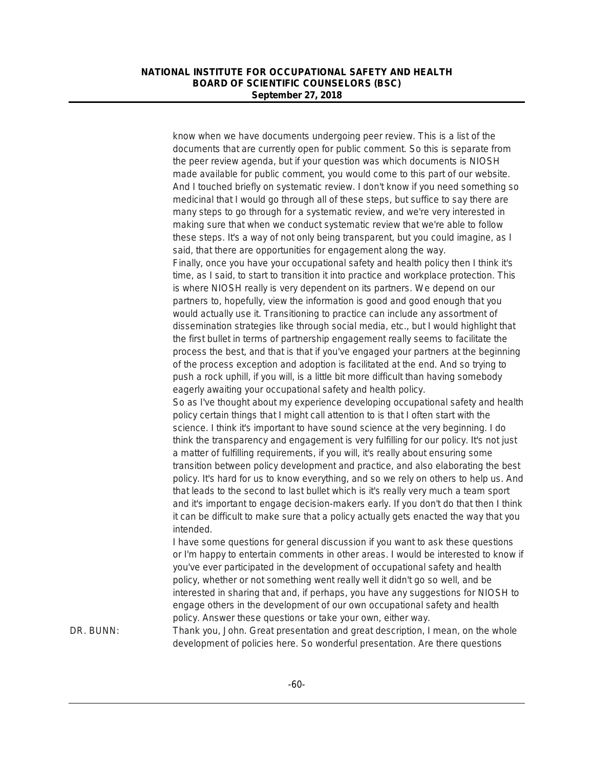know when we have documents undergoing peer review. This is a list of the documents that are currently open for public comment. So this is separate from the peer review agenda, but if your question was which documents is NIOSH made available for public comment, you would come to this part of our website. And I touched briefly on systematic review. I don't know if you need something so medicinal that I would go through all of these steps, but suffice to say there are many steps to go through for a systematic review, and we're very interested in making sure that when we conduct systematic review that we're able to follow these steps. It's a way of not only being transparent, but you could imagine, as I said, that there are opportunities for engagement along the way.

Finally, once you have your occupational safety and health policy then I think it's time, as I said, to start to transition it into practice and workplace protection. This is where NIOSH really is very dependent on its partners. We depend on our partners to, hopefully, view the information is good and good enough that you would actually use it. Transitioning to practice can include any assortment of dissemination strategies like through social media, etc., but I would highlight that the first bullet in terms of partnership engagement really seems to facilitate the process the best, and that is that if you've engaged your partners at the beginning of the process exception and adoption is facilitated at the end. And so trying to push a rock uphill, if you will, is a little bit more difficult than having somebody eagerly awaiting your occupational safety and health policy.

So as I've thought about my experience developing occupational safety and health policy certain things that I might call attention to is that I often start with the science. I think it's important to have sound science at the very beginning. I do think the transparency and engagement is very fulfilling for our policy. It's not just a matter of fulfilling requirements, if you will, it's really about ensuring some transition between policy development and practice, and also elaborating the best policy. It's hard for us to know everything, and so we rely on others to help us. And that leads to the second to last bullet which is it's really very much a team sport and it's important to engage decision-makers early. If you don't do that then I think it can be difficult to make sure that a policy actually gets enacted the way that you intended.

I have some questions for general discussion if you want to ask these questions or I'm happy to entertain comments in other areas. I would be interested to know if you've ever participated in the development of occupational safety and health policy, whether or not something went really well it didn't go so well, and be interested in sharing that and, if perhaps, you have any suggestions for NIOSH to engage others in the development of our own occupational safety and health policy. Answer these questions or take your own, either way.

DR. BUNN: Thank you, John. Great presentation and great description, I mean, on the whole development of policies here. So wonderful presentation. Are there questions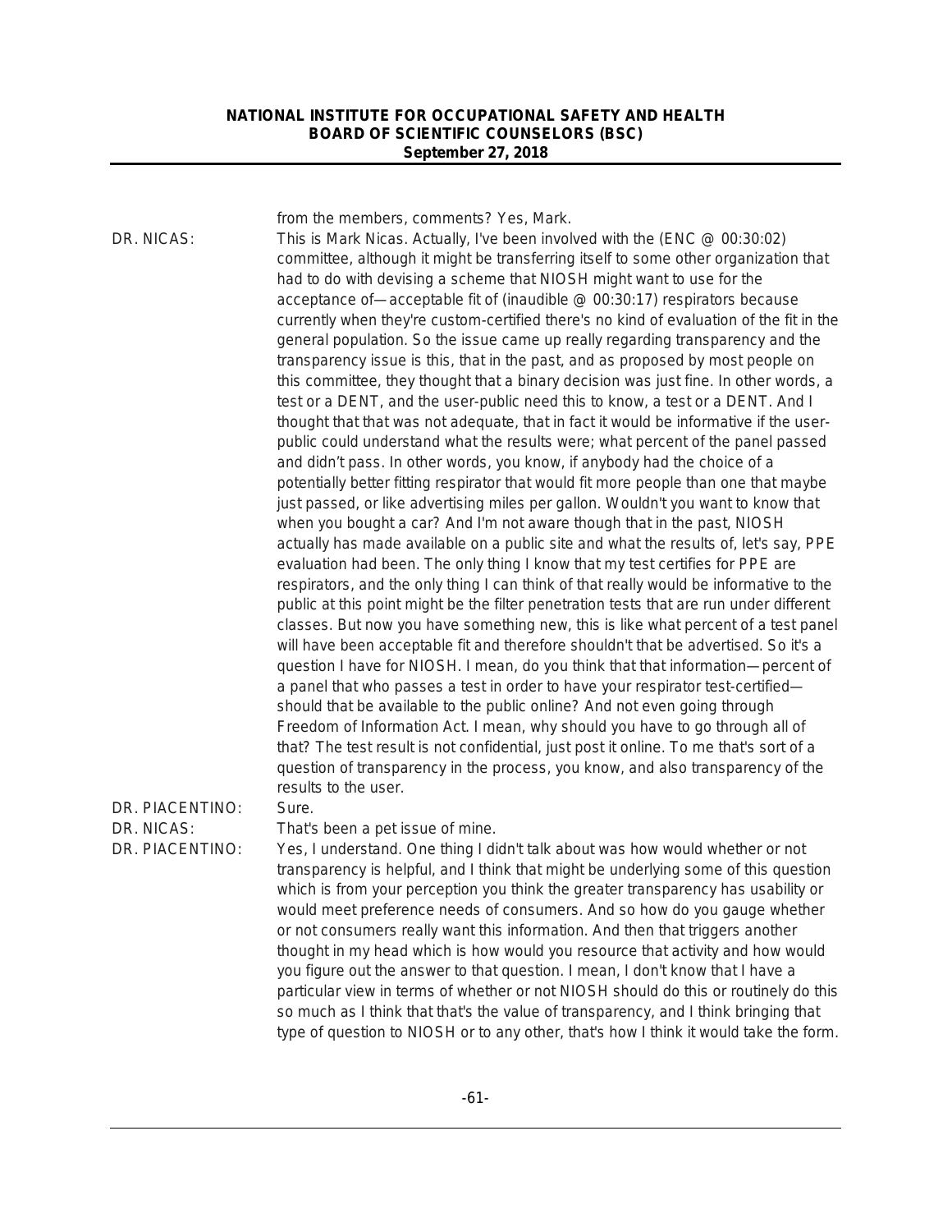from the members, comments? Yes, Mark.

DR. NICAS: This is Mark Nicas. Actually, I've been involved with the (ENC @ 00:30:02) committee, although it might be transferring itself to some other organization that had to do with devising a scheme that NIOSH might want to use for the acceptance of—acceptable fit of (inaudible @ 00:30:17) respirators because currently when they're custom-certified there's no kind of evaluation of the fit in the general population. So the issue came up really regarding transparency and the transparency issue is this, that in the past, and as proposed by most people on this committee, they thought that a binary decision was just fine. In other words, a test or a DENT, and the user-public need this to know, a test or a DENT. And I thought that that was not adequate, that in fact it would be informative if the user-public could understand what the results were; what percent of the panel passed and didn't pass. In other words, you know, if anybody had the choice of a potentially better fitting respirator that would fit more people than one that maybe just passed, or like advertising miles per gallon. Wouldn't you want to know that when you bought a car? And I'm not aware though that in the past, NIOSH actually has made available on a public site and what the results of, let's say, PPE evaluation had been. The only thing I know that my test certifies for PPE are respirators, and the only thing I can think of that really would be informative to the public at this point might be the filter penetration tests that are run under different classes. But now you have something new, this is like what percent of a test panel will have been acceptable fit and therefore shouldn't that be advertised. So it's a question I have for NIOSH. I mean, do you think that that information—percent of a panel that who passes a test in order to have your respirator test-certified—should that be available to the public online? And not even going through Freedom of Information Act. I mean, why should you have to go through all of that? The test result is not confidential, just post it online. To me that's sort of a question of transparency in the process, you know, and also transparency of the results to the user.

DR. PIACENTINO: Sure.

DR. NICAS: That's been a pet issue of mine.

DR. PIACENTINO: Yes, I understand. One thing I didn't talk about was how would whether or not transparency is helpful, and I think that might be underlying some of this question which is from your perception you think the greater transparency has usability or would meet preference needs of consumers. And so how do you gauge whether or not consumers really want this information. And then that triggers another thought in my head which is how would you resource that activity and how would you figure out the answer to that question. I mean, I don't know that I have a particular view in terms of whether or not NIOSH should do this or routinely do this so much as I think that that's the value of transparency, and I think bringing that type of question to NIOSH or to any other, that's how I think it would take the form.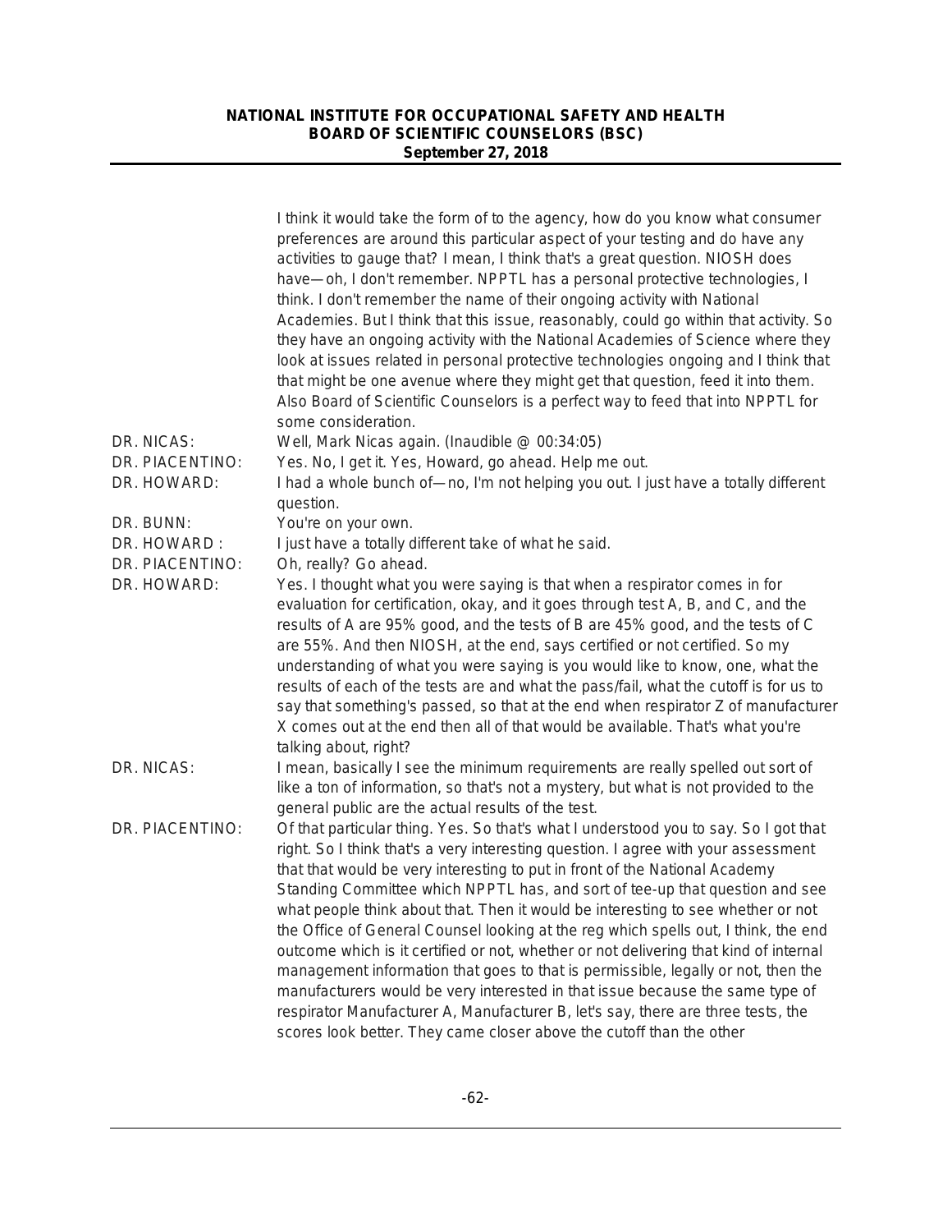I think it would take the form of to the agency, how do you know what consumer preferences are around this particular aspect of your testing and do have any activities to gauge that? I mean, I think that's a great question. NIOSH does have—oh, I don't remember. NPPTL has a personal protective technologies, I think. I don't remember the name of their ongoing activity with National Academies. But I think that this issue, reasonably, could go within that activity. So they have an ongoing activity with the National Academies of Science where they look at issues related in personal protective technologies ongoing and I think that that might be one avenue where they might get that question, feed it into them. Also Board of Scientific Counselors is a perfect way to feed that into NPPTL for some consideration.

DR. NICAS: Well, Mark Nicas again. (Inaudible @ 00:34:05)

DR. PIACENTINO: Yes. No, I get it. Yes, Howard, go ahead. Help me out.

DR. HOWARD: I had a whole bunch of—no, I'm not helping you out. I just have a totally different question.

DR. BUNN: You're on your own.

DR. HOWARD : I just have a totally different take of what he said.

DR. PIACENTINO: Oh, really? Go ahead.

DR. HOWARD: Yes. I thought what you were saying is that when a respirator comes in for evaluation for certification, okay, and it goes through test A, B, and C, and the results of A are 95% good, and the tests of B are 45% good, and the tests of C are 55%. And then NIOSH, at the end, says certified or not certified. So my understanding of what you were saying is you would like to know, one, what the results of each of the tests are and what the pass/fail, what the cutoff is for us to say that something's passed, so that at the end when respirator Z of manufacturer X comes out at the end then all of that would be available. That's what you're talking about, right?

DR. NICAS: I mean, basically I see the minimum requirements are really spelled out sort of like a ton of information, so that's not a mystery, but what is not provided to the general public are the actual results of the test.

DR. PIACENTINO: Of that particular thing. Yes. So that's what I understood you to say. So I got that right. So I think that's a very interesting question. I agree with your assessment that that would be very interesting to put in front of the National Academy Standing Committee which NPPTL has, and sort of tee-up that question and see what people think about that. Then it would be interesting to see whether or not the Office of General Counsel looking at the reg which spells out, I think, the end outcome which is it certified or not, whether or not delivering that kind of internal management information that goes to that is permissible, legally or not, then the manufacturers would be very interested in that issue because the same type of respirator Manufacturer A, Manufacturer B, let's say, there are three tests, the scores look better. They came closer above the cutoff than the other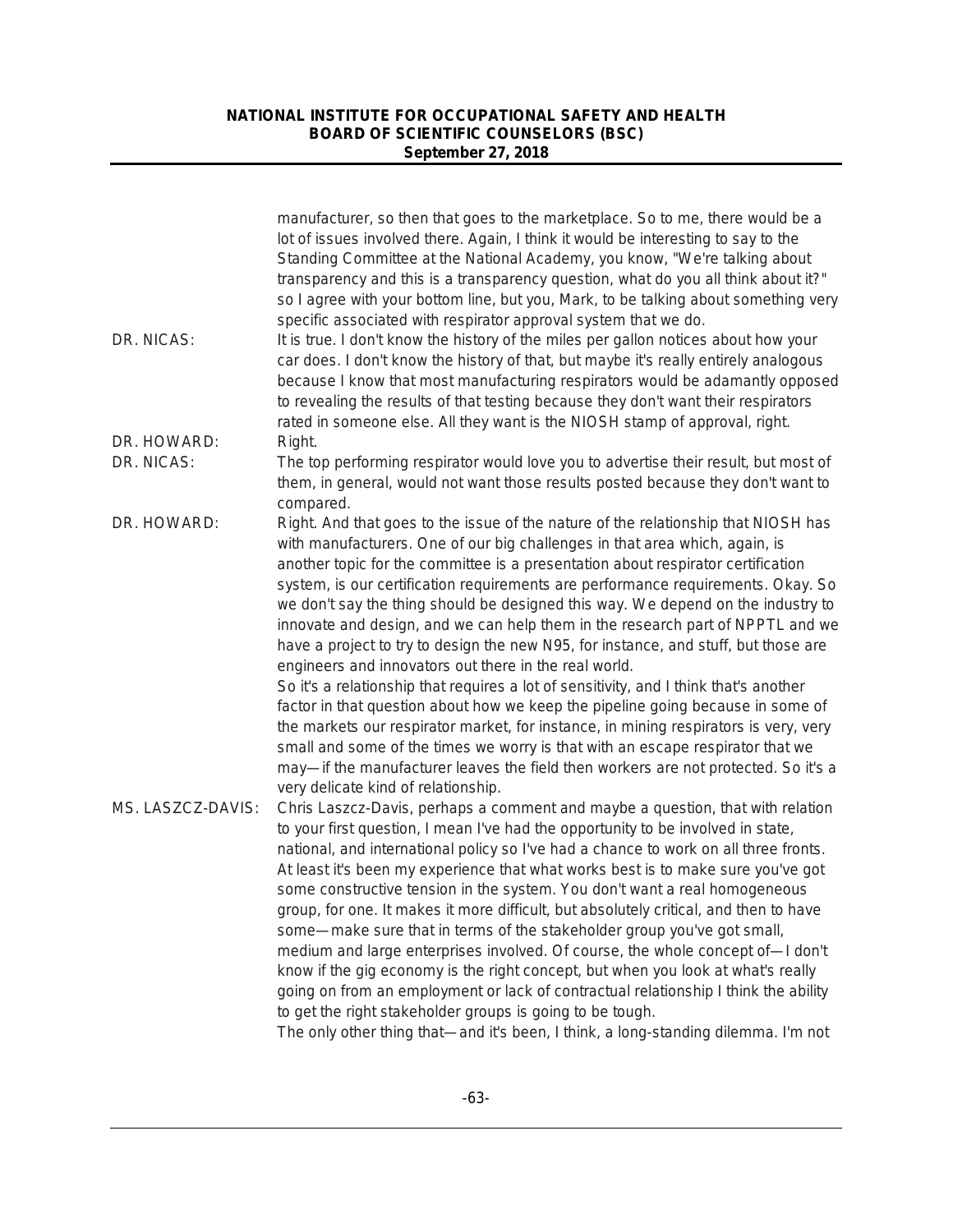manufacturer, so then that goes to the marketplace. So to me, there would be a lot of issues involved there. Again, I think it would be interesting to say to the Standing Committee at the National Academy, you know, "We're talking about transparency and this is a transparency question, what do you all think about it?" so I agree with your bottom line, but you, Mark, to be talking about something very specific associated with respirator approval system that we do.

DR. NICAS: It is true. I don't know the history of the miles per gallon notices about how your car does. I don't know the history of that, but maybe it's really entirely analogous because I know that most manufacturing respirators would be adamantly opposed to revealing the results of that testing because they don't want their respirators rated in someone else. All they want is the NIOSH stamp of approval, right.

DR. HOWARD: Right.

DR. NICAS: The top performing respirator would love you to advertise their result, but most of them, in general, would not want those results posted because they don't want to compared.

DR. HOWARD: Right. And that goes to the issue of the nature of the relationship that NIOSH has with manufacturers. One of our big challenges in that area which, again, is another topic for the committee is a presentation about respirator certification system, is our certification requirements are performance requirements. Okay. So we don't say the thing should be designed this way. We depend on the industry to innovate and design, and we can help them in the research part of NPPTL and we have a project to try to design the new N95, for instance, and stuff, but those are engineers and innovators out there in the real world.

So it's a relationship that requires a lot of sensitivity, and I think that's another factor in that question about how we keep the pipeline going because in some of the markets our respirator market, for instance, in mining respirators is very, very small and some of the times we worry is that with an escape respirator that we may—if the manufacturer leaves the field then workers are not protected. So it's a very delicate kind of relationship.

MS. LASZCZ-DAVIS: Chris Laszcz-Davis, perhaps a comment and maybe a question, that with relation to your first question, I mean I've had the opportunity to be involved in state, national, and international policy so I've had a chance to work on all three fronts. At least it's been my experience that what works best is to make sure you've got some constructive tension in the system. You don't want a real homogeneous group, for one. It makes it more difficult, but absolutely critical, and then to have some—make sure that in terms of the stakeholder group you've got small, medium and large enterprises involved. Of course, the whole concept of—I don't know if the gig economy is the right concept, but when you look at what's really going on from an employment or lack of contractual relationship I think the ability to get the right stakeholder groups is going to be tough.

The only other thing that—and it's been, I think, a long-standing dilemma. I'm not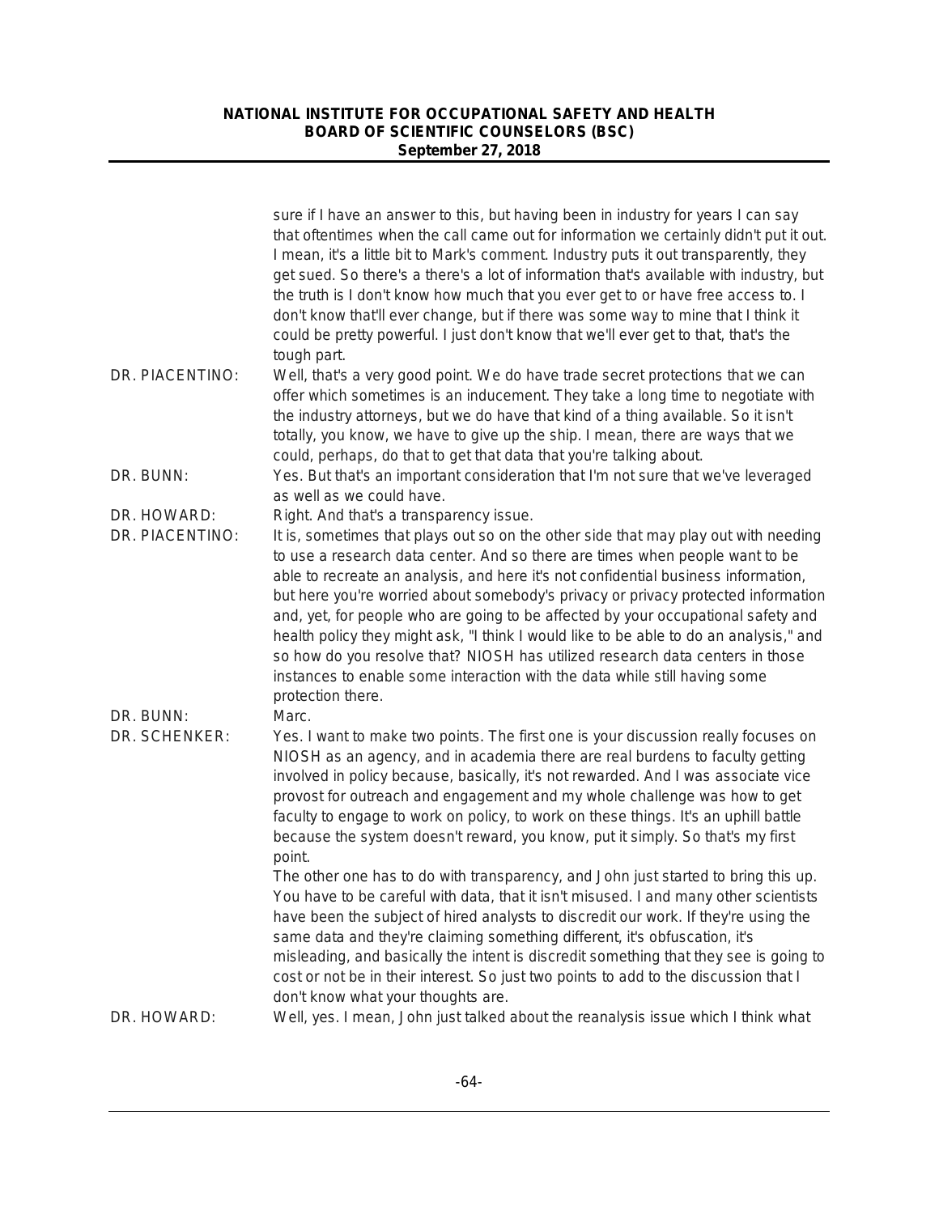sure if I have an answer to this, but having been in industry for years I can say that oftentimes when the call came out for information we certainly didn't put it out. I mean, it's a little bit to Mark's comment. Industry puts it out transparently, they get sued. So there's a there's a lot of information that's available with industry, but the truth is I don't know how much that you ever get to or have free access to. I don't know that'll ever change, but if there was some way to mine that I think it could be pretty powerful. I just don't know that we'll ever get to that, that's the tough part.

DR. PIACENTINO: Well, that's a very good point. We do have trade secret protections that we can offer which sometimes is an inducement. They take a long time to negotiate with the industry attorneys, but we do have that kind of a thing available. So it isn't totally, you know, we have to give up the ship. I mean, there are ways that we could, perhaps, do that to get that data that you're talking about.

DR. BUNN: Yes. But that's an important consideration that I'm not sure that we've leveraged as well as we could have.

DR. HOWARD: Right. And that's a transparency issue.

DR. PIACENTINO: It is, sometimes that plays out so on the other side that may play out with needing to use a research data center. And so there are times when people want to be able to recreate an analysis, and here it's not confidential business information, but here you're worried about somebody's privacy or privacy protected information and, yet, for people who are going to be affected by your occupational safety and health policy they might ask, "I think I would like to be able to do an analysis," and so how do you resolve that? NIOSH has utilized research data centers in those instances to enable some interaction with the data while still having some protection there.

DR. BUNN: Marc.

DR. SCHENKER: Yes. I want to make two points. The first one is your discussion really focuses on NIOSH as an agency, and in academia there are real burdens to faculty getting involved in policy because, basically, it's not rewarded. And I was associate vice provost for outreach and engagement and my whole challenge was how to get faculty to engage to work on policy, to work on these things. It's an uphill battle because the system doesn't reward, you know, put it simply. So that's my first point.

The other one has to do with transparency, and John just started to bring this up. You have to be careful with data, that it isn't misused. I and many other scientists have been the subject of hired analysts to discredit our work. If they're using the same data and they're claiming something different, it's obfuscation, it's misleading, and basically the intent is discredit something that they see is going to cost or not be in their interest. So just two points to add to the discussion that I don't know what your thoughts are.

DR. HOWARD: Well, yes. I mean, John just talked about the reanalysis issue which I think what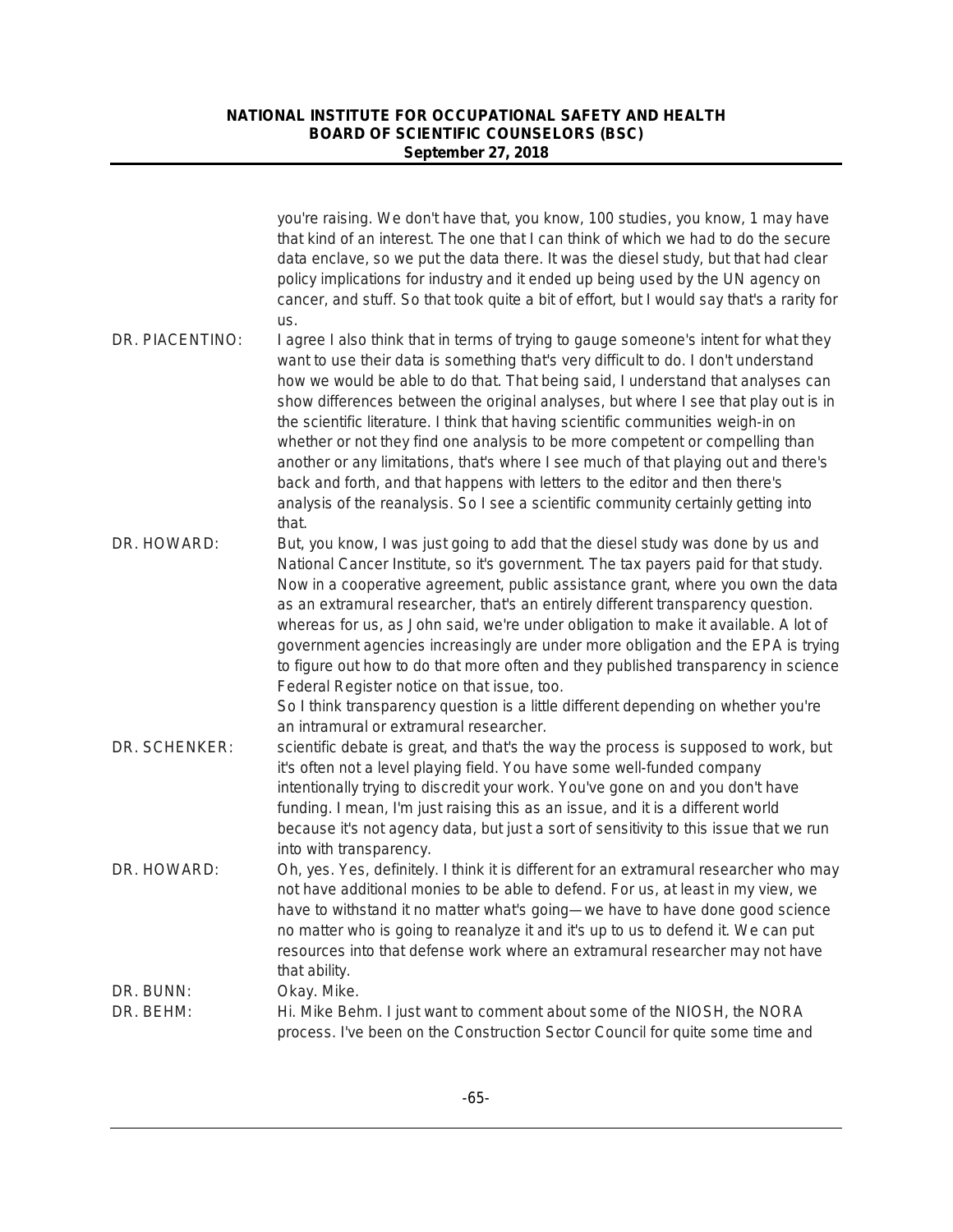you're raising. We don't have that, you know, 100 studies, you know, 1 may have that kind of an interest. The one that I can think of which we had to do the secure data enclave, so we put the data there. It was the diesel study, but that had clear policy implications for industry and it ended up being used by the UN agency on cancer, and stuff. So that took quite a bit of effort, but I would say that's a rarity for us.

DR. PIACENTINO: I agree I also think that in terms of trying to gauge someone's intent for what they want to use their data is something that's very difficult to do. I don't understand how we would be able to do that. That being said, I understand that analyses can show differences between the original analyses, but where I see that play out is in the scientific literature. I think that having scientific communities weigh-in on whether or not they find one analysis to be more competent or compelling than another or any limitations, that's where I see much of that playing out and there's back and forth, and that happens with letters to the editor and then there's analysis of the reanalysis. So I see a scientific community certainly getting into that.

DR. HOWARD: But, you know, I was just going to add that the diesel study was done by us and National Cancer Institute, so it's government. The tax payers paid for that study. Now in a cooperative agreement, public assistance grant, where you own the data as an extramural researcher, that's an entirely different transparency question. whereas for us, as John said, we're under obligation to make it available. A lot of government agencies increasingly are under more obligation and the EPA is trying to figure out how to do that more often and they published transparency in science Federal Register notice on that issue, too.

So I think transparency question is a little different depending on whether you're an intramural or extramural researcher.

DR. SCHENKER: scientific debate is great, and that's the way the process is supposed to work, but it's often not a level playing field. You have some well-funded company intentionally trying to discredit your work. You've gone on and you don't have funding. I mean, I'm just raising this as an issue, and it is a different world because it's not agency data, but just a sort of sensitivity to this issue that we run into with transparency.

DR. HOWARD: Oh, yes. Yes, definitely. I think it is different for an extramural researcher who may not have additional monies to be able to defend. For us, at least in my view, we have to withstand it no matter what's going—we have to have done good science no matter who is going to reanalyze it and it's up to us to defend it. We can put resources into that defense work where an extramural researcher may not have that ability.

DR. BUNN: Okay. Mike.

DR. BEHM: Hi. Mike Behm. I just want to comment about some of the NIOSH, the NORA process. I've been on the Construction Sector Council for quite some time and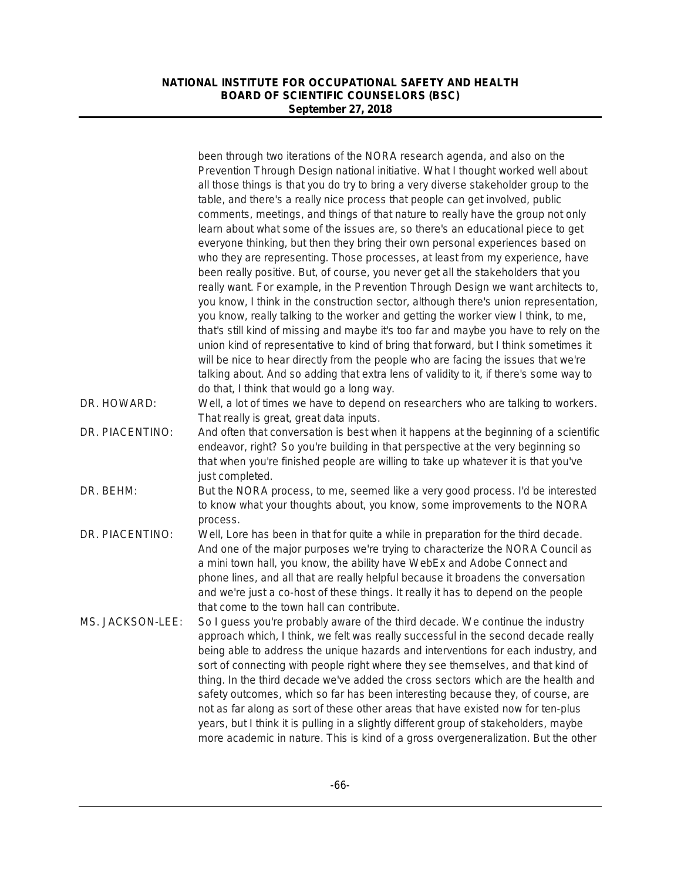been through two iterations of the NORA research agenda, and also on the Prevention Through Design national initiative. What I thought worked well about all those things is that you do try to bring a very diverse stakeholder group to the table, and there's a really nice process that people can get involved, public comments, meetings, and things of that nature to really have the group not only learn about what some of the issues are, so there's an educational piece to get everyone thinking, but then they bring their own personal experiences based on who they are representing. Those processes, at least from my experience, have been really positive. But, of course, you never get all the stakeholders that you really want. For example, in the Prevention Through Design we want architects to, you know, I think in the construction sector, although there's union representation, you know, really talking to the worker and getting the worker view I think, to me, that's still kind of missing and maybe it's too far and maybe you have to rely on the union kind of representative to kind of bring that forward, but I think sometimes it will be nice to hear directly from the people who are facing the issues that we're talking about. And so adding that extra lens of validity to it, if there's some way to do that, I think that would go a long way.

DR. HOWARD: Well, a lot of times we have to depend on researchers who are talking to workers. That really is great, great data inputs.

DR. PIACENTINO: And often that conversation is best when it happens at the beginning of a scientific endeavor, right? So you're building in that perspective at the very beginning so that when you're finished people are willing to take up whatever it is that you've just completed.

DR. BEHM: But the NORA process, to me, seemed like a very good process. I'd be interested to know what your thoughts about, you know, some improvements to the NORA process.

DR. PIACENTINO: Well, Lore has been in that for quite a while in preparation for the third decade. And one of the major purposes we're trying to characterize the NORA Council as a mini town hall, you know, the ability have WebEx and Adobe Connect and phone lines, and all that are really helpful because it broadens the conversation and we're just a co-host of these things. It really it has to depend on the people that come to the town hall can contribute.

MS. JACKSON-LEE: So I guess you're probably aware of the third decade. We continue the industry approach which, I think, we felt was really successful in the second decade really being able to address the unique hazards and interventions for each industry, and sort of connecting with people right where they see themselves, and that kind of thing. In the third decade we've added the cross sectors which are the health and safety outcomes, which so far has been interesting because they, of course, are not as far along as sort of these other areas that have existed now for ten-plus years, but I think it is pulling in a slightly different group of stakeholders, maybe more academic in nature. This is kind of a gross overgeneralization. But the other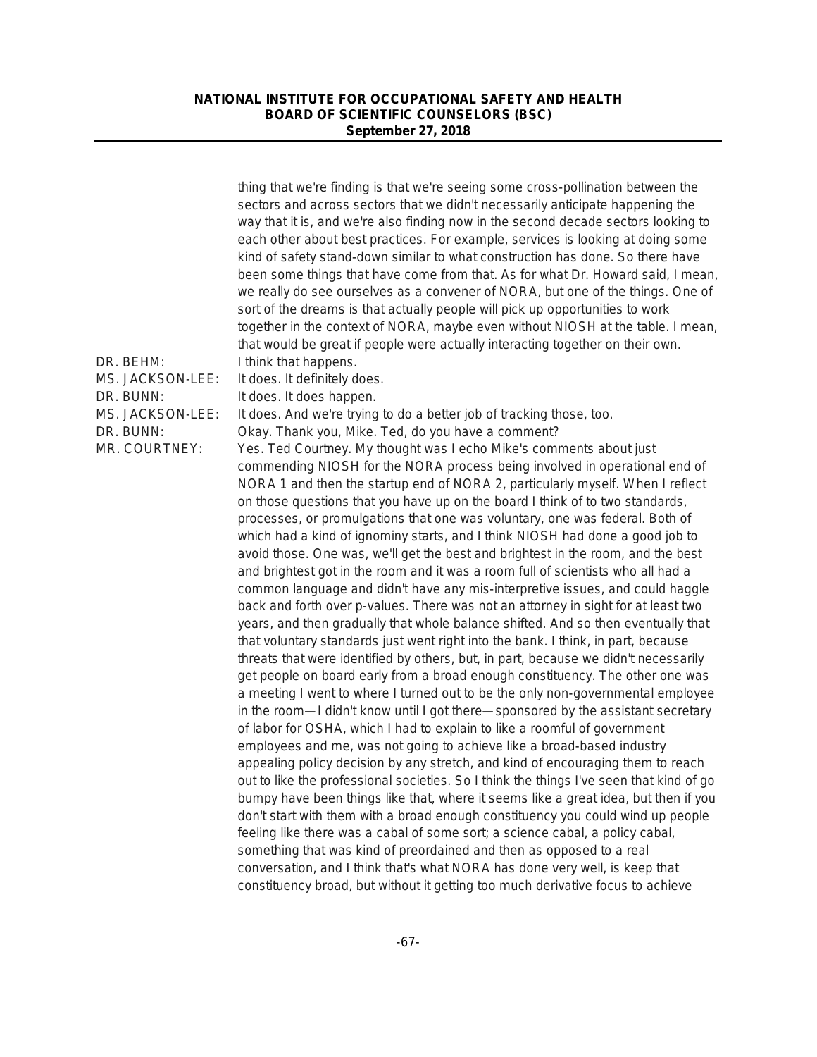thing that we're finding is that we're seeing some cross-pollination between the sectors and across sectors that we didn't necessarily anticipate happening the way that it is, and we're also finding now in the second decade sectors looking to each other about best practices. For example, services is looking at doing some kind of safety stand-down similar to what construction has done. So there have been some things that have come from that. As for what Dr. Howard said, I mean, we really do see ourselves as a convener of NORA, but one of the things. One of sort of the dreams is that actually people will pick up opportunities to work together in the context of NORA, maybe even without NIOSH at the table. I mean, that would be great if people were actually interacting together on their own.

DR. BEHM: I think that happens.

MS. JACKSON-LEE: It does. It definitely does.

DR. BUNN: It does. It does happen.

MS. JACKSON-LEE: It does. And we're trying to do a better job of tracking those, too.

DR. BUNN: Okay. Thank you, Mike. Ted, do you have a comment?

MR. COURTNEY: Yes. Ted Courtney. My thought was I echo Mike's comments about just commending NIOSH for the NORA process being involved in operational end of NORA 1 and then the startup end of NORA 2, particularly myself. When I reflect on those questions that you have up on the board I think of to two standards, processes, or promulgations that one was voluntary, one was federal. Both of which had a kind of ignominy starts, and I think NIOSH had done a good job to avoid those. One was, we'll get the best and brightest in the room, and the best and brightest got in the room and it was a room full of scientists who all had a common language and didn't have any mis-interpretive issues, and could haggle back and forth over p-values. There was not an attorney in sight for at least two years, and then gradually that whole balance shifted. And so then eventually that that voluntary standards just went right into the bank. I think, in part, because threats that were identified by others, but, in part, because we didn't necessarily get people on board early from a broad enough constituency. The other one was a meeting I went to where I turned out to be the only non-governmental employee in the room—I didn't know until I got there—sponsored by the assistant secretary of labor for OSHA, which I had to explain to like a roomful of government employees and me, was not going to achieve like a broad-based industry appealing policy decision by any stretch, and kind of encouraging them to reach out to like the professional societies. So I think the things I've seen that kind of go bumpy have been things like that, where it seems like a great idea, but then if you don't start with them with a broad enough constituency you could wind up people feeling like there was a cabal of some sort; a science cabal, a policy cabal, something that was kind of preordained and then as opposed to a real conversation, and I think that's what NORA has done very well, is keep that constituency broad, but without it getting too much derivative focus to achieve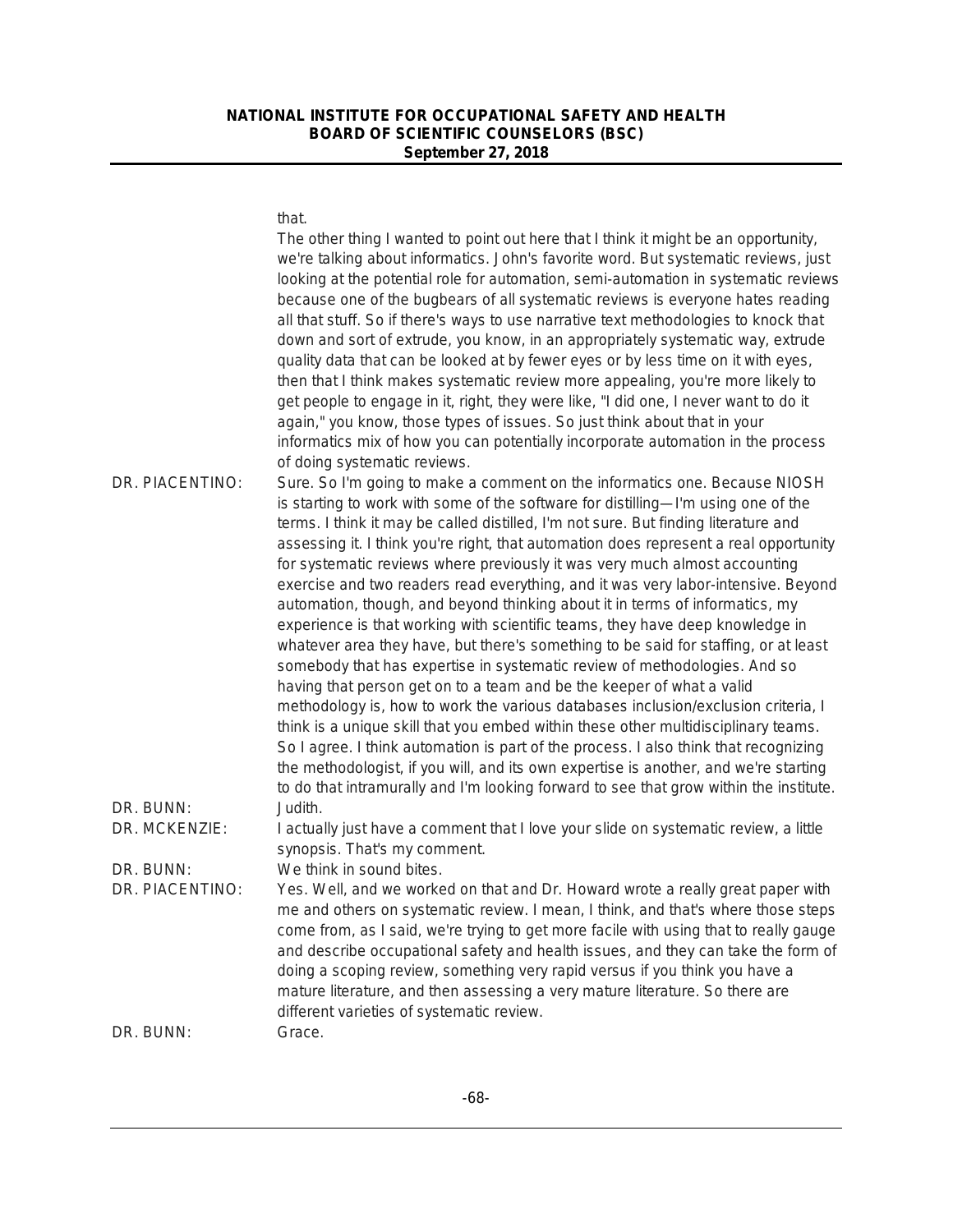that.

The other thing I wanted to point out here that I think it might be an opportunity, we're talking about informatics. John's favorite word. But systematic reviews, just looking at the potential role for automation, semi-automation in systematic reviews because one of the bugbears of all systematic reviews is everyone hates reading all that stuff. So if there's ways to use narrative text methodologies to knock that down and sort of extrude, you know, in an appropriately systematic way, extrude quality data that can be looked at by fewer eyes or by less time on it with eyes, then that I think makes systematic review more appealing, you're more likely to get people to engage in it, right, they were like, "I did one, I never want to do it again," you know, those types of issues. So just think about that in your informatics mix of how you can potentially incorporate automation in the process of doing systematic reviews.

DR. PIACENTINO: Sure. So I'm going to make a comment on the informatics one. Because NIOSH is starting to work with some of the software for distilling—I'm using one of the terms. I think it may be called distilled, I'm not sure. But finding literature and assessing it. I think you're right, that automation does represent a real opportunity for systematic reviews where previously it was very much almost accounting exercise and two readers read everything, and it was very labor-intensive. Beyond automation, though, and beyond thinking about it in terms of informatics, my experience is that working with scientific teams, they have deep knowledge in whatever area they have, but there's something to be said for staffing, or at least somebody that has expertise in systematic review of methodologies. And so having that person get on to a team and be the keeper of what a valid methodology is, how to work the various databases inclusion/exclusion criteria, I think is a unique skill that you embed within these other multidisciplinary teams. So I agree. I think automation is part of the process. I also think that recognizing the methodologist, if you will, and its own expertise is another, and we're starting to do that intramurally and I'm looking forward to see that grow within the institute.

DR. BUNN: Judith.

DR. MCKENZIE: I actually just have a comment that I love your slide on systematic review, a little synopsis. That's my comment.

DR. BUNN: We think in sound bites.

DR. PIACENTINO: Yes. Well, and we worked on that and Dr. Howard wrote a really great paper with me and others on systematic review. I mean, I think, and that's where those steps come from, as I said, we're trying to get more facile with using that to really gauge and describe occupational safety and health issues, and they can take the form of doing a scoping review, something very rapid versus if you think you have a mature literature, and then assessing a very mature literature. So there are different varieties of systematic review.

DR. BUNN: Grace.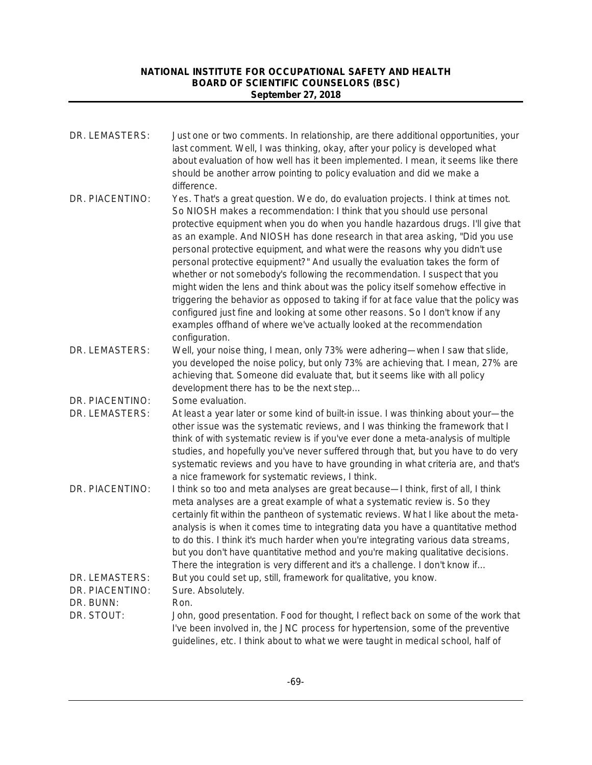DR. LEMASTERS: Just one or two comments. In relationship, are there additional opportunities, your last comment. Well, I was thinking, okay, after your policy is developed what about evaluation of how well has it been implemented. I mean, it seems like there should be another arrow pointing to policy evaluation and did we make a difference.

DR. PIACENTINO: Yes. That's a great question. We do, do evaluation projects. I think at times not. So NIOSH makes a recommendation: I think that you should use personal protective equipment when you do when you handle hazardous drugs. I'll give that as an example. And NIOSH has done research in that area asking, "Did you use personal protective equipment, and what were the reasons why you didn't use personal protective equipment?" And usually the evaluation takes the form of whether or not somebody's following the recommendation. I suspect that you might widen the lens and think about was the policy itself somehow effective in triggering the behavior as opposed to taking if for at face value that the policy was configured just fine and looking at some other reasons. So I don't know if any examples offhand of where we've actually looked at the recommendation configuration.

DR. LEMASTERS: Well, your noise thing, I mean, only 73% were adhering—when I saw that slide, you developed the noise policy, but only 73% are achieving that. I mean, 27% are achieving that. Someone did evaluate that, but it seems like with all policy development there has to be the next step...

DR. PIACENTINO: Some evaluation.

DR. LEMASTERS: At least a year later or some kind of built-in issue. I was thinking about your—the other issue was the systematic reviews, and I was thinking the framework that I think of with systematic review is if you've ever done a meta-analysis of multiple studies, and hopefully you've never suffered through that, but you have to do very systematic reviews and you have to have grounding in what criteria are, and that's a nice framework for systematic reviews, I think.

DR. PIACENTINO: I think so too and meta analyses are great because—I think, first of all, I think meta analyses are a great example of what a systematic review is. So they certainly fit within the pantheon of systematic reviews. What I like about the meta-analysis is when it comes time to integrating data you have a quantitative method to do this. I think it's much harder when you're integrating various data streams, but you don't have quantitative method and you're making qualitative decisions. There the integration is very different and it's a challenge. I don't know if...

DR. LEMASTERS: But you could set up, still, framework for qualitative, you know.

DR. PIACENTINO: Sure. Absolutely.

DR. BUNN: Ron.

DR. STOUT: John, good presentation. Food for thought, I reflect back on some of the work that I've been involved in, the JNC process for hypertension, some of the preventive guidelines, etc. I think about to what we were taught in medical school, half of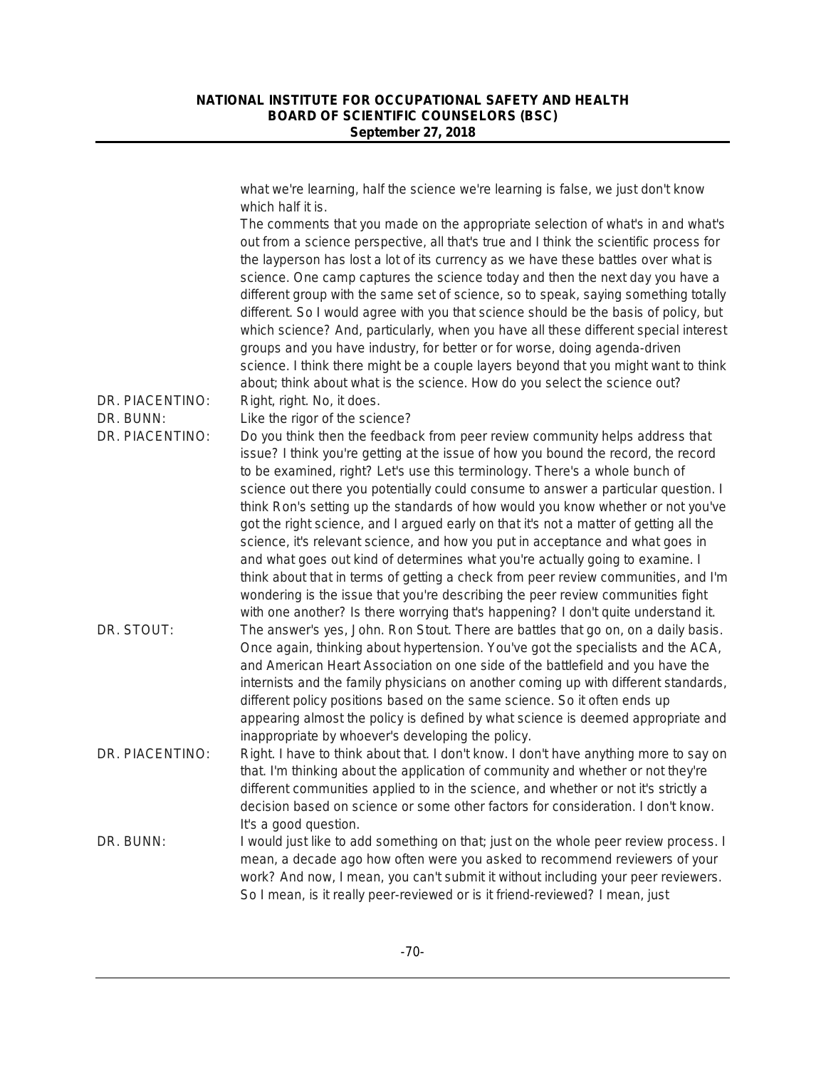what we're learning, half the science we're learning is false, we just don't know which half it is.

The comments that you made on the appropriate selection of what's in and what's out from a science perspective, all that's true and I think the scientific process for the layperson has lost a lot of its currency as we have these battles over what is science. One camp captures the science today and then the next day you have a different group with the same set of science, so to speak, saying something totally different. So I would agree with you that science should be the basis of policy, but which science? And, particularly, when you have all these different special interest groups and you have industry, for better or for worse, doing agenda-driven science. I think there might be a couple layers beyond that you might want to think about; think about what is the science. How do you select the science out?

DR. PIACENTINO: Right, right. No, it does.

DR. BUNN: Like the rigor of the science?

DR. PIACENTINO: Do you think then the feedback from peer review community helps address that issue? I think you're getting at the issue of how you bound the record, the record to be examined, right? Let's use this terminology. There's a whole bunch of science out there you potentially could consume to answer a particular question. I think Ron's setting up the standards of how would you know whether or not you've got the right science, and I argued early on that it's not a matter of getting all the science, it's relevant science, and how you put in acceptance and what goes in and what goes out kind of determines what you're actually going to examine. I think about that in terms of getting a check from peer review communities, and I'm wondering is the issue that you're describing the peer review communities fight with one another? Is there worrying that's happening? I don't quite understand it.

DR. STOUT: The answer's yes, John. Ron Stout. There are battles that go on, on a daily basis. Once again, thinking about hypertension. You've got the specialists and the ACA, and American Heart Association on one side of the battlefield and you have the internists and the family physicians on another coming up with different standards, different policy positions based on the same science. So it often ends up appearing almost the policy is defined by what science is deemed appropriate and inappropriate by whoever's developing the policy.

DR. PIACENTINO: Right. I have to think about that. I don't know. I don't have anything more to say on that. I'm thinking about the application of community and whether or not they're different communities applied to in the science, and whether or not it's strictly a decision based on science or some other factors for consideration. I don't know. It's a good question.

DR. BUNN: I would just like to add something on that; just on the whole peer review process. I mean, a decade ago how often were you asked to recommend reviewers of your work? And now, I mean, you can't submit it without including your peer reviewers. So I mean, is it really peer-reviewed or is it friend-reviewed? I mean, just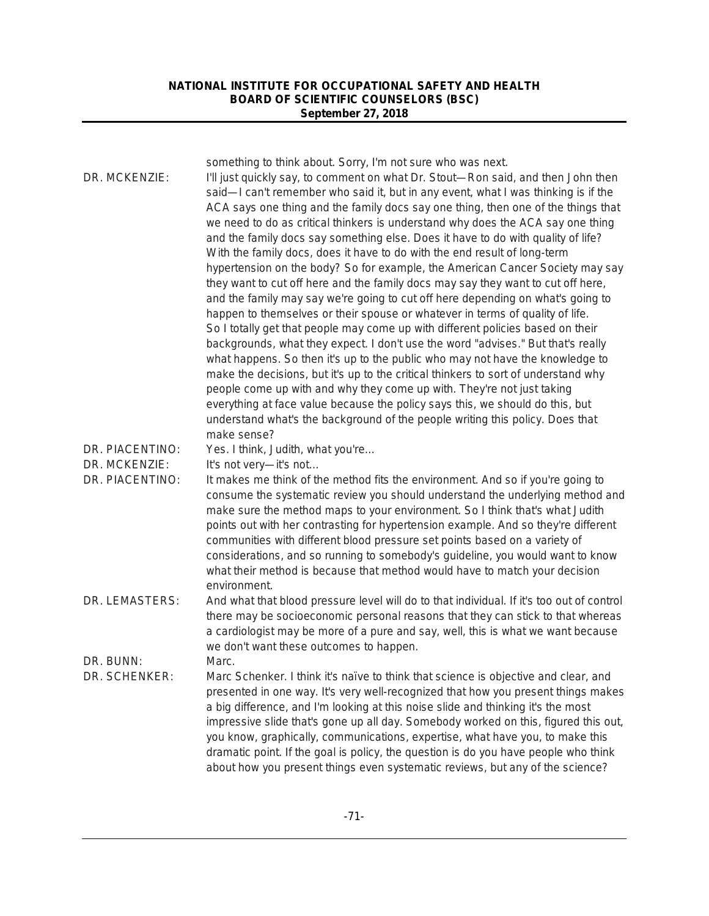something to think about. Sorry, I'm not sure who was next.

DR. MCKENZIE: I'll just quickly say, to comment on what Dr. Stout—Ron said, and then John then said—I can't remember who said it, but in any event, what I was thinking is if the ACA says one thing and the family docs say one thing, then one of the things that we need to do as critical thinkers is understand why does the ACA say one thing and the family docs say something else. Does it have to do with quality of life? With the family docs, does it have to do with the end result of long-term hypertension on the body? So for example, the American Cancer Society may say they want to cut off here and the family docs may say they want to cut off here, and the family may say we're going to cut off here depending on what's going to happen to themselves or their spouse or whatever in terms of quality of life. So I totally get that people may come up with different policies based on their backgrounds, what they expect. I don't use the word "advises." But that's really what happens. So then it's up to the public who may not have the knowledge to make the decisions, but it's up to the critical thinkers to sort of understand why people come up with and why they come up with. They're not just taking everything at face value because the policy says this, we should do this, but understand what's the background of the people writing this policy. Does that make sense?

DR. PIACENTINO: Yes. I think, Judith, what you're…

DR. MCKENZIE: It's not very—it's not…

DR. PIACENTINO: It makes me think of the method fits the environment. And so if you're going to consume the systematic review you should understand the underlying method and make sure the method maps to your environment. So I think that's what Judith points out with her contrasting for hypertension example. And so they're different communities with different blood pressure set points based on a variety of considerations, and so running to somebody's guideline, you would want to know what their method is because that method would have to match your decision environment.

DR. LEMASTERS: And what that blood pressure level will do to that individual. If it's too out of control there may be socioeconomic personal reasons that they can stick to that whereas a cardiologist may be more of a pure and say, well, this is what we want because we don't want these outcomes to happen.

DR. BUNN: Marc.

DR. SCHENKER: Marc Schenker. I think it's naïve to think that science is objective and clear, and presented in one way. It's very well-recognized that how you present things makes a big difference, and I'm looking at this noise slide and thinking it's the most impressive slide that's gone up all day. Somebody worked on this, figured this out, you know, graphically, communications, expertise, what have you, to make this dramatic point. If the goal is policy, the question is do you have people who think about how you present things even systematic reviews, but any of the science?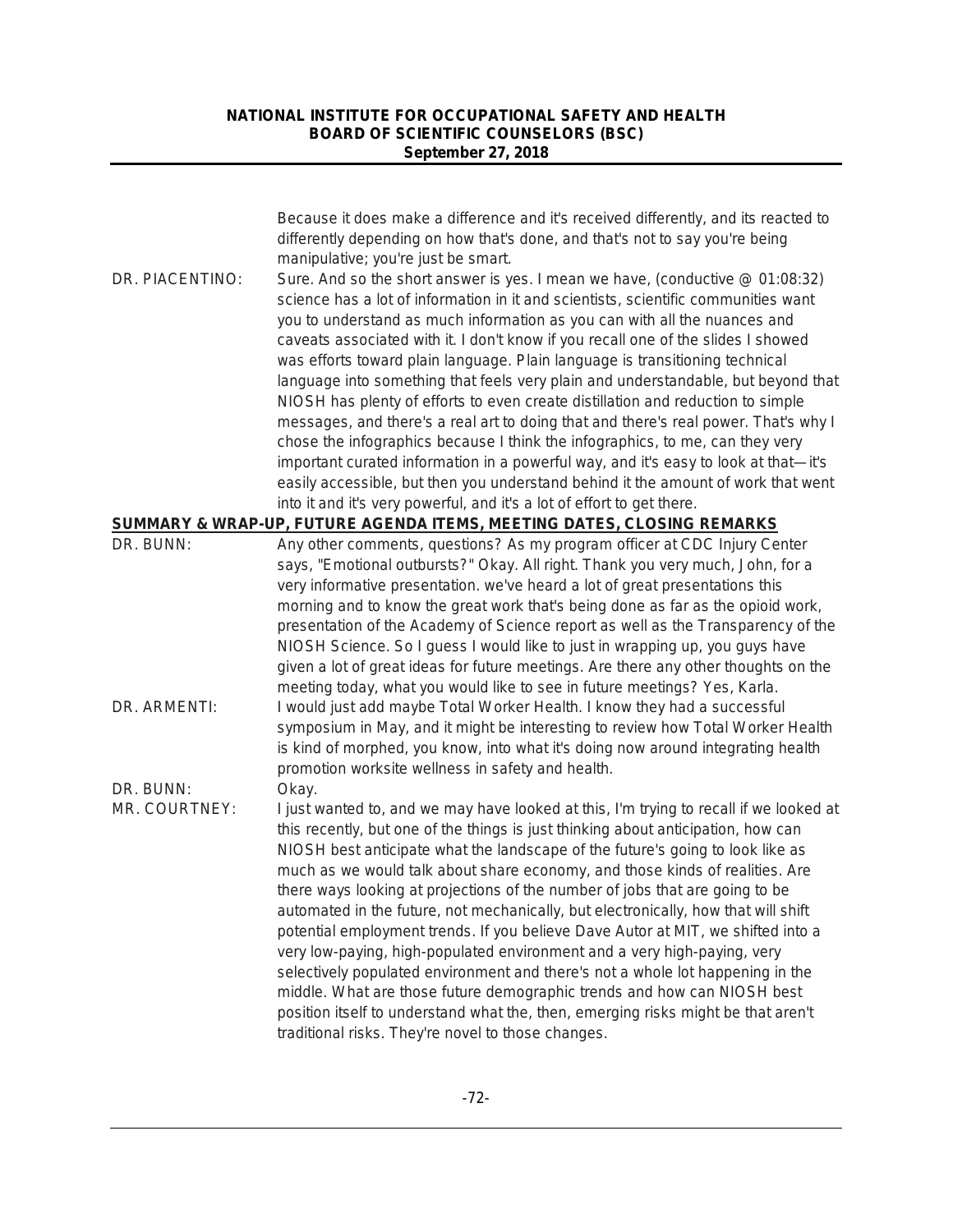Because it does make a difference and it's received differently, and its reacted to differently depending on how that's done, and that's not to say you're being manipulative; you're just be smart.

DR. PIACENTINO: Sure. And so the short answer is yes. I mean we have, (conductive @ 01:08:32) science has a lot of information in it and scientists, scientific communities want you to understand as much information as you can with all the nuances and caveats associated with it. I don't know if you recall one of the slides I showed was efforts toward plain language. Plain language is transitioning technical language into something that feels very plain and understandable, but beyond that NIOSH has plenty of efforts to even create distillation and reduction to simple messages, and there's a real art to doing that and there's real power. That's why I chose the infographics because I think the infographics, to me, can they very important curated information in a powerful way, and it's easy to look at that—it's easily accessible, but then you understand behind it the amount of work that went into it and it's very powerful, and it's a lot of effort to get there.

## SUMMARY & WRAP-UP, FUTURE AGENDA ITEMS, MEETING DATES, CLOSING REMARKS

DR. BUNN: Any other comments, questions? As my program officer at CDC Injury Center says, "Emotional outbursts?" Okay. All right. Thank you very much, John, for a very informative presentation. we've heard a lot of great presentations this morning and to know the great work that's being done as far as the opioid work, presentation of the Academy of Science report as well as the Transparency of the NIOSH Science. So I guess I would like to just in wrapping up, you guys have given a lot of great ideas for future meetings. Are there any other thoughts on the meeting today, what you would like to see in future meetings? Yes, Karla.

DR. ARMENTI: I would just add maybe Total Worker Health. I know they had a successful symposium in May, and it might be interesting to review how Total Worker Health is kind of morphed, you know, into what it's doing now around integrating health promotion worksite wellness in safety and health.

DR. BUNN: Okay.

MR. COURTNEY: I just wanted to, and we may have looked at this, I'm trying to recall if we looked at this recently, but one of the things is just thinking about anticipation, how can NIOSH best anticipate what the landscape of the future's going to look like as much as we would talk about share economy, and those kinds of realities. Are there ways looking at projections of the number of jobs that are going to be automated in the future, not mechanically, but electronically, how that will shift potential employment trends. If you believe Dave Autor at MIT, we shifted into a very low-paying, high-populated environment and a very high-paying, very selectively populated environment and there's not a whole lot happening in the middle. What are those future demographic trends and how can NIOSH best position itself to understand what the, then, emerging risks might be that aren't traditional risks. They're novel to those changes.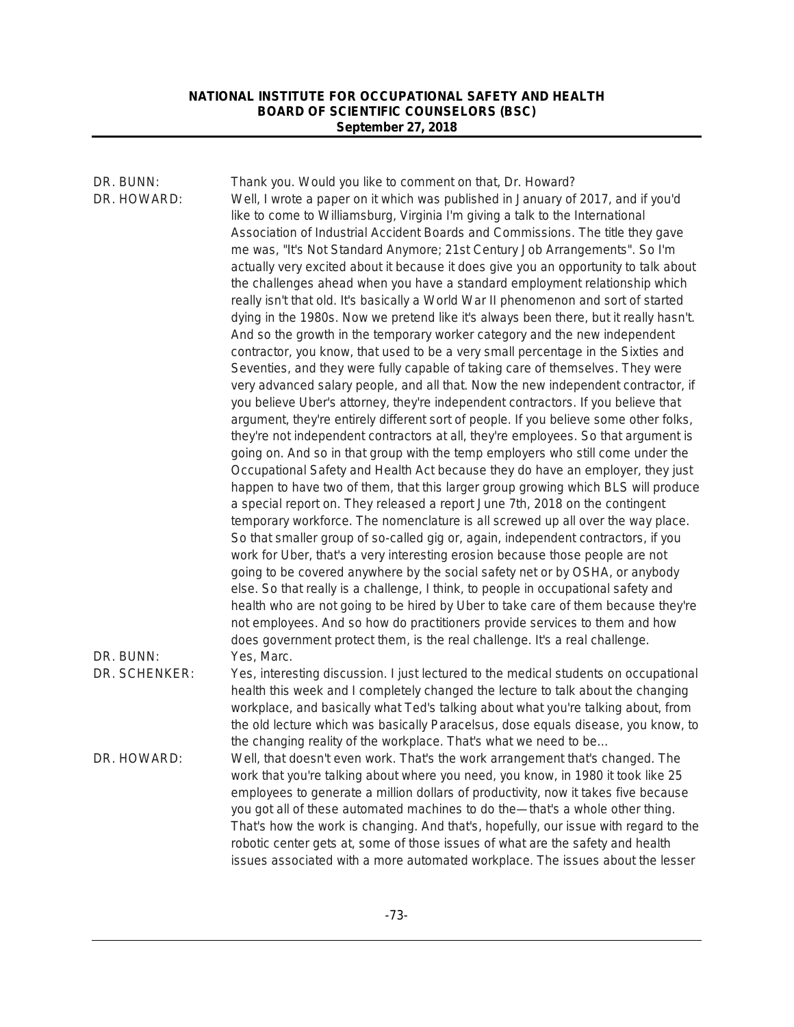DR. BUNN: Thank you. Would you like to comment on that, Dr. Howard?

DR. HOWARD: Well, I wrote a paper on it which was published in January of 2017, and if you'd like to come to Williamsburg, Virginia I'm giving a talk to the International Association of Industrial Accident Boards and Commissions. The title they gave me was, "It's Not Standard Anymore; 21st Century Job Arrangements". So I'm actually very excited about it because it does give you an opportunity to talk about the challenges ahead when you have a standard employment relationship which really isn't that old. It's basically a World War II phenomenon and sort of started dying in the 1980s. Now we pretend like it's always been there, but it really hasn't. And so the growth in the temporary worker category and the new independent contractor, you know, that used to be a very small percentage in the Sixties and Seventies, and they were fully capable of taking care of themselves. They were very advanced salary people, and all that. Now the new independent contractor, if you believe Uber's attorney, they're independent contractors. If you believe that argument, they're entirely different sort of people. If you believe some other folks, they're not independent contractors at all, they're employees. So that argument is going on. And so in that group with the temp employers who still come under the Occupational Safety and Health Act because they do have an employer, they just happen to have two of them, that this larger group growing which BLS will produce a special report on. They released a report June 7th, 2018 on the contingent temporary workforce. The nomenclature is all screwed up all over the way place. So that smaller group of so-called gig or, again, independent contractors, if you work for Uber, that's a very interesting erosion because those people are not going to be covered anywhere by the social safety net or by OSHA, or anybody else. So that really is a challenge, I think, to people in occupational safety and health who are not going to be hired by Uber to take care of them because they're not employees. And so how do practitioners provide services to them and how does government protect them, is the real challenge. It's a real challenge.

DR. BUNN: Yes, Marc.

DR. SCHENKER: Yes, interesting discussion. I just lectured to the medical students on occupational health this week and I completely changed the lecture to talk about the changing workplace, and basically what Ted's talking about what you're talking about, from the old lecture which was basically Paracelsus, dose equals disease, you know, to the changing reality of the workplace. That's what we need to be...

DR. HOWARD: Well, that doesn't even work. That's the work arrangement that's changed. The work that you're talking about where you need, you know, in 1980 it took like 25 employees to generate a million dollars of productivity, now it takes five because you got all of these automated machines to do the—that's a whole other thing. That's how the work is changing. And that's, hopefully, our issue with regard to the robotic center gets at, some of those issues of what are the safety and health issues associated with a more automated workplace. The issues about the lesser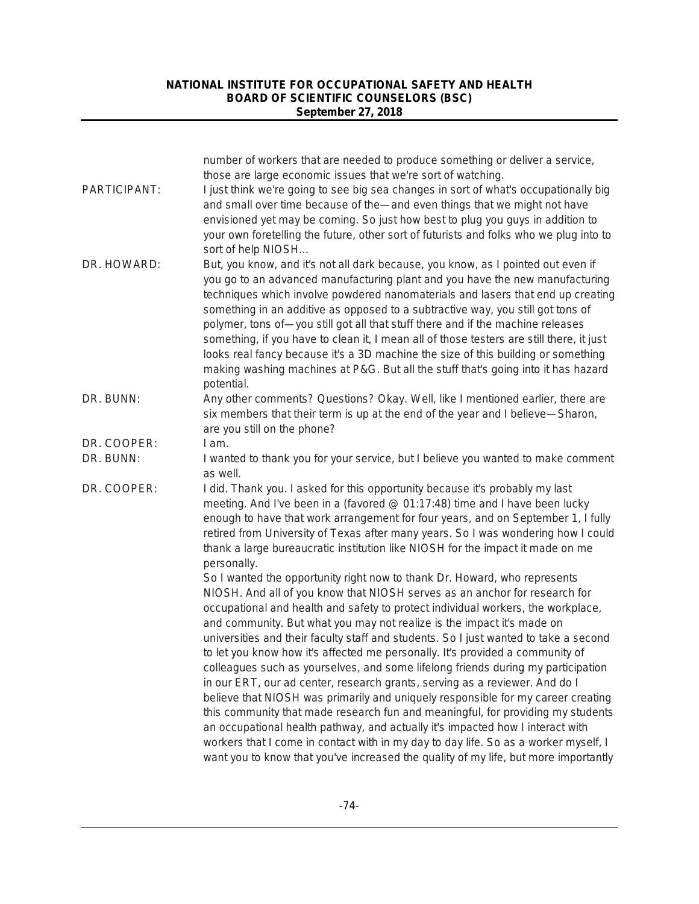number of workers that are needed to produce something or deliver a service, those are large economic issues that we're sort of watching.

PARTICIPANT: I just think we're going to see big sea changes in sort of what's occupationally big and small over time because of the—and even things that we might not have envisioned yet may be coming. So just how best to plug you guys in addition to your own foretelling the future, other sort of futurists and folks who we plug into to sort of help NIOSH…

DR. HOWARD: But, you know, and it's not all dark because, you know, as I pointed out even if you go to an advanced manufacturing plant and you have the new manufacturing techniques which involve powdered nanomaterials and lasers that end up creating something in an additive as opposed to a subtractive way, you still got tons of polymer, tons of—you still got all that stuff there and if the machine releases something, if you have to clean it, I mean all of those testers are still there, it just looks real fancy because it's a 3D machine the size of this building or something making washing machines at P&G. But all the stuff that's going into it has hazard potential.

DR. BUNN: Any other comments? Questions? Okay. Well, like I mentioned earlier, there are six members that their term is up at the end of the year and I believe—Sharon, are you still on the phone?

DR. COOPER: I am.

DR. BUNN: I wanted to thank you for your service, but I believe you wanted to make comment as well.

DR. COOPER: I did. Thank you. I asked for this opportunity because it's probably my last meeting. And I've been in a (favored @ 01:17:48) time and I have been lucky enough to have that work arrangement for four years, and on September 1, I fully retired from University of Texas after many years. So I was wondering how I could thank a large bureaucratic institution like NIOSH for the impact it made on me personally.

So I wanted the opportunity right now to thank Dr. Howard, who represents NIOSH. And all of you know that NIOSH serves as an anchor for research for occupational and health and safety to protect individual workers, the workplace, and community. But what you may not realize is the impact it's made on universities and their faculty staff and students. So I just wanted to take a second to let you know how it's affected me personally. It's provided a community of colleagues such as yourselves, and some lifelong friends during my participation in our ERT, our ad center, research grants, serving as a reviewer. And do I believe that NIOSH was primarily and uniquely responsible for my career creating this community that made research fun and meaningful, for providing my students an occupational health pathway, and actually it's impacted how I interact with workers that I come in contact with in my day to day life. So as a worker myself, I want you to know that you've increased the quality of my life, but more importantly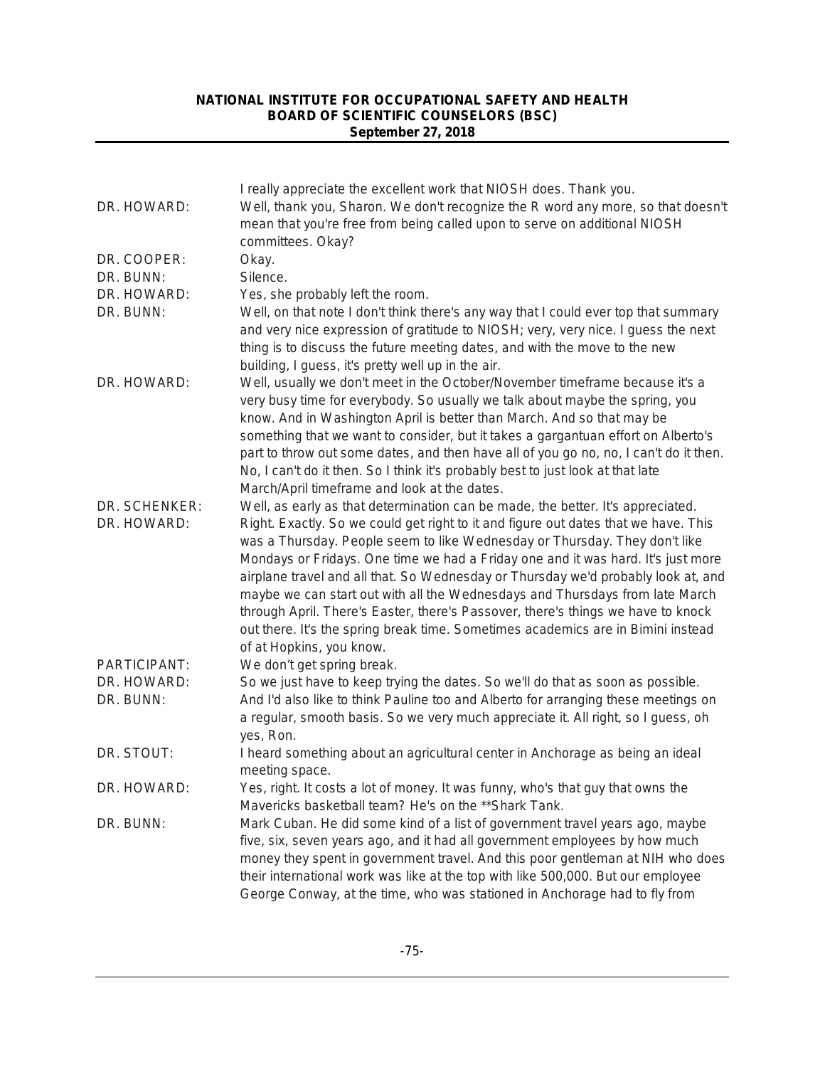| | |
|---|---|
| | I really appreciate the excellent work that NIOSH does. Thank you. |
| DR. HOWARD: | Well, thank you, Sharon. We don't recognize the R word any more, so that doesn't mean that you're free from being called upon to serve on additional NIOSH committees. Okay? |
| DR. COOPER: | Okay. |
| DR. BUNN: | Silence. |
| DR. HOWARD: | Yes, she probably left the room. |
| DR. BUNN: | Well, on that note I don't think there's any way that I could ever top that summary and very nice expression of gratitude to NIOSH; very, very nice. I guess the next thing is to discuss the future meeting dates, and with the move to the new building, I guess, it's pretty well up in the air. |
| DR. HOWARD: | Well, usually we don't meet in the October/November timeframe because it's a very busy time for everybody. So usually we talk about maybe the spring, you know. And in Washington April is better than March. And so that may be something that we want to consider, but it takes a gargantuan effort on Alberto's part to throw out some dates, and then have all of you go no, no, I can't do it then. No, I can't do it then. So I think it's probably best to just look at that late March/April timeframe and look at the dates. |
| DR. SCHENKER: | Well, as early as that determination can be made, the better. It's appreciated. |
| DR. HOWARD: | Right. Exactly. So we could get right to it and figure out dates that we have. This was a Thursday. People seem to like Wednesday or Thursday. They don't like Mondays or Fridays. One time we had a Friday one and it was hard. It's just more airplane travel and all that. So Wednesday or Thursday we'd probably look at, and maybe we can start out with all the Wednesdays and Thursdays from late March through April. There's Easter, there's Passover, there's things we have to knock out there. It's the spring break time. Sometimes academics are in Bimini instead of at Hopkins, you know. |
| PARTICIPANT: | We don't get spring break. |
| DR. HOWARD: | So we just have to keep trying the dates. So we'll do that as soon as possible. |
| DR. BUNN: | And I'd also like to think Pauline too and Alberto for arranging these meetings on a regular, smooth basis. So we very much appreciate it. All right, so I guess, oh yes, Ron. |
| DR. STOUT: | I heard something about an agricultural center in Anchorage as being an ideal meeting space. |
| DR. HOWARD: | Yes, right. It costs a lot of money. It was funny, who's that guy that owns the Mavericks basketball team? He's on the **Shark Tank. |
| DR. BUNN: | Mark Cuban. He did some kind of a list of government travel years ago, maybe five, six, seven years ago, and it had all government employees by how much money they spent in government travel. And this poor gentleman at NIH who does their international work was like at the top with like 500,000. But our employee George Conway, at the time, who was stationed in Anchorage had to fly from |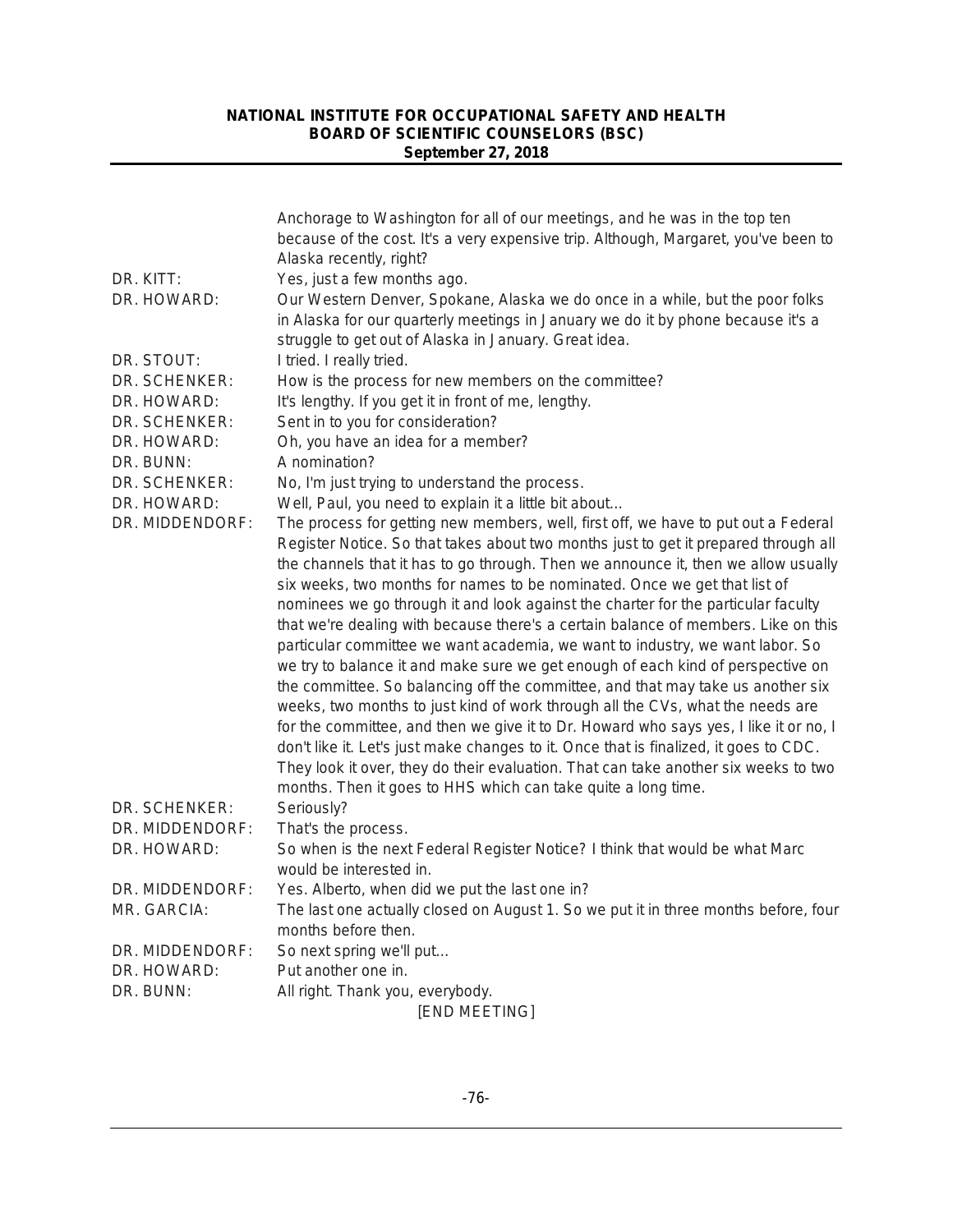Anchorage to Washington for all of our meetings, and he was in the top ten because of the cost. It's a very expensive trip. Although, Margaret, you've been to Alaska recently, right?

DR. KITT: Yes, just a few months ago.

DR. HOWARD: Our Western Denver, Spokane, Alaska we do once in a while, but the poor folks in Alaska for our quarterly meetings in January we do it by phone because it's a struggle to get out of Alaska in January. Great idea.

DR. STOUT: I tried. I really tried.

DR. SCHENKER: How is the process for new members on the committee?

DR. HOWARD: It's lengthy. If you get it in front of me, lengthy.

DR. SCHENKER: Sent in to you for consideration?

DR. HOWARD: Oh, you have an idea for a member?

DR. BUNN: A nomination?

DR. SCHENKER: No, I'm just trying to understand the process.

DR. HOWARD: Well, Paul, you need to explain it a little bit about…

DR. MIDDENDORF: The process for getting new members, well, first off, we have to put out a Federal Register Notice. So that takes about two months just to get it prepared through all the channels that it has to go through. Then we announce it, then we allow usually six weeks, two months for names to be nominated. Once we get that list of nominees we go through it and look against the charter for the particular faculty that we're dealing with because there's a certain balance of members. Like on this particular committee we want academia, we want to industry, we want labor. So we try to balance it and make sure we get enough of each kind of perspective on the committee. So balancing off the committee, and that may take us another six weeks, two months to just kind of work through all the CVs, what the needs are for the committee, and then we give it to Dr. Howard who says yes, I like it or no, I don't like it. Let's just make changes to it. Once that is finalized, it goes to CDC. They look it over, they do their evaluation. That can take another six weeks to two months. Then it goes to HHS which can take quite a long time.

DR. SCHENKER: Seriously?

DR. MIDDENDORF: That's the process.

DR. HOWARD: So when is the next Federal Register Notice? I think that would be what Marc would be interested in.

DR. MIDDENDORF: Yes. Alberto, when did we put the last one in?

MR. GARCIA: The last one actually closed on August 1. So we put it in three months before, four months before then.

DR. MIDDENDORF: So next spring we'll put…

DR. HOWARD: Put another one in.

DR. BUNN: All right. Thank you, everybody.

[END MEETING]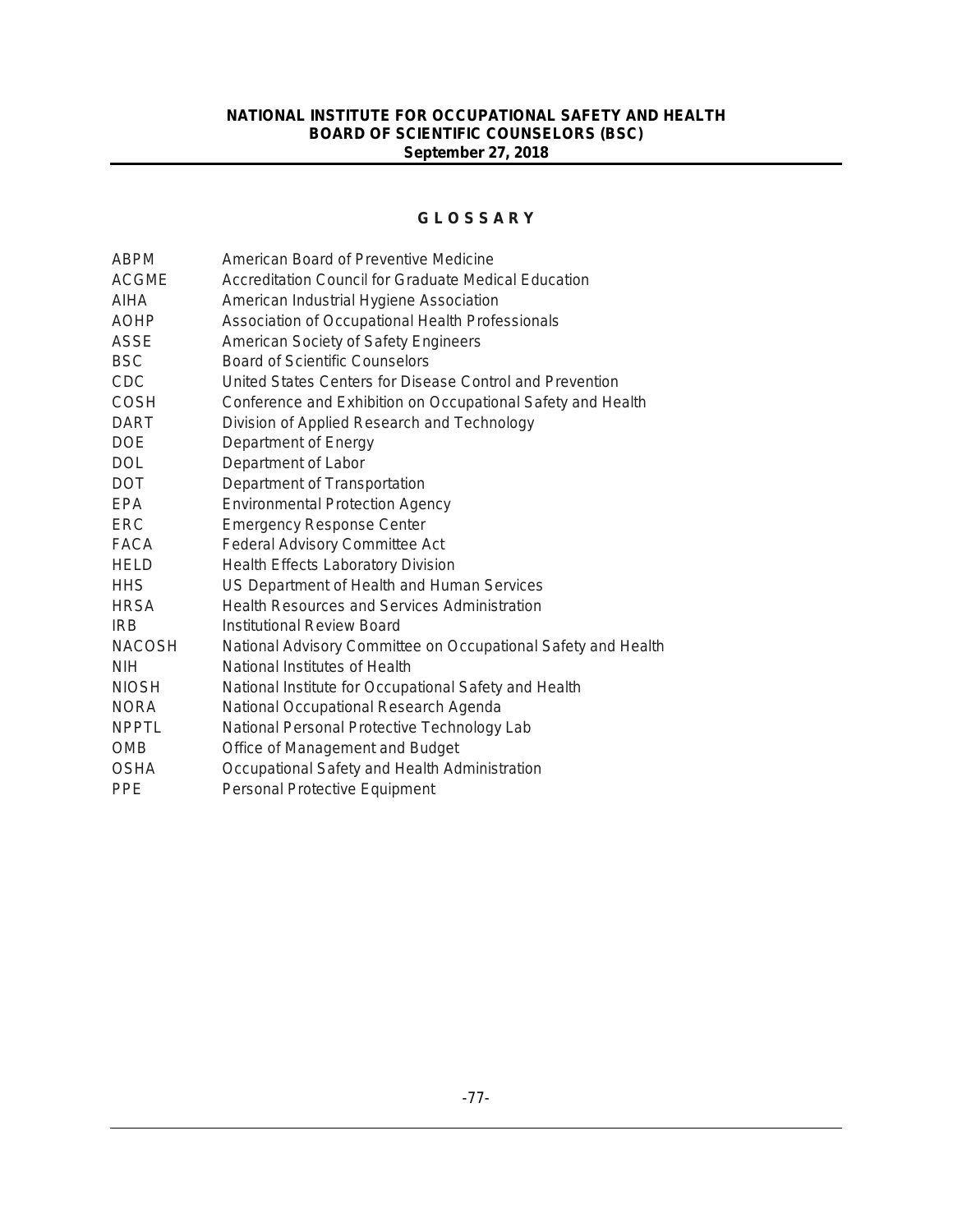# GLOSSARY

| | |
|---|---|
| ABPM | American Board of Preventive Medicine |
| ACGME | Accreditation Council for Graduate Medical Education |
| AIHA | American Industrial Hygiene Association |
| AOHP | Association of Occupational Health Professionals |
| ASSE | American Society of Safety Engineers |
| BSC | Board of Scientific Counselors |
| CDC | United States Centers for Disease Control and Prevention |
| COSH | Conference and Exhibition on Occupational Safety and Health |
| DART | Division of Applied Research and Technology |
| DOE | Department of Energy |
| DOL | Department of Labor |
| DOT | Department of Transportation |
| EPA | Environmental Protection Agency |
| ERC | Emergency Response Center |
| FACA | Federal Advisory Committee Act |
| HELD | Health Effects Laboratory Division |
| HHS | US Department of Health and Human Services |
| HRSA | Health Resources and Services Administration |
| IRB | Institutional Review Board |
| NACOSH | National Advisory Committee on Occupational Safety and Health |
| NIH | National Institutes of Health |
| NIOSH | National Institute for Occupational Safety and Health |
| NORA | National Occupational Research Agenda |
| NPPTL | National Personal Protective Technology Lab |
| OMB | Office of Management and Budget |
| OSHA | Occupational Safety and Health Administration |
| PPE | Personal Protective Equipment |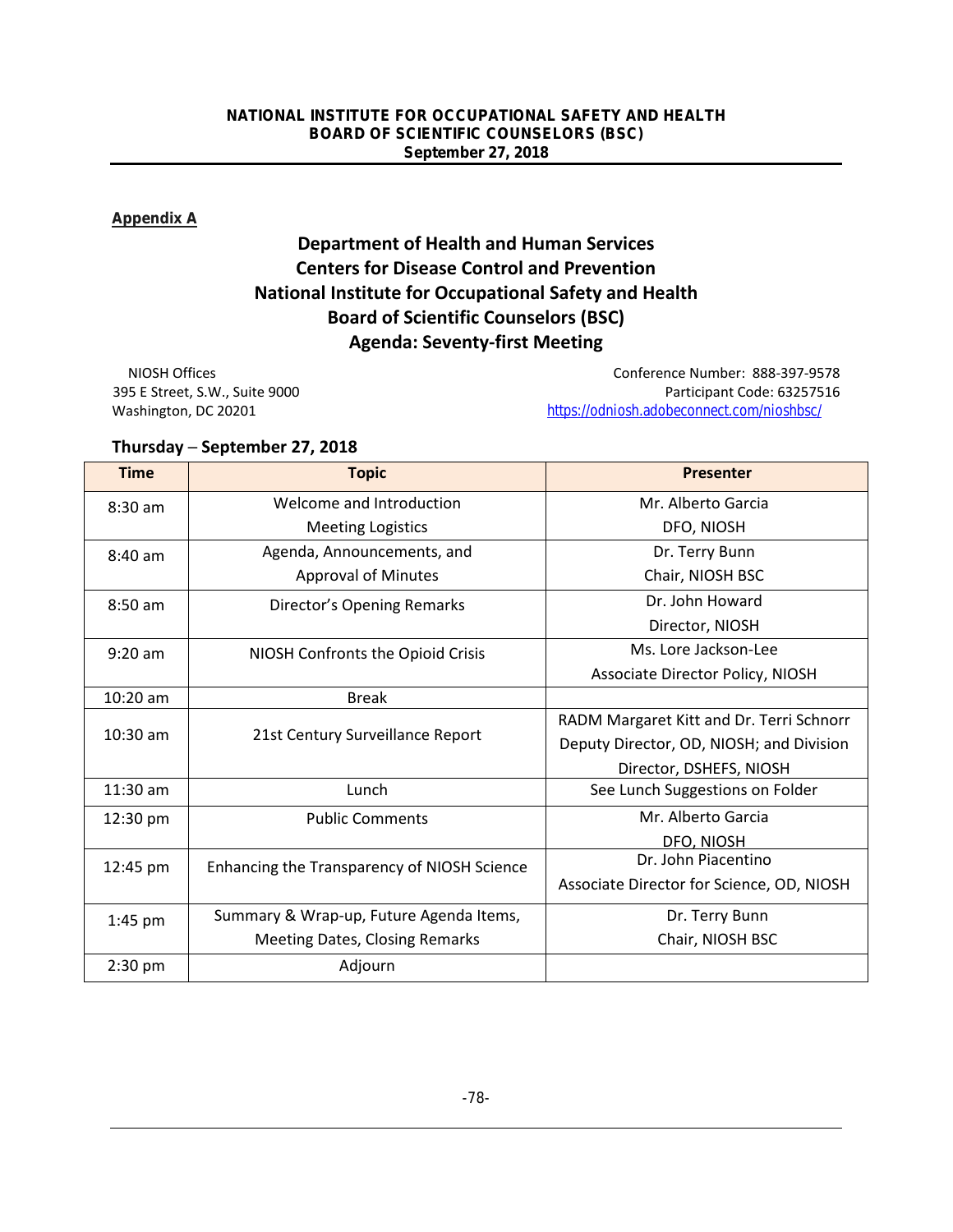**Appendix A**

# Department of Health and Human Services
# Centers for Disease Control and Prevention
# National Institute for Occupational Safety and Health
# Board of Scientific Counselors (BSC)
# Agenda: Seventy-first Meeting

NIOSH Offices
395 E Street, S.W., Suite 9000
Washington, DC 20201

Conference Number: 888-397-9578
Participant Code: 63257516
https://odniosh.adobeconnect.com/nioshbsc/

**Thursday – September 27, 2018**

| Time | Topic | Presenter |
|---|---|---|
| 8:30 am | Welcome and Introduction<br>Meeting Logistics | Mr. Alberto Garcia<br>DFO, NIOSH |
| 8:40 am | Agenda, Announcements, and Approval of Minutes | Dr. Terry Bunn<br>Chair, NIOSH BSC |
| 8:50 am | Director's Opening Remarks | Dr. John Howard<br>Director, NIOSH |
| 9:20 am | NIOSH Confronts the Opioid Crisis | Ms. Lore Jackson-Lee<br>Associate Director Policy, NIOSH |
| 10:20 am | Break | |
| 10:30 am | 21st Century Surveillance Report | RADM Margaret Kitt and Dr. Terri Schnorr<br>Deputy Director, OD, NIOSH; and Division Director, DSHEFS, NIOSH |
| 11:30 am | Lunch | See Lunch Suggestions on Folder |
| 12:30 pm | Public Comments | Mr. Alberto Garcia<br>DFO, NIOSH |
| 12:45 pm | Enhancing the Transparency of NIOSH Science | Dr. John Piacentino<br>Associate Director for Science, OD, NIOSH |
| 1:45 pm | Summary & Wrap-up, Future Agenda Items, Meeting Dates, Closing Remarks | Dr. Terry Bunn<br>Chair, NIOSH BSC |
| 2:30 pm | Adjourn | |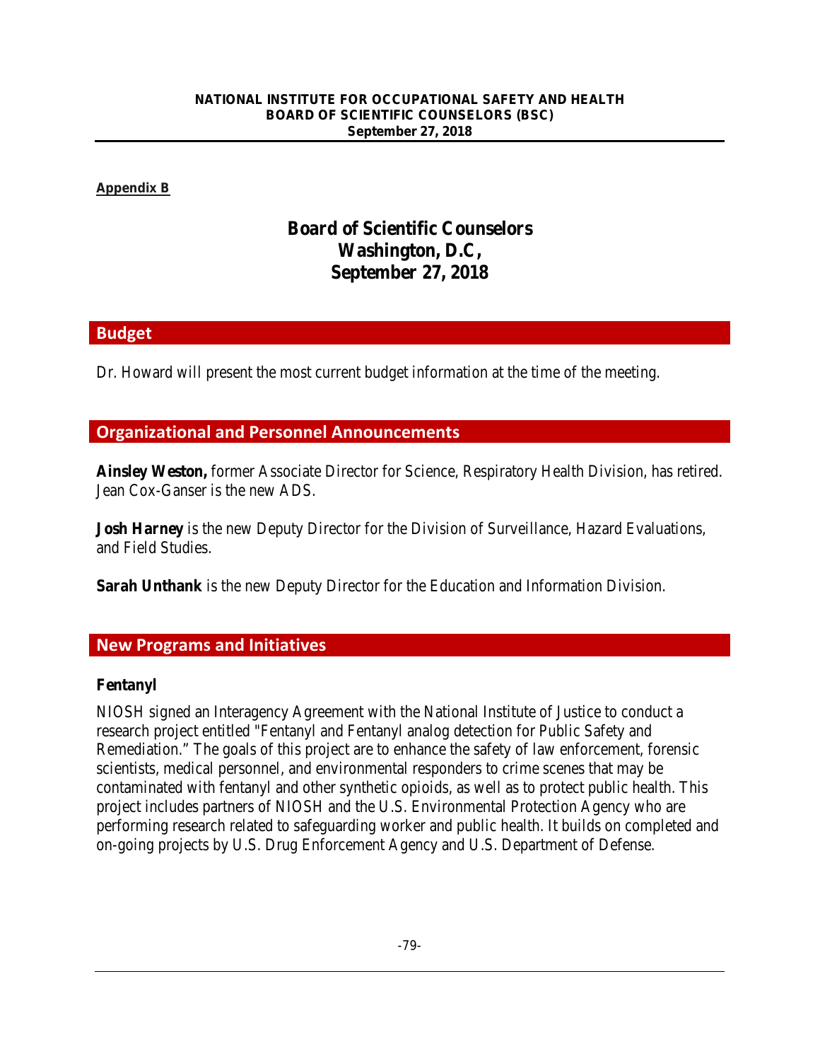**Appendix B**

# Board of Scientific Counselors
# Washington, D.C,
# September 27, 2018

## Budget

Dr. Howard will present the most current budget information at the time of the meeting.

## Organizational and Personnel Announcements

**Ainsley Weston,** former Associate Director for Science, Respiratory Health Division, has retired. Jean Cox-Ganser is the new ADS.

**Josh Harney** is the new Deputy Director for the Division of Surveillance, Hazard Evaluations, and Field Studies.

**Sarah Unthank** is the new Deputy Director for the Education and Information Division.

## New Programs and Initiatives

### Fentanyl

NIOSH signed an Interagency Agreement with the National Institute of Justice to conduct a research project entitled "Fentanyl and Fentanyl analog detection for Public Safety and Remediation." The goals of this project are to enhance the safety of law enforcement, forensic scientists, medical personnel, and environmental responders to crime scenes that may be contaminated with fentanyl and other synthetic opioids, as well as to protect public health. This project includes partners of NIOSH and the U.S. Environmental Protection Agency who are performing research related to safeguarding worker and public health. It builds on completed and on-going projects by U.S. Drug Enforcement Agency and U.S. Department of Defense.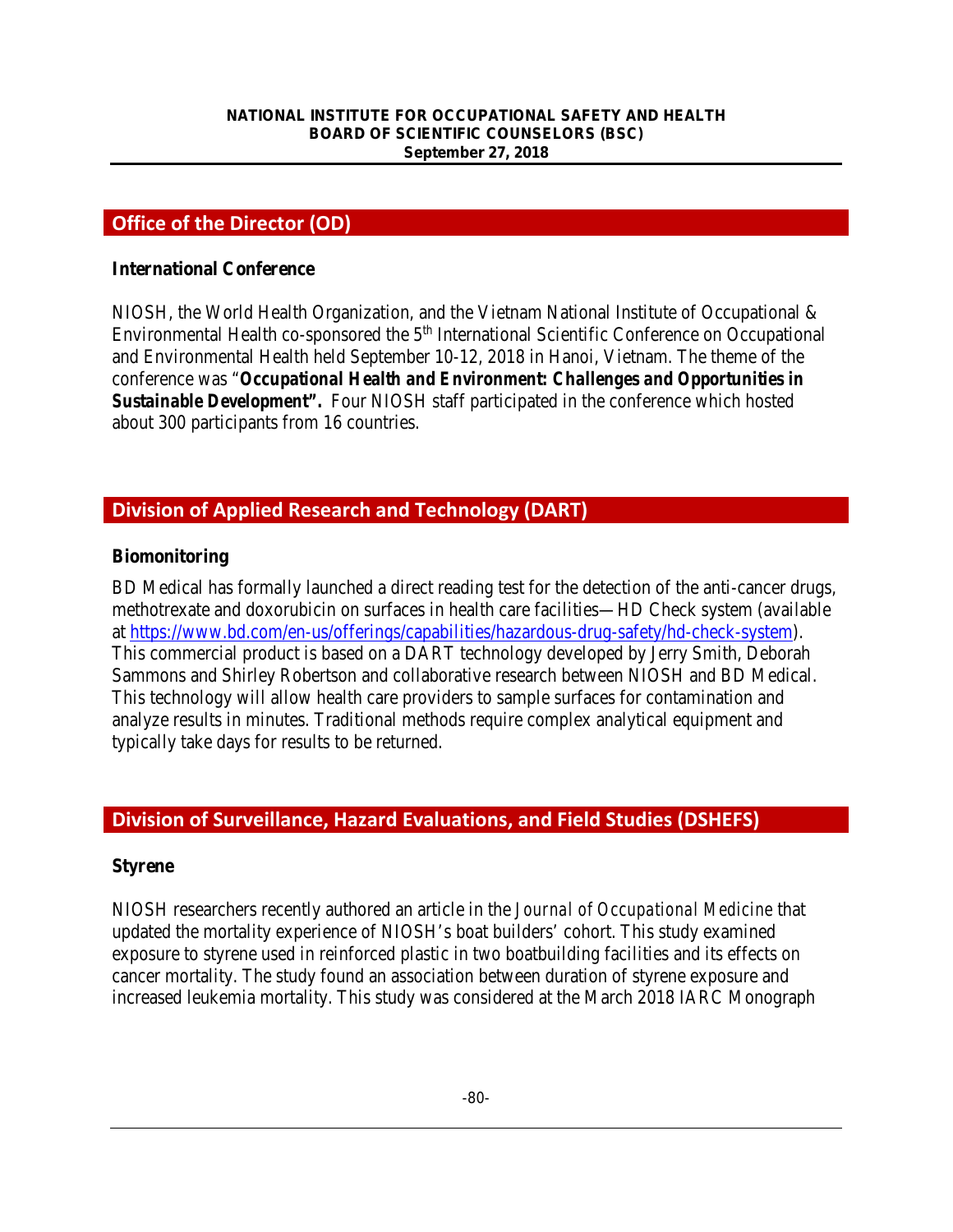## Office of the Director (OD)

### International Conference

NIOSH, the World Health Organization, and the Vietnam National Institute of Occupational & Environmental Health co-sponsored the 5th International Scientific Conference on Occupational and Environmental Health held September 10-12, 2018 in Hanoi, Vietnam. The theme of the conference was "***Occupational Health and Environment: Challenges and Opportunities in Sustainable Development".*** Four NIOSH staff participated in the conference which hosted about 300 participants from 16 countries.

## Division of Applied Research and Technology (DART)

### Biomonitoring

BD Medical has formally launched a direct reading test for the detection of the anti-cancer drugs, methotrexate and doxorubicin on surfaces in health care facilities—HD Check system (available at https://www.bd.com/en-us/offerings/capabilities/hazardous-drug-safety/hd-check-system). This commercial product is based on a DART technology developed by Jerry Smith, Deborah Sammons and Shirley Robertson and collaborative research between NIOSH and BD Medical. This technology will allow health care providers to sample surfaces for contamination and analyze results in minutes. Traditional methods require complex analytical equipment and typically take days for results to be returned.

## Division of Surveillance, Hazard Evaluations, and Field Studies (DSHEFS)

### Styrene

NIOSH researchers recently authored an article in the *Journal of Occupational Medicine* that updated the mortality experience of NIOSH's boat builders' cohort. This study examined exposure to styrene used in reinforced plastic in two boatbuilding facilities and its effects on cancer mortality. The study found an association between duration of styrene exposure and increased leukemia mortality. This study was considered at the March 2018 IARC Monograph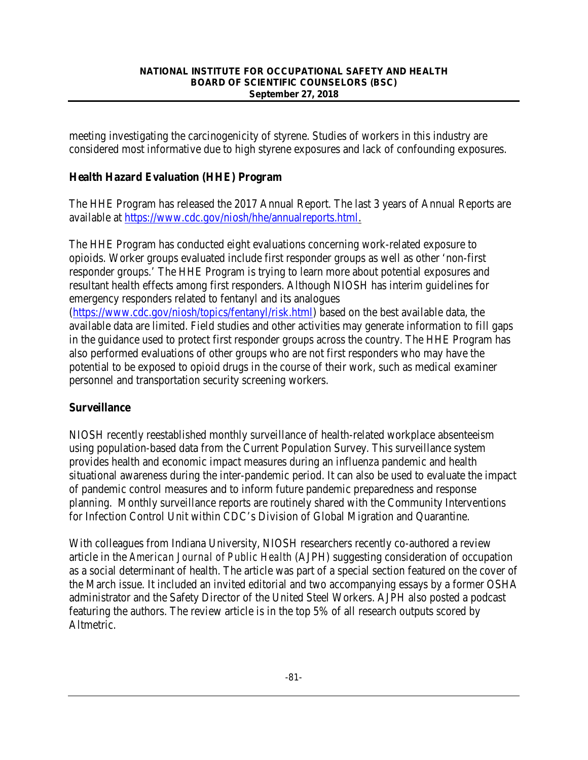meeting investigating the carcinogenicity of styrene. Studies of workers in this industry are considered most informative due to high styrene exposures and lack of confounding exposures.

**Health Hazard Evaluation (HHE) Program**

The HHE Program has released the 2017 Annual Report. The last 3 years of Annual Reports are available at https://www.cdc.gov/niosh/hhe/annualreports.html.

The HHE Program has conducted eight evaluations concerning work-related exposure to opioids. Worker groups evaluated include first responder groups as well as other 'non-first responder groups.' The HHE Program is trying to learn more about potential exposures and resultant health effects among first responders. Although NIOSH has interim guidelines for emergency responders related to fentanyl and its analogues (https://www.cdc.gov/niosh/topics/fentanyl/risk.html) based on the best available data, the available data are limited. Field studies and other activities may generate information to fill gaps in the guidance used to protect first responder groups across the country. The HHE Program has also performed evaluations of other groups who are not first responders who may have the potential to be exposed to opioid drugs in the course of their work, such as medical examiner personnel and transportation security screening workers.

**Surveillance**

NIOSH recently reestablished monthly surveillance of health-related workplace absenteeism using population-based data from the Current Population Survey. This surveillance system provides health and economic impact measures during an influenza pandemic and health situational awareness during the inter-pandemic period. It can also be used to evaluate the impact of pandemic control measures and to inform future pandemic preparedness and response planning. Monthly surveillance reports are routinely shared with the Community Interventions for Infection Control Unit within CDC's Division of Global Migration and Quarantine.

With colleagues from Indiana University, NIOSH researchers recently co-authored a review article in the *American Journal of Public Health* (AJPH) suggesting consideration of occupation as a social determinant of health. The article was part of a special section featured on the cover of the March issue. It included an invited editorial and two accompanying essays by a former OSHA administrator and the Safety Director of the United Steel Workers. AJPH also posted a podcast featuring the authors. The review article is in the top 5% of all research outputs scored by Altmetric.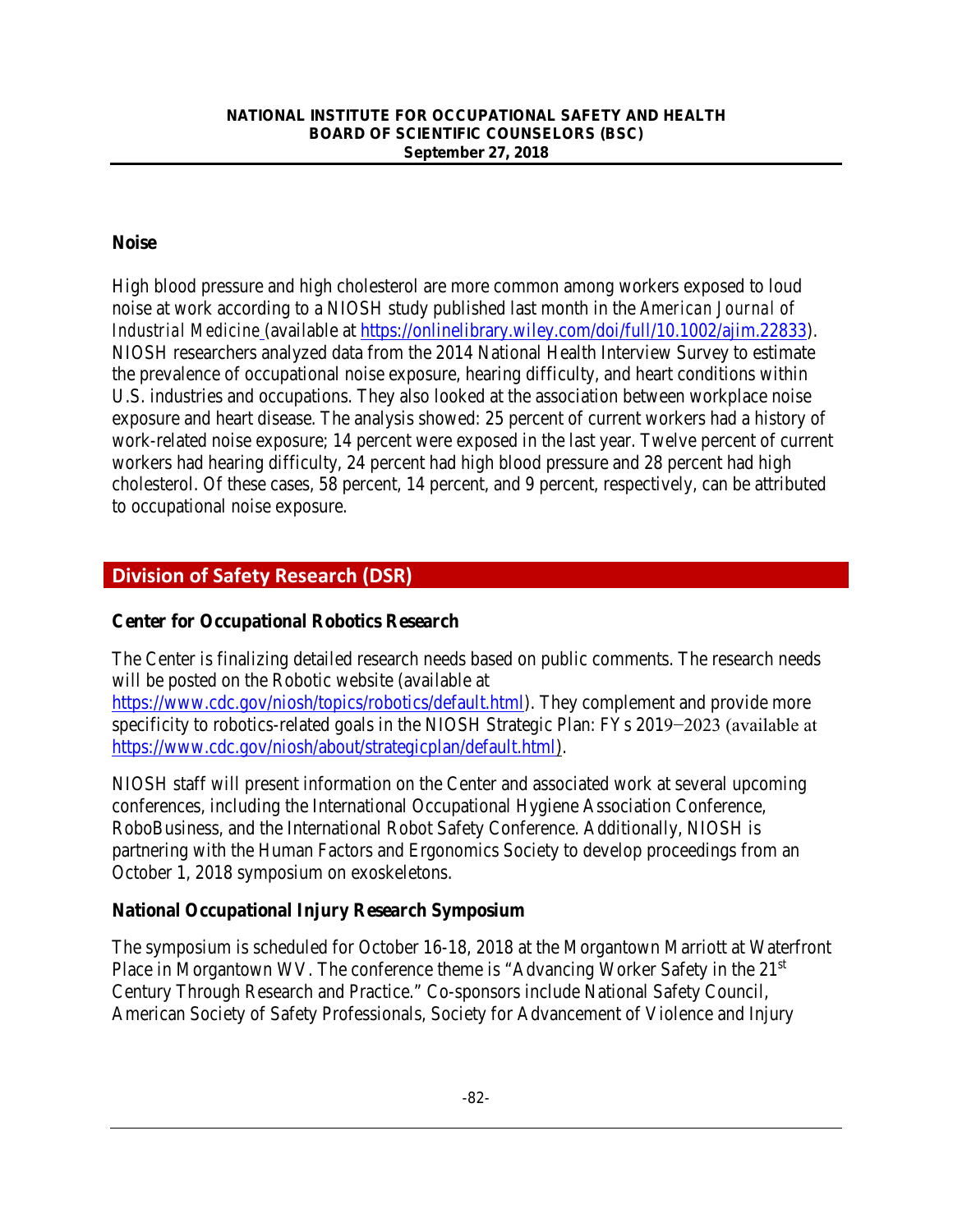### Noise

High blood pressure and high cholesterol are more common among workers exposed to loud noise at work according to a NIOSH study published last month in the *American Journal of Industrial Medicine* (available at https://onlinelibrary.wiley.com/doi/full/10.1002/ajim.22833). NIOSH researchers analyzed data from the 2014 National Health Interview Survey to estimate the prevalence of occupational noise exposure, hearing difficulty, and heart conditions within U.S. industries and occupations. They also looked at the association between workplace noise exposure and heart disease. The analysis showed: 25 percent of current workers had a history of work-related noise exposure; 14 percent were exposed in the last year. Twelve percent of current workers had hearing difficulty, 24 percent had high blood pressure and 28 percent had high cholesterol. Of these cases, 58 percent, 14 percent, and 9 percent, respectively, can be attributed to occupational noise exposure.

## Division of Safety Research (DSR)

### Center for Occupational Robotics Research

The Center is finalizing detailed research needs based on public comments. The research needs will be posted on the Robotic website (available at https://www.cdc.gov/niosh/topics/robotics/default.html). They complement and provide more specificity to robotics-related goals in the NIOSH Strategic Plan: FYs 2019−2023 (available at https://www.cdc.gov/niosh/about/strategicplan/default.html).

NIOSH staff will present information on the Center and associated work at several upcoming conferences, including the International Occupational Hygiene Association Conference, RoboBusiness, and the International Robot Safety Conference. Additionally, NIOSH is partnering with the Human Factors and Ergonomics Society to develop proceedings from an October 1, 2018 symposium on exoskeletons.

### National Occupational Injury Research Symposium

The symposium is scheduled for October 16-18, 2018 at the Morgantown Marriott at Waterfront Place in Morgantown WV. The conference theme is "Advancing Worker Safety in the 21st Century Through Research and Practice." Co-sponsors include National Safety Council, American Society of Safety Professionals, Society for Advancement of Violence and Injury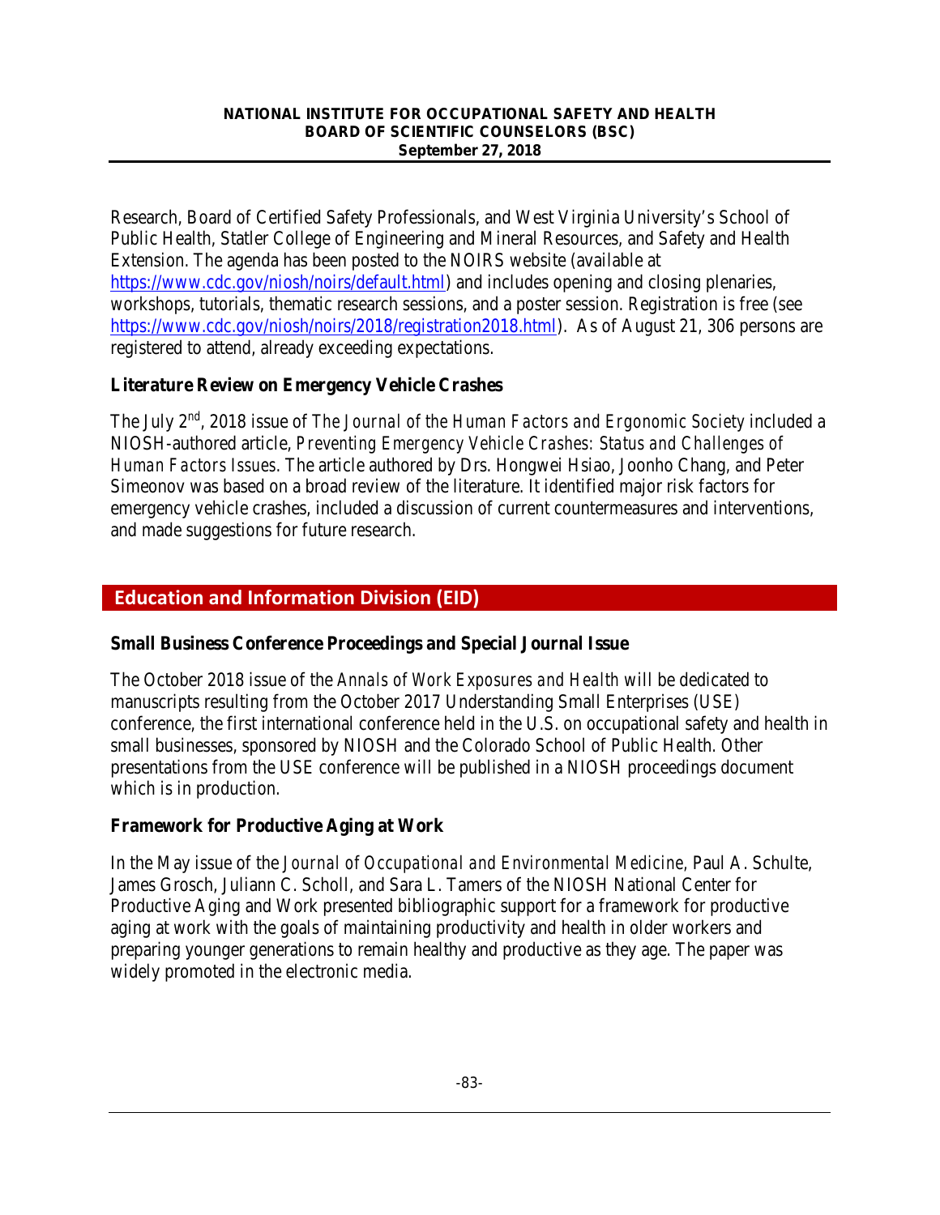Research, Board of Certified Safety Professionals, and West Virginia University's School of Public Health, Statler College of Engineering and Mineral Resources, and Safety and Health Extension. The agenda has been posted to the NOIRS website (available at https://www.cdc.gov/niosh/noirs/default.html) and includes opening and closing plenaries, workshops, tutorials, thematic research sessions, and a poster session. Registration is free (see https://www.cdc.gov/niosh/noirs/2018/registration2018.html). As of August 21, 306 persons are registered to attend, already exceeding expectations.

### Literature Review on Emergency Vehicle Crashes

The July 2nd, 2018 issue of *The Journal of the Human Factors and Ergonomic Society* included a NIOSH-authored article, *Preventing Emergency Vehicle Crashes: Status and Challenges of Human Factors Issues*. The article authored by Drs. Hongwei Hsiao, Joonho Chang, and Peter Simeonov was based on a broad review of the literature. It identified major risk factors for emergency vehicle crashes, included a discussion of current countermeasures and interventions, and made suggestions for future research.

## Education and Information Division (EID)

### Small Business Conference Proceedings and Special Journal Issue

The October 2018 issue of the *Annals of Work Exposures and Health* will be dedicated to manuscripts resulting from the October 2017 Understanding Small Enterprises (USE) conference, the first international conference held in the U.S. on occupational safety and health in small businesses, sponsored by NIOSH and the Colorado School of Public Health. Other presentations from the USE conference will be published in a NIOSH proceedings document which is in production.

### Framework for Productive Aging at Work

In the May issue of the *Journal of Occupational and Environmental Medicine,* Paul A. Schulte, James Grosch, Juliann C. Scholl, and Sara L. Tamers of the NIOSH National Center for Productive Aging and Work presented bibliographic support for a framework for productive aging at work with the goals of maintaining productivity and health in older workers and preparing younger generations to remain healthy and productive as they age. The paper was widely promoted in the electronic media.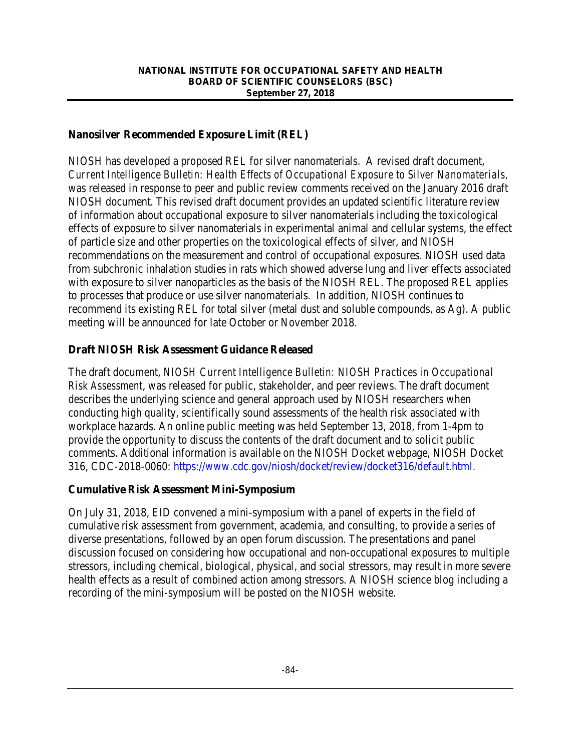## Nanosilver Recommended Exposure Limit (REL)

NIOSH has developed a proposed REL for silver nanomaterials. A revised draft document, *Current Intelligence Bulletin: Health Effects of Occupational Exposure to Silver Nanomaterials,* was released in response to peer and public review comments received on the January 2016 draft NIOSH document. This revised draft document provides an updated scientific literature review of information about occupational exposure to silver nanomaterials including the toxicological effects of exposure to silver nanomaterials in experimental animal and cellular systems, the effect of particle size and other properties on the toxicological effects of silver, and NIOSH recommendations on the measurement and control of occupational exposures. NIOSH used data from subchronic inhalation studies in rats which showed adverse lung and liver effects associated with exposure to silver nanoparticles as the basis of the NIOSH REL. The proposed REL applies to processes that produce or use silver nanomaterials. In addition, NIOSH continues to recommend its existing REL for total silver (metal dust and soluble compounds, as Ag). A public meeting will be announced for late October or November 2018.

## Draft NIOSH Risk Assessment Guidance Released

The draft document, *NIOSH Current Intelligence Bulletin: NIOSH Practices in Occupational Risk Assessment*, was released for public, stakeholder, and peer reviews. The draft document describes the underlying science and general approach used by NIOSH researchers when conducting high quality, scientifically sound assessments of the health risk associated with workplace hazards. An online public meeting was held September 13, 2018, from 1-4pm to provide the opportunity to discuss the contents of the draft document and to solicit public comments. Additional information is available on the NIOSH Docket webpage, NIOSH Docket 316, CDC-2018-0060: https://www.cdc.gov/niosh/docket/review/docket316/default.html.

## Cumulative Risk Assessment Mini-Symposium

On July 31, 2018, EID convened a mini-symposium with a panel of experts in the field of cumulative risk assessment from government, academia, and consulting, to provide a series of diverse presentations, followed by an open forum discussion. The presentations and panel discussion focused on considering how occupational and non-occupational exposures to multiple stressors, including chemical, biological, physical, and social stressors, may result in more severe health effects as a result of combined action among stressors. A NIOSH science blog including a recording of the mini-symposium will be posted on the NIOSH website.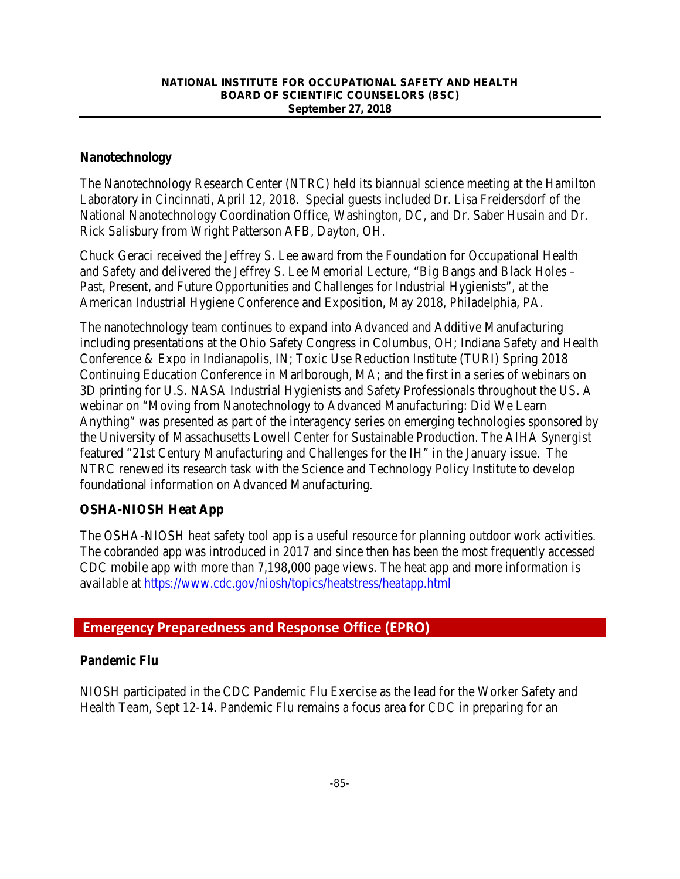### Nanotechnology

The Nanotechnology Research Center (NTRC) held its biannual science meeting at the Hamilton Laboratory in Cincinnati, April 12, 2018. Special guests included Dr. Lisa Freidersdorf of the National Nanotechnology Coordination Office, Washington, DC, and Dr. Saber Husain and Dr. Rick Salisbury from Wright Patterson AFB, Dayton, OH.

Chuck Geraci received the Jeffrey S. Lee award from the Foundation for Occupational Health and Safety and delivered the Jeffrey S. Lee Memorial Lecture, "Big Bangs and Black Holes – Past, Present, and Future Opportunities and Challenges for Industrial Hygienists", at the American Industrial Hygiene Conference and Exposition, May 2018, Philadelphia, PA.

The nanotechnology team continues to expand into Advanced and Additive Manufacturing including presentations at the Ohio Safety Congress in Columbus, OH; Indiana Safety and Health Conference & Expo in Indianapolis, IN; Toxic Use Reduction Institute (TURI) Spring 2018 Continuing Education Conference in Marlborough, MA; and the first in a series of webinars on 3D printing for U.S. NASA Industrial Hygienists and Safety Professionals throughout the US. A webinar on "Moving from Nanotechnology to Advanced Manufacturing: Did We Learn Anything" was presented as part of the interagency series on emerging technologies sponsored by the University of Massachusetts Lowell Center for Sustainable Production. The AIHA *Synergist* featured "21st Century Manufacturing and Challenges for the IH" in the January issue. The NTRC renewed its research task with the Science and Technology Policy Institute to develop foundational information on Advanced Manufacturing.

### OSHA-NIOSH Heat App

The OSHA-NIOSH heat safety tool app is a useful resource for planning outdoor work activities. The cobranded app was introduced in 2017 and since then has been the most frequently accessed CDC mobile app with more than 7,198,000 page views. The heat app and more information is available at https://www.cdc.gov/niosh/topics/heatstress/heatapp.html

## Emergency Preparedness and Response Office (EPRO)

### Pandemic Flu

NIOSH participated in the CDC Pandemic Flu Exercise as the lead for the Worker Safety and Health Team, Sept 12-14. Pandemic Flu remains a focus area for CDC in preparing for an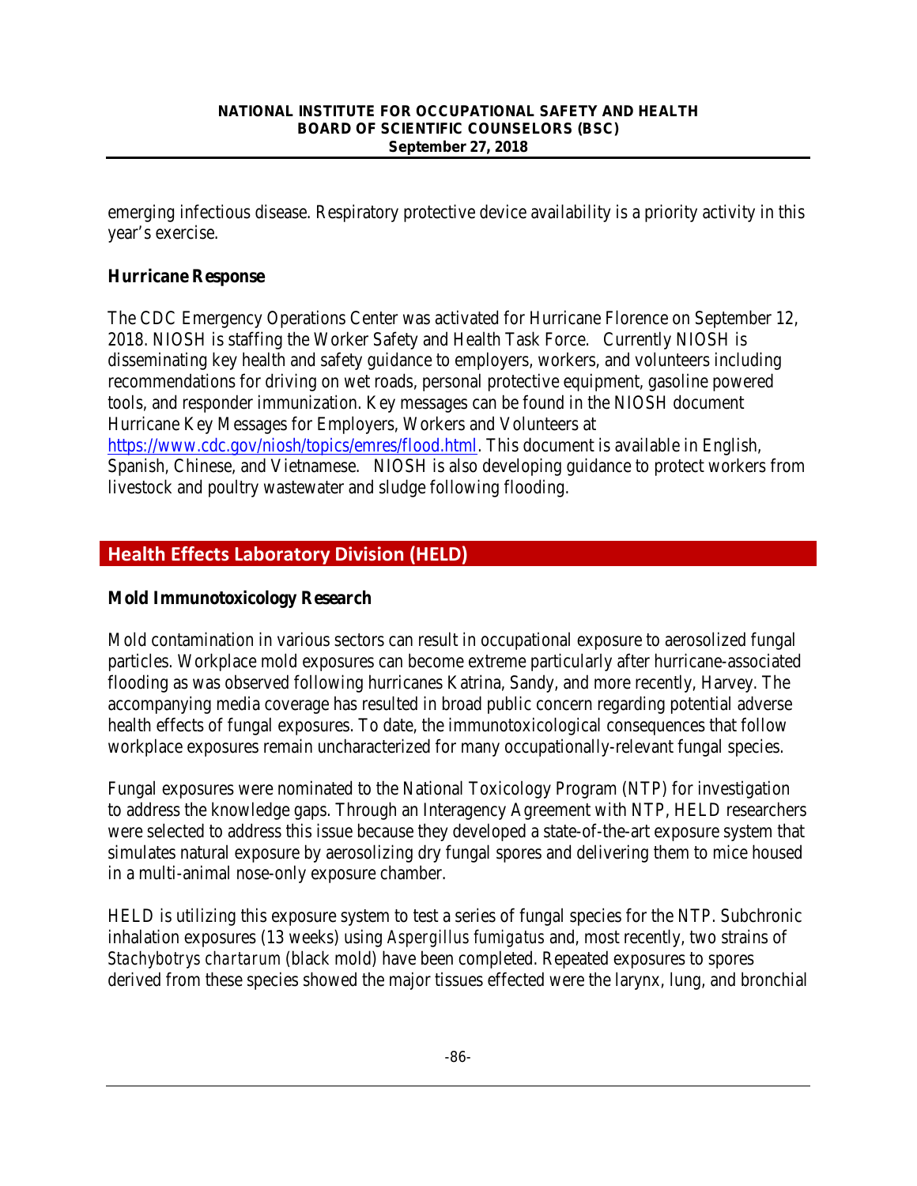emerging infectious disease. Respiratory protective device availability is a priority activity in this year's exercise.

### Hurricane Response

The CDC Emergency Operations Center was activated for Hurricane Florence on September 12, 2018. NIOSH is staffing the Worker Safety and Health Task Force. Currently NIOSH is disseminating key health and safety guidance to employers, workers, and volunteers including recommendations for driving on wet roads, personal protective equipment, gasoline powered tools, and responder immunization. Key messages can be found in the NIOSH document Hurricane Key Messages for Employers, Workers and Volunteers at https://www.cdc.gov/niosh/topics/emres/flood.html. This document is available in English, Spanish, Chinese, and Vietnamese. NIOSH is also developing guidance to protect workers from livestock and poultry wastewater and sludge following flooding.

## Health Effects Laboratory Division (HELD)

### Mold Immunotoxicology Research

Mold contamination in various sectors can result in occupational exposure to aerosolized fungal particles. Workplace mold exposures can become extreme particularly after hurricane-associated flooding as was observed following hurricanes Katrina, Sandy, and more recently, Harvey. The accompanying media coverage has resulted in broad public concern regarding potential adverse health effects of fungal exposures. To date, the immunotoxicological consequences that follow workplace exposures remain uncharacterized for many occupationally-relevant fungal species.

Fungal exposures were nominated to the National Toxicology Program (NTP) for investigation to address the knowledge gaps. Through an Interagency Agreement with NTP, HELD researchers were selected to address this issue because they developed a state-of-the-art exposure system that simulates natural exposure by aerosolizing dry fungal spores and delivering them to mice housed in a multi-animal nose-only exposure chamber.

HELD is utilizing this exposure system to test a series of fungal species for the NTP. Subchronic inhalation exposures (13 weeks) using *Aspergillus fumigatus* and, most recently, two strains of *Stachybotrys chartarum* (black mold) have been completed. Repeated exposures to spores derived from these species showed the major tissues effected were the larynx, lung, and bronchial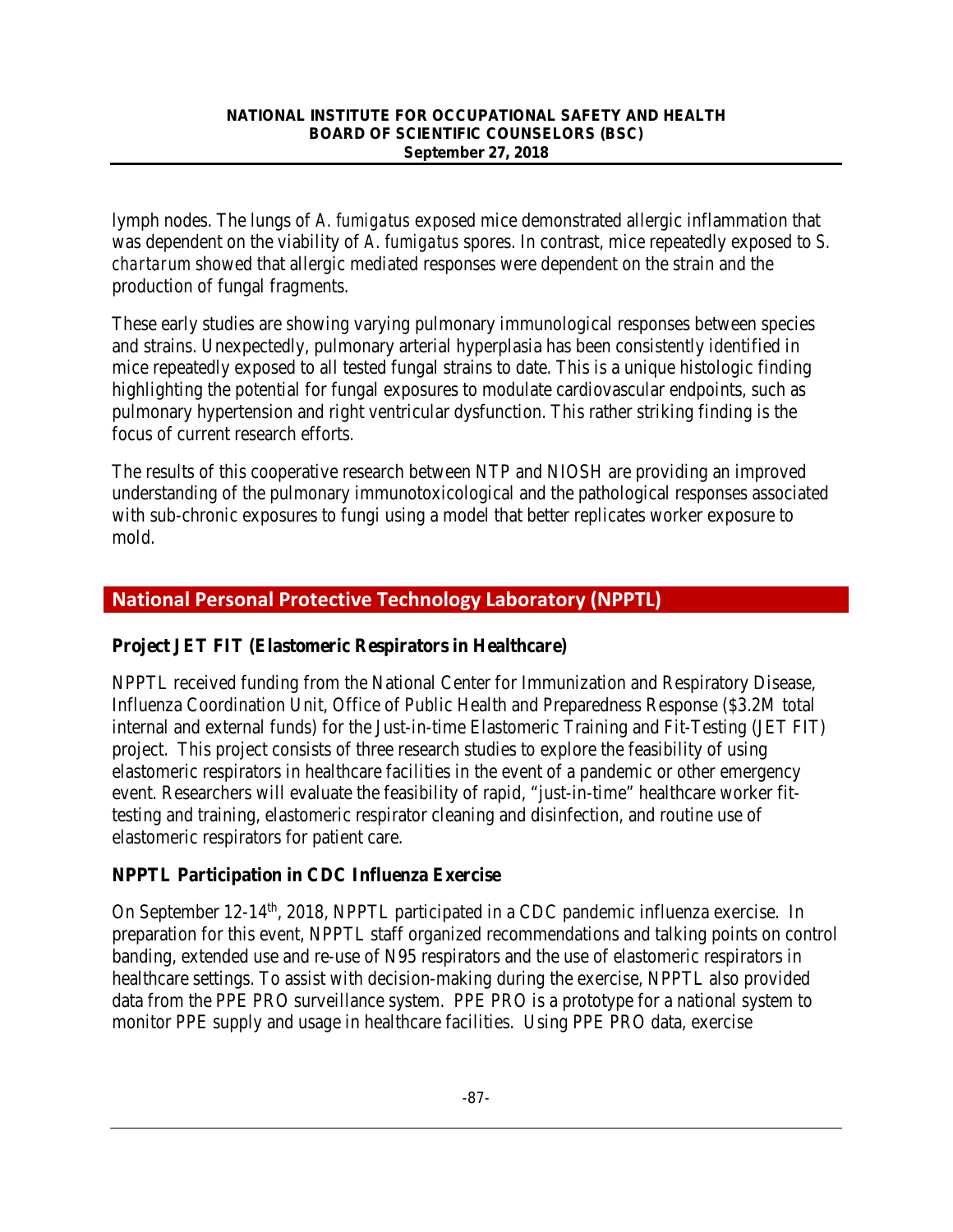lymph nodes. The lungs of *A. fumigatus* exposed mice demonstrated allergic inflammation that was dependent on the viability of *A. fumigatus* spores. In contrast, mice repeatedly exposed to *S. chartarum* showed that allergic mediated responses were dependent on the strain and the production of fungal fragments.

These early studies are showing varying pulmonary immunological responses between species and strains. Unexpectedly, pulmonary arterial hyperplasia has been consistently identified in mice repeatedly exposed to all tested fungal strains to date. This is a unique histologic finding highlighting the potential for fungal exposures to modulate cardiovascular endpoints, such as pulmonary hypertension and right ventricular dysfunction. This rather striking finding is the focus of current research efforts.

The results of this cooperative research between NTP and NIOSH are providing an improved understanding of the pulmonary immunotoxicological and the pathological responses associated with sub-chronic exposures to fungi using a model that better replicates worker exposure to mold.

## National Personal Protective Technology Laboratory (NPPTL)

### Project JET FIT (Elastomeric Respirators in Healthcare)

NPPTL received funding from the National Center for Immunization and Respiratory Disease, Influenza Coordination Unit, Office of Public Health and Preparedness Response ($3.2M total internal and external funds) for the Just-in-time Elastomeric Training and Fit-Testing (JET FIT) project. This project consists of three research studies to explore the feasibility of using elastomeric respirators in healthcare facilities in the event of a pandemic or other emergency event. Researchers will evaluate the feasibility of rapid, "just-in-time" healthcare worker fit-testing and training, elastomeric respirator cleaning and disinfection, and routine use of elastomeric respirators for patient care.

### NPPTL Participation in CDC Influenza Exercise

On September 12-14th, 2018, NPPTL participated in a CDC pandemic influenza exercise. In preparation for this event, NPPTL staff organized recommendations and talking points on control banding, extended use and re-use of N95 respirators and the use of elastomeric respirators in healthcare settings. To assist with decision-making during the exercise, NPPTL also provided data from the PPE PRO surveillance system. PPE PRO is a prototype for a national system to monitor PPE supply and usage in healthcare facilities. Using PPE PRO data, exercise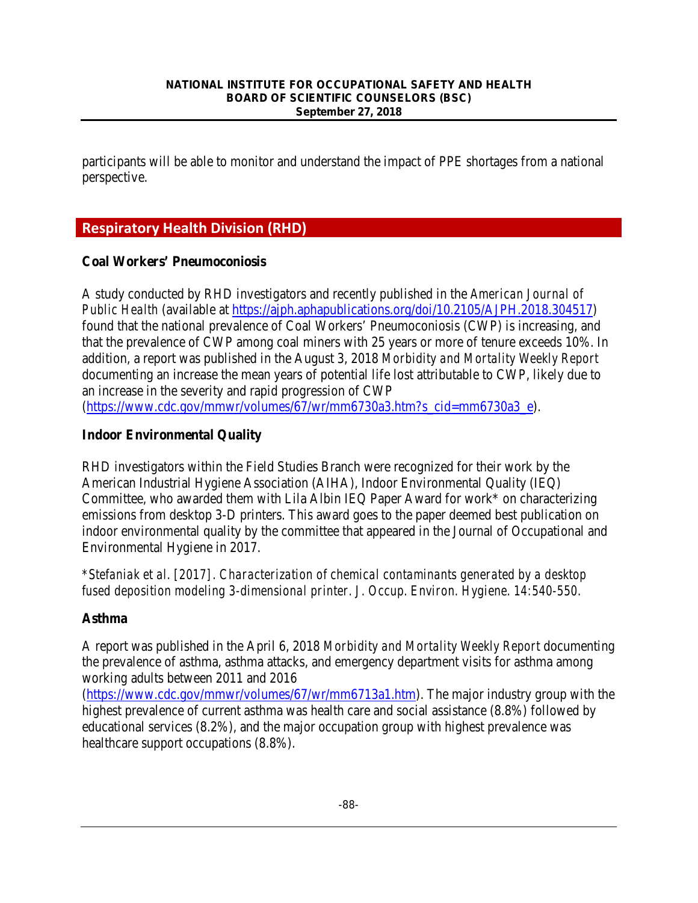participants will be able to monitor and understand the impact of PPE shortages from a national perspective.

## Respiratory Health Division (RHD)

### Coal Workers' Pneumoconiosis

A study conducted by RHD investigators and recently published in the *American Journal of Public Health* (available at https://ajph.aphapublications.org/doi/10.2105/AJPH.2018.304517) found that the national prevalence of Coal Workers' Pneumoconiosis (CWP) is increasing, and that the prevalence of CWP among coal miners with 25 years or more of tenure exceeds 10%. In addition, a report was published in the August 3, 2018 *Morbidity and Mortality Weekly Report* documenting an increase the mean years of potential life lost attributable to CWP, likely due to an increase in the severity and rapid progression of CWP (https://www.cdc.gov/mmwr/volumes/67/wr/mm6730a3.htm?s_cid=mm6730a3_e).

### Indoor Environmental Quality

RHD investigators within the Field Studies Branch were recognized for their work by the American Industrial Hygiene Association (AIHA), Indoor Environmental Quality (IEQ) Committee, who awarded them with Lila Albin IEQ Paper Award for work* on characterizing emissions from desktop 3-D printers. This award goes to the paper deemed best publication on indoor environmental quality by the committee that appeared in the Journal of Occupational and Environmental Hygiene in 2017.

*\*Stefaniak et al. [2017]. Characterization of chemical contaminants generated by a desktop fused deposition modeling 3-dimensional printer. J. Occup. Environ. Hygiene. 14:540-550.*

### Asthma

A report was published in the April 6, 2018 *Morbidity and Mortality Weekly Report* documenting the prevalence of asthma, asthma attacks, and emergency department visits for asthma among working adults between 2011 and 2016 (https://www.cdc.gov/mmwr/volumes/67/wr/mm6713a1.htm). The major industry group with the highest prevalence of current asthma was health care and social assistance (8.8%) followed by educational services (8.2%), and the major occupation group with highest prevalence was healthcare support occupations (8.8%).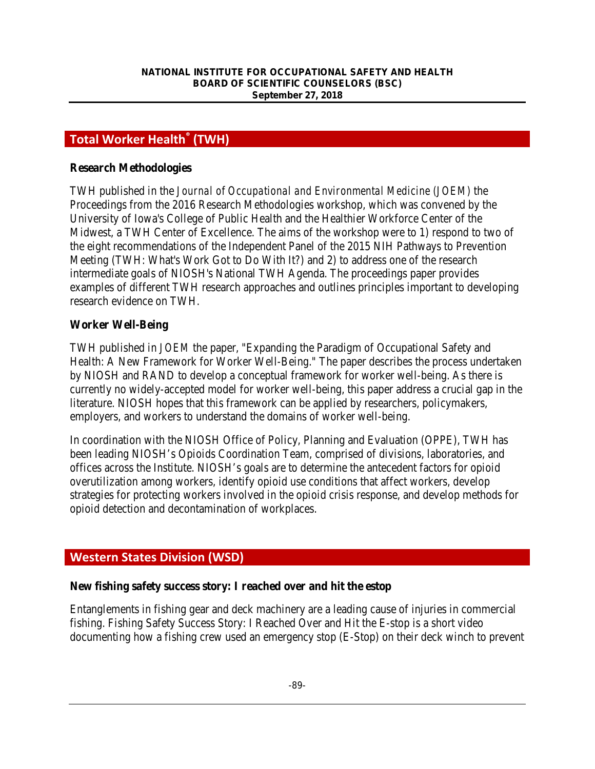## Total Worker Health® (TWH)

### Research Methodologies

TWH published in the *Journal of Occupational and Environmental Medicine (JOEM)* the Proceedings from the 2016 Research Methodologies workshop, which was convened by the University of Iowa's College of Public Health and the Healthier Workforce Center of the Midwest, a TWH Center of Excellence. The aims of the workshop were to 1) respond to two of the eight recommendations of the Independent Panel of the 2015 NIH Pathways to Prevention Meeting (TWH: What's Work Got to Do With It?) and 2) to address one of the research intermediate goals of NIOSH's National TWH Agenda. The proceedings paper provides examples of different TWH research approaches and outlines principles important to developing research evidence on TWH.

### Worker Well-Being

TWH published in *JOEM* the paper, "Expanding the Paradigm of Occupational Safety and Health: A New Framework for Worker Well-Being." The paper describes the process undertaken by NIOSH and RAND to develop a conceptual framework for worker well-being. As there is currently no widely-accepted model for worker well-being, this paper address a crucial gap in the literature. NIOSH hopes that this framework can be applied by researchers, policymakers, employers, and workers to understand the domains of worker well-being.

In coordination with the NIOSH Office of Policy, Planning and Evaluation (OPPE), TWH has been leading NIOSH's Opioids Coordination Team, comprised of divisions, laboratories, and offices across the Institute. NIOSH's goals are to determine the antecedent factors for opioid overutilization among workers, identify opioid use conditions that affect workers, develop strategies for protecting workers involved in the opioid crisis response, and develop methods for opioid detection and decontamination of workplaces.

## Western States Division (WSD)

### New fishing safety success story: I reached over and hit the estop

Entanglements in fishing gear and deck machinery are a leading cause of injuries in commercial fishing. Fishing Safety Success Story: I Reached Over and Hit the E-stop is a short video documenting how a fishing crew used an emergency stop (E-Stop) on their deck winch to prevent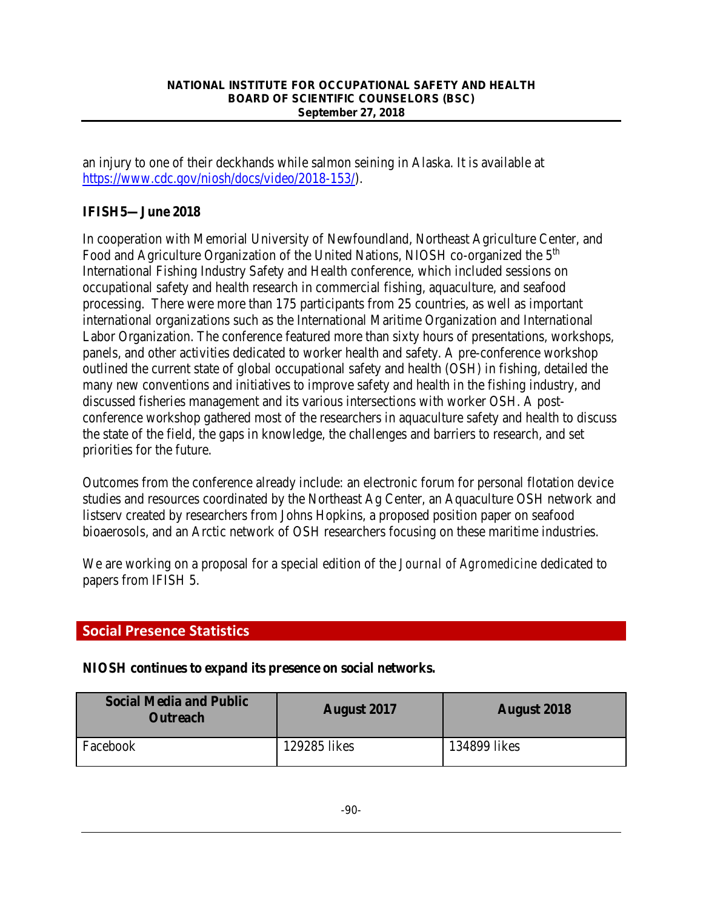an injury to one of their deckhands while salmon seining in Alaska. It is available at https://www.cdc.gov/niosh/docs/video/2018-153/).

### IFISH5—June 2018

In cooperation with Memorial University of Newfoundland, Northeast Agriculture Center, and Food and Agriculture Organization of the United Nations, NIOSH co-organized the 5th International Fishing Industry Safety and Health conference, which included sessions on occupational safety and health research in commercial fishing, aquaculture, and seafood processing. There were more than 175 participants from 25 countries, as well as important international organizations such as the International Maritime Organization and International Labor Organization. The conference featured more than sixty hours of presentations, workshops, panels, and other activities dedicated to worker health and safety. A pre-conference workshop outlined the current state of global occupational safety and health (OSH) in fishing, detailed the many new conventions and initiatives to improve safety and health in the fishing industry, and discussed fisheries management and its various intersections with worker OSH. A post-conference workshop gathered most of the researchers in aquaculture safety and health to discuss the state of the field, the gaps in knowledge, the challenges and barriers to research, and set priorities for the future.

Outcomes from the conference already include: an electronic forum for personal flotation device studies and resources coordinated by the Northeast Ag Center, an Aquaculture OSH network and listserv created by researchers from Johns Hopkins, a proposed position paper on seafood bioaerosols, and an Arctic network of OSH researchers focusing on these maritime industries.

We are working on a proposal for a special edition of the *Journal of Agromedicine* dedicated to papers from IFISH 5.

## Social Presence Statistics

**NIOSH continues to expand its presence on social networks.**

| Social Media and Public Outreach | August 2017 | August 2018 |
|---|---|---|
| Facebook | 129285 likes | 134899 likes |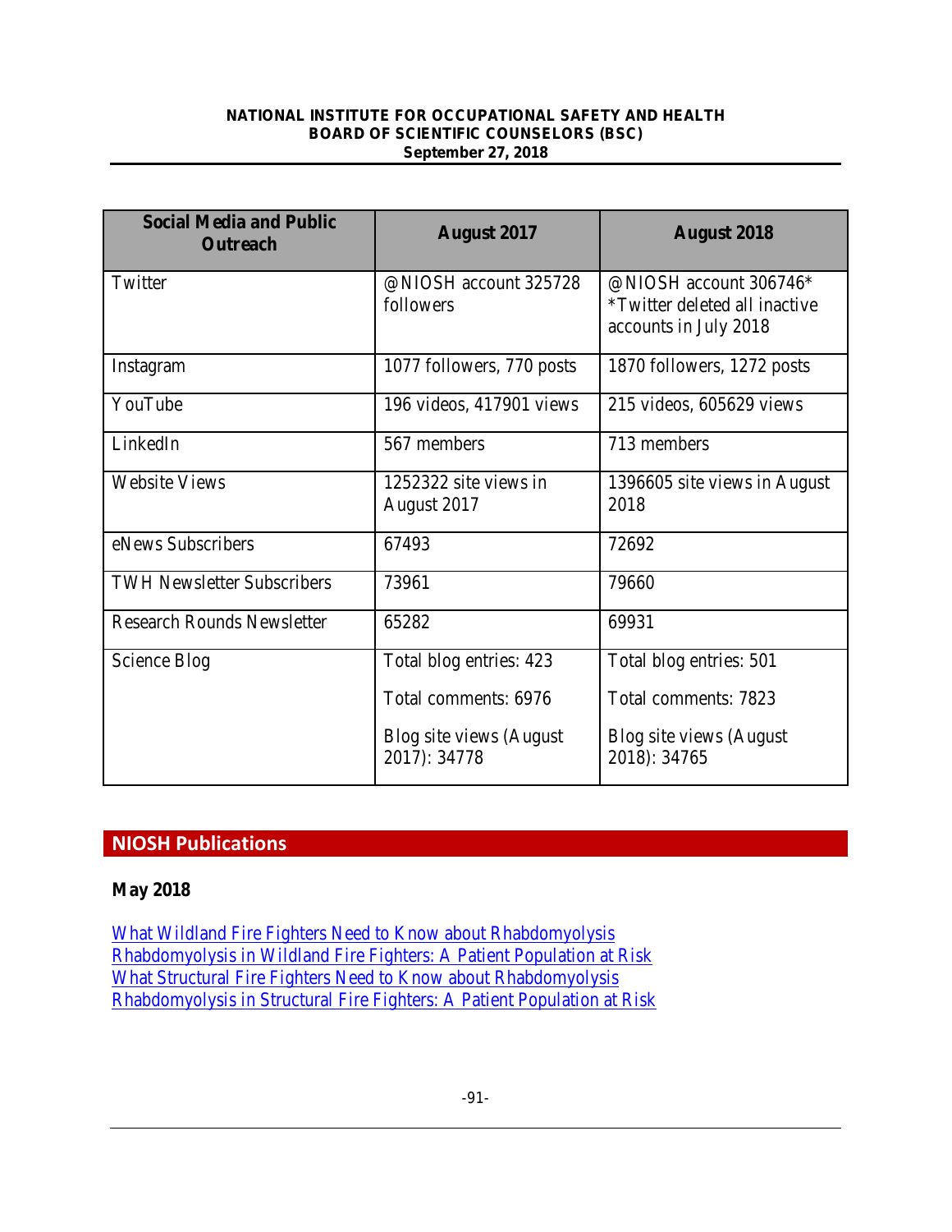| Social Media and Public Outreach | August 2017 | August 2018 |
| --- | --- | --- |
| Twitter | @NIOSH account 325728 followers | @NIOSH account 306746* *Twitter deleted all inactive accounts in July 2018 |
| Instagram | 1077 followers, 770 posts | 1870 followers, 1272 posts |
| YouTube | 196 videos, 417901 views | 215 videos, 605629 views |
| LinkedIn | 567 members | 713 members |
| Website Views | 1252322 site views in August 2017 | 1396605 site views in August 2018 |
| eNews Subscribers | 67493 | 72692 |
| TWH Newsletter Subscribers | 73961 | 79660 |
| Research Rounds Newsletter | 65282 | 69931 |
| Science Blog | Total blog entries: 423<br>Total comments: 6976<br>Blog site views (August 2017): 34778 | Total blog entries: 501<br>Total comments: 7823<br>Blog site views (August 2018): 34765 |

## NIOSH Publications

**May 2018**

What Wildland Fire Fighters Need to Know about Rhabdomyolysis
Rhabdomyolysis in Wildland Fire Fighters: A Patient Population at Risk
What Structural Fire Fighters Need to Know about Rhabdomyolysis
Rhabdomyolysis in Structural Fire Fighters: A Patient Population at Risk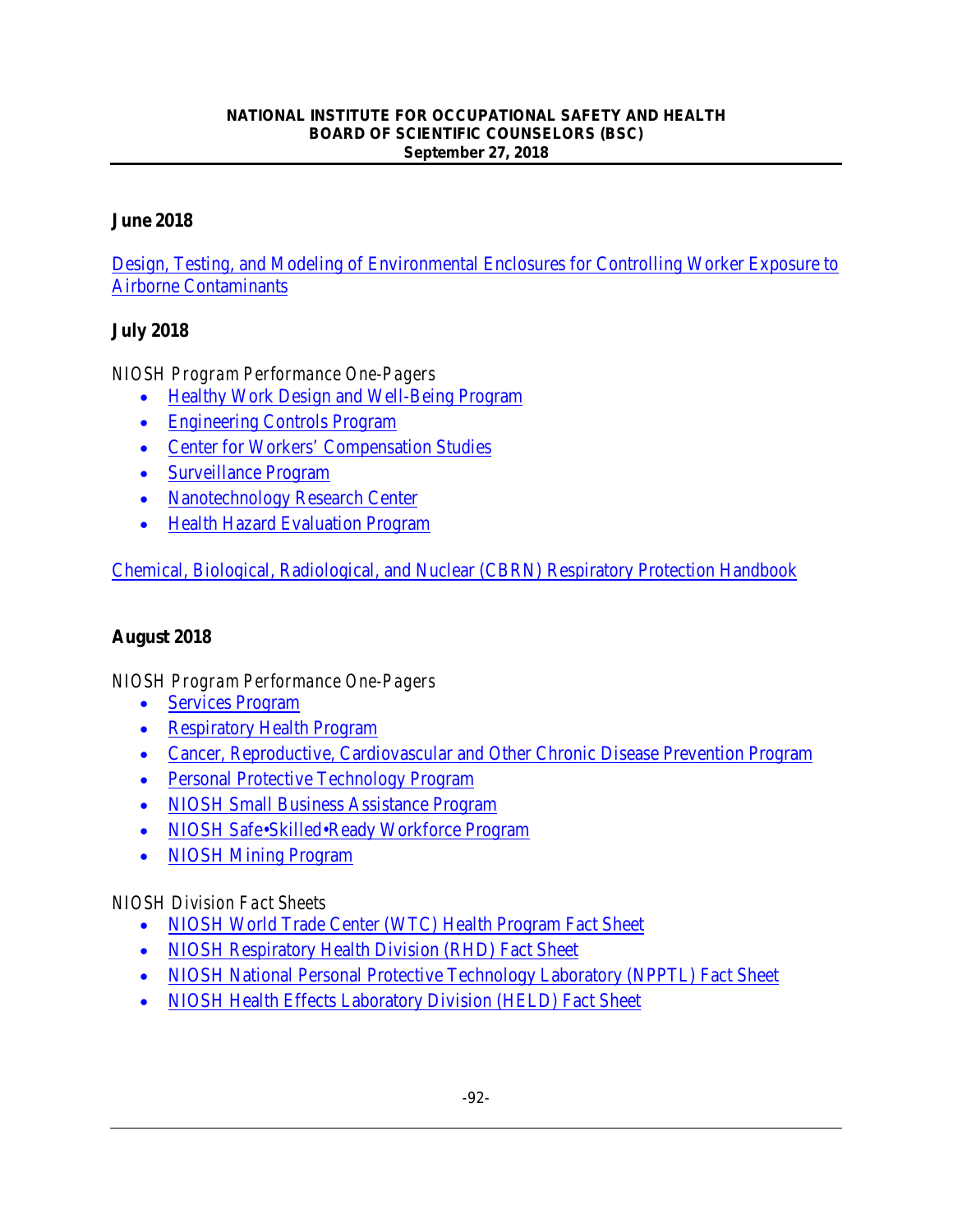**June 2018**

Design, Testing, and Modeling of Environmental Enclosures for Controlling Worker Exposure to Airborne Contaminants

**July 2018**

*NIOSH Program Performance One-Pagers*

- Healthy Work Design and Well-Being Program
- Engineering Controls Program
- Center for Workers' Compensation Studies
- Surveillance Program
- Nanotechnology Research Center
- Health Hazard Evaluation Program

Chemical, Biological, Radiological, and Nuclear (CBRN) Respiratory Protection Handbook

**August 2018**

*NIOSH Program Performance One-Pagers*

- Services Program
- Respiratory Health Program
- Cancer, Reproductive, Cardiovascular and Other Chronic Disease Prevention Program
- Personal Protective Technology Program
- NIOSH Small Business Assistance Program
- NIOSH Safe•Skilled•Ready Workforce Program
- NIOSH Mining Program

*NIOSH Division Fact Sheets*

- NIOSH World Trade Center (WTC) Health Program Fact Sheet
- NIOSH Respiratory Health Division (RHD) Fact Sheet
- NIOSH National Personal Protective Technology Laboratory (NPPTL) Fact Sheet
- NIOSH Health Effects Laboratory Division (HELD) Fact Sheet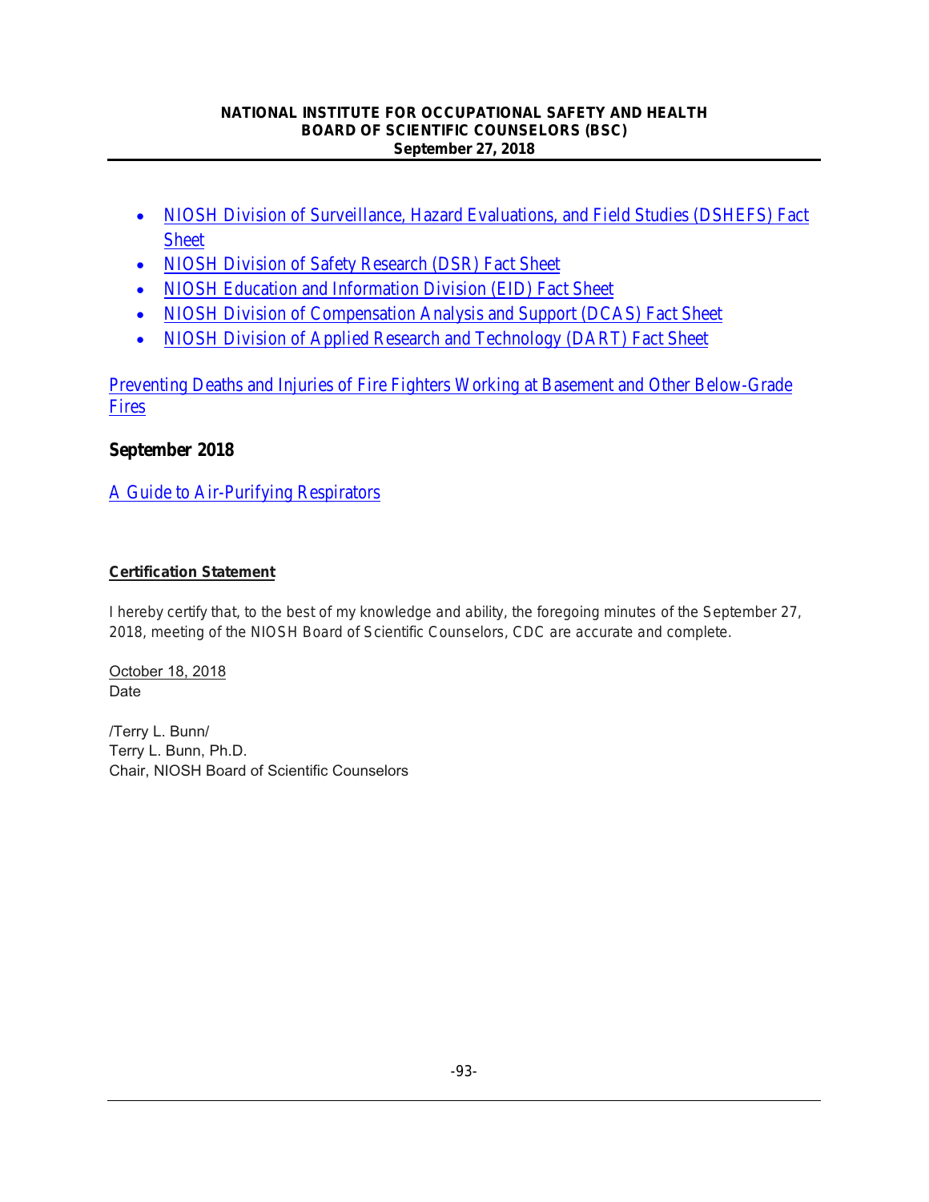- NIOSH Division of Surveillance, Hazard Evaluations, and Field Studies (DSHEFS) Fact Sheet
- NIOSH Division of Safety Research (DSR) Fact Sheet
- NIOSH Education and Information Division (EID) Fact Sheet
- NIOSH Division of Compensation Analysis and Support (DCAS) Fact Sheet
- NIOSH Division of Applied Research and Technology (DART) Fact Sheet

Preventing Deaths and Injuries of Fire Fighters Working at Basement and Other Below-Grade Fires

**September 2018**

A Guide to Air-Purifying Respirators

**Certification Statement**

I hereby certify that, to the best of my knowledge and ability, the foregoing minutes of the September 27, 2018, meeting of the NIOSH Board of Scientific Counselors, CDC are accurate and complete.

October 18, 2018
Date

/Terry L. Bunn/
Terry L. Bunn, Ph.D.
Chair, NIOSH Board of Scientific Counselors